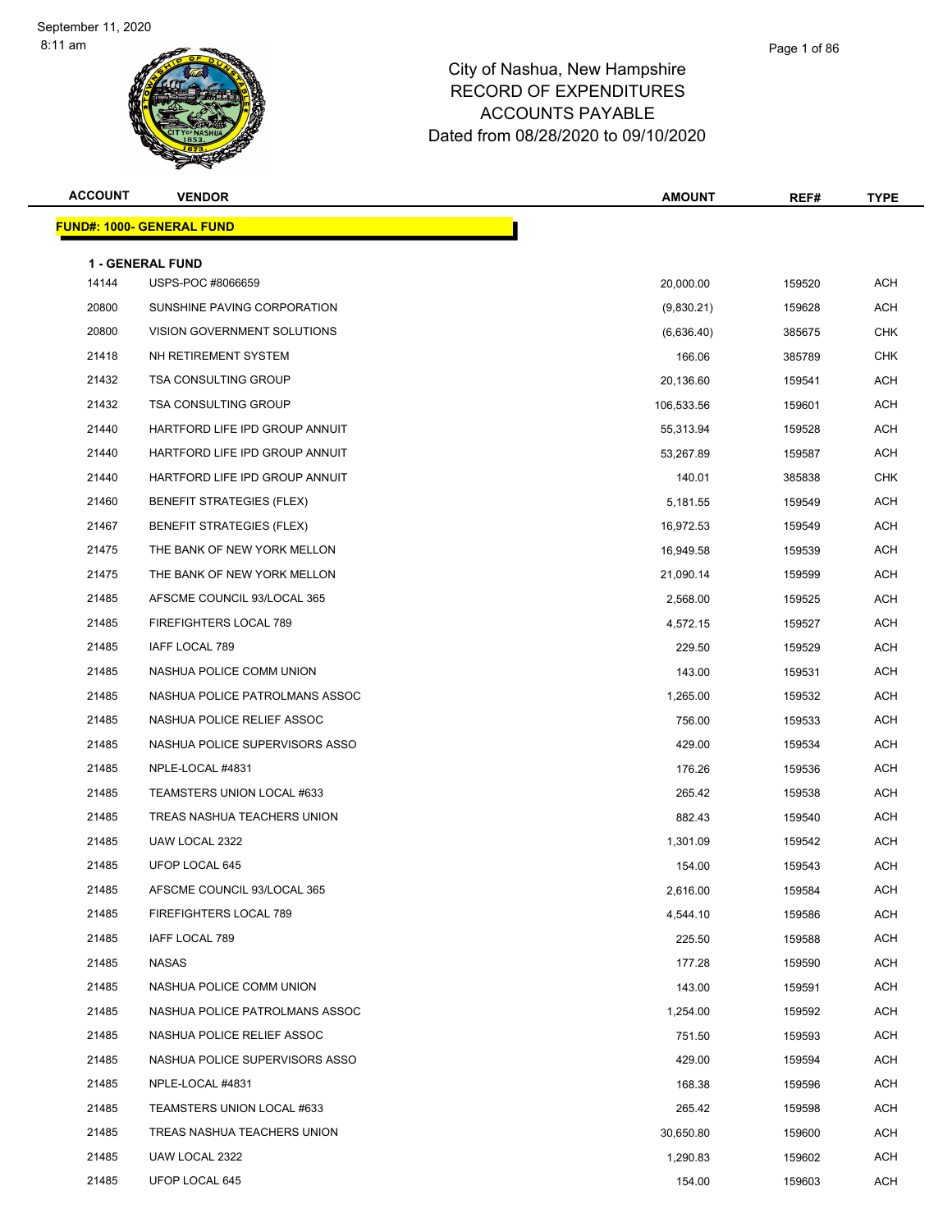September 11, 2020
8:11 am

# City of Nashua, New Hampshire
## RECORD OF EXPENDITURES
## ACCOUNTS PAYABLE
## Dated from 08/28/2020 to 09/10/2020

| ACCOUNT | VENDOR | AMOUNT | REF# | TYPE |
|---|---|---|---|---|
| **FUND#: 1000- GENERAL FUND** | | | | |
| **1 - GENERAL FUND** | | | | |
| 14144 | USPS-POC #8066659 | 20,000.00 | 159520 | ACH |
| 20800 | SUNSHINE PAVING CORPORATION | (9,830.21) | 159628 | ACH |
| 20800 | VISION GOVERNMENT SOLUTIONS | (6,636.40) | 385675 | CHK |
| 21418 | NH RETIREMENT SYSTEM | 166.06 | 385789 | CHK |
| 21432 | TSA CONSULTING GROUP | 20,136.60 | 159541 | ACH |
| 21432 | TSA CONSULTING GROUP | 106,533.56 | 159601 | ACH |
| 21440 | HARTFORD LIFE IPD GROUP ANNUIT | 55,313.94 | 159528 | ACH |
| 21440 | HARTFORD LIFE IPD GROUP ANNUIT | 53,267.89 | 159587 | ACH |
| 21440 | HARTFORD LIFE IPD GROUP ANNUIT | 140.01 | 385838 | CHK |
| 21460 | BENEFIT STRATEGIES (FLEX) | 5,181.55 | 159549 | ACH |
| 21467 | BENEFIT STRATEGIES (FLEX) | 16,972.53 | 159549 | ACH |
| 21475 | THE BANK OF NEW YORK MELLON | 16,949.58 | 159539 | ACH |
| 21475 | THE BANK OF NEW YORK MELLON | 21,090.14 | 159599 | ACH |
| 21485 | AFSCME COUNCIL 93/LOCAL 365 | 2,568.00 | 159525 | ACH |
| 21485 | FIREFIGHTERS LOCAL 789 | 4,572.15 | 159527 | ACH |
| 21485 | IAFF LOCAL 789 | 229.50 | 159529 | ACH |
| 21485 | NASHUA POLICE COMM UNION | 143.00 | 159531 | ACH |
| 21485 | NASHUA POLICE PATROLMANS ASSOC | 1,265.00 | 159532 | ACH |
| 21485 | NASHUA POLICE RELIEF ASSOC | 756.00 | 159533 | ACH |
| 21485 | NASHUA POLICE SUPERVISORS ASSO | 429.00 | 159534 | ACH |
| 21485 | NPLE-LOCAL #4831 | 176.26 | 159536 | ACH |
| 21485 | TEAMSTERS UNION LOCAL #633 | 265.42 | 159538 | ACH |
| 21485 | TREAS NASHUA TEACHERS UNION | 882.43 | 159540 | ACH |
| 21485 | UAW LOCAL 2322 | 1,301.09 | 159542 | ACH |
| 21485 | UFOP LOCAL 645 | 154.00 | 159543 | ACH |
| 21485 | AFSCME COUNCIL 93/LOCAL 365 | 2,616.00 | 159584 | ACH |
| 21485 | FIREFIGHTERS LOCAL 789 | 4,544.10 | 159586 | ACH |
| 21485 | IAFF LOCAL 789 | 225.50 | 159588 | ACH |
| 21485 | NASAS | 177.28 | 159590 | ACH |
| 21485 | NASHUA POLICE COMM UNION | 143.00 | 159591 | ACH |
| 21485 | NASHUA POLICE PATROLMANS ASSOC | 1,254.00 | 159592 | ACH |
| 21485 | NASHUA POLICE RELIEF ASSOC | 751.50 | 159593 | ACH |
| 21485 | NASHUA POLICE SUPERVISORS ASSO | 429.00 | 159594 | ACH |
| 21485 | NPLE-LOCAL #4831 | 168.38 | 159596 | ACH |
| 21485 | TEAMSTERS UNION LOCAL #633 | 265.42 | 159598 | ACH |
| 21485 | TREAS NASHUA TEACHERS UNION | 30,650.80 | 159600 | ACH |
| 21485 | UAW LOCAL 2322 | 1,290.83 | 159602 | ACH |
| 21485 | UFOP LOCAL 645 | 154.00 | 159603 | ACH |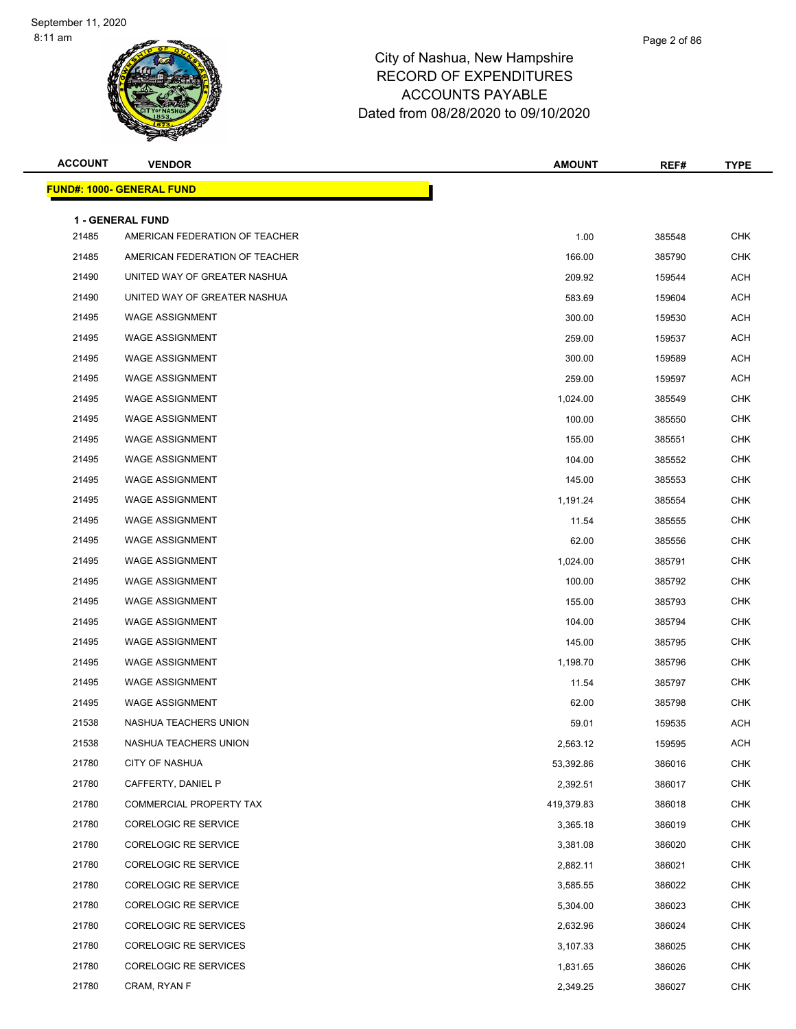City of Nashua, New Hampshire
RECORD OF EXPENDITURES
ACCOUNTS PAYABLE
Dated from 08/28/2020 to 09/10/2020

| ACCOUNT | VENDOR | AMOUNT | REF# | TYPE |
|---|---|---|---|---|
| **FUND#: 1000- GENERAL FUND** | | | | |
| **1 - GENERAL FUND** | | | | |
| 21485 | AMERICAN FEDERATION OF TEACHER | 1.00 | 385548 | CHK |
| 21485 | AMERICAN FEDERATION OF TEACHER | 166.00 | 385790 | CHK |
| 21490 | UNITED WAY OF GREATER NASHUA | 209.92 | 159544 | ACH |
| 21490 | UNITED WAY OF GREATER NASHUA | 583.69 | 159604 | ACH |
| 21495 | WAGE ASSIGNMENT | 300.00 | 159530 | ACH |
| 21495 | WAGE ASSIGNMENT | 259.00 | 159537 | ACH |
| 21495 | WAGE ASSIGNMENT | 300.00 | 159589 | ACH |
| 21495 | WAGE ASSIGNMENT | 259.00 | 159597 | ACH |
| 21495 | WAGE ASSIGNMENT | 1,024.00 | 385549 | CHK |
| 21495 | WAGE ASSIGNMENT | 100.00 | 385550 | CHK |
| 21495 | WAGE ASSIGNMENT | 155.00 | 385551 | CHK |
| 21495 | WAGE ASSIGNMENT | 104.00 | 385552 | CHK |
| 21495 | WAGE ASSIGNMENT | 145.00 | 385553 | CHK |
| 21495 | WAGE ASSIGNMENT | 1,191.24 | 385554 | CHK |
| 21495 | WAGE ASSIGNMENT | 11.54 | 385555 | CHK |
| 21495 | WAGE ASSIGNMENT | 62.00 | 385556 | CHK |
| 21495 | WAGE ASSIGNMENT | 1,024.00 | 385791 | CHK |
| 21495 | WAGE ASSIGNMENT | 100.00 | 385792 | CHK |
| 21495 | WAGE ASSIGNMENT | 155.00 | 385793 | CHK |
| 21495 | WAGE ASSIGNMENT | 104.00 | 385794 | CHK |
| 21495 | WAGE ASSIGNMENT | 145.00 | 385795 | CHK |
| 21495 | WAGE ASSIGNMENT | 1,198.70 | 385796 | CHK |
| 21495 | WAGE ASSIGNMENT | 11.54 | 385797 | CHK |
| 21495 | WAGE ASSIGNMENT | 62.00 | 385798 | CHK |
| 21538 | NASHUA TEACHERS UNION | 59.01 | 159535 | ACH |
| 21538 | NASHUA TEACHERS UNION | 2,563.12 | 159595 | ACH |
| 21780 | CITY OF NASHUA | 53,392.86 | 386016 | CHK |
| 21780 | CAFFERTY, DANIEL P | 2,392.51 | 386017 | CHK |
| 21780 | COMMERCIAL PROPERTY TAX | 419,379.83 | 386018 | CHK |
| 21780 | CORELOGIC RE SERVICE | 3,365.18 | 386019 | CHK |
| 21780 | CORELOGIC RE SERVICE | 3,381.08 | 386020 | CHK |
| 21780 | CORELOGIC RE SERVICE | 2,882.11 | 386021 | CHK |
| 21780 | CORELOGIC RE SERVICE | 3,585.55 | 386022 | CHK |
| 21780 | CORELOGIC RE SERVICE | 5,304.00 | 386023 | CHK |
| 21780 | CORELOGIC RE SERVICES | 2,632.96 | 386024 | CHK |
| 21780 | CORELOGIC RE SERVICES | 3,107.33 | 386025 | CHK |
| 21780 | CORELOGIC RE SERVICES | 1,831.65 | 386026 | CHK |
| 21780 | CRAM, RYAN F | 2,349.25 | 386027 | CHK |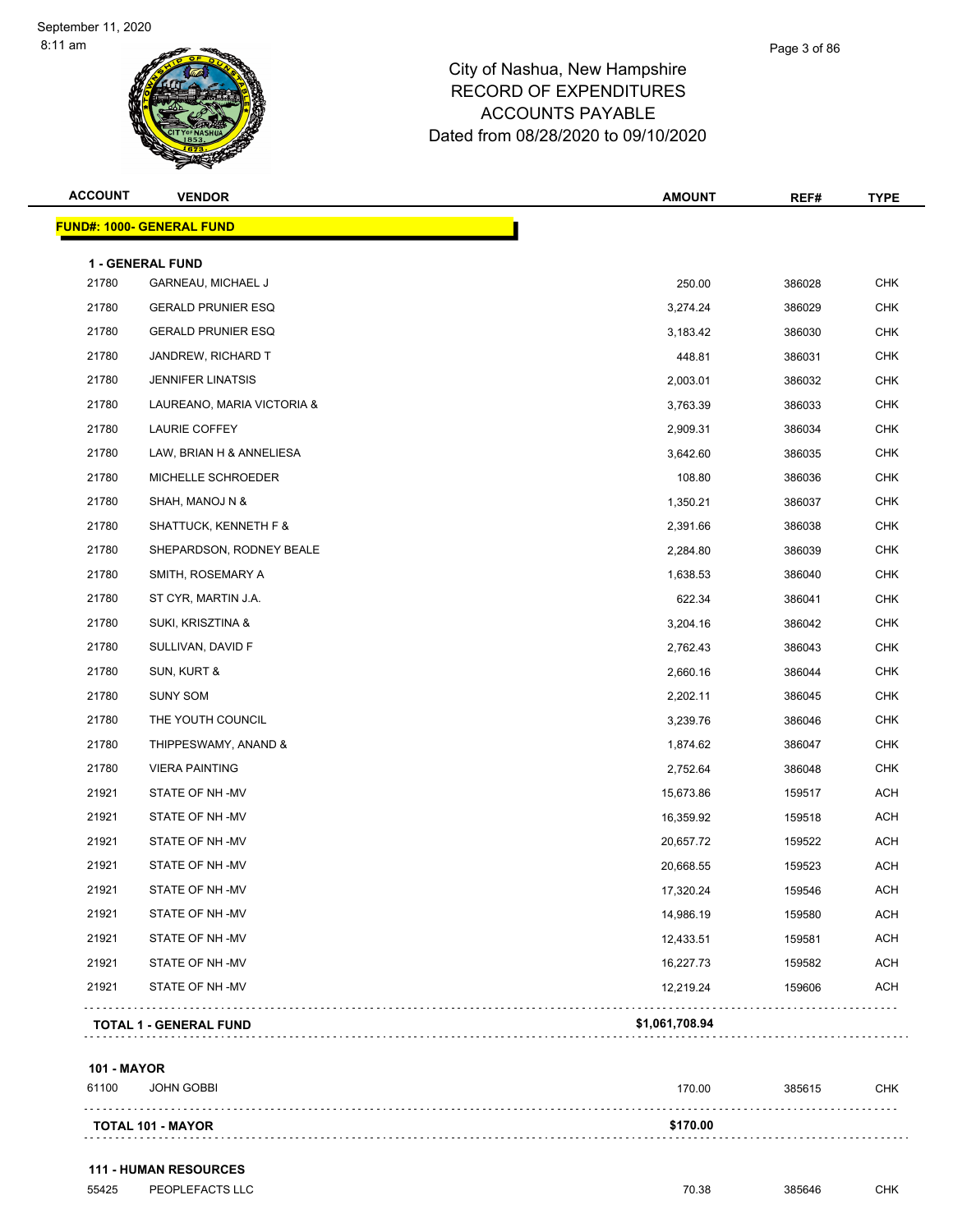# City of Nashua, New Hampshire
## RECORD OF EXPENDITURES
## ACCOUNTS PAYABLE
## Dated from 08/28/2020 to 09/10/2020

| ACCOUNT | VENDOR | AMOUNT | REF# | TYPE |
|---|---|---|---|---|
| **FUND#: 1000- GENERAL FUND** | | | | |
| **1 - GENERAL FUND** | | | | |
| 21780 | GARNEAU, MICHAEL J | 250.00 | 386028 | CHK |
| 21780 | GERALD PRUNIER ESQ | 3,274.24 | 386029 | CHK |
| 21780 | GERALD PRUNIER ESQ | 3,183.42 | 386030 | CHK |
| 21780 | JANDREW, RICHARD T | 448.81 | 386031 | CHK |
| 21780 | JENNIFER LINATSIS | 2,003.01 | 386032 | CHK |
| 21780 | LAUREANO, MARIA VICTORIA & | 3,763.39 | 386033 | CHK |
| 21780 | LAURIE COFFEY | 2,909.31 | 386034 | CHK |
| 21780 | LAW, BRIAN H & ANNELIESA | 3,642.60 | 386035 | CHK |
| 21780 | MICHELLE SCHROEDER | 108.80 | 386036 | CHK |
| 21780 | SHAH, MANOJ N & | 1,350.21 | 386037 | CHK |
| 21780 | SHATTUCK, KENNETH F & | 2,391.66 | 386038 | CHK |
| 21780 | SHEPARDSON, RODNEY BEALE | 2,284.80 | 386039 | CHK |
| 21780 | SMITH, ROSEMARY A | 1,638.53 | 386040 | CHK |
| 21780 | ST CYR, MARTIN J.A. | 622.34 | 386041 | CHK |
| 21780 | SUKI, KRISZTINA & | 3,204.16 | 386042 | CHK |
| 21780 | SULLIVAN, DAVID F | 2,762.43 | 386043 | CHK |
| 21780 | SUN, KURT & | 2,660.16 | 386044 | CHK |
| 21780 | SUNY SOM | 2,202.11 | 386045 | CHK |
| 21780 | THE YOUTH COUNCIL | 3,239.76 | 386046 | CHK |
| 21780 | THIPPESWAMY, ANAND & | 1,874.62 | 386047 | CHK |
| 21780 | VIERA PAINTING | 2,752.64 | 386048 | CHK |
| 21921 | STATE OF NH -MV | 15,673.86 | 159517 | ACH |
| 21921 | STATE OF NH -MV | 16,359.92 | 159518 | ACH |
| 21921 | STATE OF NH -MV | 20,657.72 | 159522 | ACH |
| 21921 | STATE OF NH -MV | 20,668.55 | 159523 | ACH |
| 21921 | STATE OF NH -MV | 17,320.24 | 159546 | ACH |
| 21921 | STATE OF NH -MV | 14,986.19 | 159580 | ACH |
| 21921 | STATE OF NH -MV | 12,433.51 | 159581 | ACH |
| 21921 | STATE OF NH -MV | 16,227.73 | 159582 | ACH |
| 21921 | STATE OF NH -MV | 12,219.24 | 159606 | ACH |
| **TOTAL 1 - GENERAL FUND** | | **$1,061,708.94** | | |
| **101 - MAYOR** | | | | |
| 61100 | JOHN GOBBI | 170.00 | 385615 | CHK |
| **TOTAL 101 - MAYOR** | | **$170.00** | | |
| **111 - HUMAN RESOURCES** | | | | |
| 55425 | PEOPLEFACTS LLC | 70.38 | 385646 | CHK |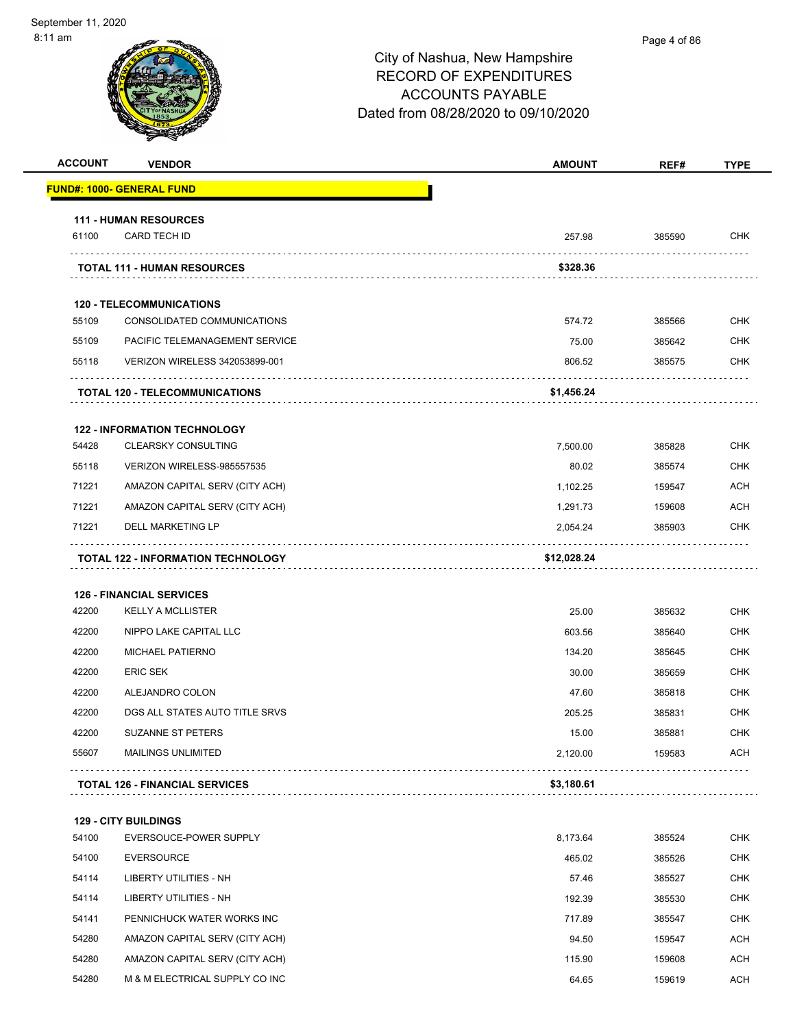City of Nashua, New Hampshire
RECORD OF EXPENDITURES
ACCOUNTS PAYABLE
Dated from 08/28/2020 to 09/10/2020

| ACCOUNT | VENDOR | AMOUNT | REF# | TYPE |
|---|---|---|---|---|
| **FUND#: 1000- GENERAL FUND** | | | | |
| **111 - HUMAN RESOURCES** | | | | |
| 61100 | CARD TECH ID | 257.98 | 385590 | CHK |
| | **TOTAL 111 - HUMAN RESOURCES** | **$328.36** | | |
| **120 - TELECOMMUNICATIONS** | | | | |
| 55109 | CONSOLIDATED COMMUNICATIONS | 574.72 | 385566 | CHK |
| 55109 | PACIFIC TELEMANAGEMENT SERVICE | 75.00 | 385642 | CHK |
| 55118 | VERIZON WIRELESS 342053899-001 | 806.52 | 385575 | CHK |
| | **TOTAL 120 - TELECOMMUNICATIONS** | **$1,456.24** | | |
| **122 - INFORMATION TECHNOLOGY** | | | | |
| 54428 | CLEARSKY CONSULTING | 7,500.00 | 385828 | CHK |
| 55118 | VERIZON WIRELESS-985557535 | 80.02 | 385574 | CHK |
| 71221 | AMAZON CAPITAL SERV (CITY ACH) | 1,102.25 | 159547 | ACH |
| 71221 | AMAZON CAPITAL SERV (CITY ACH) | 1,291.73 | 159608 | ACH |
| 71221 | DELL MARKETING LP | 2,054.24 | 385903 | CHK |
| | **TOTAL 122 - INFORMATION TECHNOLOGY** | **$12,028.24** | | |
| **126 - FINANCIAL SERVICES** | | | | |
| 42200 | KELLY A MCLLISTER | 25.00 | 385632 | CHK |
| 42200 | NIPPO LAKE CAPITAL LLC | 603.56 | 385640 | CHK |
| 42200 | MICHAEL PATIERNO | 134.20 | 385645 | CHK |
| 42200 | ERIC SEK | 30.00 | 385659 | CHK |
| 42200 | ALEJANDRO COLON | 47.60 | 385818 | CHK |
| 42200 | DGS ALL STATES AUTO TITLE SRVS | 205.25 | 385831 | CHK |
| 42200 | SUZANNE ST PETERS | 15.00 | 385881 | CHK |
| 55607 | MAILINGS UNLIMITED | 2,120.00 | 159583 | ACH |
| | **TOTAL 126 - FINANCIAL SERVICES** | **$3,180.61** | | |
| **129 - CITY BUILDINGS** | | | | |
| 54100 | EVERSOUCE-POWER SUPPLY | 8,173.64 | 385524 | CHK |
| 54100 | EVERSOURCE | 465.02 | 385526 | CHK |
| 54114 | LIBERTY UTILITIES - NH | 57.46 | 385527 | CHK |
| 54114 | LIBERTY UTILITIES - NH | 192.39 | 385530 | CHK |
| 54141 | PENNICHUCK WATER WORKS INC | 717.89 | 385547 | CHK |
| 54280 | AMAZON CAPITAL SERV (CITY ACH) | 94.50 | 159547 | ACH |
| 54280 | AMAZON CAPITAL SERV (CITY ACH) | 115.90 | 159608 | ACH |
| 54280 | M & M ELECTRICAL SUPPLY CO INC | 64.65 | 159619 | ACH |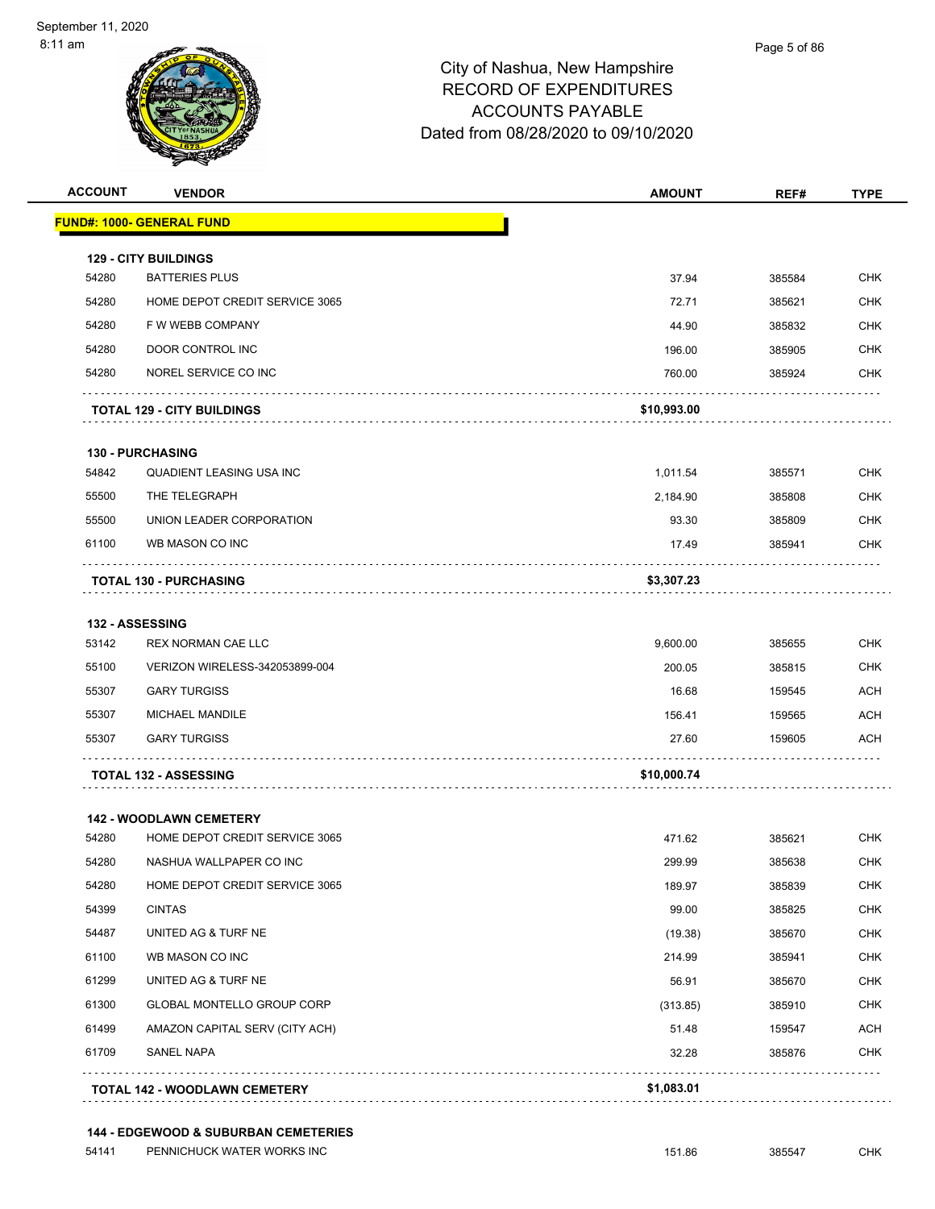City of Nashua, New Hampshire
RECORD OF EXPENDITURES
ACCOUNTS PAYABLE
Dated from 08/28/2020 to 09/10/2020

| ACCOUNT | VENDOR | AMOUNT | REF# | TYPE |
|---|---|---|---|---|
| **FUND#: 1000- GENERAL FUND** | | | | |
| **129 - CITY BUILDINGS** | | | | |
| 54280 | BATTERIES PLUS | 37.94 | 385584 | CHK |
| 54280 | HOME DEPOT CREDIT SERVICE 3065 | 72.71 | 385621 | CHK |
| 54280 | F W WEBB COMPANY | 44.90 | 385832 | CHK |
| 54280 | DOOR CONTROL INC | 196.00 | 385905 | CHK |
| 54280 | NOREL SERVICE CO INC | 760.00 | 385924 | CHK |
| | **TOTAL 129 - CITY BUILDINGS** | **$10,993.00** | | |
| **130 - PURCHASING** | | | | |
| 54842 | QUADIENT LEASING USA INC | 1,011.54 | 385571 | CHK |
| 55500 | THE TELEGRAPH | 2,184.90 | 385808 | CHK |
| 55500 | UNION LEADER CORPORATION | 93.30 | 385809 | CHK |
| 61100 | WB MASON CO INC | 17.49 | 385941 | CHK |
| | **TOTAL 130 - PURCHASING** | **$3,307.23** | | |
| **132 - ASSESSING** | | | | |
| 53142 | REX NORMAN CAE LLC | 9,600.00 | 385655 | CHK |
| 55100 | VERIZON WIRELESS-342053899-004 | 200.05 | 385815 | CHK |
| 55307 | GARY TURGISS | 16.68 | 159545 | ACH |
| 55307 | MICHAEL MANDILE | 156.41 | 159565 | ACH |
| 55307 | GARY TURGISS | 27.60 | 159605 | ACH |
| | **TOTAL 132 - ASSESSING** | **$10,000.74** | | |
| **142 - WOODLAWN CEMETERY** | | | | |
| 54280 | HOME DEPOT CREDIT SERVICE 3065 | 471.62 | 385621 | CHK |
| 54280 | NASHUA WALLPAPER CO INC | 299.99 | 385638 | CHK |
| 54280 | HOME DEPOT CREDIT SERVICE 3065 | 189.97 | 385839 | CHK |
| 54399 | CINTAS | 99.00 | 385825 | CHK |
| 54487 | UNITED AG & TURF NE | (19.38) | 385670 | CHK |
| 61100 | WB MASON CO INC | 214.99 | 385941 | CHK |
| 61299 | UNITED AG & TURF NE | 56.91 | 385670 | CHK |
| 61300 | GLOBAL MONTELLO GROUP CORP | (313.85) | 385910 | CHK |
| 61499 | AMAZON CAPITAL SERV (CITY ACH) | 51.48 | 159547 | ACH |
| 61709 | SANEL NAPA | 32.28 | 385876 | CHK |
| | **TOTAL 142 - WOODLAWN CEMETERY** | **$1,083.01** | | |
| **144 - EDGEWOOD & SUBURBAN CEMETERIES** | | | | |
| 54141 | PENNICHUCK WATER WORKS INC | 151.86 | 385547 | CHK |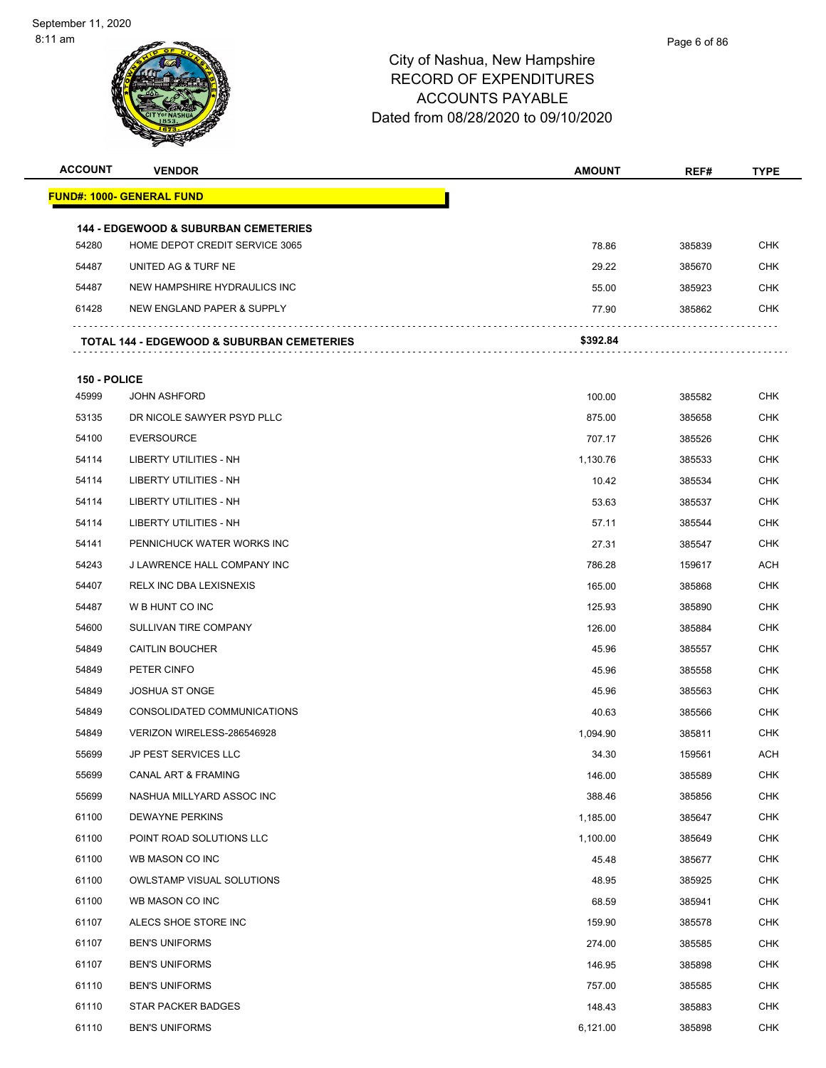City of Nashua, New Hampshire
RECORD OF EXPENDITURES
ACCOUNTS PAYABLE
Dated from 08/28/2020 to 09/10/2020

| ACCOUNT | VENDOR | AMOUNT | REF# | TYPE |
|---|---|---|---|---|
| **FUND#: 1000- GENERAL FUND** | | | | |
| **144 - EDGEWOOD & SUBURBAN CEMETERIES** | | | | |
| 54280 | HOME DEPOT CREDIT SERVICE 3065 | 78.86 | 385839 | CHK |
| 54487 | UNITED AG & TURF NE | 29.22 | 385670 | CHK |
| 54487 | NEW HAMPSHIRE HYDRAULICS INC | 55.00 | 385923 | CHK |
| 61428 | NEW ENGLAND PAPER & SUPPLY | 77.90 | 385862 | CHK |
| | **TOTAL 144 - EDGEWOOD & SUBURBAN CEMETERIES** | **$392.84** | | |
| **150 - POLICE** | | | | |
| 45999 | JOHN ASHFORD | 100.00 | 385582 | CHK |
| 53135 | DR NICOLE SAWYER PSYD PLLC | 875.00 | 385658 | CHK |
| 54100 | EVERSOURCE | 707.17 | 385526 | CHK |
| 54114 | LIBERTY UTILITIES - NH | 1,130.76 | 385533 | CHK |
| 54114 | LIBERTY UTILITIES - NH | 10.42 | 385534 | CHK |
| 54114 | LIBERTY UTILITIES - NH | 53.63 | 385537 | CHK |
| 54114 | LIBERTY UTILITIES - NH | 57.11 | 385544 | CHK |
| 54141 | PENNICHUCK WATER WORKS INC | 27.31 | 385547 | CHK |
| 54243 | J LAWRENCE HALL COMPANY INC | 786.28 | 159617 | ACH |
| 54407 | RELX INC DBA LEXISNEXIS | 165.00 | 385868 | CHK |
| 54487 | W B HUNT CO INC | 125.93 | 385890 | CHK |
| 54600 | SULLIVAN TIRE COMPANY | 126.00 | 385884 | CHK |
| 54849 | CAITLIN BOUCHER | 45.96 | 385557 | CHK |
| 54849 | PETER CINFO | 45.96 | 385558 | CHK |
| 54849 | JOSHUA ST ONGE | 45.96 | 385563 | CHK |
| 54849 | CONSOLIDATED COMMUNICATIONS | 40.63 | 385566 | CHK |
| 54849 | VERIZON WIRELESS-286546928 | 1,094.90 | 385811 | CHK |
| 55699 | JP PEST SERVICES LLC | 34.30 | 159561 | ACH |
| 55699 | CANAL ART & FRAMING | 146.00 | 385589 | CHK |
| 55699 | NASHUA MILLYARD ASSOC INC | 388.46 | 385856 | CHK |
| 61100 | DEWAYNE PERKINS | 1,185.00 | 385647 | CHK |
| 61100 | POINT ROAD SOLUTIONS LLC | 1,100.00 | 385649 | CHK |
| 61100 | WB MASON CO INC | 45.48 | 385677 | CHK |
| 61100 | OWLSTAMP VISUAL SOLUTIONS | 48.95 | 385925 | CHK |
| 61100 | WB MASON CO INC | 68.59 | 385941 | CHK |
| 61107 | ALECS SHOE STORE INC | 159.90 | 385578 | CHK |
| 61107 | BEN'S UNIFORMS | 274.00 | 385585 | CHK |
| 61107 | BEN'S UNIFORMS | 146.95 | 385898 | CHK |
| 61110 | BEN'S UNIFORMS | 757.00 | 385585 | CHK |
| 61110 | STAR PACKER BADGES | 148.43 | 385883 | CHK |
| 61110 | BEN'S UNIFORMS | 6,121.00 | 385898 | CHK |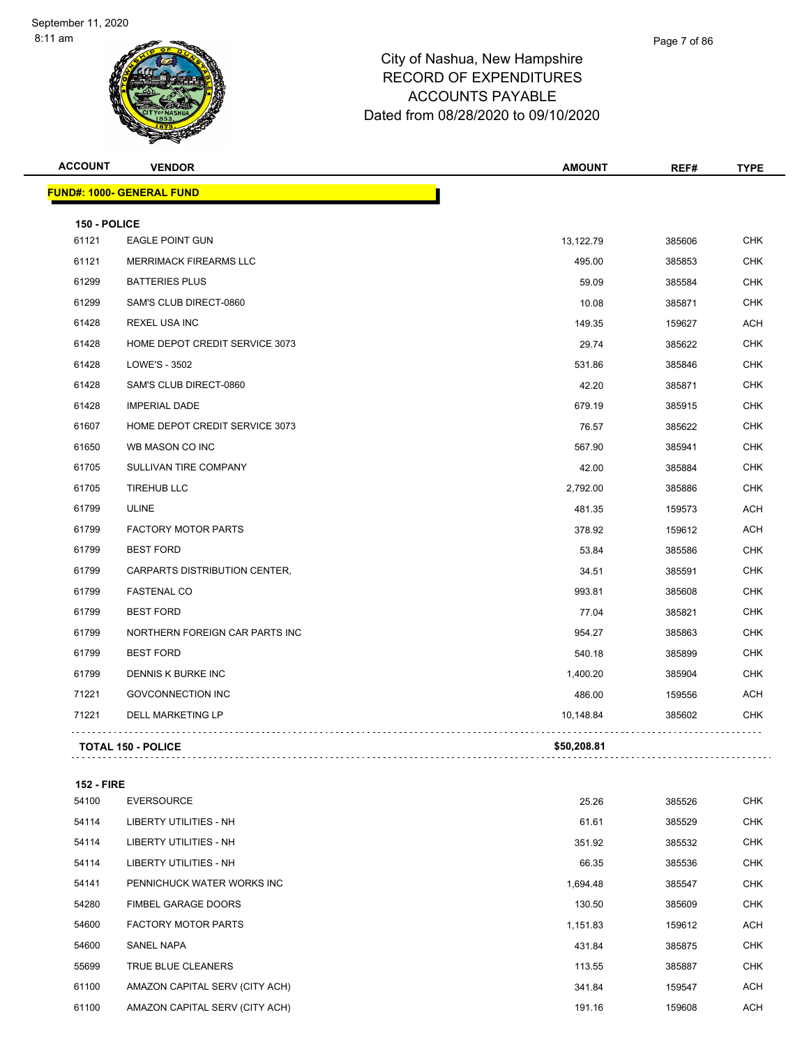# City of Nashua, New Hampshire
## RECORD OF EXPENDITURES
## ACCOUNTS PAYABLE
## Dated from 08/28/2020 to 09/10/2020

| ACCOUNT | VENDOR | AMOUNT | REF# | TYPE |
|---|---|---|---|---|
| **FUND#: 1000- GENERAL FUND** | | | | |
| **150 - POLICE** | | | | |
| 61121 | EAGLE POINT GUN | 13,122.79 | 385606 | CHK |
| 61121 | MERRIMACK FIREARMS LLC | 495.00 | 385853 | CHK |
| 61299 | BATTERIES PLUS | 59.09 | 385584 | CHK |
| 61299 | SAM'S CLUB DIRECT-0860 | 10.08 | 385871 | CHK |
| 61428 | REXEL USA INC | 149.35 | 159627 | ACH |
| 61428 | HOME DEPOT CREDIT SERVICE 3073 | 29.74 | 385622 | CHK |
| 61428 | LOWE'S - 3502 | 531.86 | 385846 | CHK |
| 61428 | SAM'S CLUB DIRECT-0860 | 42.20 | 385871 | CHK |
| 61428 | IMPERIAL DADE | 679.19 | 385915 | CHK |
| 61607 | HOME DEPOT CREDIT SERVICE 3073 | 76.57 | 385622 | CHK |
| 61650 | WB MASON CO INC | 567.90 | 385941 | CHK |
| 61705 | SULLIVAN TIRE COMPANY | 42.00 | 385884 | CHK |
| 61705 | TIREHUB LLC | 2,792.00 | 385886 | CHK |
| 61799 | ULINE | 481.35 | 159573 | ACH |
| 61799 | FACTORY MOTOR PARTS | 378.92 | 159612 | ACH |
| 61799 | BEST FORD | 53.84 | 385586 | CHK |
| 61799 | CARPARTS DISTRIBUTION CENTER, | 34.51 | 385591 | CHK |
| 61799 | FASTENAL CO | 993.81 | 385608 | CHK |
| 61799 | BEST FORD | 77.04 | 385821 | CHK |
| 61799 | NORTHERN FOREIGN CAR PARTS INC | 954.27 | 385863 | CHK |
| 61799 | BEST FORD | 540.18 | 385899 | CHK |
| 61799 | DENNIS K BURKE INC | 1,400.20 | 385904 | CHK |
| 71221 | GOVCONNECTION INC | 486.00 | 159556 | ACH |
| 71221 | DELL MARKETING LP | 10,148.84 | 385602 | CHK |
| **TOTAL 150 - POLICE** | | **$50,208.81** | | |
| **152 - FIRE** | | | | |
| 54100 | EVERSOURCE | 25.26 | 385526 | CHK |
| 54114 | LIBERTY UTILITIES - NH | 61.61 | 385529 | CHK |
| 54114 | LIBERTY UTILITIES - NH | 351.92 | 385532 | CHK |
| 54114 | LIBERTY UTILITIES - NH | 66.35 | 385536 | CHK |
| 54141 | PENNICHUCK WATER WORKS INC | 1,694.48 | 385547 | CHK |
| 54280 | FIMBEL GARAGE DOORS | 130.50 | 385609 | CHK |
| 54600 | FACTORY MOTOR PARTS | 1,151.83 | 159612 | ACH |
| 54600 | SANEL NAPA | 431.84 | 385875 | CHK |
| 55699 | TRUE BLUE CLEANERS | 113.55 | 385887 | CHK |
| 61100 | AMAZON CAPITAL SERV (CITY ACH) | 341.84 | 159547 | ACH |
| 61100 | AMAZON CAPITAL SERV (CITY ACH) | 191.16 | 159608 | ACH |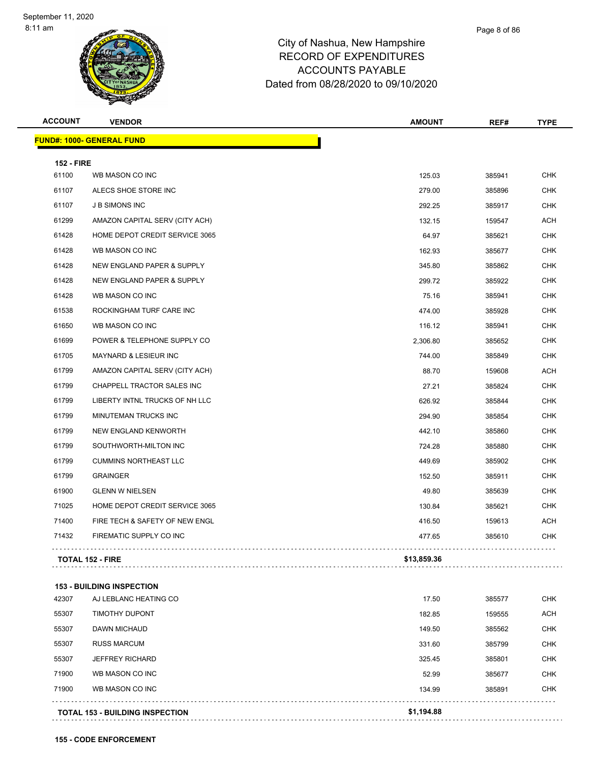# City of Nashua, New Hampshire
# RECORD OF EXPENDITURES
# ACCOUNTS PAYABLE
# Dated from 08/28/2020 to 09/10/2020

| ACCOUNT | VENDOR | AMOUNT | REF# | TYPE |
|---|---|---|---|---|
| **FUND#: 1000- GENERAL FUND** | | | | |
| **152 - FIRE** | | | | |
| 61100 | WB MASON CO INC | 125.03 | 385941 | CHK |
| 61107 | ALECS SHOE STORE INC | 279.00 | 385896 | CHK |
| 61107 | J B SIMONS INC | 292.25 | 385917 | CHK |
| 61299 | AMAZON CAPITAL SERV (CITY ACH) | 132.15 | 159547 | ACH |
| 61428 | HOME DEPOT CREDIT SERVICE 3065 | 64.97 | 385621 | CHK |
| 61428 | WB MASON CO INC | 162.93 | 385677 | CHK |
| 61428 | NEW ENGLAND PAPER & SUPPLY | 345.80 | 385862 | CHK |
| 61428 | NEW ENGLAND PAPER & SUPPLY | 299.72 | 385922 | CHK |
| 61428 | WB MASON CO INC | 75.16 | 385941 | CHK |
| 61538 | ROCKINGHAM TURF CARE INC | 474.00 | 385928 | CHK |
| 61650 | WB MASON CO INC | 116.12 | 385941 | CHK |
| 61699 | POWER & TELEPHONE SUPPLY CO | 2,306.80 | 385652 | CHK |
| 61705 | MAYNARD & LESIEUR INC | 744.00 | 385849 | CHK |
| 61799 | AMAZON CAPITAL SERV (CITY ACH) | 88.70 | 159608 | ACH |
| 61799 | CHAPPELL TRACTOR SALES INC | 27.21 | 385824 | CHK |
| 61799 | LIBERTY INTNL TRUCKS OF NH LLC | 626.92 | 385844 | CHK |
| 61799 | MINUTEMAN TRUCKS INC | 294.90 | 385854 | CHK |
| 61799 | NEW ENGLAND KENWORTH | 442.10 | 385860 | CHK |
| 61799 | SOUTHWORTH-MILTON INC | 724.28 | 385880 | CHK |
| 61799 | CUMMINS NORTHEAST LLC | 449.69 | 385902 | CHK |
| 61799 | GRAINGER | 152.50 | 385911 | CHK |
| 61900 | GLENN W NIELSEN | 49.80 | 385639 | CHK |
| 71025 | HOME DEPOT CREDIT SERVICE 3065 | 130.84 | 385621 | CHK |
| 71400 | FIRE TECH & SAFETY OF NEW ENGL | 416.50 | 159613 | ACH |
| 71432 | FIREMATIC SUPPLY CO INC | 477.65 | 385610 | CHK |
| **TOTAL 152 - FIRE** | | **$13,859.36** | | |
| **153 - BUILDING INSPECTION** | | | | |
| 42307 | AJ LEBLANC HEATING CO | 17.50 | 385577 | CHK |
| 55307 | TIMOTHY DUPONT | 182.85 | 159555 | ACH |
| 55307 | DAWN MICHAUD | 149.50 | 385562 | CHK |
| 55307 | RUSS MARCUM | 331.60 | 385799 | CHK |
| 55307 | JEFFREY RICHARD | 325.45 | 385801 | CHK |
| 71900 | WB MASON CO INC | 52.99 | 385677 | CHK |
| 71900 | WB MASON CO INC | 134.99 | 385891 | CHK |
| **TOTAL 153 - BUILDING INSPECTION** | | **$1,194.88** | | |
| **155 - CODE ENFORCEMENT** | | | | |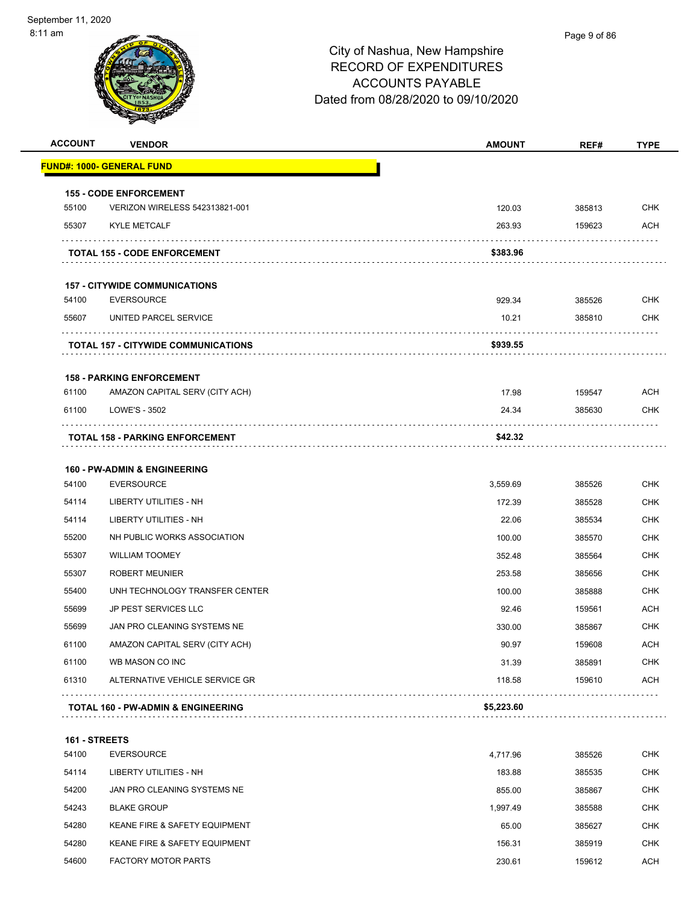City of Nashua, New Hampshire
RECORD OF EXPENDITURES
ACCOUNTS PAYABLE
Dated from 08/28/2020 to 09/10/2020

| ACCOUNT | VENDOR | AMOUNT | REF# | TYPE |
|---|---|---|---|---|
| **FUND#: 1000- GENERAL FUND** | | | | |
| **155 - CODE ENFORCEMENT** | | | | |
| 55100 | VERIZON WIRELESS 542313821-001 | 120.03 | 385813 | CHK |
| 55307 | KYLE METCALF | 263.93 | 159623 | ACH |
| | **TOTAL 155 - CODE ENFORCEMENT** | **$383.96** | | |
| **157 - CITYWIDE COMMUNICATIONS** | | | | |
| 54100 | EVERSOURCE | 929.34 | 385526 | CHK |
| 55607 | UNITED PARCEL SERVICE | 10.21 | 385810 | CHK |
| | **TOTAL 157 - CITYWIDE COMMUNICATIONS** | **$939.55** | | |
| **158 - PARKING ENFORCEMENT** | | | | |
| 61100 | AMAZON CAPITAL SERV (CITY ACH) | 17.98 | 159547 | ACH |
| 61100 | LOWE'S - 3502 | 24.34 | 385630 | CHK |
| | **TOTAL 158 - PARKING ENFORCEMENT** | **$42.32** | | |
| **160 - PW-ADMIN & ENGINEERING** | | | | |
| 54100 | EVERSOURCE | 3,559.69 | 385526 | CHK |
| 54114 | LIBERTY UTILITIES - NH | 172.39 | 385528 | CHK |
| 54114 | LIBERTY UTILITIES - NH | 22.06 | 385534 | CHK |
| 55200 | NH PUBLIC WORKS ASSOCIATION | 100.00 | 385570 | CHK |
| 55307 | WILLIAM TOOMEY | 352.48 | 385564 | CHK |
| 55307 | ROBERT MEUNIER | 253.58 | 385656 | CHK |
| 55400 | UNH TECHNOLOGY TRANSFER CENTER | 100.00 | 385888 | CHK |
| 55699 | JP PEST SERVICES LLC | 92.46 | 159561 | ACH |
| 55699 | JAN PRO CLEANING SYSTEMS NE | 330.00 | 385867 | CHK |
| 61100 | AMAZON CAPITAL SERV (CITY ACH) | 90.97 | 159608 | ACH |
| 61100 | WB MASON CO INC | 31.39 | 385891 | CHK |
| 61310 | ALTERNATIVE VEHICLE SERVICE GR | 118.58 | 159610 | ACH |
| | **TOTAL 160 - PW-ADMIN & ENGINEERING** | **$5,223.60** | | |
| **161 - STREETS** | | | | |
| 54100 | EVERSOURCE | 4,717.96 | 385526 | CHK |
| 54114 | LIBERTY UTILITIES - NH | 183.88 | 385535 | CHK |
| 54200 | JAN PRO CLEANING SYSTEMS NE | 855.00 | 385867 | CHK |
| 54243 | BLAKE GROUP | 1,997.49 | 385588 | CHK |
| 54280 | KEANE FIRE & SAFETY EQUIPMENT | 65.00 | 385627 | CHK |
| 54280 | KEANE FIRE & SAFETY EQUIPMENT | 156.31 | 385919 | CHK |
| 54600 | FACTORY MOTOR PARTS | 230.61 | 159612 | ACH |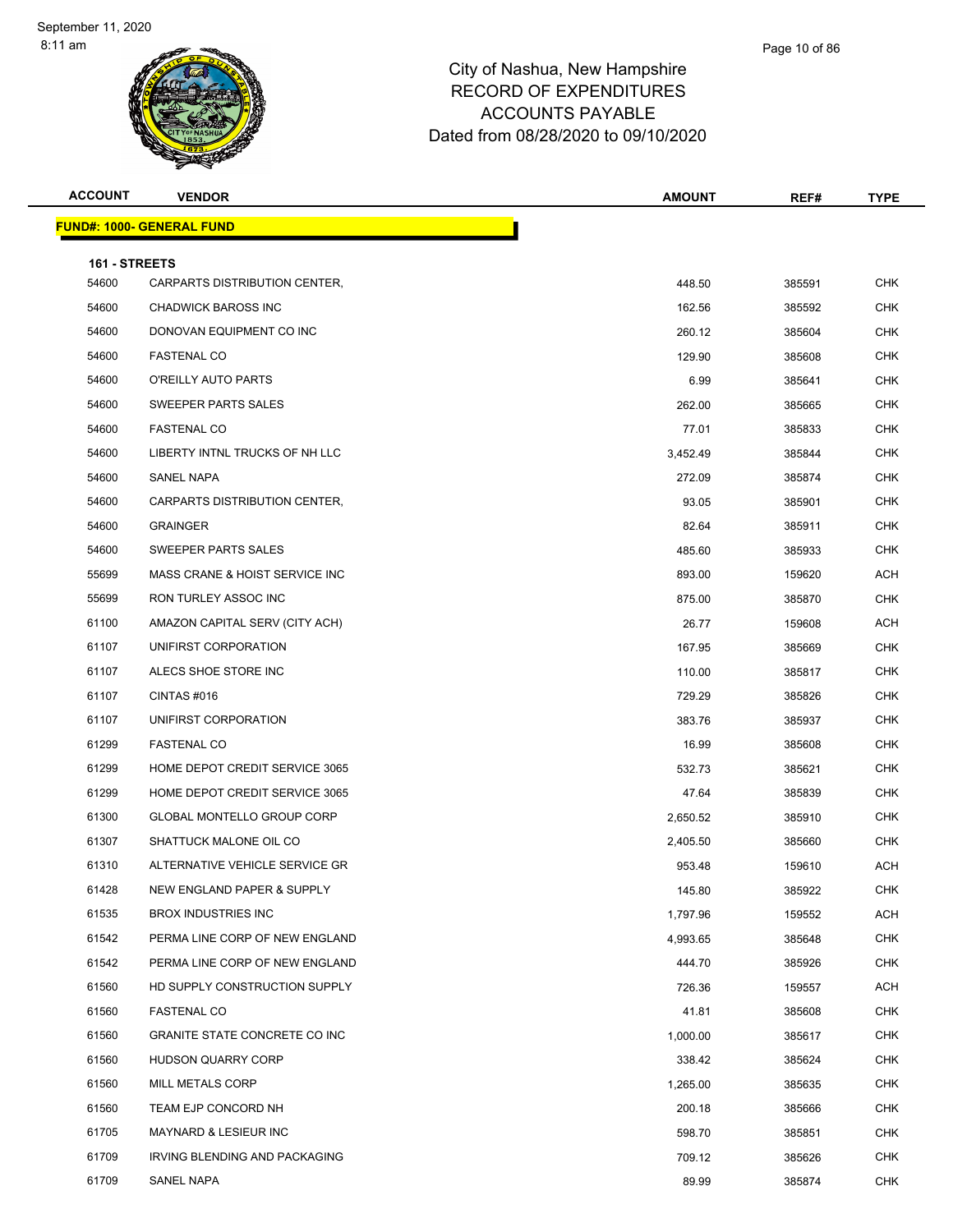# City of Nashua, New Hampshire
# RECORD OF EXPENDITURES
# ACCOUNTS PAYABLE
# Dated from 08/28/2020 to 09/10/2020

| ACCOUNT | VENDOR | AMOUNT | REF# | TYPE |
|---|---|---|---|---|
| **FUND#: 1000- GENERAL FUND** | | | | |
| **161 - STREETS** | | | | |
| 54600 | CARPARTS DISTRIBUTION CENTER, | 448.50 | 385591 | CHK |
| 54600 | CHADWICK BAROSS INC | 162.56 | 385592 | CHK |
| 54600 | DONOVAN EQUIPMENT CO INC | 260.12 | 385604 | CHK |
| 54600 | FASTENAL CO | 129.90 | 385608 | CHK |
| 54600 | O'REILLY AUTO PARTS | 6.99 | 385641 | CHK |
| 54600 | SWEEPER PARTS SALES | 262.00 | 385665 | CHK |
| 54600 | FASTENAL CO | 77.01 | 385833 | CHK |
| 54600 | LIBERTY INTNL TRUCKS OF NH LLC | 3,452.49 | 385844 | CHK |
| 54600 | SANEL NAPA | 272.09 | 385874 | CHK |
| 54600 | CARPARTS DISTRIBUTION CENTER, | 93.05 | 385901 | CHK |
| 54600 | GRAINGER | 82.64 | 385911 | CHK |
| 54600 | SWEEPER PARTS SALES | 485.60 | 385933 | CHK |
| 55699 | MASS CRANE & HOIST SERVICE INC | 893.00 | 159620 | ACH |
| 55699 | RON TURLEY ASSOC INC | 875.00 | 385870 | CHK |
| 61100 | AMAZON CAPITAL SERV (CITY ACH) | 26.77 | 159608 | ACH |
| 61107 | UNIFIRST CORPORATION | 167.95 | 385669 | CHK |
| 61107 | ALECS SHOE STORE INC | 110.00 | 385817 | CHK |
| 61107 | CINTAS #016 | 729.29 | 385826 | CHK |
| 61107 | UNIFIRST CORPORATION | 383.76 | 385937 | CHK |
| 61299 | FASTENAL CO | 16.99 | 385608 | CHK |
| 61299 | HOME DEPOT CREDIT SERVICE 3065 | 532.73 | 385621 | CHK |
| 61299 | HOME DEPOT CREDIT SERVICE 3065 | 47.64 | 385839 | CHK |
| 61300 | GLOBAL MONTELLO GROUP CORP | 2,650.52 | 385910 | CHK |
| 61307 | SHATTUCK MALONE OIL CO | 2,405.50 | 385660 | CHK |
| 61310 | ALTERNATIVE VEHICLE SERVICE GR | 953.48 | 159610 | ACH |
| 61428 | NEW ENGLAND PAPER & SUPPLY | 145.80 | 385922 | CHK |
| 61535 | BROX INDUSTRIES INC | 1,797.96 | 159552 | ACH |
| 61542 | PERMA LINE CORP OF NEW ENGLAND | 4,993.65 | 385648 | CHK |
| 61542 | PERMA LINE CORP OF NEW ENGLAND | 444.70 | 385926 | CHK |
| 61560 | HD SUPPLY CONSTRUCTION SUPPLY | 726.36 | 159557 | ACH |
| 61560 | FASTENAL CO | 41.81 | 385608 | CHK |
| 61560 | GRANITE STATE CONCRETE CO INC | 1,000.00 | 385617 | CHK |
| 61560 | HUDSON QUARRY CORP | 338.42 | 385624 | CHK |
| 61560 | MILL METALS CORP | 1,265.00 | 385635 | CHK |
| 61560 | TEAM EJP CONCORD NH | 200.18 | 385666 | CHK |
| 61705 | MAYNARD & LESIEUR INC | 598.70 | 385851 | CHK |
| 61709 | IRVING BLENDING AND PACKAGING | 709.12 | 385626 | CHK |
| 61709 | SANEL NAPA | 89.99 | 385874 | CHK |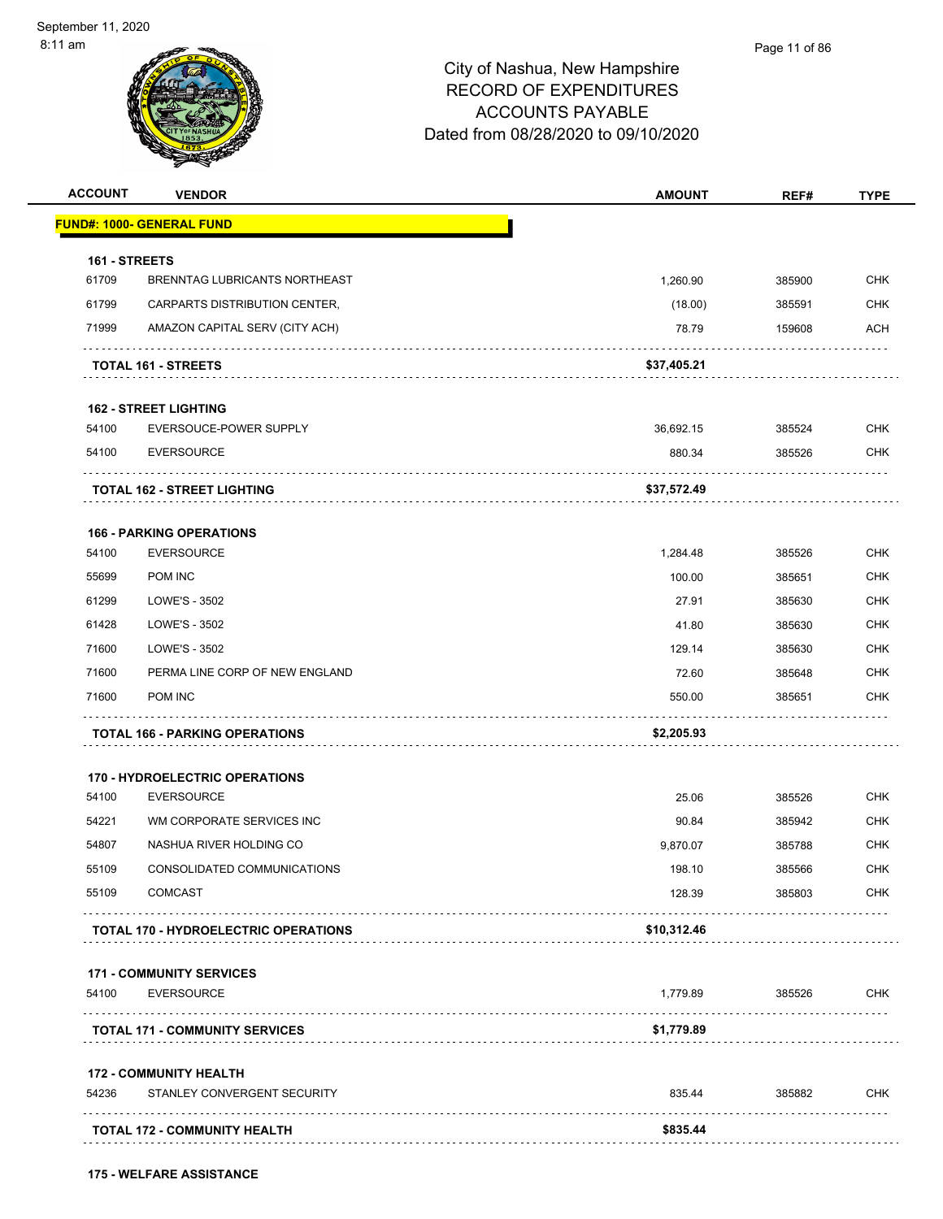City of Nashua, New Hampshire
RECORD OF EXPENDITURES
ACCOUNTS PAYABLE
Dated from 08/28/2020 to 09/10/2020

| ACCOUNT | VENDOR | AMOUNT | REF# | TYPE |
|---|---|---|---|---|
| **FUND#: 1000- GENERAL FUND** | | | | |
| **161 - STREETS** | | | | |
| 61709 | BRENNTAG LUBRICANTS NORTHEAST | 1,260.90 | 385900 | CHK |
| 61799 | CARPARTS DISTRIBUTION CENTER, | (18.00) | 385591 | CHK |
| 71999 | AMAZON CAPITAL SERV (CITY ACH) | 78.79 | 159608 | ACH |
| | **TOTAL 161 - STREETS** | **$37,405.21** | | |
| **162 - STREET LIGHTING** | | | | |
| 54100 | EVERSOUCE-POWER SUPPLY | 36,692.15 | 385524 | CHK |
| 54100 | EVERSOURCE | 880.34 | 385526 | CHK |
| | **TOTAL 162 - STREET LIGHTING** | **$37,572.49** | | |
| **166 - PARKING OPERATIONS** | | | | |
| 54100 | EVERSOURCE | 1,284.48 | 385526 | CHK |
| 55699 | POM INC | 100.00 | 385651 | CHK |
| 61299 | LOWE'S - 3502 | 27.91 | 385630 | CHK |
| 61428 | LOWE'S - 3502 | 41.80 | 385630 | CHK |
| 71600 | LOWE'S - 3502 | 129.14 | 385630 | CHK |
| 71600 | PERMA LINE CORP OF NEW ENGLAND | 72.60 | 385648 | CHK |
| 71600 | POM INC | 550.00 | 385651 | CHK |
| | **TOTAL 166 - PARKING OPERATIONS** | **$2,205.93** | | |
| **170 - HYDROELECTRIC OPERATIONS** | | | | |
| 54100 | EVERSOURCE | 25.06 | 385526 | CHK |
| 54221 | WM CORPORATE SERVICES INC | 90.84 | 385942 | CHK |
| 54807 | NASHUA RIVER HOLDING CO | 9,870.07 | 385788 | CHK |
| 55109 | CONSOLIDATED COMMUNICATIONS | 198.10 | 385566 | CHK |
| 55109 | COMCAST | 128.39 | 385803 | CHK |
| | **TOTAL 170 - HYDROELECTRIC OPERATIONS** | **$10,312.46** | | |
| **171 - COMMUNITY SERVICES** | | | | |
| 54100 | EVERSOURCE | 1,779.89 | 385526 | CHK |
| | **TOTAL 171 - COMMUNITY SERVICES** | **$1,779.89** | | |
| **172 - COMMUNITY HEALTH** | | | | |
| 54236 | STANLEY CONVERGENT SECURITY | 835.44 | 385882 | CHK |
| | **TOTAL 172 - COMMUNITY HEALTH** | **$835.44** | | |
| **175 - WELFARE ASSISTANCE** | | | | |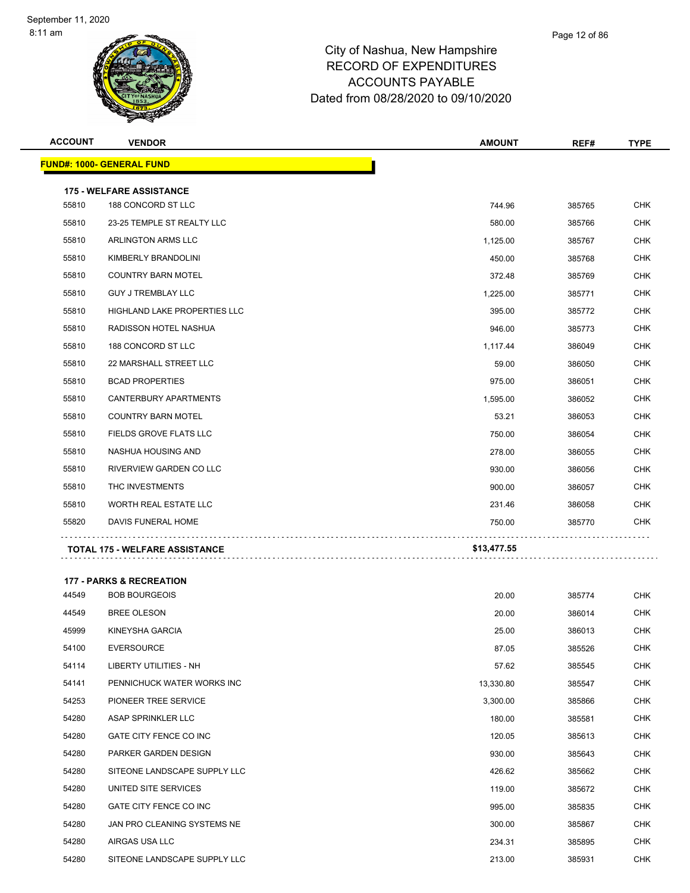City of Nashua, New Hampshire
RECORD OF EXPENDITURES
ACCOUNTS PAYABLE
Dated from 08/28/2020 to 09/10/2020

| ACCOUNT | VENDOR | AMOUNT | REF# | TYPE |
|---|---|---|---|---|
| **FUND#: 1000- GENERAL FUND** | | | | |
| **175 - WELFARE ASSISTANCE** | | | | |
| 55810 | 188 CONCORD ST LLC | 744.96 | 385765 | CHK |
| 55810 | 23-25 TEMPLE ST REALTY LLC | 580.00 | 385766 | CHK |
| 55810 | ARLINGTON ARMS LLC | 1,125.00 | 385767 | CHK |
| 55810 | KIMBERLY BRANDOLINI | 450.00 | 385768 | CHK |
| 55810 | COUNTRY BARN MOTEL | 372.48 | 385769 | CHK |
| 55810 | GUY J TREMBLAY LLC | 1,225.00 | 385771 | CHK |
| 55810 | HIGHLAND LAKE PROPERTIES LLC | 395.00 | 385772 | CHK |
| 55810 | RADISSON HOTEL NASHUA | 946.00 | 385773 | CHK |
| 55810 | 188 CONCORD ST LLC | 1,117.44 | 386049 | CHK |
| 55810 | 22 MARSHALL STREET LLC | 59.00 | 386050 | CHK |
| 55810 | BCAD PROPERTIES | 975.00 | 386051 | CHK |
| 55810 | CANTERBURY APARTMENTS | 1,595.00 | 386052 | CHK |
| 55810 | COUNTRY BARN MOTEL | 53.21 | 386053 | CHK |
| 55810 | FIELDS GROVE FLATS LLC | 750.00 | 386054 | CHK |
| 55810 | NASHUA HOUSING AND | 278.00 | 386055 | CHK |
| 55810 | RIVERVIEW GARDEN CO LLC | 930.00 | 386056 | CHK |
| 55810 | THC INVESTMENTS | 900.00 | 386057 | CHK |
| 55810 | WORTH REAL ESTATE LLC | 231.46 | 386058 | CHK |
| 55820 | DAVIS FUNERAL HOME | 750.00 | 385770 | CHK |
| **TOTAL 175 - WELFARE ASSISTANCE** | | **$13,477.55** | | |
| **177 - PARKS & RECREATION** | | | | |
| 44549 | BOB BOURGEOIS | 20.00 | 385774 | CHK |
| 44549 | BREE OLESON | 20.00 | 386014 | CHK |
| 45999 | KINEYSHA GARCIA | 25.00 | 386013 | CHK |
| 54100 | EVERSOURCE | 87.05 | 385526 | CHK |
| 54114 | LIBERTY UTILITIES - NH | 57.62 | 385545 | CHK |
| 54141 | PENNICHUCK WATER WORKS INC | 13,330.80 | 385547 | CHK |
| 54253 | PIONEER TREE SERVICE | 3,300.00 | 385866 | CHK |
| 54280 | ASAP SPRINKLER LLC | 180.00 | 385581 | CHK |
| 54280 | GATE CITY FENCE CO INC | 120.05 | 385613 | CHK |
| 54280 | PARKER GARDEN DESIGN | 930.00 | 385643 | CHK |
| 54280 | SITEONE LANDSCAPE SUPPLY LLC | 426.62 | 385662 | CHK |
| 54280 | UNITED SITE SERVICES | 119.00 | 385672 | CHK |
| 54280 | GATE CITY FENCE CO INC | 995.00 | 385835 | CHK |
| 54280 | JAN PRO CLEANING SYSTEMS NE | 300.00 | 385867 | CHK |
| 54280 | AIRGAS USA LLC | 234.31 | 385895 | CHK |
| 54280 | SITEONE LANDSCAPE SUPPLY LLC | 213.00 | 385931 | CHK |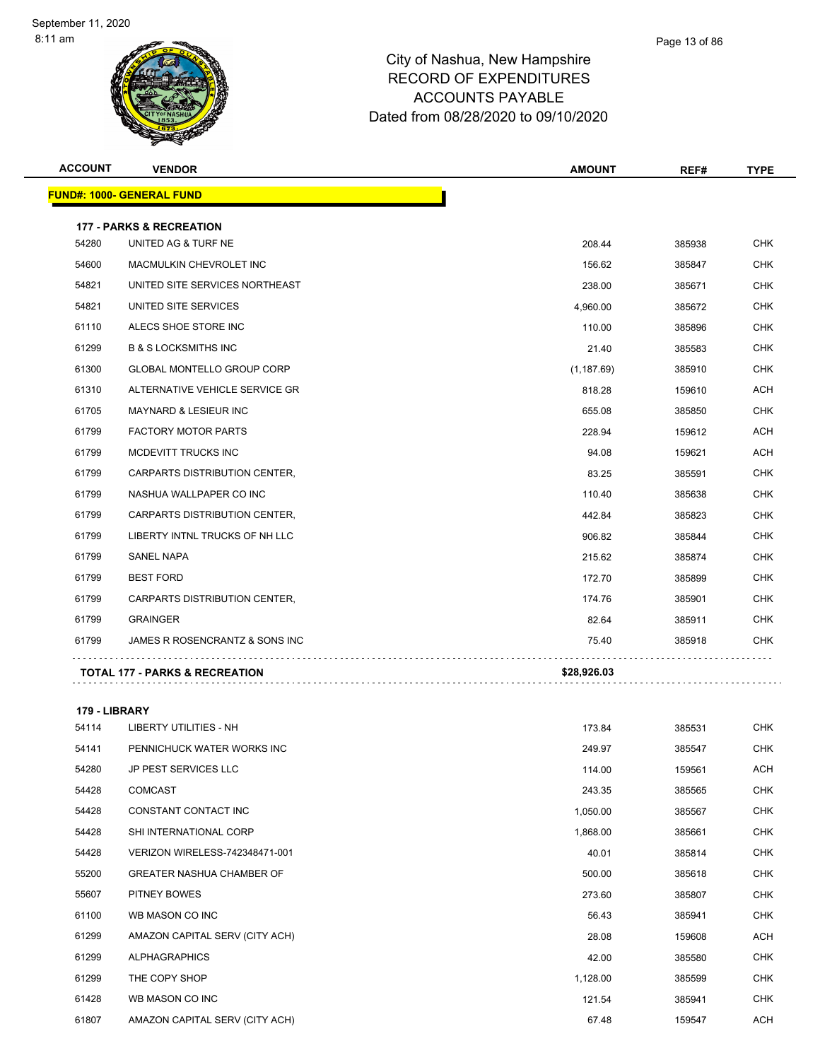City of Nashua, New Hampshire
RECORD OF EXPENDITURES
ACCOUNTS PAYABLE
Dated from 08/28/2020 to 09/10/2020

| ACCOUNT | VENDOR | AMOUNT | REF# | TYPE |
|---|---|---|---|---|
| **FUND#: 1000- GENERAL FUND** | | | | |
| **177 - PARKS & RECREATION** | | | | |
| 54280 | UNITED AG & TURF NE | 208.44 | 385938 | CHK |
| 54600 | MACMULKIN CHEVROLET INC | 156.62 | 385847 | CHK |
| 54821 | UNITED SITE SERVICES NORTHEAST | 238.00 | 385671 | CHK |
| 54821 | UNITED SITE SERVICES | 4,960.00 | 385672 | CHK |
| 61110 | ALECS SHOE STORE INC | 110.00 | 385896 | CHK |
| 61299 | B & S LOCKSMITHS INC | 21.40 | 385583 | CHK |
| 61300 | GLOBAL MONTELLO GROUP CORP | (1,187.69) | 385910 | CHK |
| 61310 | ALTERNATIVE VEHICLE SERVICE GR | 818.28 | 159610 | ACH |
| 61705 | MAYNARD & LESIEUR INC | 655.08 | 385850 | CHK |
| 61799 | FACTORY MOTOR PARTS | 228.94 | 159612 | ACH |
| 61799 | MCDEVITT TRUCKS INC | 94.08 | 159621 | ACH |
| 61799 | CARPARTS DISTRIBUTION CENTER, | 83.25 | 385591 | CHK |
| 61799 | NASHUA WALLPAPER CO INC | 110.40 | 385638 | CHK |
| 61799 | CARPARTS DISTRIBUTION CENTER, | 442.84 | 385823 | CHK |
| 61799 | LIBERTY INTNL TRUCKS OF NH LLC | 906.82 | 385844 | CHK |
| 61799 | SANEL NAPA | 215.62 | 385874 | CHK |
| 61799 | BEST FORD | 172.70 | 385899 | CHK |
| 61799 | CARPARTS DISTRIBUTION CENTER, | 174.76 | 385901 | CHK |
| 61799 | GRAINGER | 82.64 | 385911 | CHK |
| 61799 | JAMES R ROSENCRANTZ & SONS INC | 75.40 | 385918 | CHK |
| **TOTAL 177 - PARKS & RECREATION** | | **$28,926.03** | | |
| **179 - LIBRARY** | | | | |
| 54114 | LIBERTY UTILITIES - NH | 173.84 | 385531 | CHK |
| 54141 | PENNICHUCK WATER WORKS INC | 249.97 | 385547 | CHK |
| 54280 | JP PEST SERVICES LLC | 114.00 | 159561 | ACH |
| 54428 | COMCAST | 243.35 | 385565 | CHK |
| 54428 | CONSTANT CONTACT INC | 1,050.00 | 385567 | CHK |
| 54428 | SHI INTERNATIONAL CORP | 1,868.00 | 385661 | CHK |
| 54428 | VERIZON WIRELESS-742348471-001 | 40.01 | 385814 | CHK |
| 55200 | GREATER NASHUA CHAMBER OF | 500.00 | 385618 | CHK |
| 55607 | PITNEY BOWES | 273.60 | 385807 | CHK |
| 61100 | WB MASON CO INC | 56.43 | 385941 | CHK |
| 61299 | AMAZON CAPITAL SERV (CITY ACH) | 28.08 | 159608 | ACH |
| 61299 | ALPHAGRAPHICS | 42.00 | 385580 | CHK |
| 61299 | THE COPY SHOP | 1,128.00 | 385599 | CHK |
| 61428 | WB MASON CO INC | 121.54 | 385941 | CHK |
| 61807 | AMAZON CAPITAL SERV (CITY ACH) | 67.48 | 159547 | ACH |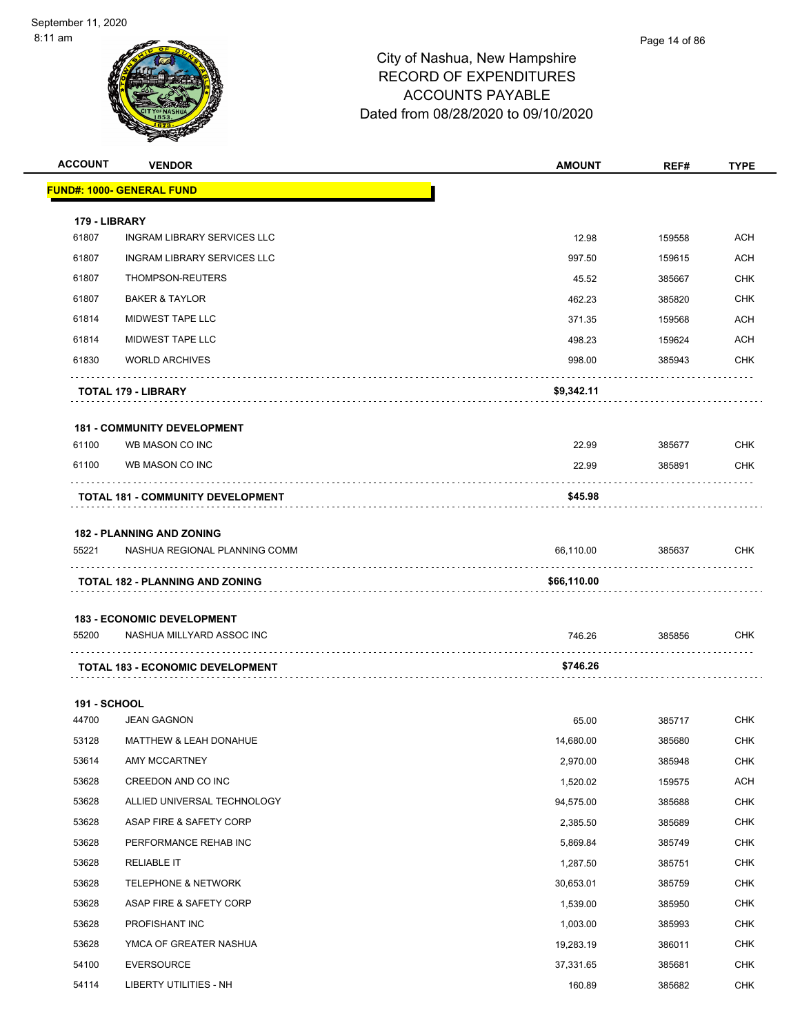City of Nashua, New Hampshire
RECORD OF EXPENDITURES
ACCOUNTS PAYABLE
Dated from 08/28/2020 to 09/10/2020

| ACCOUNT | VENDOR | AMOUNT | REF# | TYPE |
|---|---|---|---|---|
| **FUND#: 1000- GENERAL FUND** | | | | |
| **179 - LIBRARY** | | | | |
| 61807 | INGRAM LIBRARY SERVICES LLC | 12.98 | 159558 | ACH |
| 61807 | INGRAM LIBRARY SERVICES LLC | 997.50 | 159615 | ACH |
| 61807 | THOMPSON-REUTERS | 45.52 | 385667 | CHK |
| 61807 | BAKER & TAYLOR | 462.23 | 385820 | CHK |
| 61814 | MIDWEST TAPE LLC | 371.35 | 159568 | ACH |
| 61814 | MIDWEST TAPE LLC | 498.23 | 159624 | ACH |
| 61830 | WORLD ARCHIVES | 998.00 | 385943 | CHK |
| | **TOTAL 179 - LIBRARY** | **$9,342.11** | | |
| **181 - COMMUNITY DEVELOPMENT** | | | | |
| 61100 | WB MASON CO INC | 22.99 | 385677 | CHK |
| 61100 | WB MASON CO INC | 22.99 | 385891 | CHK |
| | **TOTAL 181 - COMMUNITY DEVELOPMENT** | **$45.98** | | |
| **182 - PLANNING AND ZONING** | | | | |
| 55221 | NASHUA REGIONAL PLANNING COMM | 66,110.00 | 385637 | CHK |
| | **TOTAL 182 - PLANNING AND ZONING** | **$66,110.00** | | |
| **183 - ECONOMIC DEVELOPMENT** | | | | |
| 55200 | NASHUA MILLYARD ASSOC INC | 746.26 | 385856 | CHK |
| | **TOTAL 183 - ECONOMIC DEVELOPMENT** | **$746.26** | | |
| **191 - SCHOOL** | | | | |
| 44700 | JEAN GAGNON | 65.00 | 385717 | CHK |
| 53128 | MATTHEW & LEAH DONAHUE | 14,680.00 | 385680 | CHK |
| 53614 | AMY MCCARTNEY | 2,970.00 | 385948 | CHK |
| 53628 | CREEDON AND CO INC | 1,520.02 | 159575 | ACH |
| 53628 | ALLIED UNIVERSAL TECHNOLOGY | 94,575.00 | 385688 | CHK |
| 53628 | ASAP FIRE & SAFETY CORP | 2,385.50 | 385689 | CHK |
| 53628 | PERFORMANCE REHAB INC | 5,869.84 | 385749 | CHK |
| 53628 | RELIABLE IT | 1,287.50 | 385751 | CHK |
| 53628 | TELEPHONE & NETWORK | 30,653.01 | 385759 | CHK |
| 53628 | ASAP FIRE & SAFETY CORP | 1,539.00 | 385950 | CHK |
| 53628 | PROFISHANT INC | 1,003.00 | 385993 | CHK |
| 53628 | YMCA OF GREATER NASHUA | 19,283.19 | 386011 | CHK |
| 54100 | EVERSOURCE | 37,331.65 | 385681 | CHK |
| 54114 | LIBERTY UTILITIES - NH | 160.89 | 385682 | CHK |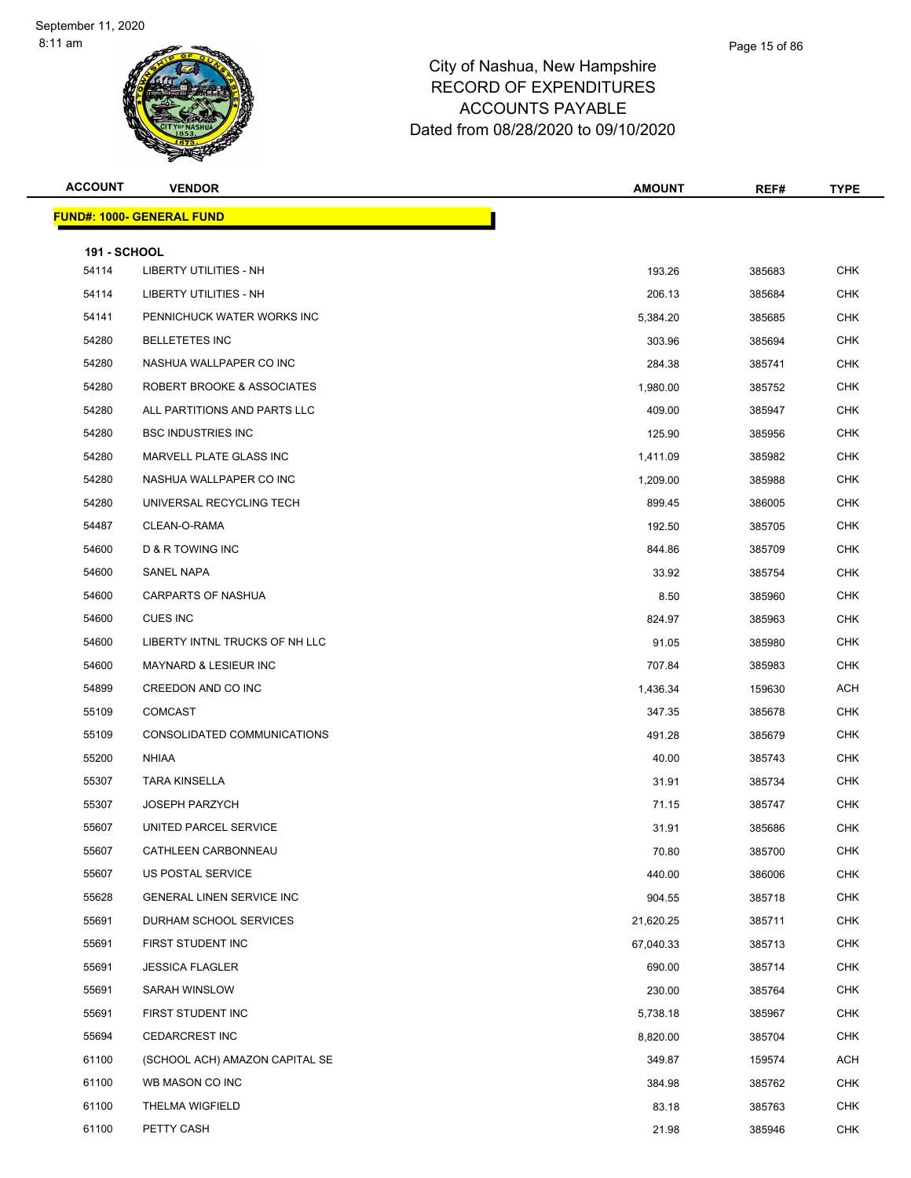City of Nashua, New Hampshire
RECORD OF EXPENDITURES
ACCOUNTS PAYABLE
Dated from 08/28/2020 to 09/10/2020

| ACCOUNT | VENDOR | AMOUNT | REF# | TYPE |
|---|---|---|---|---|
| **FUND#: 1000- GENERAL FUND** | | | | |
| **191 - SCHOOL** | | | | |
| 54114 | LIBERTY UTILITIES - NH | 193.26 | 385683 | CHK |
| 54114 | LIBERTY UTILITIES - NH | 206.13 | 385684 | CHK |
| 54141 | PENNICHUCK WATER WORKS INC | 5,384.20 | 385685 | CHK |
| 54280 | BELLETETES INC | 303.96 | 385694 | CHK |
| 54280 | NASHUA WALLPAPER CO INC | 284.38 | 385741 | CHK |
| 54280 | ROBERT BROOKE & ASSOCIATES | 1,980.00 | 385752 | CHK |
| 54280 | ALL PARTITIONS AND PARTS LLC | 409.00 | 385947 | CHK |
| 54280 | BSC INDUSTRIES INC | 125.90 | 385956 | CHK |
| 54280 | MARVELL PLATE GLASS INC | 1,411.09 | 385982 | CHK |
| 54280 | NASHUA WALLPAPER CO INC | 1,209.00 | 385988 | CHK |
| 54280 | UNIVERSAL RECYCLING TECH | 899.45 | 386005 | CHK |
| 54487 | CLEAN-O-RAMA | 192.50 | 385705 | CHK |
| 54600 | D & R TOWING INC | 844.86 | 385709 | CHK |
| 54600 | SANEL NAPA | 33.92 | 385754 | CHK |
| 54600 | CARPARTS OF NASHUA | 8.50 | 385960 | CHK |
| 54600 | CUES INC | 824.97 | 385963 | CHK |
| 54600 | LIBERTY INTNL TRUCKS OF NH LLC | 91.05 | 385980 | CHK |
| 54600 | MAYNARD & LESIEUR INC | 707.84 | 385983 | CHK |
| 54899 | CREEDON AND CO INC | 1,436.34 | 159630 | ACH |
| 55109 | COMCAST | 347.35 | 385678 | CHK |
| 55109 | CONSOLIDATED COMMUNICATIONS | 491.28 | 385679 | CHK |
| 55200 | NHIAA | 40.00 | 385743 | CHK |
| 55307 | TARA KINSELLA | 31.91 | 385734 | CHK |
| 55307 | JOSEPH PARZYCH | 71.15 | 385747 | CHK |
| 55607 | UNITED PARCEL SERVICE | 31.91 | 385686 | CHK |
| 55607 | CATHLEEN CARBONNEAU | 70.80 | 385700 | CHK |
| 55607 | US POSTAL SERVICE | 440.00 | 386006 | CHK |
| 55628 | GENERAL LINEN SERVICE INC | 904.55 | 385718 | CHK |
| 55691 | DURHAM SCHOOL SERVICES | 21,620.25 | 385711 | CHK |
| 55691 | FIRST STUDENT INC | 67,040.33 | 385713 | CHK |
| 55691 | JESSICA FLAGLER | 690.00 | 385714 | CHK |
| 55691 | SARAH WINSLOW | 230.00 | 385764 | CHK |
| 55691 | FIRST STUDENT INC | 5,738.18 | 385967 | CHK |
| 55694 | CEDARCREST INC | 8,820.00 | 385704 | CHK |
| 61100 | (SCHOOL ACH) AMAZON CAPITAL SE | 349.87 | 159574 | ACH |
| 61100 | WB MASON CO INC | 384.98 | 385762 | CHK |
| 61100 | THELMA WIGFIELD | 83.18 | 385763 | CHK |
| 61100 | PETTY CASH | 21.98 | 385946 | CHK |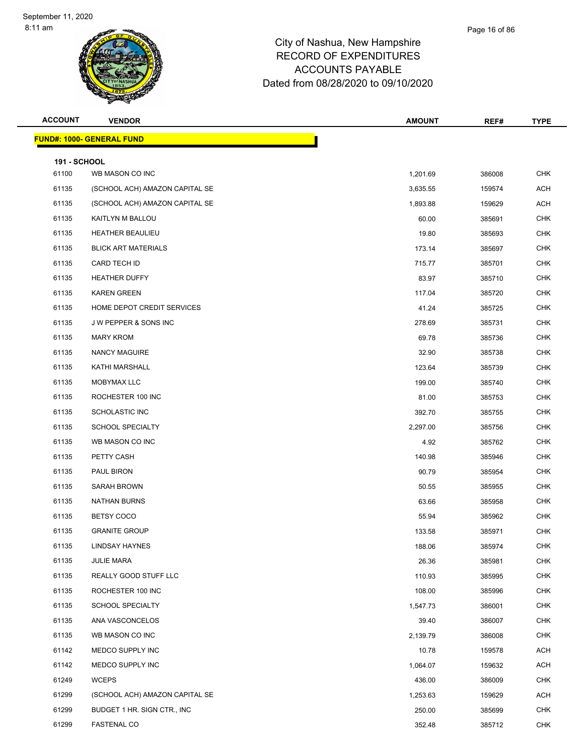# City of Nashua, New Hampshire
# RECORD OF EXPENDITURES
# ACCOUNTS PAYABLE
# Dated from 08/28/2020 to 09/10/2020

September 11, 2020
8:11 am

| ACCOUNT | VENDOR | AMOUNT | REF# | TYPE |
|---|---|---|---|---|
| **FUND#: 1000- GENERAL FUND** | | | | |
| **191 - SCHOOL** | | | | |
| 61100 | WB MASON CO INC | 1,201.69 | 386008 | CHK |
| 61135 | (SCHOOL ACH) AMAZON CAPITAL SE | 3,635.55 | 159574 | ACH |
| 61135 | (SCHOOL ACH) AMAZON CAPITAL SE | 1,893.88 | 159629 | ACH |
| 61135 | KAITLYN M BALLOU | 60.00 | 385691 | CHK |
| 61135 | HEATHER BEAULIEU | 19.80 | 385693 | CHK |
| 61135 | BLICK ART MATERIALS | 173.14 | 385697 | CHK |
| 61135 | CARD TECH ID | 715.77 | 385701 | CHK |
| 61135 | HEATHER DUFFY | 83.97 | 385710 | CHK |
| 61135 | KAREN GREEN | 117.04 | 385720 | CHK |
| 61135 | HOME DEPOT CREDIT SERVICES | 41.24 | 385725 | CHK |
| 61135 | J W PEPPER & SONS INC | 278.69 | 385731 | CHK |
| 61135 | MARY KROM | 69.78 | 385736 | CHK |
| 61135 | NANCY MAGUIRE | 32.90 | 385738 | CHK |
| 61135 | KATHI MARSHALL | 123.64 | 385739 | CHK |
| 61135 | MOBYMAX LLC | 199.00 | 385740 | CHK |
| 61135 | ROCHESTER 100 INC | 81.00 | 385753 | CHK |
| 61135 | SCHOLASTIC INC | 392.70 | 385755 | CHK |
| 61135 | SCHOOL SPECIALTY | 2,297.00 | 385756 | CHK |
| 61135 | WB MASON CO INC | 4.92 | 385762 | CHK |
| 61135 | PETTY CASH | 140.98 | 385946 | CHK |
| 61135 | PAUL BIRON | 90.79 | 385954 | CHK |
| 61135 | SARAH BROWN | 50.55 | 385955 | CHK |
| 61135 | NATHAN BURNS | 63.66 | 385958 | CHK |
| 61135 | BETSY COCO | 55.94 | 385962 | CHK |
| 61135 | GRANITE GROUP | 133.58 | 385971 | CHK |
| 61135 | LINDSAY HAYNES | 188.06 | 385974 | CHK |
| 61135 | JULIE MARA | 26.36 | 385981 | CHK |
| 61135 | REALLY GOOD STUFF LLC | 110.93 | 385995 | CHK |
| 61135 | ROCHESTER 100 INC | 108.00 | 385996 | CHK |
| 61135 | SCHOOL SPECIALTY | 1,547.73 | 386001 | CHK |
| 61135 | ANA VASCONCELOS | 39.40 | 386007 | CHK |
| 61135 | WB MASON CO INC | 2,139.79 | 386008 | CHK |
| 61142 | MEDCO SUPPLY INC | 10.78 | 159578 | ACH |
| 61142 | MEDCO SUPPLY INC | 1,064.07 | 159632 | ACH |
| 61249 | WCEPS | 436.00 | 386009 | CHK |
| 61299 | (SCHOOL ACH) AMAZON CAPITAL SE | 1,253.63 | 159629 | ACH |
| 61299 | BUDGET 1 HR. SIGN CTR., INC | 250.00 | 385699 | CHK |
| 61299 | FASTENAL CO | 352.48 | 385712 | CHK |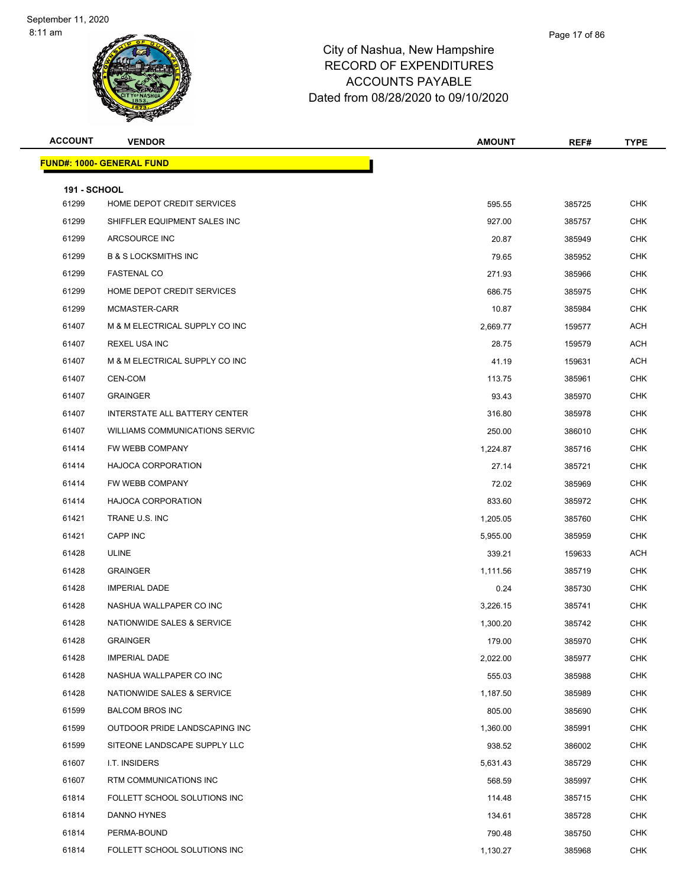City of Nashua, New Hampshire
RECORD OF EXPENDITURES
ACCOUNTS PAYABLE
Dated from 08/28/2020 to 09/10/2020

| ACCOUNT | VENDOR | AMOUNT | REF# | TYPE |
|---|---|---|---|---|
| **FUND#: 1000- GENERAL FUND** | | | | |
| **191 - SCHOOL** | | | | |
| 61299 | HOME DEPOT CREDIT SERVICES | 595.55 | 385725 | CHK |
| 61299 | SHIFFLER EQUIPMENT SALES INC | 927.00 | 385757 | CHK |
| 61299 | ARCSOURCE INC | 20.87 | 385949 | CHK |
| 61299 | B & S LOCKSMITHS INC | 79.65 | 385952 | CHK |
| 61299 | FASTENAL CO | 271.93 | 385966 | CHK |
| 61299 | HOME DEPOT CREDIT SERVICES | 686.75 | 385975 | CHK |
| 61299 | MCMASTER-CARR | 10.87 | 385984 | CHK |
| 61407 | M & M ELECTRICAL SUPPLY CO INC | 2,669.77 | 159577 | ACH |
| 61407 | REXEL USA INC | 28.75 | 159579 | ACH |
| 61407 | M & M ELECTRICAL SUPPLY CO INC | 41.19 | 159631 | ACH |
| 61407 | CEN-COM | 113.75 | 385961 | CHK |
| 61407 | GRAINGER | 93.43 | 385970 | CHK |
| 61407 | INTERSTATE ALL BATTERY CENTER | 316.80 | 385978 | CHK |
| 61407 | WILLIAMS COMMUNICATIONS SERVIC | 250.00 | 386010 | CHK |
| 61414 | FW WEBB COMPANY | 1,224.87 | 385716 | CHK |
| 61414 | HAJOCA CORPORATION | 27.14 | 385721 | CHK |
| 61414 | FW WEBB COMPANY | 72.02 | 385969 | CHK |
| 61414 | HAJOCA CORPORATION | 833.60 | 385972 | CHK |
| 61421 | TRANE U.S. INC | 1,205.05 | 385760 | CHK |
| 61421 | CAPP INC | 5,955.00 | 385959 | CHK |
| 61428 | ULINE | 339.21 | 159633 | ACH |
| 61428 | GRAINGER | 1,111.56 | 385719 | CHK |
| 61428 | IMPERIAL DADE | 0.24 | 385730 | CHK |
| 61428 | NASHUA WALLPAPER CO INC | 3,226.15 | 385741 | CHK |
| 61428 | NATIONWIDE SALES & SERVICE | 1,300.20 | 385742 | CHK |
| 61428 | GRAINGER | 179.00 | 385970 | CHK |
| 61428 | IMPERIAL DADE | 2,022.00 | 385977 | CHK |
| 61428 | NASHUA WALLPAPER CO INC | 555.03 | 385988 | CHK |
| 61428 | NATIONWIDE SALES & SERVICE | 1,187.50 | 385989 | CHK |
| 61599 | BALCOM BROS INC | 805.00 | 385690 | CHK |
| 61599 | OUTDOOR PRIDE LANDSCAPING INC | 1,360.00 | 385991 | CHK |
| 61599 | SITEONE LANDSCAPE SUPPLY LLC | 938.52 | 386002 | CHK |
| 61607 | I.T. INSIDERS | 5,631.43 | 385729 | CHK |
| 61607 | RTM COMMUNICATIONS INC | 568.59 | 385997 | CHK |
| 61814 | FOLLETT SCHOOL SOLUTIONS INC | 114.48 | 385715 | CHK |
| 61814 | DANNO HYNES | 134.61 | 385728 | CHK |
| 61814 | PERMA-BOUND | 790.48 | 385750 | CHK |
| 61814 | FOLLETT SCHOOL SOLUTIONS INC | 1,130.27 | 385968 | CHK |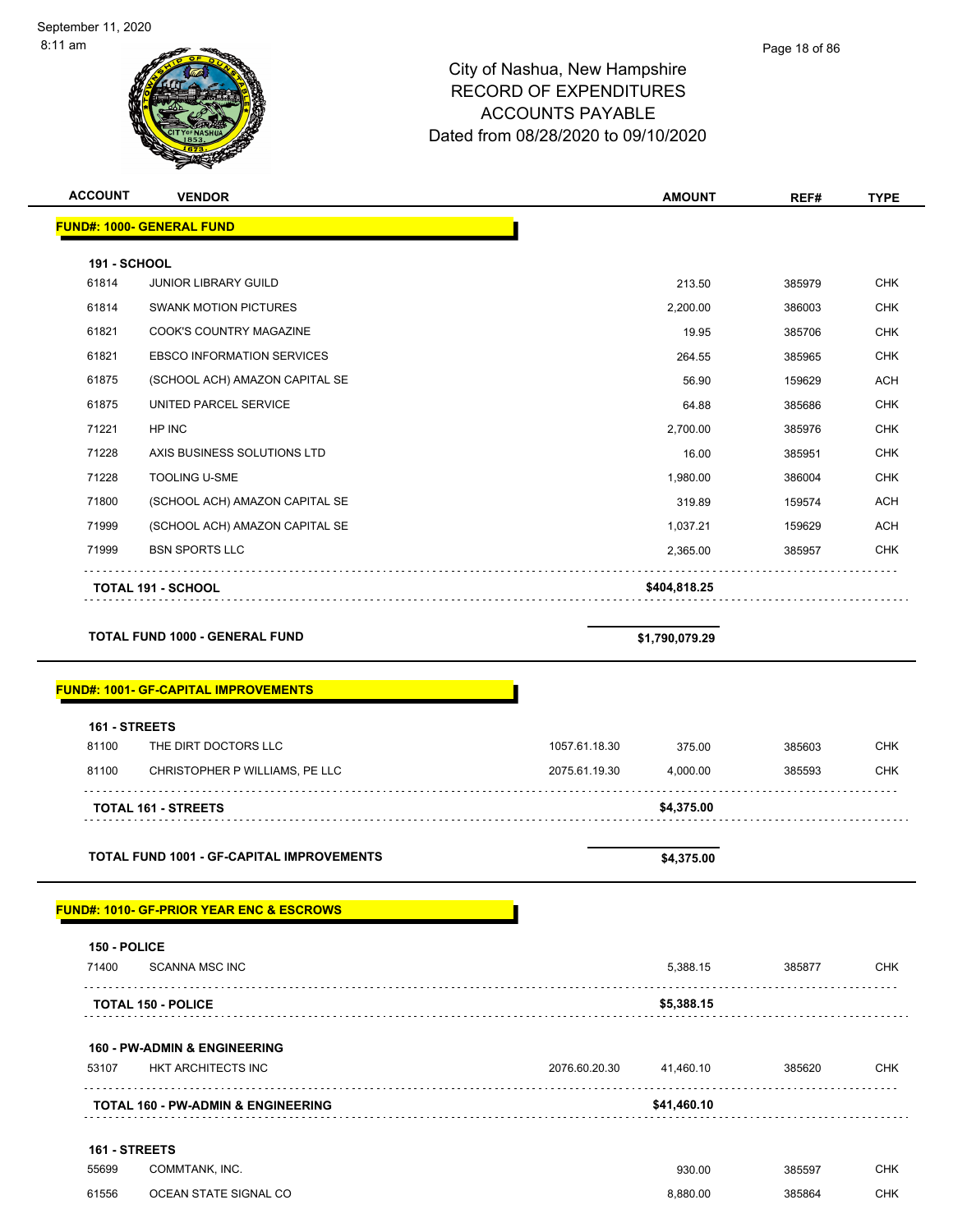September 11, 2020
8:11 am

# City of Nashua, New Hampshire
## RECORD OF EXPENDITURES
## ACCOUNTS PAYABLE
## Dated from 08/28/2020 to 09/10/2020

| ACCOUNT | VENDOR | | AMOUNT | REF# | TYPE |
|---|---|---|---|---|---|
| **FUND#: 1000- GENERAL FUND** | | | | | |
| **191 - SCHOOL** | | | | | |
| 61814 | JUNIOR LIBRARY GUILD | | 213.50 | 385979 | CHK |
| 61814 | SWANK MOTION PICTURES | | 2,200.00 | 386003 | CHK |
| 61821 | COOK'S COUNTRY MAGAZINE | | 19.95 | 385706 | CHK |
| 61821 | EBSCO INFORMATION SERVICES | | 264.55 | 385965 | CHK |
| 61875 | (SCHOOL ACH) AMAZON CAPITAL SE | | 56.90 | 159629 | ACH |
| 61875 | UNITED PARCEL SERVICE | | 64.88 | 385686 | CHK |
| 71221 | HP INC | | 2,700.00 | 385976 | CHK |
| 71228 | AXIS BUSINESS SOLUTIONS LTD | | 16.00 | 385951 | CHK |
| 71228 | TOOLING U-SME | | 1,980.00 | 386004 | CHK |
| 71800 | (SCHOOL ACH) AMAZON CAPITAL SE | | 319.89 | 159574 | ACH |
| 71999 | (SCHOOL ACH) AMAZON CAPITAL SE | | 1,037.21 | 159629 | ACH |
| 71999 | BSN SPORTS LLC | | 2,365.00 | 385957 | CHK |
| **TOTAL 191 - SCHOOL** | | | **$404,818.25** | | |
| **TOTAL FUND 1000 - GENERAL FUND** | | | **$1,790,079.29** | | |
| **FUND#: 1001- GF-CAPITAL IMPROVEMENTS** | | | | | |
| **161 - STREETS** | | | | | |
| 81100 | THE DIRT DOCTORS LLC | 1057.61.18.30 | 375.00 | 385603 | CHK |
| 81100 | CHRISTOPHER P WILLIAMS, PE LLC | 2075.61.19.30 | 4,000.00 | 385593 | CHK |
| **TOTAL 161 - STREETS** | | | **$4,375.00** | | |
| **TOTAL FUND 1001 - GF-CAPITAL IMPROVEMENTS** | | | **$4,375.00** | | |
| **FUND#: 1010- GF-PRIOR YEAR ENC & ESCROWS** | | | | | |
| **150 - POLICE** | | | | | |
| 71400 | SCANNA MSC INC | | 5,388.15 | 385877 | CHK |
| **TOTAL 150 - POLICE** | | | **$5,388.15** | | |
| **160 - PW-ADMIN & ENGINEERING** | | | | | |
| 53107 | HKT ARCHITECTS INC | 2076.60.20.30 | 41,460.10 | 385620 | CHK |
| **TOTAL 160 - PW-ADMIN & ENGINEERING** | | | **$41,460.10** | | |
| **161 - STREETS** | | | | | |
| 55699 | COMMTANK, INC. | | 930.00 | 385597 | CHK |
| 61556 | OCEAN STATE SIGNAL CO | | 8,880.00 | 385864 | CHK |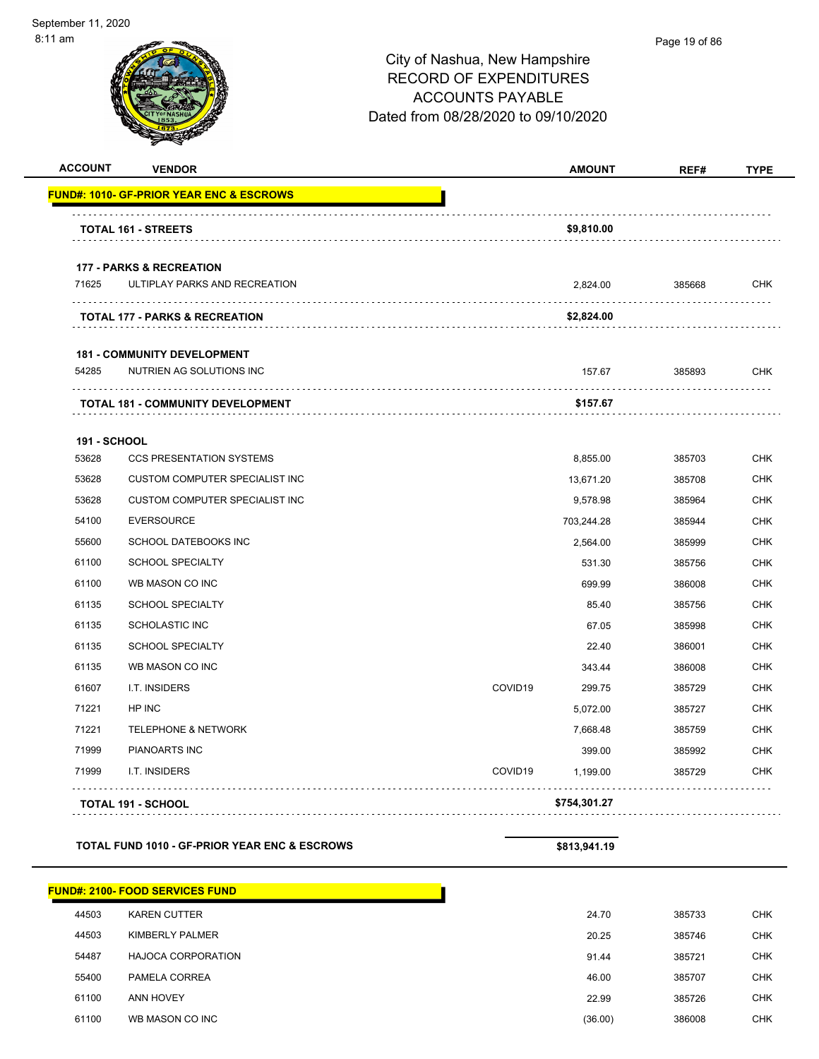City of Nashua, New Hampshire
RECORD OF EXPENDITURES
ACCOUNTS PAYABLE
Dated from 08/28/2020 to 09/10/2020

| ACCOUNT | VENDOR | | AMOUNT | REF# | TYPE |
|---|---|---|---|---|---|
| **FUND#: 1010- GF-PRIOR YEAR ENC & ESCROWS** | | | | | |
| | **TOTAL 161 - STREETS** | | **$9,810.00** | | |
| **177 - PARKS & RECREATION** | | | | | |
| 71625 | ULTIPLAY PARKS AND RECREATION | | 2,824.00 | 385668 | CHK |
| | **TOTAL 177 - PARKS & RECREATION** | | **$2,824.00** | | |
| **181 - COMMUNITY DEVELOPMENT** | | | | | |
| 54285 | NUTRIEN AG SOLUTIONS INC | | 157.67 | 385893 | CHK |
| | **TOTAL 181 - COMMUNITY DEVELOPMENT** | | **$157.67** | | |
| **191 - SCHOOL** | | | | | |
| 53628 | CCS PRESENTATION SYSTEMS | | 8,855.00 | 385703 | CHK |
| 53628 | CUSTOM COMPUTER SPECIALIST INC | | 13,671.20 | 385708 | CHK |
| 53628 | CUSTOM COMPUTER SPECIALIST INC | | 9,578.98 | 385964 | CHK |
| 54100 | EVERSOURCE | | 703,244.28 | 385944 | CHK |
| 55600 | SCHOOL DATEBOOKS INC | | 2,564.00 | 385999 | CHK |
| 61100 | SCHOOL SPECIALTY | | 531.30 | 385756 | CHK |
| 61100 | WB MASON CO INC | | 699.99 | 386008 | CHK |
| 61135 | SCHOOL SPECIALTY | | 85.40 | 385756 | CHK |
| 61135 | SCHOLASTIC INC | | 67.05 | 385998 | CHK |
| 61135 | SCHOOL SPECIALTY | | 22.40 | 386001 | CHK |
| 61135 | WB MASON CO INC | | 343.44 | 386008 | CHK |
| 61607 | I.T. INSIDERS | COVID19 | 299.75 | 385729 | CHK |
| 71221 | HP INC | | 5,072.00 | 385727 | CHK |
| 71221 | TELEPHONE & NETWORK | | 7,668.48 | 385759 | CHK |
| 71999 | PIANOARTS INC | | 399.00 | 385992 | CHK |
| 71999 | I.T. INSIDERS | COVID19 | 1,199.00 | 385729 | CHK |
| | **TOTAL 191 - SCHOOL** | | **$754,301.27** | | |
| | **TOTAL FUND 1010 - GF-PRIOR YEAR ENC & ESCROWS** | | **$813,941.19** | | |
| **FUND#: 2100- FOOD SERVICES FUND** | | | | | |
| 44503 | KAREN CUTTER | | 24.70 | 385733 | CHK |
| 44503 | KIMBERLY PALMER | | 20.25 | 385746 | CHK |
| 54487 | HAJOCA CORPORATION | | 91.44 | 385721 | CHK |
| 55400 | PAMELA CORREA | | 46.00 | 385707 | CHK |
| 61100 | ANN HOVEY | | 22.99 | 385726 | CHK |
| 61100 | WB MASON CO INC | | (36.00) | 386008 | CHK |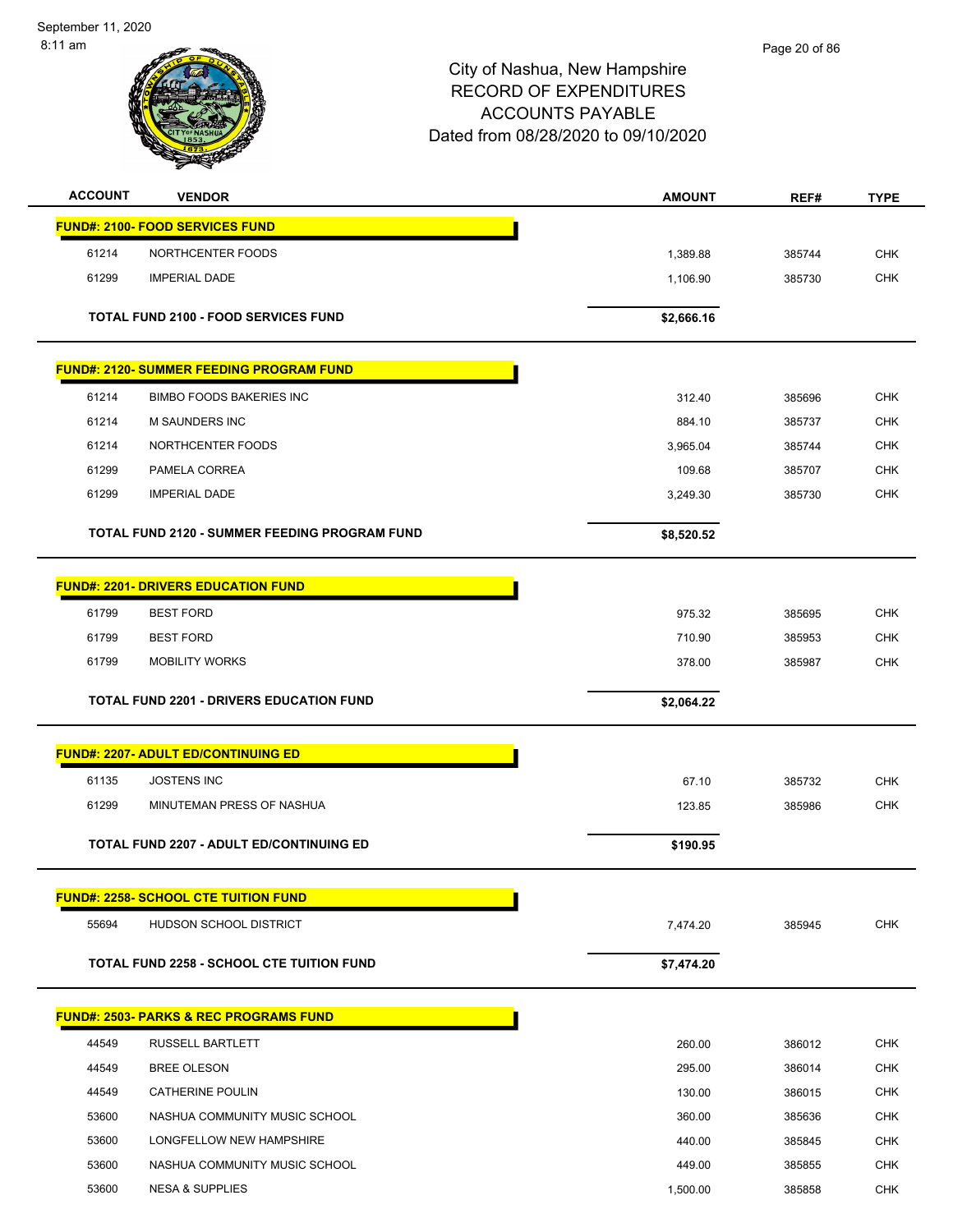City of Nashua, New Hampshire
RECORD OF EXPENDITURES
ACCOUNTS PAYABLE
Dated from 08/28/2020 to 09/10/2020

| ACCOUNT | VENDOR | AMOUNT | REF# | TYPE |
|---|---|---|---|---|
| **FUND#: 2100- FOOD SERVICES FUND** | | | | |
| 61214 | NORTHCENTER FOODS | 1,389.88 | 385744 | CHK |
| 61299 | IMPERIAL DADE | 1,106.90 | 385730 | CHK |
| **TOTAL FUND 2100 - FOOD SERVICES FUND** | | **$2,666.16** | | |
| **FUND#: 2120- SUMMER FEEDING PROGRAM FUND** | | | | |
| 61214 | BIMBO FOODS BAKERIES INC | 312.40 | 385696 | CHK |
| 61214 | M SAUNDERS INC | 884.10 | 385737 | CHK |
| 61214 | NORTHCENTER FOODS | 3,965.04 | 385744 | CHK |
| 61299 | PAMELA CORREA | 109.68 | 385707 | CHK |
| 61299 | IMPERIAL DADE | 3,249.30 | 385730 | CHK |
| **TOTAL FUND 2120 - SUMMER FEEDING PROGRAM FUND** | | **$8,520.52** | | |
| **FUND#: 2201- DRIVERS EDUCATION FUND** | | | | |
| 61799 | BEST FORD | 975.32 | 385695 | CHK |
| 61799 | BEST FORD | 710.90 | 385953 | CHK |
| 61799 | MOBILITY WORKS | 378.00 | 385987 | CHK |
| **TOTAL FUND 2201 - DRIVERS EDUCATION FUND** | | **$2,064.22** | | |
| **FUND#: 2207- ADULT ED/CONTINUING ED** | | | | |
| 61135 | JOSTENS INC | 67.10 | 385732 | CHK |
| 61299 | MINUTEMAN PRESS OF NASHUA | 123.85 | 385986 | CHK |
| **TOTAL FUND 2207 - ADULT ED/CONTINUING ED** | | **$190.95** | | |
| **FUND#: 2258- SCHOOL CTE TUITION FUND** | | | | |
| 55694 | HUDSON SCHOOL DISTRICT | 7,474.20 | 385945 | CHK |
| **TOTAL FUND 2258 - SCHOOL CTE TUITION FUND** | | **$7,474.20** | | |
| **FUND#: 2503- PARKS & REC PROGRAMS FUND** | | | | |
| 44549 | RUSSELL BARTLETT | 260.00 | 386012 | CHK |
| 44549 | BREE OLESON | 295.00 | 386014 | CHK |
| 44549 | CATHERINE POULIN | 130.00 | 386015 | CHK |
| 53600 | NASHUA COMMUNITY MUSIC SCHOOL | 360.00 | 385636 | CHK |
| 53600 | LONGFELLOW NEW HAMPSHIRE | 440.00 | 385845 | CHK |
| 53600 | NASHUA COMMUNITY MUSIC SCHOOL | 449.00 | 385855 | CHK |
| 53600 | NESA & SUPPLIES | 1,500.00 | 385858 | CHK |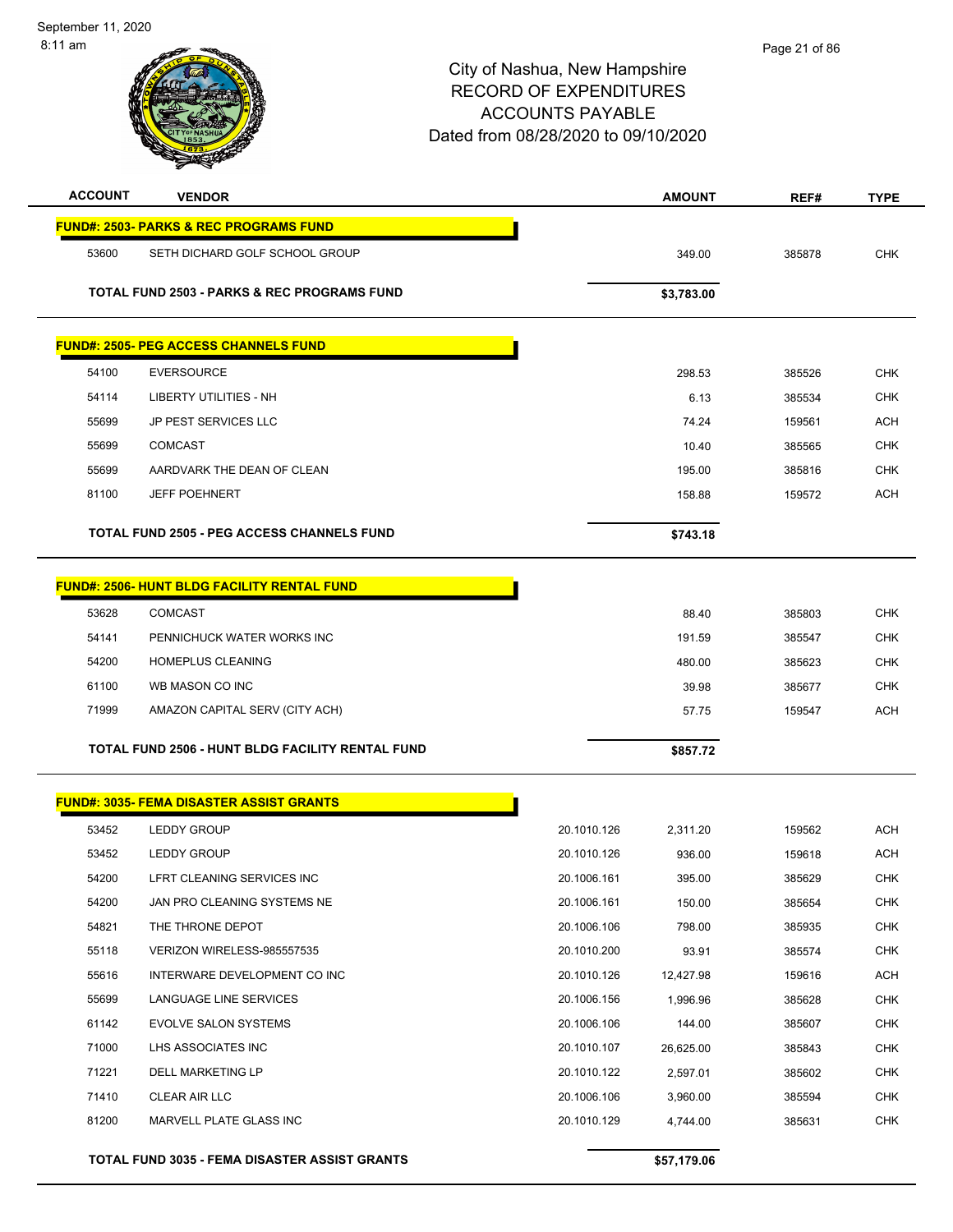City of Nashua, New Hampshire
RECORD OF EXPENDITURES
ACCOUNTS PAYABLE
Dated from 08/28/2020 to 09/10/2020

| ACCOUNT | VENDOR | | AMOUNT | REF# | TYPE |
|---|---|---|---|---|---|
| **FUND#: 2503- PARKS & REC PROGRAMS FUND** | | | | | |
| 53600 | SETH DICHARD GOLF SCHOOL GROUP | | 349.00 | 385878 | CHK |
| **TOTAL FUND 2503 - PARKS & REC PROGRAMS FUND** | | | **$3,783.00** | | |
| **FUND#: 2505- PEG ACCESS CHANNELS FUND** | | | | | |
| 54100 | EVERSOURCE | | 298.53 | 385526 | CHK |
| 54114 | LIBERTY UTILITIES - NH | | 6.13 | 385534 | CHK |
| 55699 | JP PEST SERVICES LLC | | 74.24 | 159561 | ACH |
| 55699 | COMCAST | | 10.40 | 385565 | CHK |
| 55699 | AARDVARK THE DEAN OF CLEAN | | 195.00 | 385816 | CHK |
| 81100 | JEFF POEHNERT | | 158.88 | 159572 | ACH |
| **TOTAL FUND 2505 - PEG ACCESS CHANNELS FUND** | | | **$743.18** | | |
| **FUND#: 2506- HUNT BLDG FACILITY RENTAL FUND** | | | | | |
| 53628 | COMCAST | | 88.40 | 385803 | CHK |
| 54141 | PENNICHUCK WATER WORKS INC | | 191.59 | 385547 | CHK |
| 54200 | HOMEPLUS CLEANING | | 480.00 | 385623 | CHK |
| 61100 | WB MASON CO INC | | 39.98 | 385677 | CHK |
| 71999 | AMAZON CAPITAL SERV (CITY ACH) | | 57.75 | 159547 | ACH |
| **TOTAL FUND 2506 - HUNT BLDG FACILITY RENTAL FUND** | | | **$857.72** | | |
| **FUND#: 3035- FEMA DISASTER ASSIST GRANTS** | | | | | |
| 53452 | LEDDY GROUP | 20.1010.126 | 2,311.20 | 159562 | ACH |
| 53452 | LEDDY GROUP | 20.1010.126 | 936.00 | 159618 | ACH |
| 54200 | LFRT CLEANING SERVICES INC | 20.1006.161 | 395.00 | 385629 | CHK |
| 54200 | JAN PRO CLEANING SYSTEMS NE | 20.1006.161 | 150.00 | 385654 | CHK |
| 54821 | THE THRONE DEPOT | 20.1006.106 | 798.00 | 385935 | CHK |
| 55118 | VERIZON WIRELESS-985557535 | 20.1010.200 | 93.91 | 385574 | CHK |
| 55616 | INTERWARE DEVELOPMENT CO INC | 20.1010.126 | 12,427.98 | 159616 | ACH |
| 55699 | LANGUAGE LINE SERVICES | 20.1006.156 | 1,996.96 | 385628 | CHK |
| 61142 | EVOLVE SALON SYSTEMS | 20.1006.106 | 144.00 | 385607 | CHK |
| 71000 | LHS ASSOCIATES INC | 20.1010.107 | 26,625.00 | 385843 | CHK |
| 71221 | DELL MARKETING LP | 20.1010.122 | 2,597.01 | 385602 | CHK |
| 71410 | CLEAR AIR LLC | 20.1006.106 | 3,960.00 | 385594 | CHK |
| 81200 | MARVELL PLATE GLASS INC | 20.1010.129 | 4,744.00 | 385631 | CHK |
| **TOTAL FUND 3035 - FEMA DISASTER ASSIST GRANTS** | | | **$57,179.06** | | |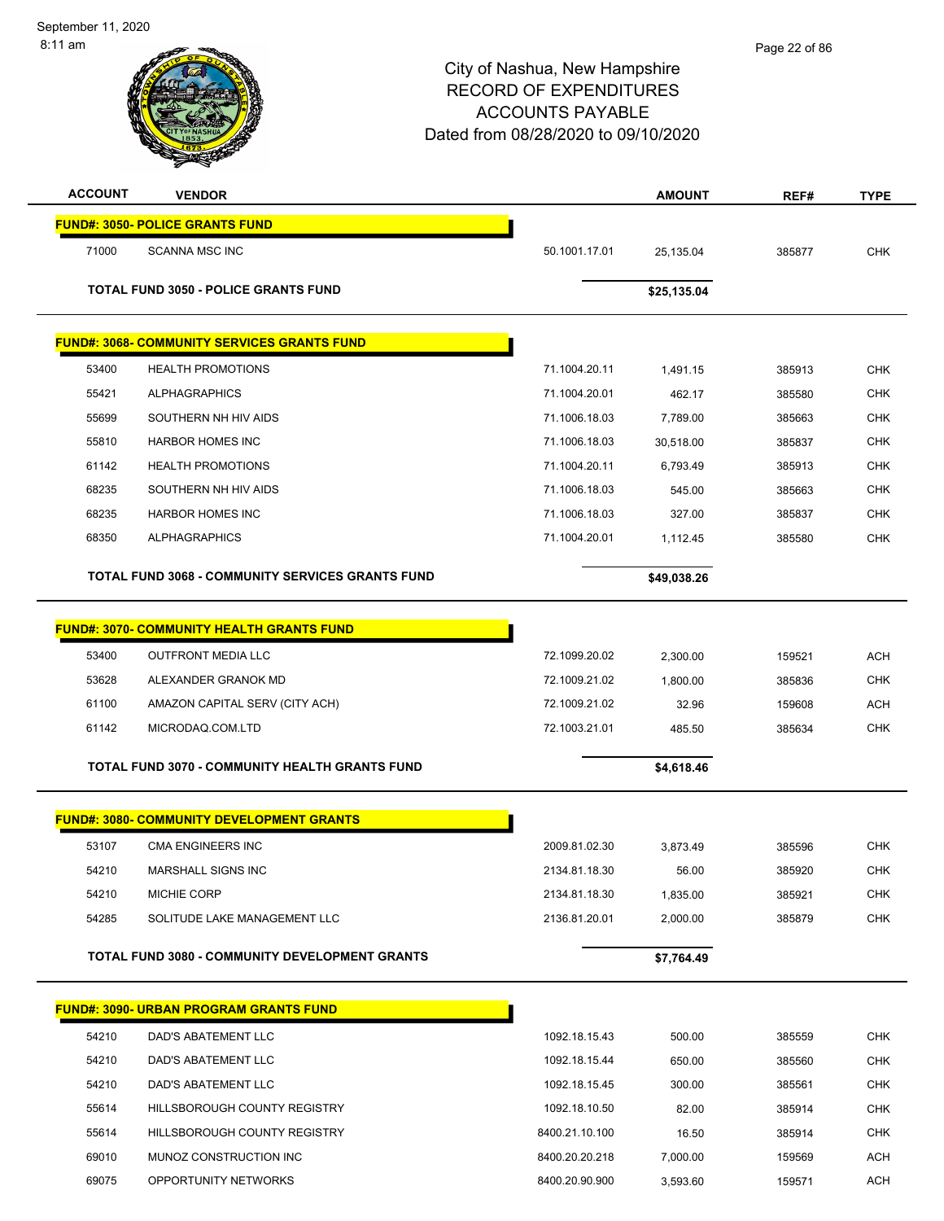# City of Nashua, New Hampshire
## RECORD OF EXPENDITURES
## ACCOUNTS PAYABLE
### Dated from 08/28/2020 to 09/10/2020

| ACCOUNT | VENDOR | | AMOUNT | REF# | TYPE |
|---|---|---|---|---|---|
| **FUND#: 3050- POLICE GRANTS FUND** | | | | | |
| 71000 | SCANNA MSC INC | 50.1001.17.01 | 25,135.04 | 385877 | CHK |
| | **TOTAL FUND 3050 - POLICE GRANTS FUND** | | **$25,135.04** | | |
| **FUND#: 3068- COMMUNITY SERVICES GRANTS FUND** | | | | | |
| 53400 | HEALTH PROMOTIONS | 71.1004.20.11 | 1,491.15 | 385913 | CHK |
| 55421 | ALPHAGRAPHICS | 71.1004.20.01 | 462.17 | 385580 | CHK |
| 55699 | SOUTHERN NH HIV AIDS | 71.1006.18.03 | 7,789.00 | 385663 | CHK |
| 55810 | HARBOR HOMES INC | 71.1006.18.03 | 30,518.00 | 385837 | CHK |
| 61142 | HEALTH PROMOTIONS | 71.1004.20.11 | 6,793.49 | 385913 | CHK |
| 68235 | SOUTHERN NH HIV AIDS | 71.1006.18.03 | 545.00 | 385663 | CHK |
| 68235 | HARBOR HOMES INC | 71.1006.18.03 | 327.00 | 385837 | CHK |
| 68350 | ALPHAGRAPHICS | 71.1004.20.01 | 1,112.45 | 385580 | CHK |
| | **TOTAL FUND 3068 - COMMUNITY SERVICES GRANTS FUND** | | **$49,038.26** | | |
| **FUND#: 3070- COMMUNITY HEALTH GRANTS FUND** | | | | | |
| 53400 | OUTFRONT MEDIA LLC | 72.1099.20.02 | 2,300.00 | 159521 | ACH |
| 53628 | ALEXANDER GRANOK MD | 72.1009.21.02 | 1,800.00 | 385836 | CHK |
| 61100 | AMAZON CAPITAL SERV (CITY ACH) | 72.1009.21.02 | 32.96 | 159608 | ACH |
| 61142 | MICRODAQ.COM.LTD | 72.1003.21.01 | 485.50 | 385634 | CHK |
| | **TOTAL FUND 3070 - COMMUNITY HEALTH GRANTS FUND** | | **$4,618.46** | | |
| **FUND#: 3080- COMMUNITY DEVELOPMENT GRANTS** | | | | | |
| 53107 | CMA ENGINEERS INC | 2009.81.02.30 | 3,873.49 | 385596 | CHK |
| 54210 | MARSHALL SIGNS INC | 2134.81.18.30 | 56.00 | 385920 | CHK |
| 54210 | MICHIE CORP | 2134.81.18.30 | 1,835.00 | 385921 | CHK |
| 54285 | SOLITUDE LAKE MANAGEMENT LLC | 2136.81.20.01 | 2,000.00 | 385879 | CHK |
| | **TOTAL FUND 3080 - COMMUNITY DEVELOPMENT GRANTS** | | **$7,764.49** | | |
| **FUND#: 3090- URBAN PROGRAM GRANTS FUND** | | | | | |
| 54210 | DAD'S ABATEMENT LLC | 1092.18.15.43 | 500.00 | 385559 | CHK |
| 54210 | DAD'S ABATEMENT LLC | 1092.18.15.44 | 650.00 | 385560 | CHK |
| 54210 | DAD'S ABATEMENT LLC | 1092.18.15.45 | 300.00 | 385561 | CHK |
| 55614 | HILLSBOROUGH COUNTY REGISTRY | 1092.18.10.50 | 82.00 | 385914 | CHK |
| 55614 | HILLSBOROUGH COUNTY REGISTRY | 8400.21.10.100 | 16.50 | 385914 | CHK |
| 69010 | MUNOZ CONSTRUCTION INC | 8400.20.20.218 | 7,000.00 | 159569 | ACH |
| 69075 | OPPORTUNITY NETWORKS | 8400.20.90.900 | 3,593.60 | 159571 | ACH |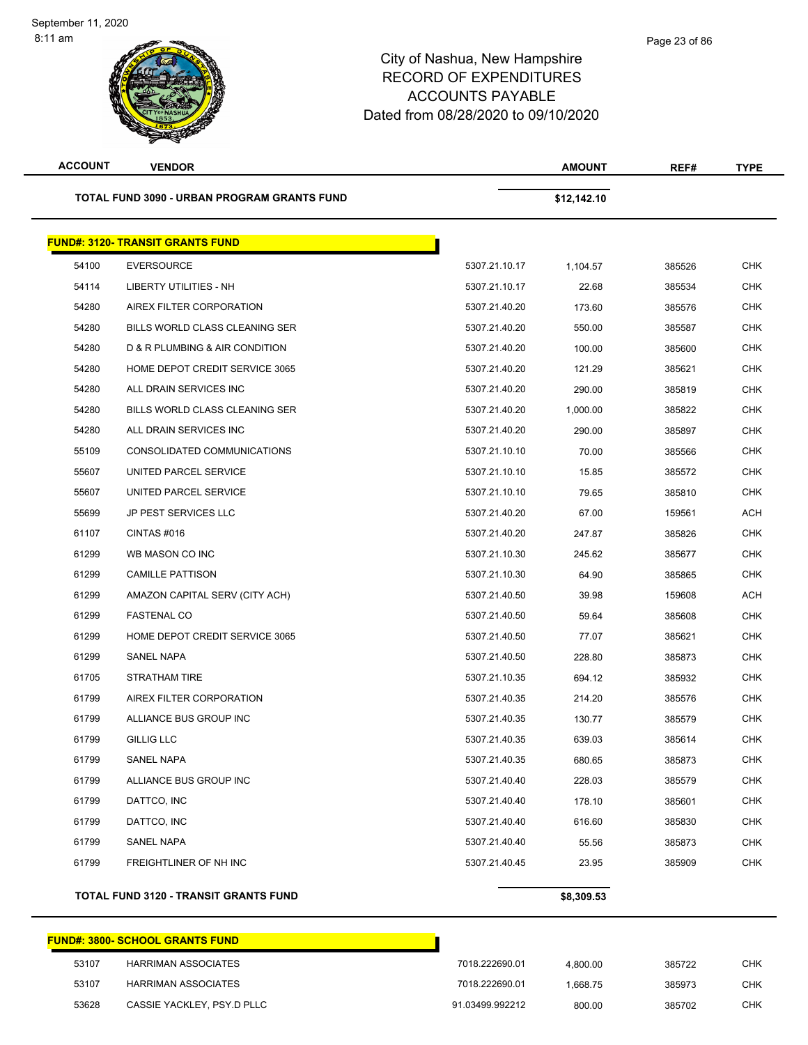City of Nashua, New Hampshire
RECORD OF EXPENDITURES
ACCOUNTS PAYABLE
Dated from 08/28/2020 to 09/10/2020

| ACCOUNT | VENDOR | | AMOUNT | REF# | TYPE |
|---|---|---|---|---|---|
| | **TOTAL FUND 3090 - URBAN PROGRAM GRANTS FUND** | | **$12,142.10** | | |

**FUND#: 3120- TRANSIT GRANTS FUND**

| ACCOUNT | VENDOR | | AMOUNT | REF# | TYPE |
|---|---|---|---|---|---|
| 54100 | EVERSOURCE | 5307.21.10.17 | 1,104.57 | 385526 | CHK |
| 54114 | LIBERTY UTILITIES - NH | 5307.21.10.17 | 22.68 | 385534 | CHK |
| 54280 | AIREX FILTER CORPORATION | 5307.21.40.20 | 173.60 | 385576 | CHK |
| 54280 | BILLS WORLD CLASS CLEANING SER | 5307.21.40.20 | 550.00 | 385587 | CHK |
| 54280 | D & R PLUMBING & AIR CONDITION | 5307.21.40.20 | 100.00 | 385600 | CHK |
| 54280 | HOME DEPOT CREDIT SERVICE 3065 | 5307.21.40.20 | 121.29 | 385621 | CHK |
| 54280 | ALL DRAIN SERVICES INC | 5307.21.40.20 | 290.00 | 385819 | CHK |
| 54280 | BILLS WORLD CLASS CLEANING SER | 5307.21.40.20 | 1,000.00 | 385822 | CHK |
| 54280 | ALL DRAIN SERVICES INC | 5307.21.40.20 | 290.00 | 385897 | CHK |
| 55109 | CONSOLIDATED COMMUNICATIONS | 5307.21.10.10 | 70.00 | 385566 | CHK |
| 55607 | UNITED PARCEL SERVICE | 5307.21.10.10 | 15.85 | 385572 | CHK |
| 55607 | UNITED PARCEL SERVICE | 5307.21.10.10 | 79.65 | 385810 | CHK |
| 55699 | JP PEST SERVICES LLC | 5307.21.40.20 | 67.00 | 159561 | ACH |
| 61107 | CINTAS #016 | 5307.21.40.20 | 247.87 | 385826 | CHK |
| 61299 | WB MASON CO INC | 5307.21.10.30 | 245.62 | 385677 | CHK |
| 61299 | CAMILLE PATTISON | 5307.21.10.30 | 64.90 | 385865 | CHK |
| 61299 | AMAZON CAPITAL SERV (CITY ACH) | 5307.21.40.50 | 39.98 | 159608 | ACH |
| 61299 | FASTENAL CO | 5307.21.40.50 | 59.64 | 385608 | CHK |
| 61299 | HOME DEPOT CREDIT SERVICE 3065 | 5307.21.40.50 | 77.07 | 385621 | CHK |
| 61299 | SANEL NAPA | 5307.21.40.50 | 228.80 | 385873 | CHK |
| 61705 | STRATHAM TIRE | 5307.21.10.35 | 694.12 | 385932 | CHK |
| 61799 | AIREX FILTER CORPORATION | 5307.21.40.35 | 214.20 | 385576 | CHK |
| 61799 | ALLIANCE BUS GROUP INC | 5307.21.40.35 | 130.77 | 385579 | CHK |
| 61799 | GILLIG LLC | 5307.21.40.35 | 639.03 | 385614 | CHK |
| 61799 | SANEL NAPA | 5307.21.40.35 | 680.65 | 385873 | CHK |
| 61799 | ALLIANCE BUS GROUP INC | 5307.21.40.40 | 228.03 | 385579 | CHK |
| 61799 | DATTCO, INC | 5307.21.40.40 | 178.10 | 385601 | CHK |
| 61799 | DATTCO, INC | 5307.21.40.40 | 616.60 | 385830 | CHK |
| 61799 | SANEL NAPA | 5307.21.40.40 | 55.56 | 385873 | CHK |
| 61799 | FREIGHTLINER OF NH INC | 5307.21.40.45 | 23.95 | 385909 | CHK |
| | **TOTAL FUND 3120 - TRANSIT GRANTS FUND** | | **$8,309.53** | | |

**FUND#: 3800- SCHOOL GRANTS FUND**

| ACCOUNT | VENDOR | | AMOUNT | REF# | TYPE |
|---|---|---|---|---|---|
| 53107 | HARRIMAN ASSOCIATES | 7018.222690.01 | 4,800.00 | 385722 | CHK |
| 53107 | HARRIMAN ASSOCIATES | 7018.222690.01 | 1,668.75 | 385973 | CHK |
| 53628 | CASSIE YACKLEY, PSY.D PLLC | 91.03499.992212 | 800.00 | 385702 | CHK |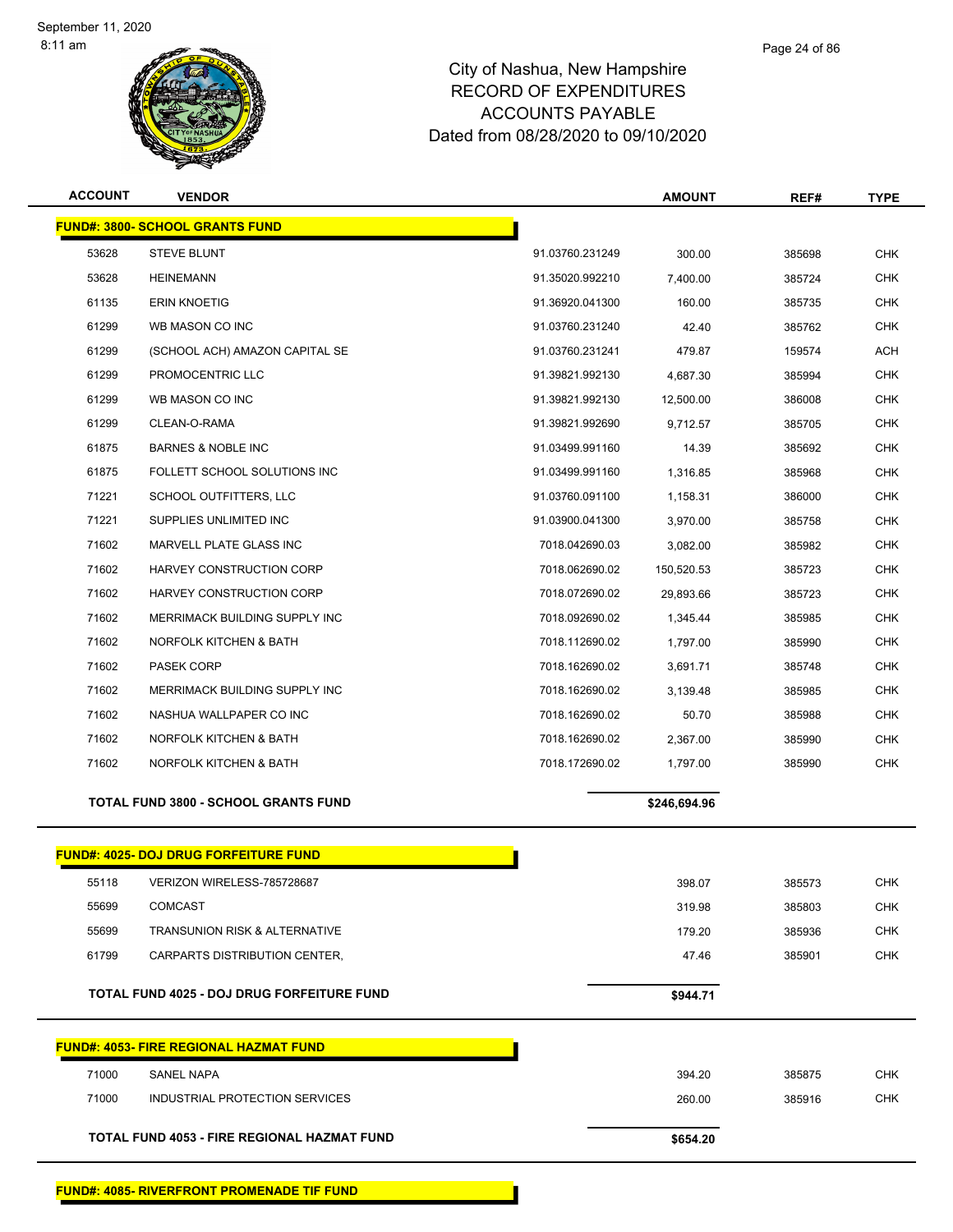# City of Nashua, New Hampshire
# RECORD OF EXPENDITURES
# ACCOUNTS PAYABLE
# Dated from 08/28/2020 to 09/10/2020

| ACCOUNT | VENDOR | | AMOUNT | REF# | TYPE |
|---|---|---|---|---|---|
| **FUND#: 3800- SCHOOL GRANTS FUND** | | | | | |
| 53628 | STEVE BLUNT | 91.03760.231249 | 300.00 | 385698 | CHK |
| 53628 | HEINEMANN | 91.35020.992210 | 7,400.00 | 385724 | CHK |
| 61135 | ERIN KNOETIG | 91.36920.041300 | 160.00 | 385735 | CHK |
| 61299 | WB MASON CO INC | 91.03760.231240 | 42.40 | 385762 | CHK |
| 61299 | (SCHOOL ACH) AMAZON CAPITAL SE | 91.03760.231241 | 479.87 | 159574 | ACH |
| 61299 | PROMOCENTRIC LLC | 91.39821.992130 | 4,687.30 | 385994 | CHK |
| 61299 | WB MASON CO INC | 91.39821.992130 | 12,500.00 | 386008 | CHK |
| 61299 | CLEAN-O-RAMA | 91.39821.992690 | 9,712.57 | 385705 | CHK |
| 61875 | BARNES & NOBLE INC | 91.03499.991160 | 14.39 | 385692 | CHK |
| 61875 | FOLLETT SCHOOL SOLUTIONS INC | 91.03499.991160 | 1,316.85 | 385968 | CHK |
| 71221 | SCHOOL OUTFITTERS, LLC | 91.03760.091100 | 1,158.31 | 386000 | CHK |
| 71221 | SUPPLIES UNLIMITED INC | 91.03900.041300 | 3,970.00 | 385758 | CHK |
| 71602 | MARVELL PLATE GLASS INC | 7018.042690.03 | 3,082.00 | 385982 | CHK |
| 71602 | HARVEY CONSTRUCTION CORP | 7018.062690.02 | 150,520.53 | 385723 | CHK |
| 71602 | HARVEY CONSTRUCTION CORP | 7018.072690.02 | 29,893.66 | 385723 | CHK |
| 71602 | MERRIMACK BUILDING SUPPLY INC | 7018.092690.02 | 1,345.44 | 385985 | CHK |
| 71602 | NORFOLK KITCHEN & BATH | 7018.112690.02 | 1,797.00 | 385990 | CHK |
| 71602 | PASEK CORP | 7018.162690.02 | 3,691.71 | 385748 | CHK |
| 71602 | MERRIMACK BUILDING SUPPLY INC | 7018.162690.02 | 3,139.48 | 385985 | CHK |
| 71602 | NASHUA WALLPAPER CO INC | 7018.162690.02 | 50.70 | 385988 | CHK |
| 71602 | NORFOLK KITCHEN & BATH | 7018.162690.02 | 2,367.00 | 385990 | CHK |
| 71602 | NORFOLK KITCHEN & BATH | 7018.172690.02 | 1,797.00 | 385990 | CHK |
| **TOTAL FUND 3800 - SCHOOL GRANTS FUND** | | | **$246,694.96** | | |
| **FUND#: 4025- DOJ DRUG FORFEITURE FUND** | | | | | |
| 55118 | VERIZON WIRELESS-785728687 | | 398.07 | 385573 | CHK |
| 55699 | COMCAST | | 319.98 | 385803 | CHK |
| 55699 | TRANSUNION RISK & ALTERNATIVE | | 179.20 | 385936 | CHK |
| 61799 | CARPARTS DISTRIBUTION CENTER, | | 47.46 | 385901 | CHK |
| **TOTAL FUND 4025 - DOJ DRUG FORFEITURE FUND** | | | **$944.71** | | |
| **FUND#: 4053- FIRE REGIONAL HAZMAT FUND** | | | | | |
| 71000 | SANEL NAPA | | 394.20 | 385875 | CHK |
| 71000 | INDUSTRIAL PROTECTION SERVICES | | 260.00 | 385916 | CHK |
| **TOTAL FUND 4053 - FIRE REGIONAL HAZMAT FUND** | | | **$654.20** | | |
| **FUND#: 4085- RIVERFRONT PROMENADE TIF FUND** | | | | | |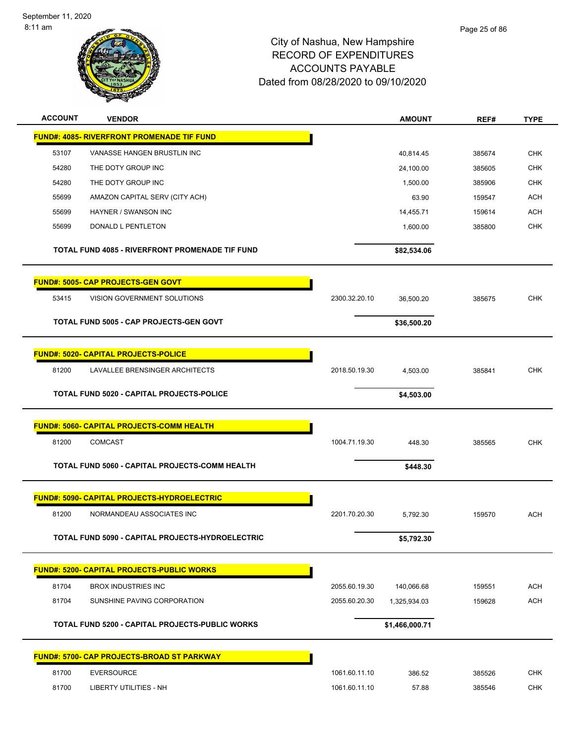City of Nashua, New Hampshire
RECORD OF EXPENDITURES
ACCOUNTS PAYABLE
Dated from 08/28/2020 to 09/10/2020

| ACCOUNT | VENDOR | | AMOUNT | REF# | TYPE |
|---|---|---|---|---|---|
| **FUND#: 4085- RIVERFRONT PROMENADE TIF FUND** | | | | | |
| 53107 | VANASSE HANGEN BRUSTLIN INC | | 40,814.45 | 385674 | CHK |
| 54280 | THE DOTY GROUP INC | | 24,100.00 | 385605 | CHK |
| 54280 | THE DOTY GROUP INC | | 1,500.00 | 385906 | CHK |
| 55699 | AMAZON CAPITAL SERV (CITY ACH) | | 63.90 | 159547 | ACH |
| 55699 | HAYNER / SWANSON INC | | 14,455.71 | 159614 | ACH |
| 55699 | DONALD L PENTLETON | | 1,600.00 | 385800 | CHK |
| | **TOTAL FUND 4085 - RIVERFRONT PROMENADE TIF FUND** | | **$82,534.06** | | |
| **FUND#: 5005- CAP PROJECTS-GEN GOVT** | | | | | |
| 53415 | VISION GOVERNMENT SOLUTIONS | 2300.32.20.10 | 36,500.20 | 385675 | CHK |
| | **TOTAL FUND 5005 - CAP PROJECTS-GEN GOVT** | | **$36,500.20** | | |
| **FUND#: 5020- CAPITAL PROJECTS-POLICE** | | | | | |
| 81200 | LAVALLEE BRENSINGER ARCHITECTS | 2018.50.19.30 | 4,503.00 | 385841 | CHK |
| | **TOTAL FUND 5020 - CAPITAL PROJECTS-POLICE** | | **$4,503.00** | | |
| **FUND#: 5060- CAPITAL PROJECTS-COMM HEALTH** | | | | | |
| 81200 | COMCAST | 1004.71.19.30 | 448.30 | 385565 | CHK |
| | **TOTAL FUND 5060 - CAPITAL PROJECTS-COMM HEALTH** | | **$448.30** | | |
| **FUND#: 5090- CAPITAL PROJECTS-HYDROELECTRIC** | | | | | |
| 81200 | NORMANDEAU ASSOCIATES INC | 2201.70.20.30 | 5,792.30 | 159570 | ACH |
| | **TOTAL FUND 5090 - CAPITAL PROJECTS-HYDROELECTRIC** | | **$5,792.30** | | |
| **FUND#: 5200- CAPITAL PROJECTS-PUBLIC WORKS** | | | | | |
| 81704 | BROX INDUSTRIES INC | 2055.60.19.30 | 140,066.68 | 159551 | ACH |
| 81704 | SUNSHINE PAVING CORPORATION | 2055.60.20.30 | 1,325,934.03 | 159628 | ACH |
| | **TOTAL FUND 5200 - CAPITAL PROJECTS-PUBLIC WORKS** | | **$1,466,000.71** | | |
| **FUND#: 5700- CAP PROJECTS-BROAD ST PARKWAY** | | | | | |
| 81700 | EVERSOURCE | 1061.60.11.10 | 386.52 | 385526 | CHK |
| 81700 | LIBERTY UTILITIES - NH | 1061.60.11.10 | 57.88 | 385546 | CHK |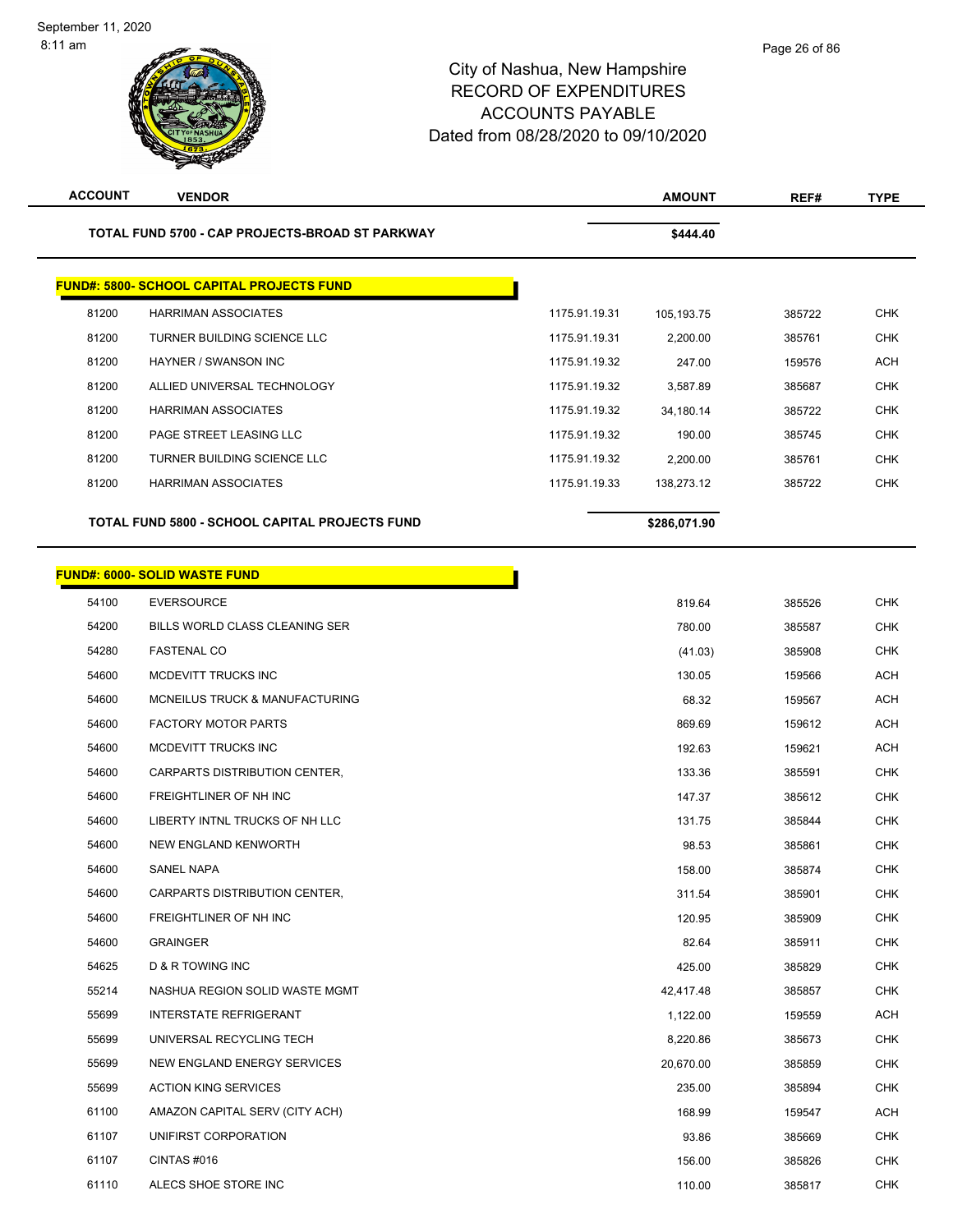# City of Nashua, New Hampshire
## RECORD OF EXPENDITURES
## ACCOUNTS PAYABLE
## Dated from 08/28/2020 to 09/10/2020

| ACCOUNT | VENDOR | | AMOUNT | REF# | TYPE |
|---|---|---|---|---|---|
| | **TOTAL FUND 5700 - CAP PROJECTS-BROAD ST PARKWAY** | | **$444.40** | | |
| | **FUND#: 5800- SCHOOL CAPITAL PROJECTS FUND** | | | | |
| 81200 | HARRIMAN ASSOCIATES | 1175.91.19.31 | 105,193.75 | 385722 | CHK |
| 81200 | TURNER BUILDING SCIENCE LLC | 1175.91.19.31 | 2,200.00 | 385761 | CHK |
| 81200 | HAYNER / SWANSON INC | 1175.91.19.32 | 247.00 | 159576 | ACH |
| 81200 | ALLIED UNIVERSAL TECHNOLOGY | 1175.91.19.32 | 3,587.89 | 385687 | CHK |
| 81200 | HARRIMAN ASSOCIATES | 1175.91.19.32 | 34,180.14 | 385722 | CHK |
| 81200 | PAGE STREET LEASING LLC | 1175.91.19.32 | 190.00 | 385745 | CHK |
| 81200 | TURNER BUILDING SCIENCE LLC | 1175.91.19.32 | 2,200.00 | 385761 | CHK |
| 81200 | HARRIMAN ASSOCIATES | 1175.91.19.33 | 138,273.12 | 385722 | CHK |
| | **TOTAL FUND 5800 - SCHOOL CAPITAL PROJECTS FUND** | | **$286,071.90** | | |
| | **FUND#: 6000- SOLID WASTE FUND** | | | | |
| 54100 | EVERSOURCE | | 819.64 | 385526 | CHK |
| 54200 | BILLS WORLD CLASS CLEANING SER | | 780.00 | 385587 | CHK |
| 54280 | FASTENAL CO | | (41.03) | 385908 | CHK |
| 54600 | MCDEVITT TRUCKS INC | | 130.05 | 159566 | ACH |
| 54600 | MCNEILUS TRUCK & MANUFACTURING | | 68.32 | 159567 | ACH |
| 54600 | FACTORY MOTOR PARTS | | 869.69 | 159612 | ACH |
| 54600 | MCDEVITT TRUCKS INC | | 192.63 | 159621 | ACH |
| 54600 | CARPARTS DISTRIBUTION CENTER, | | 133.36 | 385591 | CHK |
| 54600 | FREIGHTLINER OF NH INC | | 147.37 | 385612 | CHK |
| 54600 | LIBERTY INTNL TRUCKS OF NH LLC | | 131.75 | 385844 | CHK |
| 54600 | NEW ENGLAND KENWORTH | | 98.53 | 385861 | CHK |
| 54600 | SANEL NAPA | | 158.00 | 385874 | CHK |
| 54600 | CARPARTS DISTRIBUTION CENTER, | | 311.54 | 385901 | CHK |
| 54600 | FREIGHTLINER OF NH INC | | 120.95 | 385909 | CHK |
| 54600 | GRAINGER | | 82.64 | 385911 | CHK |
| 54625 | D & R TOWING INC | | 425.00 | 385829 | CHK |
| 55214 | NASHUA REGION SOLID WASTE MGMT | | 42,417.48 | 385857 | CHK |
| 55699 | INTERSTATE REFRIGERANT | | 1,122.00 | 159559 | ACH |
| 55699 | UNIVERSAL RECYCLING TECH | | 8,220.86 | 385673 | CHK |
| 55699 | NEW ENGLAND ENERGY SERVICES | | 20,670.00 | 385859 | CHK |
| 55699 | ACTION KING SERVICES | | 235.00 | 385894 | CHK |
| 61100 | AMAZON CAPITAL SERV (CITY ACH) | | 168.99 | 159547 | ACH |
| 61107 | UNIFIRST CORPORATION | | 93.86 | 385669 | CHK |
| 61107 | CINTAS #016 | | 156.00 | 385826 | CHK |
| 61110 | ALECS SHOE STORE INC | | 110.00 | 385817 | CHK |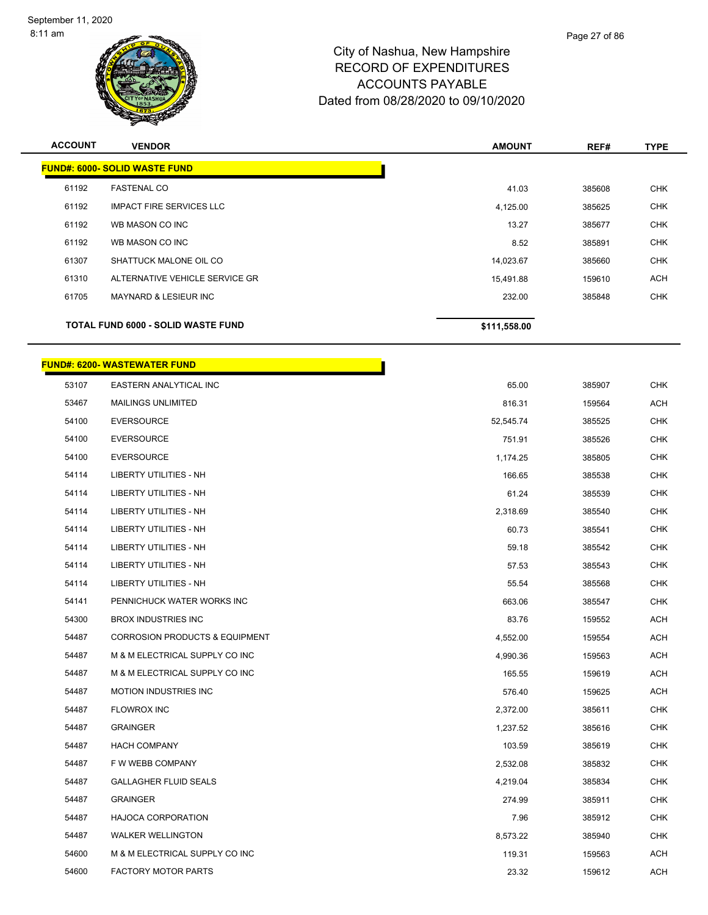# City of Nashua, New Hampshire
# RECORD OF EXPENDITURES
# ACCOUNTS PAYABLE
# Dated from 08/28/2020 to 09/10/2020

| ACCOUNT | VENDOR | AMOUNT | REF# | TYPE |
|---|---|---|---|---|
| **FUND#: 6000- SOLID WASTE FUND** | | | | |
| 61192 | FASTENAL CO | 41.03 | 385608 | CHK |
| 61192 | IMPACT FIRE SERVICES LLC | 4,125.00 | 385625 | CHK |
| 61192 | WB MASON CO INC | 13.27 | 385677 | CHK |
| 61192 | WB MASON CO INC | 8.52 | 385891 | CHK |
| 61307 | SHATTUCK MALONE OIL CO | 14,023.67 | 385660 | CHK |
| 61310 | ALTERNATIVE VEHICLE SERVICE GR | 15,491.88 | 159610 | ACH |
| 61705 | MAYNARD & LESIEUR INC | 232.00 | 385848 | CHK |
| **TOTAL FUND 6000 - SOLID WASTE FUND** | | **$111,558.00** | | |

| ACCOUNT | VENDOR | AMOUNT | REF# | TYPE |
|---|---|---|---|---|
| **FUND#: 6200- WASTEWATER FUND** | | | | |
| 53107 | EASTERN ANALYTICAL INC | 65.00 | 385907 | CHK |
| 53467 | MAILINGS UNLIMITED | 816.31 | 159564 | ACH |
| 54100 | EVERSOURCE | 52,545.74 | 385525 | CHK |
| 54100 | EVERSOURCE | 751.91 | 385526 | CHK |
| 54100 | EVERSOURCE | 1,174.25 | 385805 | CHK |
| 54114 | LIBERTY UTILITIES - NH | 166.65 | 385538 | CHK |
| 54114 | LIBERTY UTILITIES - NH | 61.24 | 385539 | CHK |
| 54114 | LIBERTY UTILITIES - NH | 2,318.69 | 385540 | CHK |
| 54114 | LIBERTY UTILITIES - NH | 60.73 | 385541 | CHK |
| 54114 | LIBERTY UTILITIES - NH | 59.18 | 385542 | CHK |
| 54114 | LIBERTY UTILITIES - NH | 57.53 | 385543 | CHK |
| 54114 | LIBERTY UTILITIES - NH | 55.54 | 385568 | CHK |
| 54141 | PENNICHUCK WATER WORKS INC | 663.06 | 385547 | CHK |
| 54300 | BROX INDUSTRIES INC | 83.76 | 159552 | ACH |
| 54487 | CORROSION PRODUCTS & EQUIPMENT | 4,552.00 | 159554 | ACH |
| 54487 | M & M ELECTRICAL SUPPLY CO INC | 4,990.36 | 159563 | ACH |
| 54487 | M & M ELECTRICAL SUPPLY CO INC | 165.55 | 159619 | ACH |
| 54487 | MOTION INDUSTRIES INC | 576.40 | 159625 | ACH |
| 54487 | FLOWROX INC | 2,372.00 | 385611 | CHK |
| 54487 | GRAINGER | 1,237.52 | 385616 | CHK |
| 54487 | HACH COMPANY | 103.59 | 385619 | CHK |
| 54487 | F W WEBB COMPANY | 2,532.08 | 385832 | CHK |
| 54487 | GALLAGHER FLUID SEALS | 4,219.04 | 385834 | CHK |
| 54487 | GRAINGER | 274.99 | 385911 | CHK |
| 54487 | HAJOCA CORPORATION | 7.96 | 385912 | CHK |
| 54487 | WALKER WELLINGTON | 8,573.22 | 385940 | CHK |
| 54600 | M & M ELECTRICAL SUPPLY CO INC | 119.31 | 159563 | ACH |
| 54600 | FACTORY MOTOR PARTS | 23.32 | 159612 | ACH |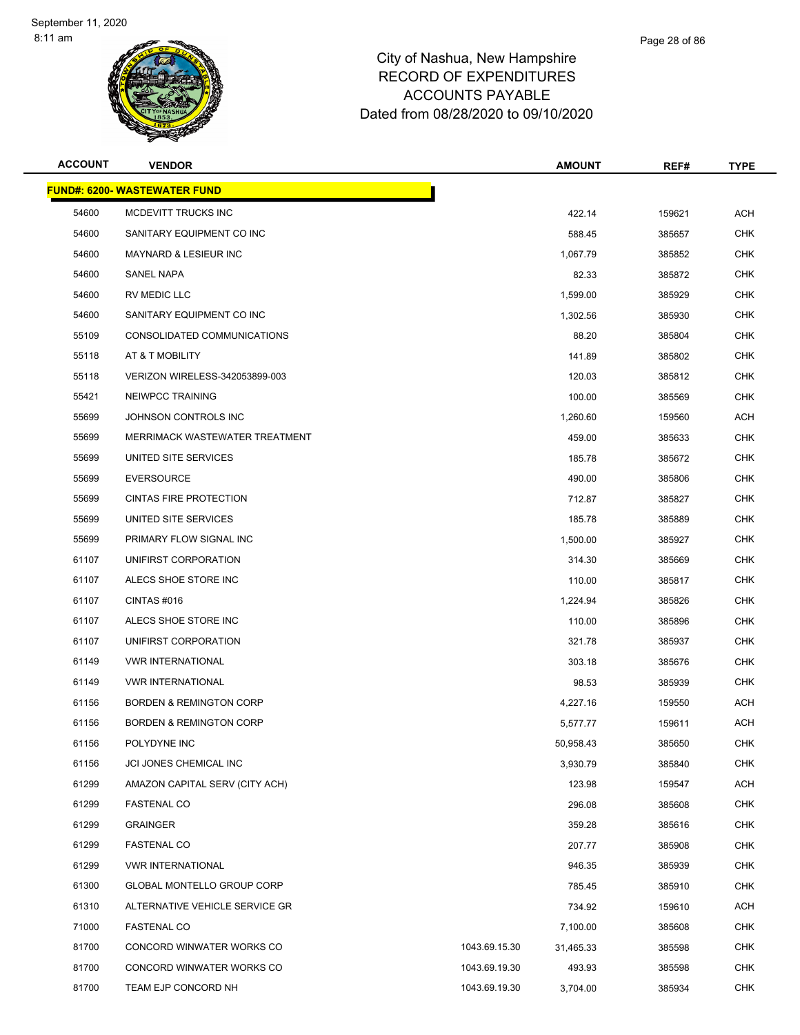City of Nashua, New Hampshire
RECORD OF EXPENDITURES
ACCOUNTS PAYABLE
Dated from 08/28/2020 to 09/10/2020

| ACCOUNT | VENDOR | | AMOUNT | REF# | TYPE |
|---|---|---|---|---|---|
| **FUND#: 6200- WASTEWATER FUND** | | | | | |
| 54600 | MCDEVITT TRUCKS INC | | 422.14 | 159621 | ACH |
| 54600 | SANITARY EQUIPMENT CO INC | | 588.45 | 385657 | CHK |
| 54600 | MAYNARD & LESIEUR INC | | 1,067.79 | 385852 | CHK |
| 54600 | SANEL NAPA | | 82.33 | 385872 | CHK |
| 54600 | RV MEDIC LLC | | 1,599.00 | 385929 | CHK |
| 54600 | SANITARY EQUIPMENT CO INC | | 1,302.56 | 385930 | CHK |
| 55109 | CONSOLIDATED COMMUNICATIONS | | 88.20 | 385804 | CHK |
| 55118 | AT & T MOBILITY | | 141.89 | 385802 | CHK |
| 55118 | VERIZON WIRELESS-342053899-003 | | 120.03 | 385812 | CHK |
| 55421 | NEIWPCC TRAINING | | 100.00 | 385569 | CHK |
| 55699 | JOHNSON CONTROLS INC | | 1,260.60 | 159560 | ACH |
| 55699 | MERRIMACK WASTEWATER TREATMENT | | 459.00 | 385633 | CHK |
| 55699 | UNITED SITE SERVICES | | 185.78 | 385672 | CHK |
| 55699 | EVERSOURCE | | 490.00 | 385806 | CHK |
| 55699 | CINTAS FIRE PROTECTION | | 712.87 | 385827 | CHK |
| 55699 | UNITED SITE SERVICES | | 185.78 | 385889 | CHK |
| 55699 | PRIMARY FLOW SIGNAL INC | | 1,500.00 | 385927 | CHK |
| 61107 | UNIFIRST CORPORATION | | 314.30 | 385669 | CHK |
| 61107 | ALECS SHOE STORE INC | | 110.00 | 385817 | CHK |
| 61107 | CINTAS #016 | | 1,224.94 | 385826 | CHK |
| 61107 | ALECS SHOE STORE INC | | 110.00 | 385896 | CHK |
| 61107 | UNIFIRST CORPORATION | | 321.78 | 385937 | CHK |
| 61149 | VWR INTERNATIONAL | | 303.18 | 385676 | CHK |
| 61149 | VWR INTERNATIONAL | | 98.53 | 385939 | CHK |
| 61156 | BORDEN & REMINGTON CORP | | 4,227.16 | 159550 | ACH |
| 61156 | BORDEN & REMINGTON CORP | | 5,577.77 | 159611 | ACH |
| 61156 | POLYDYNE INC | | 50,958.43 | 385650 | CHK |
| 61156 | JCI JONES CHEMICAL INC | | 3,930.79 | 385840 | CHK |
| 61299 | AMAZON CAPITAL SERV (CITY ACH) | | 123.98 | 159547 | ACH |
| 61299 | FASTENAL CO | | 296.08 | 385608 | CHK |
| 61299 | GRAINGER | | 359.28 | 385616 | CHK |
| 61299 | FASTENAL CO | | 207.77 | 385908 | CHK |
| 61299 | VWR INTERNATIONAL | | 946.35 | 385939 | CHK |
| 61300 | GLOBAL MONTELLO GROUP CORP | | 785.45 | 385910 | CHK |
| 61310 | ALTERNATIVE VEHICLE SERVICE GR | | 734.92 | 159610 | ACH |
| 71000 | FASTENAL CO | | 7,100.00 | 385608 | CHK |
| 81700 | CONCORD WINWATER WORKS CO | 1043.69.15.30 | 31,465.33 | 385598 | CHK |
| 81700 | CONCORD WINWATER WORKS CO | 1043.69.19.30 | 493.93 | 385598 | CHK |
| 81700 | TEAM EJP CONCORD NH | 1043.69.19.30 | 3,704.00 | 385934 | CHK |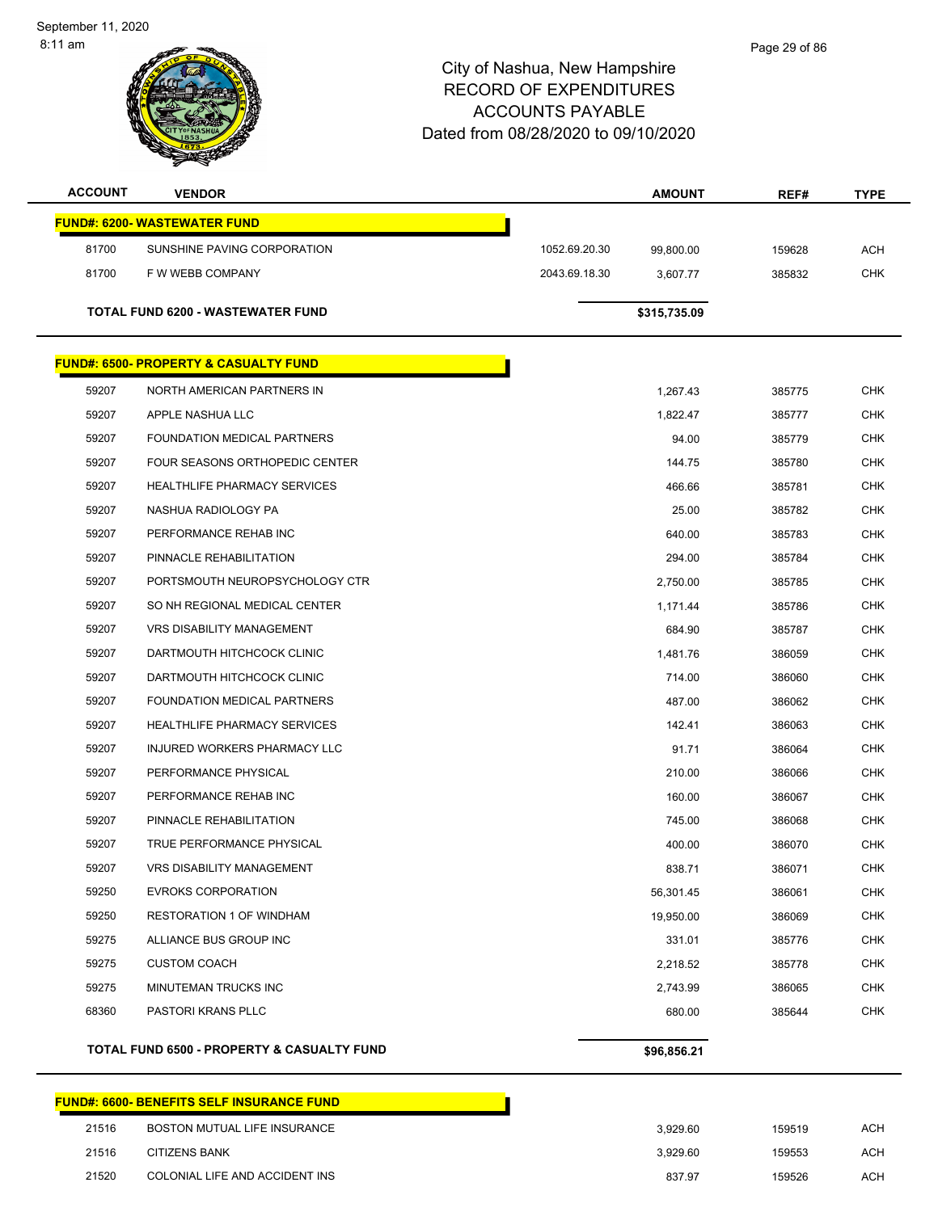City of Nashua, New Hampshire
RECORD OF EXPENDITURES
ACCOUNTS PAYABLE
Dated from 08/28/2020 to 09/10/2020

| ACCOUNT | VENDOR | | AMOUNT | REF# | TYPE |
|---|---|---|---|---|---|
| **FUND#: 6200- WASTEWATER FUND** | | | | | |
| 81700 | SUNSHINE PAVING CORPORATION | 1052.69.20.30 | 99,800.00 | 159628 | ACH |
| 81700 | F W WEBB COMPANY | 2043.69.18.30 | 3,607.77 | 385832 | CHK |
| **TOTAL FUND 6200 - WASTEWATER FUND** | | | **$315,735.09** | | |
| **FUND#: 6500- PROPERTY & CASUALTY FUND** | | | | | |
| 59207 | NORTH AMERICAN PARTNERS IN | | 1,267.43 | 385775 | CHK |
| 59207 | APPLE NASHUA LLC | | 1,822.47 | 385777 | CHK |
| 59207 | FOUNDATION MEDICAL PARTNERS | | 94.00 | 385779 | CHK |
| 59207 | FOUR SEASONS ORTHOPEDIC CENTER | | 144.75 | 385780 | CHK |
| 59207 | HEALTHLIFE PHARMACY SERVICES | | 466.66 | 385781 | CHK |
| 59207 | NASHUA RADIOLOGY PA | | 25.00 | 385782 | CHK |
| 59207 | PERFORMANCE REHAB INC | | 640.00 | 385783 | CHK |
| 59207 | PINNACLE REHABILITATION | | 294.00 | 385784 | CHK |
| 59207 | PORTSMOUTH NEUROPSYCHOLOGY CTR | | 2,750.00 | 385785 | CHK |
| 59207 | SO NH REGIONAL MEDICAL CENTER | | 1,171.44 | 385786 | CHK |
| 59207 | VRS DISABILITY MANAGEMENT | | 684.90 | 385787 | CHK |
| 59207 | DARTMOUTH HITCHCOCK CLINIC | | 1,481.76 | 386059 | CHK |
| 59207 | DARTMOUTH HITCHCOCK CLINIC | | 714.00 | 386060 | CHK |
| 59207 | FOUNDATION MEDICAL PARTNERS | | 487.00 | 386062 | CHK |
| 59207 | HEALTHLIFE PHARMACY SERVICES | | 142.41 | 386063 | CHK |
| 59207 | INJURED WORKERS PHARMACY LLC | | 91.71 | 386064 | CHK |
| 59207 | PERFORMANCE PHYSICAL | | 210.00 | 386066 | CHK |
| 59207 | PERFORMANCE REHAB INC | | 160.00 | 386067 | CHK |
| 59207 | PINNACLE REHABILITATION | | 745.00 | 386068 | CHK |
| 59207 | TRUE PERFORMANCE PHYSICAL | | 400.00 | 386070 | CHK |
| 59207 | VRS DISABILITY MANAGEMENT | | 838.71 | 386071 | CHK |
| 59250 | EVROKS CORPORATION | | 56,301.45 | 386061 | CHK |
| 59250 | RESTORATION 1 OF WINDHAM | | 19,950.00 | 386069 | CHK |
| 59275 | ALLIANCE BUS GROUP INC | | 331.01 | 385776 | CHK |
| 59275 | CUSTOM COACH | | 2,218.52 | 385778 | CHK |
| 59275 | MINUTEMAN TRUCKS INC | | 2,743.99 | 386065 | CHK |
| 68360 | PASTORI KRANS PLLC | | 680.00 | 385644 | CHK |
| **TOTAL FUND 6500 - PROPERTY & CASUALTY FUND** | | | **$96,856.21** | | |
| **FUND#: 6600- BENEFITS SELF INSURANCE FUND** | | | | | |
| 21516 | BOSTON MUTUAL LIFE INSURANCE | | 3,929.60 | 159519 | ACH |
| 21516 | CITIZENS BANK | | 3,929.60 | 159553 | ACH |
| 21520 | COLONIAL LIFE AND ACCIDENT INS | | 837.97 | 159526 | ACH |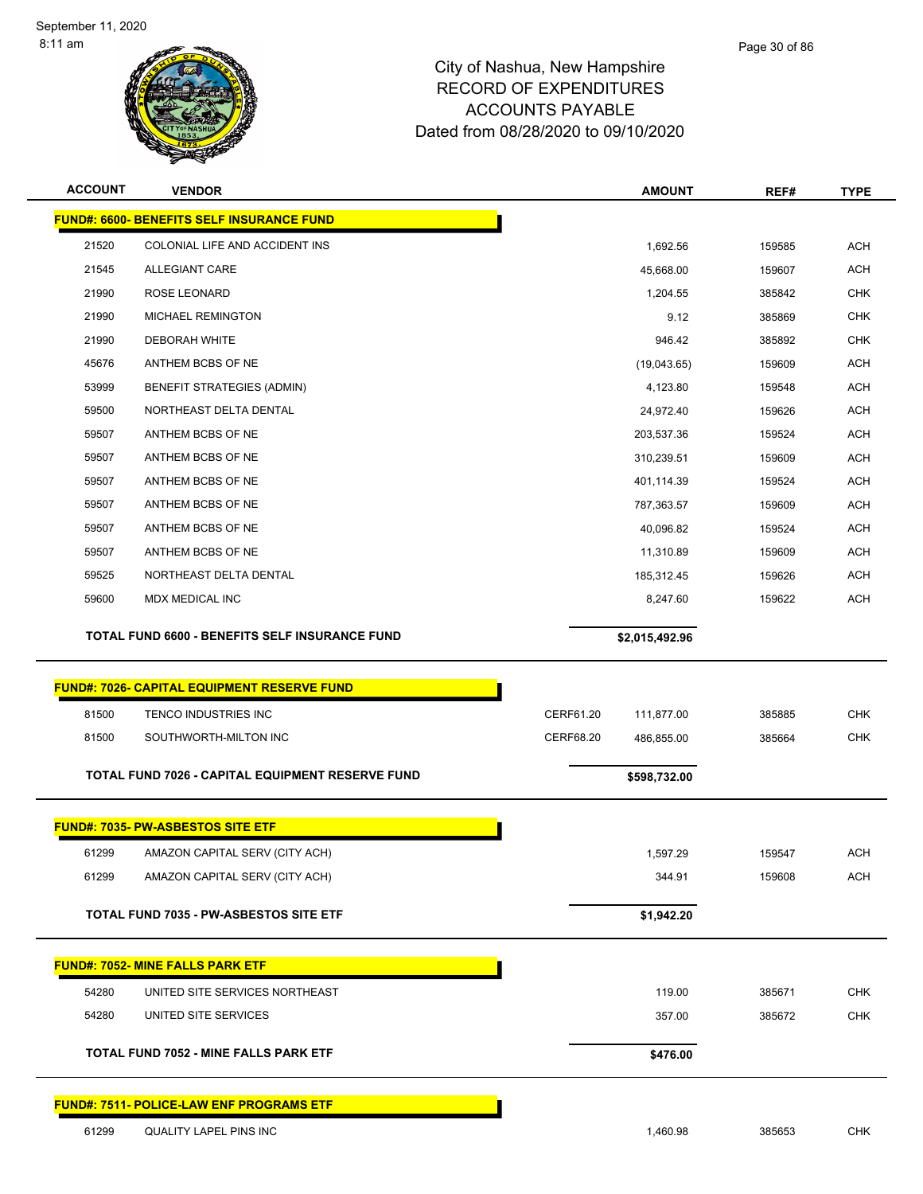City of Nashua, New Hampshire
RECORD OF EXPENDITURES
ACCOUNTS PAYABLE
Dated from 08/28/2020 to 09/10/2020

| ACCOUNT | VENDOR | | AMOUNT | REF# | TYPE |
|---|---|---|---|---|---|
| **FUND#: 6600- BENEFITS SELF INSURANCE FUND** | | | | | |
| 21520 | COLONIAL LIFE AND ACCIDENT INS | | 1,692.56 | 159585 | ACH |
| 21545 | ALLEGIANT CARE | | 45,668.00 | 159607 | ACH |
| 21990 | ROSE LEONARD | | 1,204.55 | 385842 | CHK |
| 21990 | MICHAEL REMINGTON | | 9.12 | 385869 | CHK |
| 21990 | DEBORAH WHITE | | 946.42 | 385892 | CHK |
| 45676 | ANTHEM BCBS OF NE | | (19,043.65) | 159609 | ACH |
| 53999 | BENEFIT STRATEGIES (ADMIN) | | 4,123.80 | 159548 | ACH |
| 59500 | NORTHEAST DELTA DENTAL | | 24,972.40 | 159626 | ACH |
| 59507 | ANTHEM BCBS OF NE | | 203,537.36 | 159524 | ACH |
| 59507 | ANTHEM BCBS OF NE | | 310,239.51 | 159609 | ACH |
| 59507 | ANTHEM BCBS OF NE | | 401,114.39 | 159524 | ACH |
| 59507 | ANTHEM BCBS OF NE | | 787,363.57 | 159609 | ACH |
| 59507 | ANTHEM BCBS OF NE | | 40,096.82 | 159524 | ACH |
| 59507 | ANTHEM BCBS OF NE | | 11,310.89 | 159609 | ACH |
| 59525 | NORTHEAST DELTA DENTAL | | 185,312.45 | 159626 | ACH |
| 59600 | MDX MEDICAL INC | | 8,247.60 | 159622 | ACH |
| **TOTAL FUND 6600 - BENEFITS SELF INSURANCE FUND** | | | **$2,015,492.96** | | |
| **FUND#: 7026- CAPITAL EQUIPMENT RESERVE FUND** | | | | | |
| 81500 | TENCO INDUSTRIES INC | CERF61.20 | 111,877.00 | 385885 | CHK |
| 81500 | SOUTHWORTH-MILTON INC | CERF68.20 | 486,855.00 | 385664 | CHK |
| **TOTAL FUND 7026 - CAPITAL EQUIPMENT RESERVE FUND** | | | **$598,732.00** | | |
| **FUND#: 7035- PW-ASBESTOS SITE ETF** | | | | | |
| 61299 | AMAZON CAPITAL SERV (CITY ACH) | | 1,597.29 | 159547 | ACH |
| 61299 | AMAZON CAPITAL SERV (CITY ACH) | | 344.91 | 159608 | ACH |
| **TOTAL FUND 7035 - PW-ASBESTOS SITE ETF** | | | **$1,942.20** | | |
| **FUND#: 7052- MINE FALLS PARK ETF** | | | | | |
| 54280 | UNITED SITE SERVICES NORTHEAST | | 119.00 | 385671 | CHK |
| 54280 | UNITED SITE SERVICES | | 357.00 | 385672 | CHK |
| **TOTAL FUND 7052 - MINE FALLS PARK ETF** | | | **$476.00** | | |
| **FUND#: 7511- POLICE-LAW ENF PROGRAMS ETF** | | | | | |
| 61299 | QUALITY LAPEL PINS INC | | 1,460.98 | 385653 | CHK |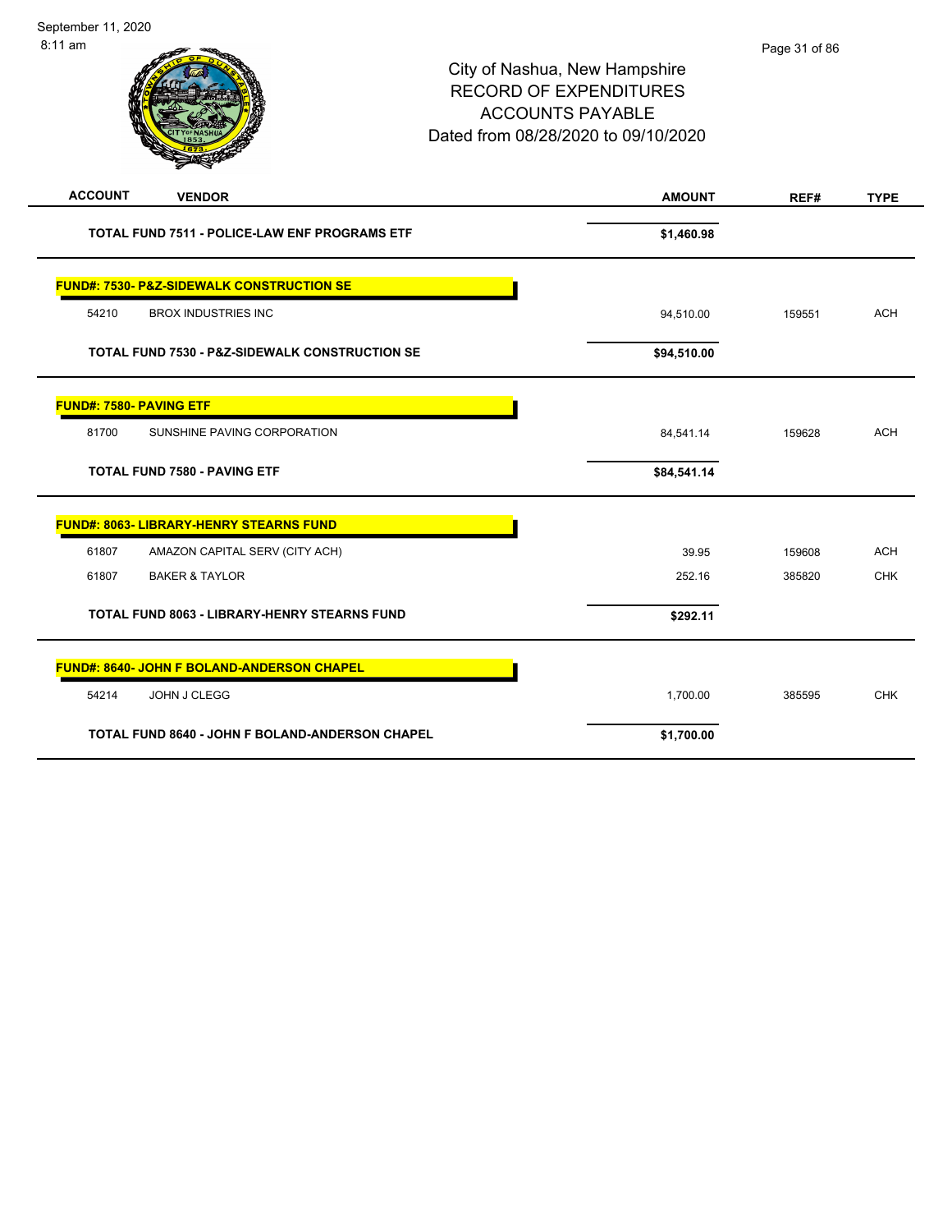City of Nashua, New Hampshire
RECORD OF EXPENDITURES
ACCOUNTS PAYABLE
Dated from 08/28/2020 to 09/10/2020

| ACCOUNT | VENDOR | AMOUNT | REF# | TYPE |
|---|---|---|---|---|
| | **TOTAL FUND 7511 - POLICE-LAW ENF PROGRAMS ETF** | **$1,460.98** | | |
| **FUND#: 7530- P&Z-SIDEWALK CONSTRUCTION SE** | | | | |
| 54210 | BROX INDUSTRIES INC | 94,510.00 | 159551 | ACH |
| | **TOTAL FUND 7530 - P&Z-SIDEWALK CONSTRUCTION SE** | **$94,510.00** | | |
| **FUND#: 7580- PAVING ETF** | | | | |
| 81700 | SUNSHINE PAVING CORPORATION | 84,541.14 | 159628 | ACH |
| | **TOTAL FUND 7580 - PAVING ETF** | **$84,541.14** | | |
| **FUND#: 8063- LIBRARY-HENRY STEARNS FUND** | | | | |
| 61807 | AMAZON CAPITAL SERV (CITY ACH) | 39.95 | 159608 | ACH |
| 61807 | BAKER & TAYLOR | 252.16 | 385820 | CHK |
| | **TOTAL FUND 8063 - LIBRARY-HENRY STEARNS FUND** | **$292.11** | | |
| **FUND#: 8640- JOHN F BOLAND-ANDERSON CHAPEL** | | | | |
| 54214 | JOHN J CLEGG | 1,700.00 | 385595 | CHK |
| | **TOTAL FUND 8640 - JOHN F BOLAND-ANDERSON CHAPEL** | **$1,700.00** | | |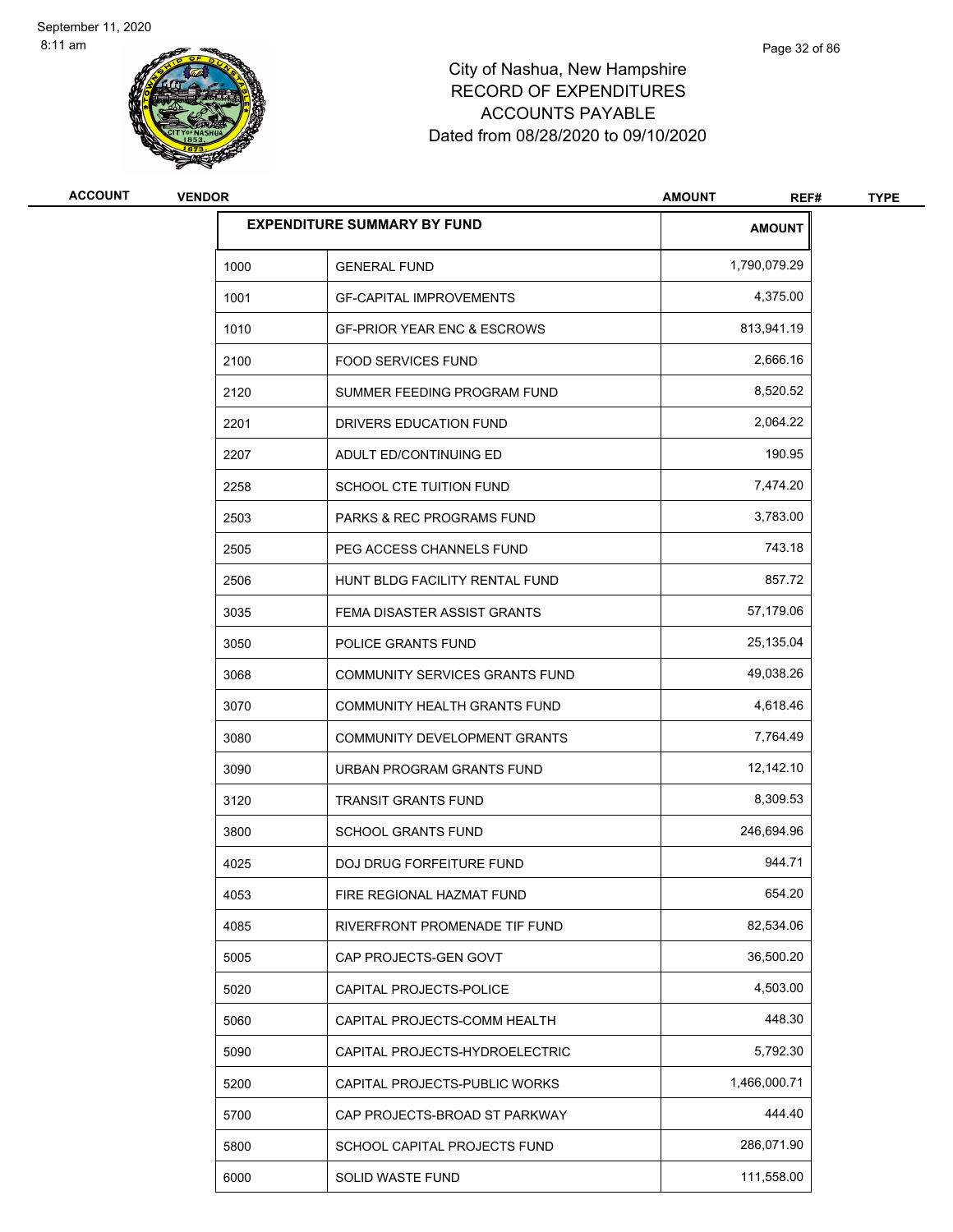# City of Nashua, New Hampshire
## RECORD OF EXPENDITURES
## ACCOUNTS PAYABLE
## Dated from 08/28/2020 to 09/10/2020

ACCOUNT | VENDOR | AMOUNT | REF# | TYPE

| EXPENDITURE SUMMARY BY FUND | | AMOUNT |
|---|---|---|
| 1000 | GENERAL FUND | 1,790,079.29 |
| 1001 | GF-CAPITAL IMPROVEMENTS | 4,375.00 |
| 1010 | GF-PRIOR YEAR ENC & ESCROWS | 813,941.19 |
| 2100 | FOOD SERVICES FUND | 2,666.16 |
| 2120 | SUMMER FEEDING PROGRAM FUND | 8,520.52 |
| 2201 | DRIVERS EDUCATION FUND | 2,064.22 |
| 2207 | ADULT ED/CONTINUING ED | 190.95 |
| 2258 | SCHOOL CTE TUITION FUND | 7,474.20 |
| 2503 | PARKS & REC PROGRAMS FUND | 3,783.00 |
| 2505 | PEG ACCESS CHANNELS FUND | 743.18 |
| 2506 | HUNT BLDG FACILITY RENTAL FUND | 857.72 |
| 3035 | FEMA DISASTER ASSIST GRANTS | 57,179.06 |
| 3050 | POLICE GRANTS FUND | 25,135.04 |
| 3068 | COMMUNITY SERVICES GRANTS FUND | 49,038.26 |
| 3070 | COMMUNITY HEALTH GRANTS FUND | 4,618.46 |
| 3080 | COMMUNITY DEVELOPMENT GRANTS | 7,764.49 |
| 3090 | URBAN PROGRAM GRANTS FUND | 12,142.10 |
| 3120 | TRANSIT GRANTS FUND | 8,309.53 |
| 3800 | SCHOOL GRANTS FUND | 246,694.96 |
| 4025 | DOJ DRUG FORFEITURE FUND | 944.71 |
| 4053 | FIRE REGIONAL HAZMAT FUND | 654.20 |
| 4085 | RIVERFRONT PROMENADE TIF FUND | 82,534.06 |
| 5005 | CAP PROJECTS-GEN GOVT | 36,500.20 |
| 5020 | CAPITAL PROJECTS-POLICE | 4,503.00 |
| 5060 | CAPITAL PROJECTS-COMM HEALTH | 448.30 |
| 5090 | CAPITAL PROJECTS-HYDROELECTRIC | 5,792.30 |
| 5200 | CAPITAL PROJECTS-PUBLIC WORKS | 1,466,000.71 |
| 5700 | CAP PROJECTS-BROAD ST PARKWAY | 444.40 |
| 5800 | SCHOOL CAPITAL PROJECTS FUND | 286,071.90 |
| 6000 | SOLID WASTE FUND | 111,558.00 |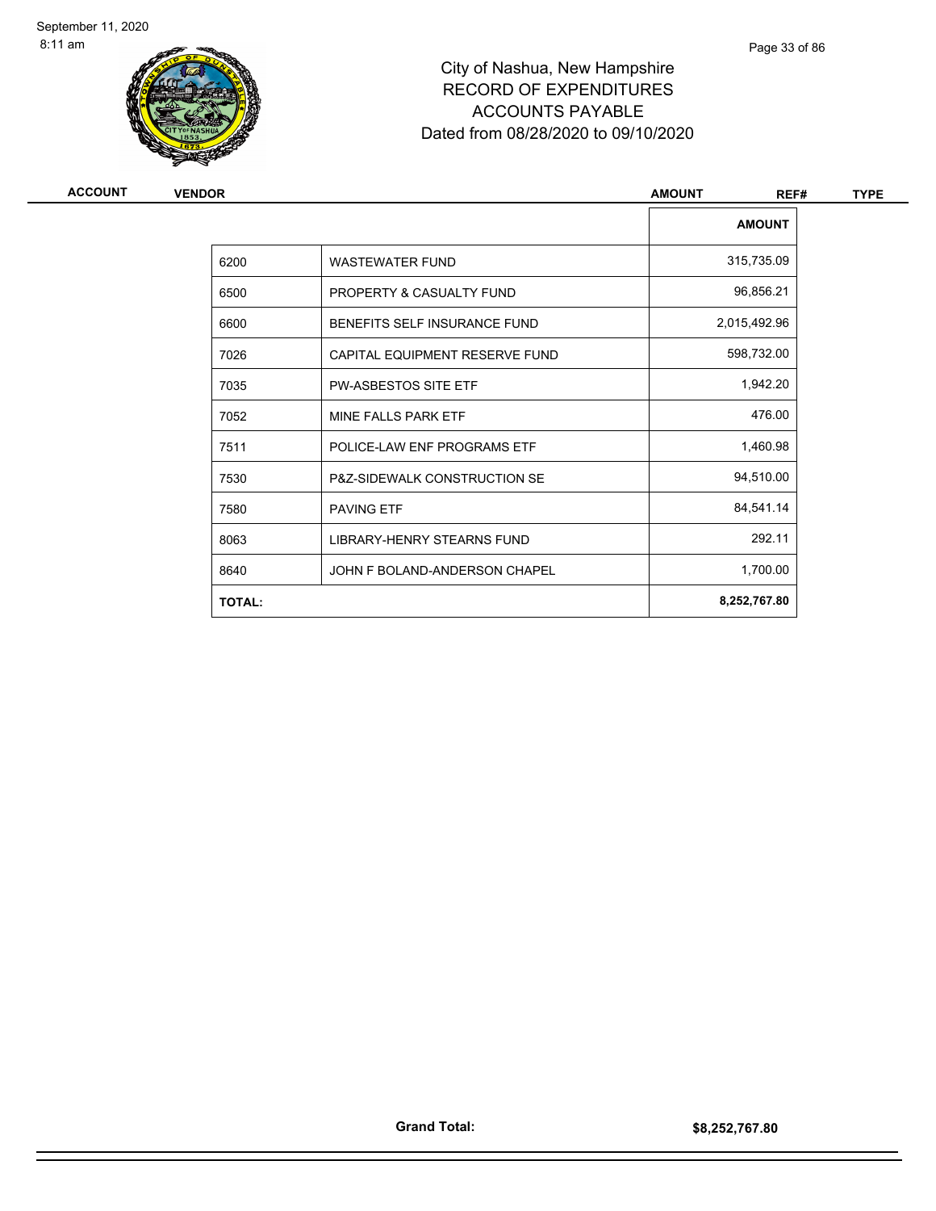# City of Nashua, New Hampshire
## RECORD OF EXPENDITURES
## ACCOUNTS PAYABLE
## Dated from 08/28/2020 to 09/10/2020

| ACCOUNT | VENDOR | AMOUNT | REF# | TYPE |
|---|---|---|---|---|

| | | AMOUNT |
|---|---|---|
| 6200 | WASTEWATER FUND | 315,735.09 |
| 6500 | PROPERTY & CASUALTY FUND | 96,856.21 |
| 6600 | BENEFITS SELF INSURANCE FUND | 2,015,492.96 |
| 7026 | CAPITAL EQUIPMENT RESERVE FUND | 598,732.00 |
| 7035 | PW-ASBESTOS SITE ETF | 1,942.20 |
| 7052 | MINE FALLS PARK ETF | 476.00 |
| 7511 | POLICE-LAW ENF PROGRAMS ETF | 1,460.98 |
| 7530 | P&Z-SIDEWALK CONSTRUCTION SE | 94,510.00 |
| 7580 | PAVING ETF | 84,541.14 |
| 8063 | LIBRARY-HENRY STEARNS FUND | 292.11 |
| 8640 | JOHN F BOLAND-ANDERSON CHAPEL | 1,700.00 |
| **TOTAL:** | | **8,252,767.80** |

**Grand Total:** **$8,252,767.80**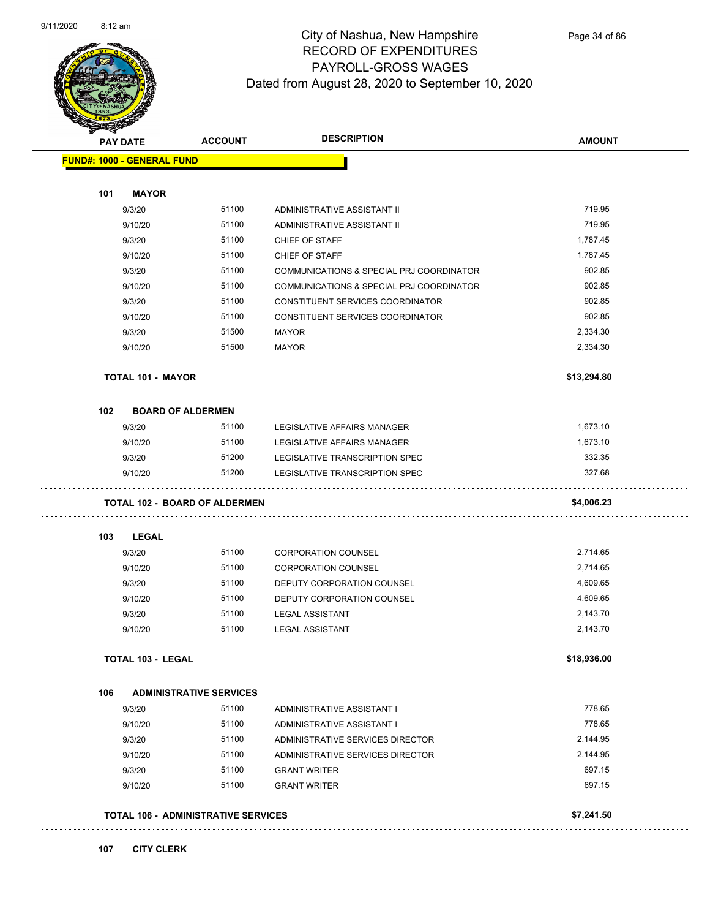# City of Nashua, New Hampshire
## RECORD OF EXPENDITURES
## PAYROLL-GROSS WAGES
## Dated from August 28, 2020 to September 10, 2020

9/11/2020 8:12 am

**FUND#: 1000 - GENERAL FUND**

| PAY DATE | ACCOUNT | DESCRIPTION | AMOUNT |
|---|---|---|---|
| **101 MAYOR** | | | |
| 9/3/20 | 51100 | ADMINISTRATIVE ASSISTANT II | 719.95 |
| 9/10/20 | 51100 | ADMINISTRATIVE ASSISTANT II | 719.95 |
| 9/3/20 | 51100 | CHIEF OF STAFF | 1,787.45 |
| 9/10/20 | 51100 | CHIEF OF STAFF | 1,787.45 |
| 9/3/20 | 51100 | COMMUNICATIONS & SPECIAL PRJ COORDINATOR | 902.85 |
| 9/10/20 | 51100 | COMMUNICATIONS & SPECIAL PRJ COORDINATOR | 902.85 |
| 9/3/20 | 51100 | CONSTITUENT SERVICES COORDINATOR | 902.85 |
| 9/10/20 | 51100 | CONSTITUENT SERVICES COORDINATOR | 902.85 |
| 9/3/20 | 51500 | MAYOR | 2,334.30 |
| 9/10/20 | 51500 | MAYOR | 2,334.30 |
| **TOTAL 101 - MAYOR** | | | **$13,294.80** |
| **102 BOARD OF ALDERMEN** | | | |
| 9/3/20 | 51100 | LEGISLATIVE AFFAIRS MANAGER | 1,673.10 |
| 9/10/20 | 51100 | LEGISLATIVE AFFAIRS MANAGER | 1,673.10 |
| 9/3/20 | 51200 | LEGISLATIVE TRANSCRIPTION SPEC | 332.35 |
| 9/10/20 | 51200 | LEGISLATIVE TRANSCRIPTION SPEC | 327.68 |
| **TOTAL 102 - BOARD OF ALDERMEN** | | | **$4,006.23** |
| **103 LEGAL** | | | |
| 9/3/20 | 51100 | CORPORATION COUNSEL | 2,714.65 |
| 9/10/20 | 51100 | CORPORATION COUNSEL | 2,714.65 |
| 9/3/20 | 51100 | DEPUTY CORPORATION COUNSEL | 4,609.65 |
| 9/10/20 | 51100 | DEPUTY CORPORATION COUNSEL | 4,609.65 |
| 9/3/20 | 51100 | LEGAL ASSISTANT | 2,143.70 |
| 9/10/20 | 51100 | LEGAL ASSISTANT | 2,143.70 |
| **TOTAL 103 - LEGAL** | | | **$18,936.00** |
| **106 ADMINISTRATIVE SERVICES** | | | |
| 9/3/20 | 51100 | ADMINISTRATIVE ASSISTANT I | 778.65 |
| 9/10/20 | 51100 | ADMINISTRATIVE ASSISTANT I | 778.65 |
| 9/3/20 | 51100 | ADMINISTRATIVE SERVICES DIRECTOR | 2,144.95 |
| 9/10/20 | 51100 | ADMINISTRATIVE SERVICES DIRECTOR | 2,144.95 |
| 9/3/20 | 51100 | GRANT WRITER | 697.15 |
| 9/10/20 | 51100 | GRANT WRITER | 697.15 |
| **TOTAL 106 - ADMINISTRATIVE SERVICES** | | | **$7,241.50** |
| **107 CITY CLERK** | | | |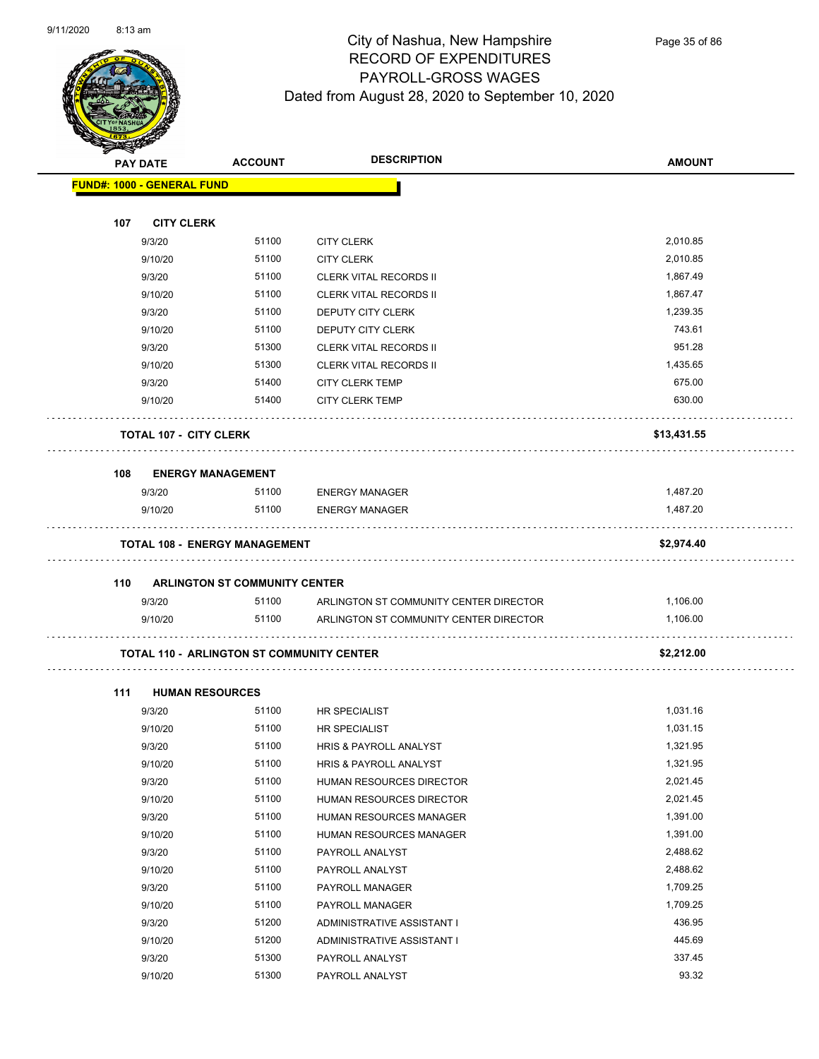# City of Nashua, New Hampshire
## RECORD OF EXPENDITURES
## PAYROLL-GROSS WAGES
## Dated from August 28, 2020 to September 10, 2020

**FUND#: 1000 - GENERAL FUND**

| PAY DATE | ACCOUNT | DESCRIPTION | AMOUNT |
|---|---|---|---|
| **107 CITY CLERK** | | | |
| 9/3/20 | 51100 | CITY CLERK | 2,010.85 |
| 9/10/20 | 51100 | CITY CLERK | 2,010.85 |
| 9/3/20 | 51100 | CLERK VITAL RECORDS II | 1,867.49 |
| 9/10/20 | 51100 | CLERK VITAL RECORDS II | 1,867.47 |
| 9/3/20 | 51100 | DEPUTY CITY CLERK | 1,239.35 |
| 9/10/20 | 51100 | DEPUTY CITY CLERK | 743.61 |
| 9/3/20 | 51300 | CLERK VITAL RECORDS II | 951.28 |
| 9/10/20 | 51300 | CLERK VITAL RECORDS II | 1,435.65 |
| 9/3/20 | 51400 | CITY CLERK TEMP | 675.00 |
| 9/10/20 | 51400 | CITY CLERK TEMP | 630.00 |
| **TOTAL 107 - CITY CLERK** | | | **$13,431.55** |
| **108 ENERGY MANAGEMENT** | | | |
| 9/3/20 | 51100 | ENERGY MANAGER | 1,487.20 |
| 9/10/20 | 51100 | ENERGY MANAGER | 1,487.20 |
| **TOTAL 108 - ENERGY MANAGEMENT** | | | **$2,974.40** |
| **110 ARLINGTON ST COMMUNITY CENTER** | | | |
| 9/3/20 | 51100 | ARLINGTON ST COMMUNITY CENTER DIRECTOR | 1,106.00 |
| 9/10/20 | 51100 | ARLINGTON ST COMMUNITY CENTER DIRECTOR | 1,106.00 |
| **TOTAL 110 - ARLINGTON ST COMMUNITY CENTER** | | | **$2,212.00** |
| **111 HUMAN RESOURCES** | | | |
| 9/3/20 | 51100 | HR SPECIALIST | 1,031.16 |
| 9/10/20 | 51100 | HR SPECIALIST | 1,031.15 |
| 9/3/20 | 51100 | HRIS & PAYROLL ANALYST | 1,321.95 |
| 9/10/20 | 51100 | HRIS & PAYROLL ANALYST | 1,321.95 |
| 9/3/20 | 51100 | HUMAN RESOURCES DIRECTOR | 2,021.45 |
| 9/10/20 | 51100 | HUMAN RESOURCES DIRECTOR | 2,021.45 |
| 9/3/20 | 51100 | HUMAN RESOURCES MANAGER | 1,391.00 |
| 9/10/20 | 51100 | HUMAN RESOURCES MANAGER | 1,391.00 |
| 9/3/20 | 51100 | PAYROLL ANALYST | 2,488.62 |
| 9/10/20 | 51100 | PAYROLL ANALYST | 2,488.62 |
| 9/3/20 | 51100 | PAYROLL MANAGER | 1,709.25 |
| 9/10/20 | 51100 | PAYROLL MANAGER | 1,709.25 |
| 9/3/20 | 51200 | ADMINISTRATIVE ASSISTANT I | 436.95 |
| 9/10/20 | 51200 | ADMINISTRATIVE ASSISTANT I | 445.69 |
| 9/3/20 | 51300 | PAYROLL ANALYST | 337.45 |
| 9/10/20 | 51300 | PAYROLL ANALYST | 93.32 |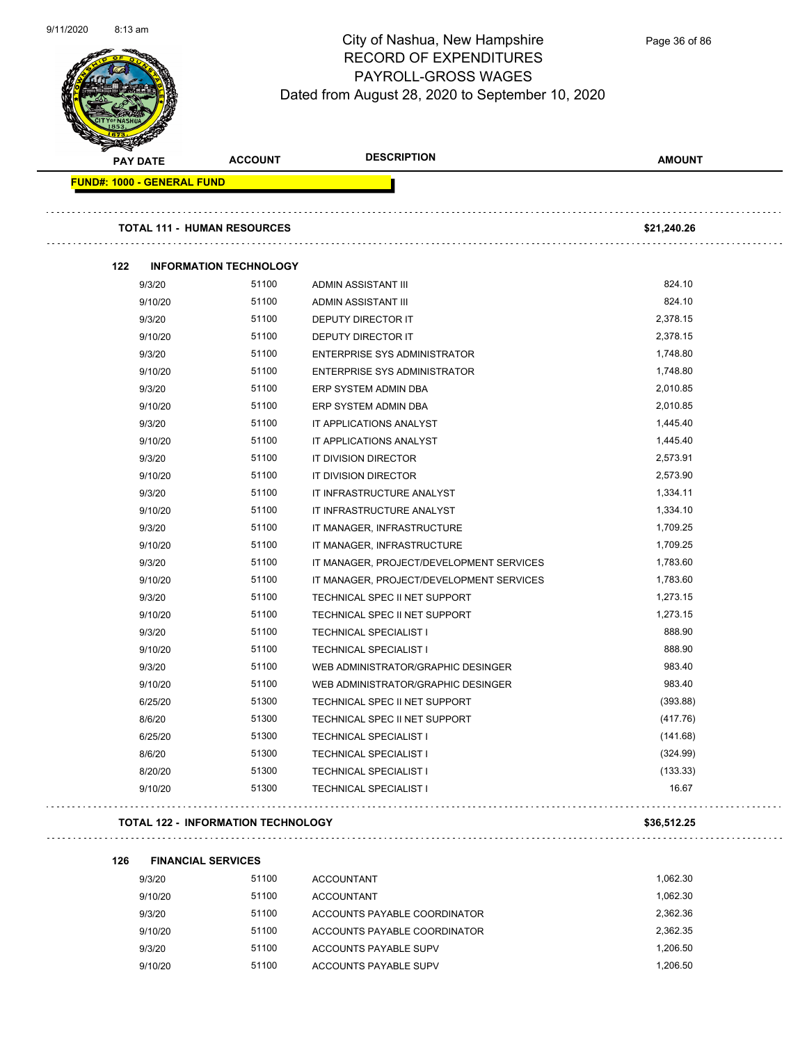# City of Nashua, New Hampshire
## RECORD OF EXPENDITURES
## PAYROLL-GROSS WAGES
### Dated from August 28, 2020 to September 10, 2020

| PAY DATE | ACCOUNT | DESCRIPTION | AMOUNT |
|---|---|---|---|
| **FUND#: 1000 - GENERAL FUND** | | | |
| **TOTAL 111 - HUMAN RESOURCES** | | | **$21,240.26** |
| **122 INFORMATION TECHNOLOGY** | | | |
| 9/3/20 | 51100 | ADMIN ASSISTANT III | 824.10 |
| 9/10/20 | 51100 | ADMIN ASSISTANT III | 824.10 |
| 9/3/20 | 51100 | DEPUTY DIRECTOR IT | 2,378.15 |
| 9/10/20 | 51100 | DEPUTY DIRECTOR IT | 2,378.15 |
| 9/3/20 | 51100 | ENTERPRISE SYS ADMINISTRATOR | 1,748.80 |
| 9/10/20 | 51100 | ENTERPRISE SYS ADMINISTRATOR | 1,748.80 |
| 9/3/20 | 51100 | ERP SYSTEM ADMIN DBA | 2,010.85 |
| 9/10/20 | 51100 | ERP SYSTEM ADMIN DBA | 2,010.85 |
| 9/3/20 | 51100 | IT APPLICATIONS ANALYST | 1,445.40 |
| 9/10/20 | 51100 | IT APPLICATIONS ANALYST | 1,445.40 |
| 9/3/20 | 51100 | IT DIVISION DIRECTOR | 2,573.91 |
| 9/10/20 | 51100 | IT DIVISION DIRECTOR | 2,573.90 |
| 9/3/20 | 51100 | IT INFRASTRUCTURE ANALYST | 1,334.11 |
| 9/10/20 | 51100 | IT INFRASTRUCTURE ANALYST | 1,334.10 |
| 9/3/20 | 51100 | IT MANAGER, INFRASTRUCTURE | 1,709.25 |
| 9/10/20 | 51100 | IT MANAGER, INFRASTRUCTURE | 1,709.25 |
| 9/3/20 | 51100 | IT MANAGER, PROJECT/DEVELOPMENT SERVICES | 1,783.60 |
| 9/10/20 | 51100 | IT MANAGER, PROJECT/DEVELOPMENT SERVICES | 1,783.60 |
| 9/3/20 | 51100 | TECHNICAL SPEC II NET SUPPORT | 1,273.15 |
| 9/10/20 | 51100 | TECHNICAL SPEC II NET SUPPORT | 1,273.15 |
| 9/3/20 | 51100 | TECHNICAL SPECIALIST I | 888.90 |
| 9/10/20 | 51100 | TECHNICAL SPECIALIST I | 888.90 |
| 9/3/20 | 51100 | WEB ADMINISTRATOR/GRAPHIC DESINGER | 983.40 |
| 9/10/20 | 51100 | WEB ADMINISTRATOR/GRAPHIC DESINGER | 983.40 |
| 6/25/20 | 51300 | TECHNICAL SPEC II NET SUPPORT | (393.88) |
| 8/6/20 | 51300 | TECHNICAL SPEC II NET SUPPORT | (417.76) |
| 6/25/20 | 51300 | TECHNICAL SPECIALIST I | (141.68) |
| 8/6/20 | 51300 | TECHNICAL SPECIALIST I | (324.99) |
| 8/20/20 | 51300 | TECHNICAL SPECIALIST I | (133.33) |
| 9/10/20 | 51300 | TECHNICAL SPECIALIST I | 16.67 |
| **TOTAL 122 - INFORMATION TECHNOLOGY** | | | **$36,512.25** |
| **126 FINANCIAL SERVICES** | | | |
| 9/3/20 | 51100 | ACCOUNTANT | 1,062.30 |
| 9/10/20 | 51100 | ACCOUNTANT | 1,062.30 |
| 9/3/20 | 51100 | ACCOUNTS PAYABLE COORDINATOR | 2,362.36 |
| 9/10/20 | 51100 | ACCOUNTS PAYABLE COORDINATOR | 2,362.35 |
| 9/3/20 | 51100 | ACCOUNTS PAYABLE SUPV | 1,206.50 |
| 9/10/20 | 51100 | ACCOUNTS PAYABLE SUPV | 1,206.50 |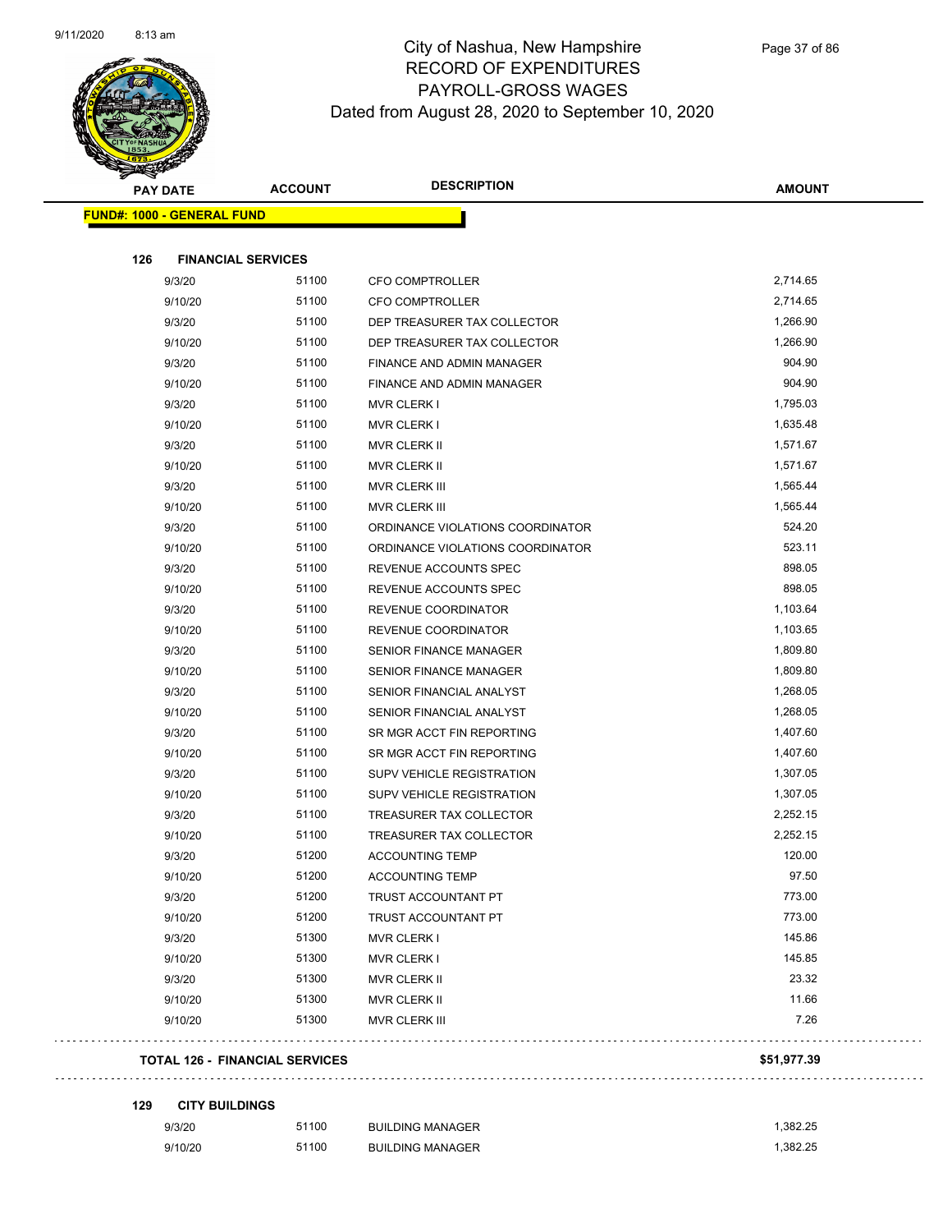# City of Nashua, New Hampshire
## RECORD OF EXPENDITURES
## PAYROLL-GROSS WAGES
## Dated from August 28, 2020 to September 10, 2020

| PAY DATE | ACCOUNT | DESCRIPTION | AMOUNT |
|---|---|---|---|
| **FUND#: 1000 - GENERAL FUND** | | | |
| **126 FINANCIAL SERVICES** | | | |
| 9/3/20 | 51100 | CFO COMPTROLLER | 2,714.65 |
| 9/10/20 | 51100 | CFO COMPTROLLER | 2,714.65 |
| 9/3/20 | 51100 | DEP TREASURER TAX COLLECTOR | 1,266.90 |
| 9/10/20 | 51100 | DEP TREASURER TAX COLLECTOR | 1,266.90 |
| 9/3/20 | 51100 | FINANCE AND ADMIN MANAGER | 904.90 |
| 9/10/20 | 51100 | FINANCE AND ADMIN MANAGER | 904.90 |
| 9/3/20 | 51100 | MVR CLERK I | 1,795.03 |
| 9/10/20 | 51100 | MVR CLERK I | 1,635.48 |
| 9/3/20 | 51100 | MVR CLERK II | 1,571.67 |
| 9/10/20 | 51100 | MVR CLERK II | 1,571.67 |
| 9/3/20 | 51100 | MVR CLERK III | 1,565.44 |
| 9/10/20 | 51100 | MVR CLERK III | 1,565.44 |
| 9/3/20 | 51100 | ORDINANCE VIOLATIONS COORDINATOR | 524.20 |
| 9/10/20 | 51100 | ORDINANCE VIOLATIONS COORDINATOR | 523.11 |
| 9/3/20 | 51100 | REVENUE ACCOUNTS SPEC | 898.05 |
| 9/10/20 | 51100 | REVENUE ACCOUNTS SPEC | 898.05 |
| 9/3/20 | 51100 | REVENUE COORDINATOR | 1,103.64 |
| 9/10/20 | 51100 | REVENUE COORDINATOR | 1,103.65 |
| 9/3/20 | 51100 | SENIOR FINANCE MANAGER | 1,809.80 |
| 9/10/20 | 51100 | SENIOR FINANCE MANAGER | 1,809.80 |
| 9/3/20 | 51100 | SENIOR FINANCIAL ANALYST | 1,268.05 |
| 9/10/20 | 51100 | SENIOR FINANCIAL ANALYST | 1,268.05 |
| 9/3/20 | 51100 | SR MGR ACCT FIN REPORTING | 1,407.60 |
| 9/10/20 | 51100 | SR MGR ACCT FIN REPORTING | 1,407.60 |
| 9/3/20 | 51100 | SUPV VEHICLE REGISTRATION | 1,307.05 |
| 9/10/20 | 51100 | SUPV VEHICLE REGISTRATION | 1,307.05 |
| 9/3/20 | 51100 | TREASURER TAX COLLECTOR | 2,252.15 |
| 9/10/20 | 51100 | TREASURER TAX COLLECTOR | 2,252.15 |
| 9/3/20 | 51200 | ACCOUNTING TEMP | 120.00 |
| 9/10/20 | 51200 | ACCOUNTING TEMP | 97.50 |
| 9/3/20 | 51200 | TRUST ACCOUNTANT PT | 773.00 |
| 9/10/20 | 51200 | TRUST ACCOUNTANT PT | 773.00 |
| 9/3/20 | 51300 | MVR CLERK I | 145.86 |
| 9/10/20 | 51300 | MVR CLERK I | 145.85 |
| 9/3/20 | 51300 | MVR CLERK II | 23.32 |
| 9/10/20 | 51300 | MVR CLERK II | 11.66 |
| 9/10/20 | 51300 | MVR CLERK III | 7.26 |
| **TOTAL 126 - FINANCIAL SERVICES** | | | **$51,977.39** |
| **129 CITY BUILDINGS** | | | |
| 9/3/20 | 51100 | BUILDING MANAGER | 1,382.25 |
| 9/10/20 | 51100 | BUILDING MANAGER | 1,382.25 |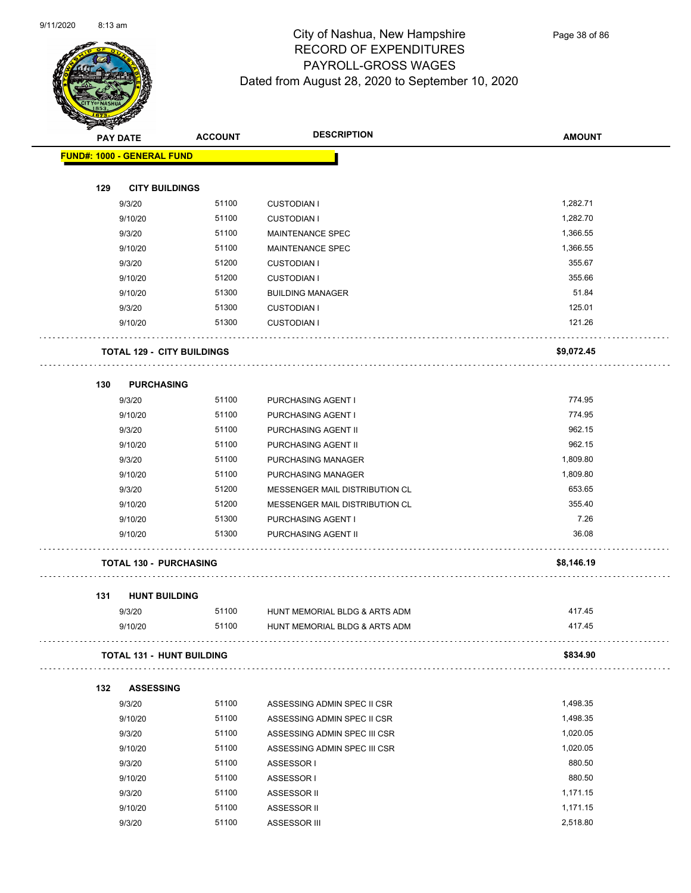# City of Nashua, New Hampshire
## RECORD OF EXPENDITURES
## PAYROLL-GROSS WAGES
## Dated from August 28, 2020 to September 10, 2020

| PAY DATE | ACCOUNT | DESCRIPTION | AMOUNT |
|---|---|---|---|
| **FUND#: 1000 - GENERAL FUND** | | | |
| **129 CITY BUILDINGS** | | | |
| 9/3/20 | 51100 | CUSTODIAN I | 1,282.71 |
| 9/10/20 | 51100 | CUSTODIAN I | 1,282.70 |
| 9/3/20 | 51100 | MAINTENANCE SPEC | 1,366.55 |
| 9/10/20 | 51100 | MAINTENANCE SPEC | 1,366.55 |
| 9/3/20 | 51200 | CUSTODIAN I | 355.67 |
| 9/10/20 | 51200 | CUSTODIAN I | 355.66 |
| 9/10/20 | 51300 | BUILDING MANAGER | 51.84 |
| 9/3/20 | 51300 | CUSTODIAN I | 125.01 |
| 9/10/20 | 51300 | CUSTODIAN I | 121.26 |
| **TOTAL 129 - CITY BUILDINGS** | | | **$9,072.45** |
| **130 PURCHASING** | | | |
| 9/3/20 | 51100 | PURCHASING AGENT I | 774.95 |
| 9/10/20 | 51100 | PURCHASING AGENT I | 774.95 |
| 9/3/20 | 51100 | PURCHASING AGENT II | 962.15 |
| 9/10/20 | 51100 | PURCHASING AGENT II | 962.15 |
| 9/3/20 | 51100 | PURCHASING MANAGER | 1,809.80 |
| 9/10/20 | 51100 | PURCHASING MANAGER | 1,809.80 |
| 9/3/20 | 51200 | MESSENGER MAIL DISTRIBUTION CL | 653.65 |
| 9/10/20 | 51200 | MESSENGER MAIL DISTRIBUTION CL | 355.40 |
| 9/10/20 | 51300 | PURCHASING AGENT I | 7.26 |
| 9/10/20 | 51300 | PURCHASING AGENT II | 36.08 |
| **TOTAL 130 - PURCHASING** | | | **$8,146.19** |
| **131 HUNT BUILDING** | | | |
| 9/3/20 | 51100 | HUNT MEMORIAL BLDG & ARTS ADM | 417.45 |
| 9/10/20 | 51100 | HUNT MEMORIAL BLDG & ARTS ADM | 417.45 |
| **TOTAL 131 - HUNT BUILDING** | | | **$834.90** |
| **132 ASSESSING** | | | |
| 9/3/20 | 51100 | ASSESSING ADMIN SPEC II CSR | 1,498.35 |
| 9/10/20 | 51100 | ASSESSING ADMIN SPEC II CSR | 1,498.35 |
| 9/3/20 | 51100 | ASSESSING ADMIN SPEC III CSR | 1,020.05 |
| 9/10/20 | 51100 | ASSESSING ADMIN SPEC III CSR | 1,020.05 |
| 9/3/20 | 51100 | ASSESSOR I | 880.50 |
| 9/10/20 | 51100 | ASSESSOR I | 880.50 |
| 9/3/20 | 51100 | ASSESSOR II | 1,171.15 |
| 9/10/20 | 51100 | ASSESSOR II | 1,171.15 |
| 9/3/20 | 51100 | ASSESSOR III | 2,518.80 |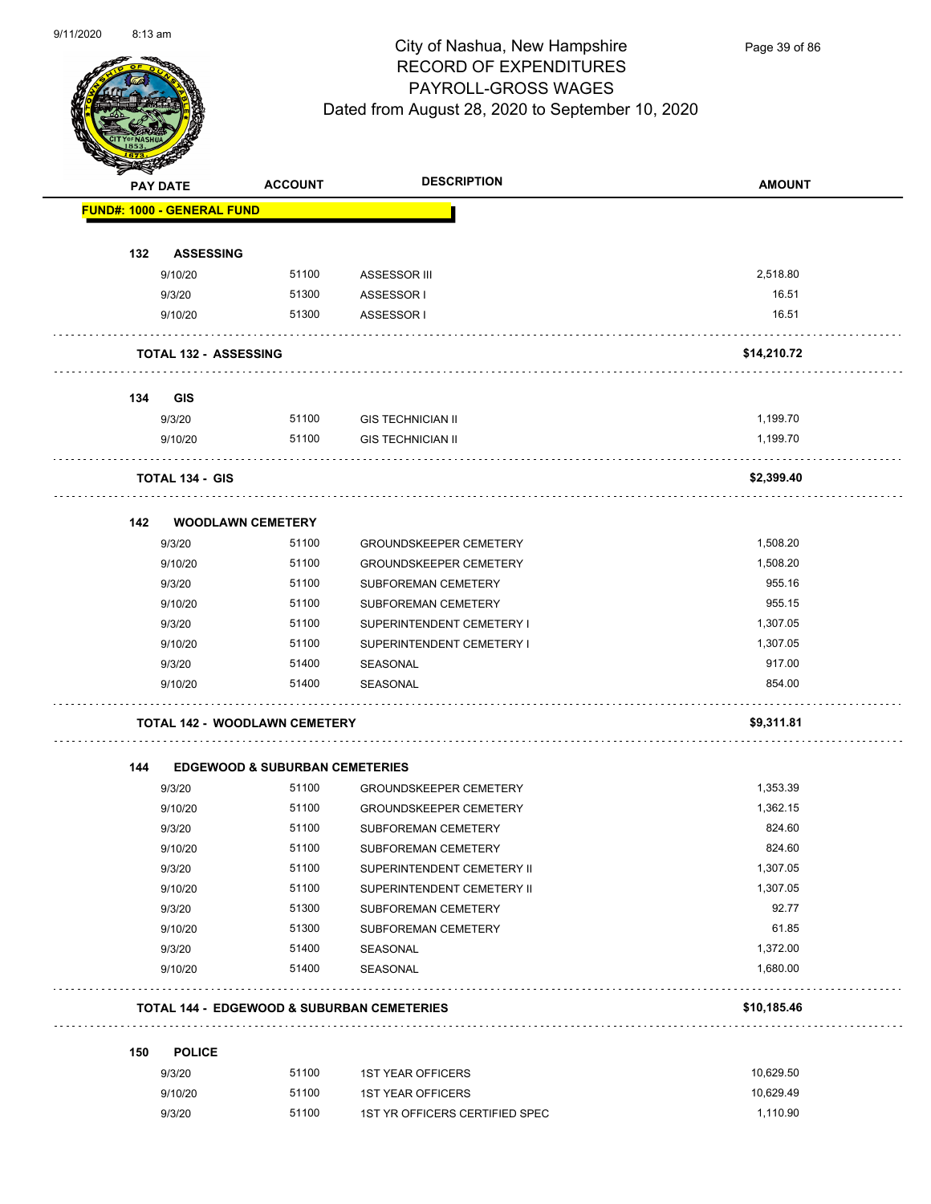# City of Nashua, New Hampshire
## RECORD OF EXPENDITURES
## PAYROLL-GROSS WAGES
## Dated from August 28, 2020 to September 10, 2020

| PAY DATE | ACCOUNT | DESCRIPTION | AMOUNT |
|---|---|---|---|
| **FUND#: 1000 - GENERAL FUND** | | | |
| **132 ASSESSING** | | | |
| 9/10/20 | 51100 | ASSESSOR III | 2,518.80 |
| 9/3/20 | 51300 | ASSESSOR I | 16.51 |
| 9/10/20 | 51300 | ASSESSOR I | 16.51 |
| **TOTAL 132 - ASSESSING** | | | **$14,210.72** |
| **134 GIS** | | | |
| 9/3/20 | 51100 | GIS TECHNICIAN II | 1,199.70 |
| 9/10/20 | 51100 | GIS TECHNICIAN II | 1,199.70 |
| **TOTAL 134 - GIS** | | | **$2,399.40** |
| **142 WOODLAWN CEMETERY** | | | |
| 9/3/20 | 51100 | GROUNDSKEEPER CEMETERY | 1,508.20 |
| 9/10/20 | 51100 | GROUNDSKEEPER CEMETERY | 1,508.20 |
| 9/3/20 | 51100 | SUBFOREMAN CEMETERY | 955.16 |
| 9/10/20 | 51100 | SUBFOREMAN CEMETERY | 955.15 |
| 9/3/20 | 51100 | SUPERINTENDENT CEMETERY I | 1,307.05 |
| 9/10/20 | 51100 | SUPERINTENDENT CEMETERY I | 1,307.05 |
| 9/3/20 | 51400 | SEASONAL | 917.00 |
| 9/10/20 | 51400 | SEASONAL | 854.00 |
| **TOTAL 142 - WOODLAWN CEMETERY** | | | **$9,311.81** |
| **144 EDGEWOOD & SUBURBAN CEMETERIES** | | | |
| 9/3/20 | 51100 | GROUNDSKEEPER CEMETERY | 1,353.39 |
| 9/10/20 | 51100 | GROUNDSKEEPER CEMETERY | 1,362.15 |
| 9/3/20 | 51100 | SUBFOREMAN CEMETERY | 824.60 |
| 9/10/20 | 51100 | SUBFOREMAN CEMETERY | 824.60 |
| 9/3/20 | 51100 | SUPERINTENDENT CEMETERY II | 1,307.05 |
| 9/10/20 | 51100 | SUPERINTENDENT CEMETERY II | 1,307.05 |
| 9/3/20 | 51300 | SUBFOREMAN CEMETERY | 92.77 |
| 9/10/20 | 51300 | SUBFOREMAN CEMETERY | 61.85 |
| 9/3/20 | 51400 | SEASONAL | 1,372.00 |
| 9/10/20 | 51400 | SEASONAL | 1,680.00 |
| **TOTAL 144 - EDGEWOOD & SUBURBAN CEMETERIES** | | | **$10,185.46** |
| **150 POLICE** | | | |
| 9/3/20 | 51100 | 1ST YEAR OFFICERS | 10,629.50 |
| 9/10/20 | 51100 | 1ST YEAR OFFICERS | 10,629.49 |
| 9/3/20 | 51100 | 1ST YR OFFICERS CERTIFIED SPEC | 1,110.90 |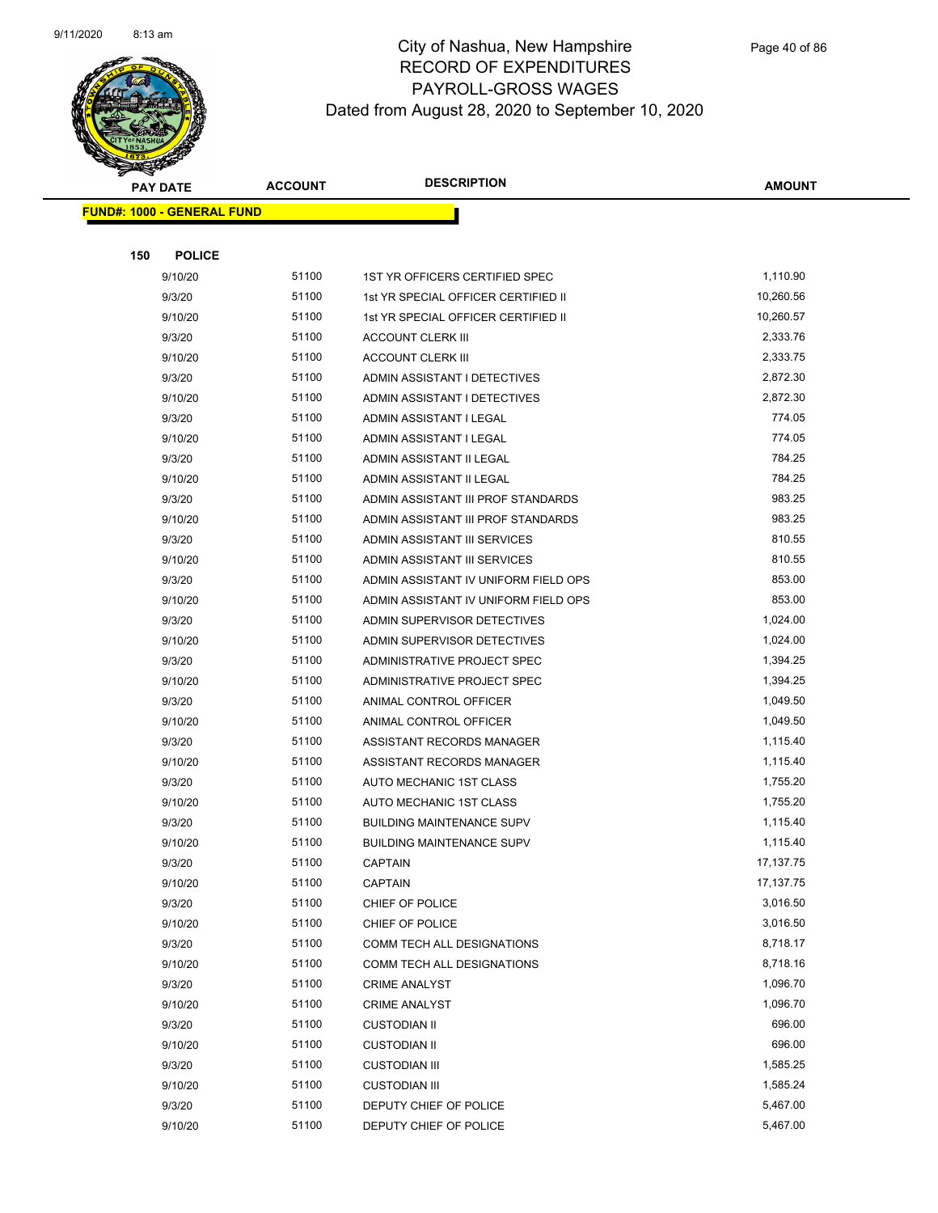# City of Nashua, New Hampshire
## RECORD OF EXPENDITURES
## PAYROLL-GROSS WAGES
## Dated from August 28, 2020 to September 10, 2020

| PAY DATE | ACCOUNT | DESCRIPTION | AMOUNT |
|---|---|---|---|
| **FUND#: 1000 - GENERAL FUND** | | | |
| **150 POLICE** | | | |
| 9/10/20 | 51100 | 1ST YR OFFICERS CERTIFIED SPEC | 1,110.90 |
| 9/3/20 | 51100 | 1st YR SPECIAL OFFICER CERTIFIED II | 10,260.56 |
| 9/10/20 | 51100 | 1st YR SPECIAL OFFICER CERTIFIED II | 10,260.57 |
| 9/3/20 | 51100 | ACCOUNT CLERK III | 2,333.76 |
| 9/10/20 | 51100 | ACCOUNT CLERK III | 2,333.75 |
| 9/3/20 | 51100 | ADMIN ASSISTANT I DETECTIVES | 2,872.30 |
| 9/10/20 | 51100 | ADMIN ASSISTANT I DETECTIVES | 2,872.30 |
| 9/3/20 | 51100 | ADMIN ASSISTANT I LEGAL | 774.05 |
| 9/10/20 | 51100 | ADMIN ASSISTANT I LEGAL | 774.05 |
| 9/3/20 | 51100 | ADMIN ASSISTANT II LEGAL | 784.25 |
| 9/10/20 | 51100 | ADMIN ASSISTANT II LEGAL | 784.25 |
| 9/3/20 | 51100 | ADMIN ASSISTANT III PROF STANDARDS | 983.25 |
| 9/10/20 | 51100 | ADMIN ASSISTANT III PROF STANDARDS | 983.25 |
| 9/3/20 | 51100 | ADMIN ASSISTANT III SERVICES | 810.55 |
| 9/10/20 | 51100 | ADMIN ASSISTANT III SERVICES | 810.55 |
| 9/3/20 | 51100 | ADMIN ASSISTANT IV UNIFORM FIELD OPS | 853.00 |
| 9/10/20 | 51100 | ADMIN ASSISTANT IV UNIFORM FIELD OPS | 853.00 |
| 9/3/20 | 51100 | ADMIN SUPERVISOR DETECTIVES | 1,024.00 |
| 9/10/20 | 51100 | ADMIN SUPERVISOR DETECTIVES | 1,024.00 |
| 9/3/20 | 51100 | ADMINISTRATIVE PROJECT SPEC | 1,394.25 |
| 9/10/20 | 51100 | ADMINISTRATIVE PROJECT SPEC | 1,394.25 |
| 9/3/20 | 51100 | ANIMAL CONTROL OFFICER | 1,049.50 |
| 9/10/20 | 51100 | ANIMAL CONTROL OFFICER | 1,049.50 |
| 9/3/20 | 51100 | ASSISTANT RECORDS MANAGER | 1,115.40 |
| 9/10/20 | 51100 | ASSISTANT RECORDS MANAGER | 1,115.40 |
| 9/3/20 | 51100 | AUTO MECHANIC 1ST CLASS | 1,755.20 |
| 9/10/20 | 51100 | AUTO MECHANIC 1ST CLASS | 1,755.20 |
| 9/3/20 | 51100 | BUILDING MAINTENANCE SUPV | 1,115.40 |
| 9/10/20 | 51100 | BUILDING MAINTENANCE SUPV | 1,115.40 |
| 9/3/20 | 51100 | CAPTAIN | 17,137.75 |
| 9/10/20 | 51100 | CAPTAIN | 17,137.75 |
| 9/3/20 | 51100 | CHIEF OF POLICE | 3,016.50 |
| 9/10/20 | 51100 | CHIEF OF POLICE | 3,016.50 |
| 9/3/20 | 51100 | COMM TECH ALL DESIGNATIONS | 8,718.17 |
| 9/10/20 | 51100 | COMM TECH ALL DESIGNATIONS | 8,718.16 |
| 9/3/20 | 51100 | CRIME ANALYST | 1,096.70 |
| 9/10/20 | 51100 | CRIME ANALYST | 1,096.70 |
| 9/3/20 | 51100 | CUSTODIAN II | 696.00 |
| 9/10/20 | 51100 | CUSTODIAN II | 696.00 |
| 9/3/20 | 51100 | CUSTODIAN III | 1,585.25 |
| 9/10/20 | 51100 | CUSTODIAN III | 1,585.24 |
| 9/3/20 | 51100 | DEPUTY CHIEF OF POLICE | 5,467.00 |
| 9/10/20 | 51100 | DEPUTY CHIEF OF POLICE | 5,467.00 |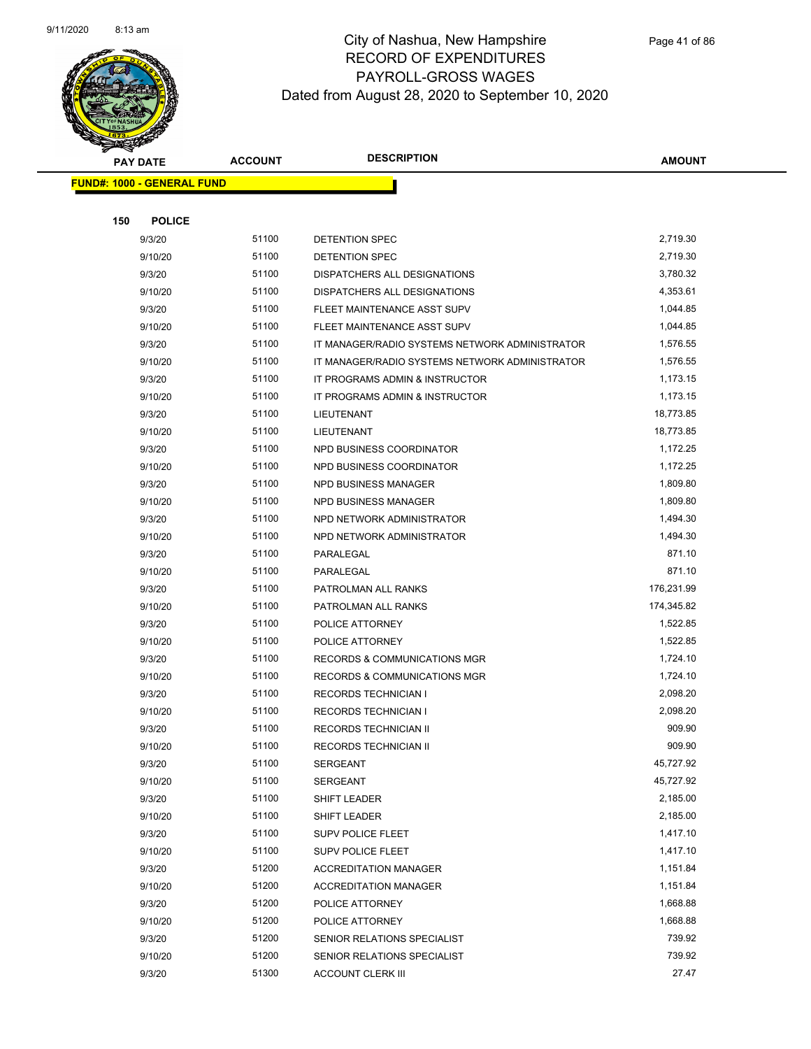# City of Nashua, New Hampshire
## RECORD OF EXPENDITURES
## PAYROLL-GROSS WAGES
## Dated from August 28, 2020 to September 10, 2020

| PAY DATE | ACCOUNT | DESCRIPTION | AMOUNT |
|---|---|---|---|

**FUND#: 1000 - GENERAL FUND**

**150 POLICE**

| PAY DATE | ACCOUNT | DESCRIPTION | AMOUNT |
|---|---|---|---|
| 9/3/20 | 51100 | DETENTION SPEC | 2,719.30 |
| 9/10/20 | 51100 | DETENTION SPEC | 2,719.30 |
| 9/3/20 | 51100 | DISPATCHERS ALL DESIGNATIONS | 3,780.32 |
| 9/10/20 | 51100 | DISPATCHERS ALL DESIGNATIONS | 4,353.61 |
| 9/3/20 | 51100 | FLEET MAINTENANCE ASST SUPV | 1,044.85 |
| 9/10/20 | 51100 | FLEET MAINTENANCE ASST SUPV | 1,044.85 |
| 9/3/20 | 51100 | IT MANAGER/RADIO SYSTEMS NETWORK ADMINISTRATOR | 1,576.55 |
| 9/10/20 | 51100 | IT MANAGER/RADIO SYSTEMS NETWORK ADMINISTRATOR | 1,576.55 |
| 9/3/20 | 51100 | IT PROGRAMS ADMIN & INSTRUCTOR | 1,173.15 |
| 9/10/20 | 51100 | IT PROGRAMS ADMIN & INSTRUCTOR | 1,173.15 |
| 9/3/20 | 51100 | LIEUTENANT | 18,773.85 |
| 9/10/20 | 51100 | LIEUTENANT | 18,773.85 |
| 9/3/20 | 51100 | NPD BUSINESS COORDINATOR | 1,172.25 |
| 9/10/20 | 51100 | NPD BUSINESS COORDINATOR | 1,172.25 |
| 9/3/20 | 51100 | NPD BUSINESS MANAGER | 1,809.80 |
| 9/10/20 | 51100 | NPD BUSINESS MANAGER | 1,809.80 |
| 9/3/20 | 51100 | NPD NETWORK ADMINISTRATOR | 1,494.30 |
| 9/10/20 | 51100 | NPD NETWORK ADMINISTRATOR | 1,494.30 |
| 9/3/20 | 51100 | PARALEGAL | 871.10 |
| 9/10/20 | 51100 | PARALEGAL | 871.10 |
| 9/3/20 | 51100 | PATROLMAN ALL RANKS | 176,231.99 |
| 9/10/20 | 51100 | PATROLMAN ALL RANKS | 174,345.82 |
| 9/3/20 | 51100 | POLICE ATTORNEY | 1,522.85 |
| 9/10/20 | 51100 | POLICE ATTORNEY | 1,522.85 |
| 9/3/20 | 51100 | RECORDS & COMMUNICATIONS MGR | 1,724.10 |
| 9/10/20 | 51100 | RECORDS & COMMUNICATIONS MGR | 1,724.10 |
| 9/3/20 | 51100 | RECORDS TECHNICIAN I | 2,098.20 |
| 9/10/20 | 51100 | RECORDS TECHNICIAN I | 2,098.20 |
| 9/3/20 | 51100 | RECORDS TECHNICIAN II | 909.90 |
| 9/10/20 | 51100 | RECORDS TECHNICIAN II | 909.90 |
| 9/3/20 | 51100 | SERGEANT | 45,727.92 |
| 9/10/20 | 51100 | SERGEANT | 45,727.92 |
| 9/3/20 | 51100 | SHIFT LEADER | 2,185.00 |
| 9/10/20 | 51100 | SHIFT LEADER | 2,185.00 |
| 9/3/20 | 51100 | SUPV POLICE FLEET | 1,417.10 |
| 9/10/20 | 51100 | SUPV POLICE FLEET | 1,417.10 |
| 9/3/20 | 51200 | ACCREDITATION MANAGER | 1,151.84 |
| 9/10/20 | 51200 | ACCREDITATION MANAGER | 1,151.84 |
| 9/3/20 | 51200 | POLICE ATTORNEY | 1,668.88 |
| 9/10/20 | 51200 | POLICE ATTORNEY | 1,668.88 |
| 9/3/20 | 51200 | SENIOR RELATIONS SPECIALIST | 739.92 |
| 9/10/20 | 51200 | SENIOR RELATIONS SPECIALIST | 739.92 |
| 9/3/20 | 51300 | ACCOUNT CLERK III | 27.47 |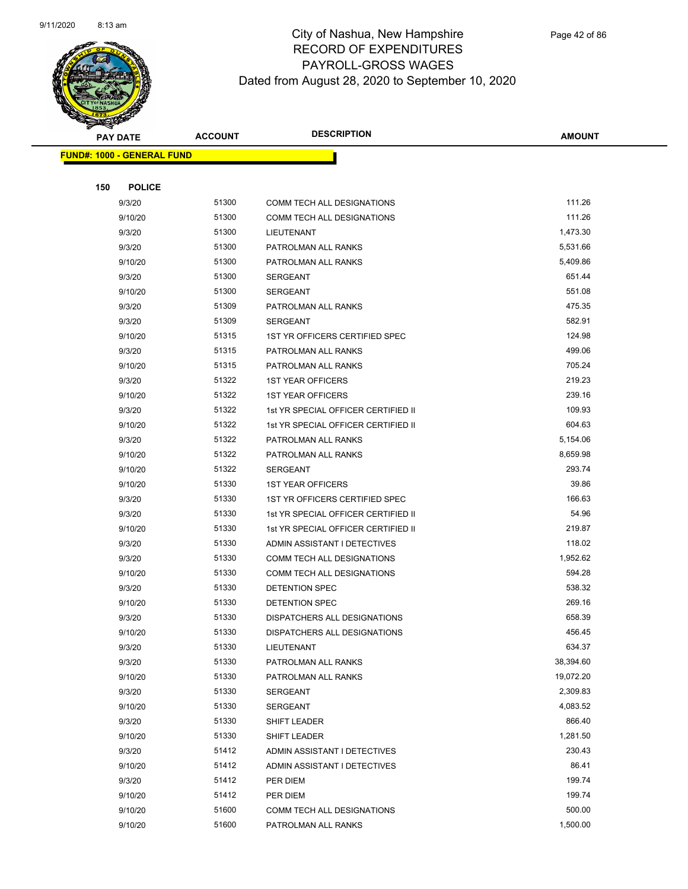# City of Nashua, New Hampshire
## RECORD OF EXPENDITURES
## PAYROLL-GROSS WAGES
## Dated from August 28, 2020 to September 10, 2020

**FUND#: 1000 - GENERAL FUND**

**150 POLICE**

| PAY DATE | ACCOUNT | DESCRIPTION | AMOUNT |
|---|---|---|---|
| 9/3/20 | 51300 | COMM TECH ALL DESIGNATIONS | 111.26 |
| 9/10/20 | 51300 | COMM TECH ALL DESIGNATIONS | 111.26 |
| 9/3/20 | 51300 | LIEUTENANT | 1,473.30 |
| 9/3/20 | 51300 | PATROLMAN ALL RANKS | 5,531.66 |
| 9/10/20 | 51300 | PATROLMAN ALL RANKS | 5,409.86 |
| 9/3/20 | 51300 | SERGEANT | 651.44 |
| 9/10/20 | 51300 | SERGEANT | 551.08 |
| 9/3/20 | 51309 | PATROLMAN ALL RANKS | 475.35 |
| 9/3/20 | 51309 | SERGEANT | 582.91 |
| 9/10/20 | 51315 | 1ST YR OFFICERS CERTIFIED SPEC | 124.98 |
| 9/3/20 | 51315 | PATROLMAN ALL RANKS | 499.06 |
| 9/10/20 | 51315 | PATROLMAN ALL RANKS | 705.24 |
| 9/3/20 | 51322 | 1ST YEAR OFFICERS | 219.23 |
| 9/10/20 | 51322 | 1ST YEAR OFFICERS | 239.16 |
| 9/3/20 | 51322 | 1st YR SPECIAL OFFICER CERTIFIED II | 109.93 |
| 9/10/20 | 51322 | 1st YR SPECIAL OFFICER CERTIFIED II | 604.63 |
| 9/3/20 | 51322 | PATROLMAN ALL RANKS | 5,154.06 |
| 9/10/20 | 51322 | PATROLMAN ALL RANKS | 8,659.98 |
| 9/10/20 | 51322 | SERGEANT | 293.74 |
| 9/10/20 | 51330 | 1ST YEAR OFFICERS | 39.86 |
| 9/3/20 | 51330 | 1ST YR OFFICERS CERTIFIED SPEC | 166.63 |
| 9/3/20 | 51330 | 1st YR SPECIAL OFFICER CERTIFIED II | 54.96 |
| 9/10/20 | 51330 | 1st YR SPECIAL OFFICER CERTIFIED II | 219.87 |
| 9/3/20 | 51330 | ADMIN ASSISTANT I DETECTIVES | 118.02 |
| 9/3/20 | 51330 | COMM TECH ALL DESIGNATIONS | 1,952.62 |
| 9/10/20 | 51330 | COMM TECH ALL DESIGNATIONS | 594.28 |
| 9/3/20 | 51330 | DETENTION SPEC | 538.32 |
| 9/10/20 | 51330 | DETENTION SPEC | 269.16 |
| 9/3/20 | 51330 | DISPATCHERS ALL DESIGNATIONS | 658.39 |
| 9/10/20 | 51330 | DISPATCHERS ALL DESIGNATIONS | 456.45 |
| 9/3/20 | 51330 | LIEUTENANT | 634.37 |
| 9/3/20 | 51330 | PATROLMAN ALL RANKS | 38,394.60 |
| 9/10/20 | 51330 | PATROLMAN ALL RANKS | 19,072.20 |
| 9/3/20 | 51330 | SERGEANT | 2,309.83 |
| 9/10/20 | 51330 | SERGEANT | 4,083.52 |
| 9/3/20 | 51330 | SHIFT LEADER | 866.40 |
| 9/10/20 | 51330 | SHIFT LEADER | 1,281.50 |
| 9/3/20 | 51412 | ADMIN ASSISTANT I DETECTIVES | 230.43 |
| 9/10/20 | 51412 | ADMIN ASSISTANT I DETECTIVES | 86.41 |
| 9/3/20 | 51412 | PER DIEM | 199.74 |
| 9/10/20 | 51412 | PER DIEM | 199.74 |
| 9/10/20 | 51600 | COMM TECH ALL DESIGNATIONS | 500.00 |
| 9/10/20 | 51600 | PATROLMAN ALL RANKS | 1,500.00 |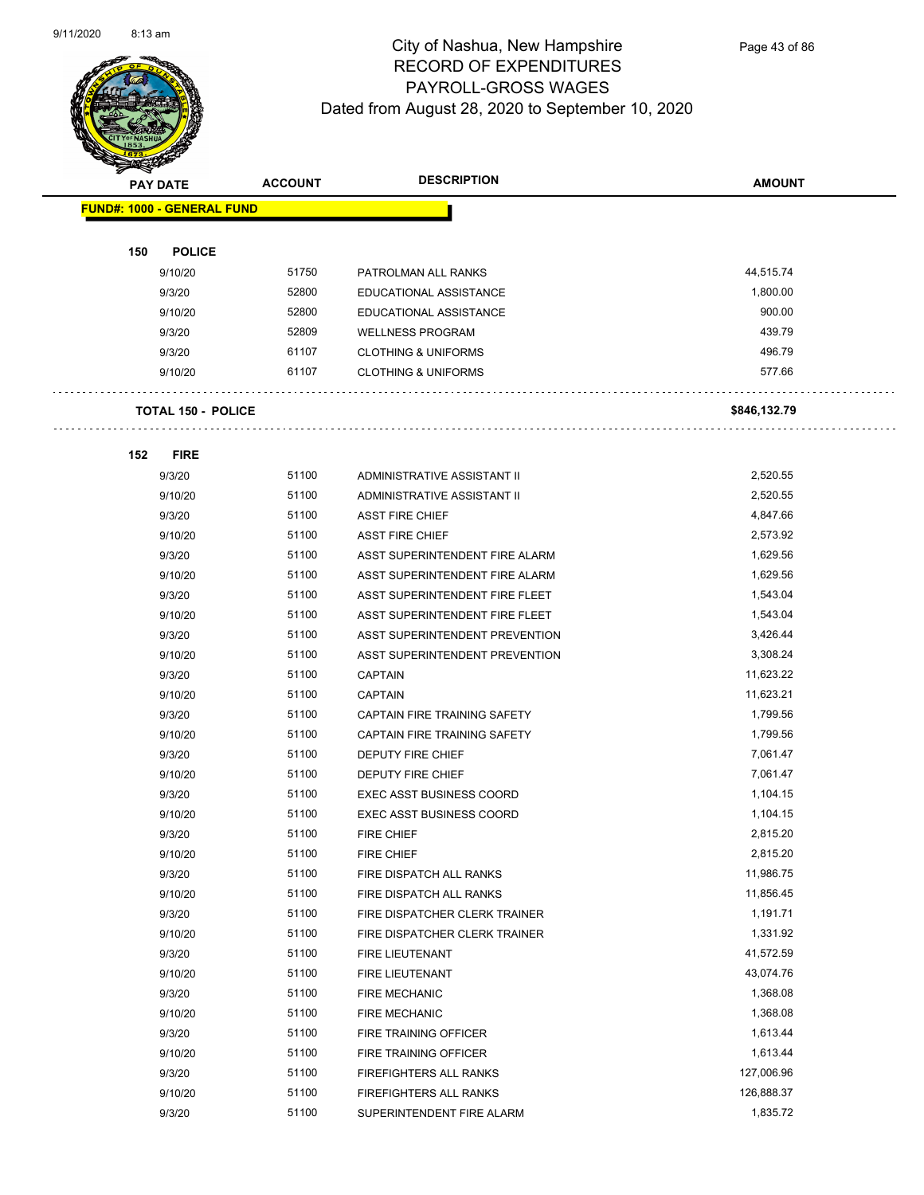# City of Nashua, New Hampshire
## RECORD OF EXPENDITURES
## PAYROLL-GROSS WAGES
## Dated from August 28, 2020 to September 10, 2020

| PAY DATE | ACCOUNT | DESCRIPTION | AMOUNT |
|---|---|---|---|
| **FUND#: 1000 - GENERAL FUND** | | | |
| **150 POLICE** | | | |
| 9/10/20 | 51750 | PATROLMAN ALL RANKS | 44,515.74 |
| 9/3/20 | 52800 | EDUCATIONAL ASSISTANCE | 1,800.00 |
| 9/10/20 | 52800 | EDUCATIONAL ASSISTANCE | 900.00 |
| 9/3/20 | 52809 | WELLNESS PROGRAM | 439.79 |
| 9/3/20 | 61107 | CLOTHING & UNIFORMS | 496.79 |
| 9/10/20 | 61107 | CLOTHING & UNIFORMS | 577.66 |
| **TOTAL 150 - POLICE** | | | **$846,132.79** |
| **152 FIRE** | | | |
| 9/3/20 | 51100 | ADMINISTRATIVE ASSISTANT II | 2,520.55 |
| 9/10/20 | 51100 | ADMINISTRATIVE ASSISTANT II | 2,520.55 |
| 9/3/20 | 51100 | ASST FIRE CHIEF | 4,847.66 |
| 9/10/20 | 51100 | ASST FIRE CHIEF | 2,573.92 |
| 9/3/20 | 51100 | ASST SUPERINTENDENT FIRE ALARM | 1,629.56 |
| 9/10/20 | 51100 | ASST SUPERINTENDENT FIRE ALARM | 1,629.56 |
| 9/3/20 | 51100 | ASST SUPERINTENDENT FIRE FLEET | 1,543.04 |
| 9/10/20 | 51100 | ASST SUPERINTENDENT FIRE FLEET | 1,543.04 |
| 9/3/20 | 51100 | ASST SUPERINTENDENT PREVENTION | 3,426.44 |
| 9/10/20 | 51100 | ASST SUPERINTENDENT PREVENTION | 3,308.24 |
| 9/3/20 | 51100 | CAPTAIN | 11,623.22 |
| 9/10/20 | 51100 | CAPTAIN | 11,623.21 |
| 9/3/20 | 51100 | CAPTAIN FIRE TRAINING SAFETY | 1,799.56 |
| 9/10/20 | 51100 | CAPTAIN FIRE TRAINING SAFETY | 1,799.56 |
| 9/3/20 | 51100 | DEPUTY FIRE CHIEF | 7,061.47 |
| 9/10/20 | 51100 | DEPUTY FIRE CHIEF | 7,061.47 |
| 9/3/20 | 51100 | EXEC ASST BUSINESS COORD | 1,104.15 |
| 9/10/20 | 51100 | EXEC ASST BUSINESS COORD | 1,104.15 |
| 9/3/20 | 51100 | FIRE CHIEF | 2,815.20 |
| 9/10/20 | 51100 | FIRE CHIEF | 2,815.20 |
| 9/3/20 | 51100 | FIRE DISPATCH ALL RANKS | 11,986.75 |
| 9/10/20 | 51100 | FIRE DISPATCH ALL RANKS | 11,856.45 |
| 9/3/20 | 51100 | FIRE DISPATCHER CLERK TRAINER | 1,191.71 |
| 9/10/20 | 51100 | FIRE DISPATCHER CLERK TRAINER | 1,331.92 |
| 9/3/20 | 51100 | FIRE LIEUTENANT | 41,572.59 |
| 9/10/20 | 51100 | FIRE LIEUTENANT | 43,074.76 |
| 9/3/20 | 51100 | FIRE MECHANIC | 1,368.08 |
| 9/10/20 | 51100 | FIRE MECHANIC | 1,368.08 |
| 9/3/20 | 51100 | FIRE TRAINING OFFICER | 1,613.44 |
| 9/10/20 | 51100 | FIRE TRAINING OFFICER | 1,613.44 |
| 9/3/20 | 51100 | FIREFIGHTERS ALL RANKS | 127,006.96 |
| 9/10/20 | 51100 | FIREFIGHTERS ALL RANKS | 126,888.37 |
| 9/3/20 | 51100 | SUPERINTENDENT FIRE ALARM | 1,835.72 |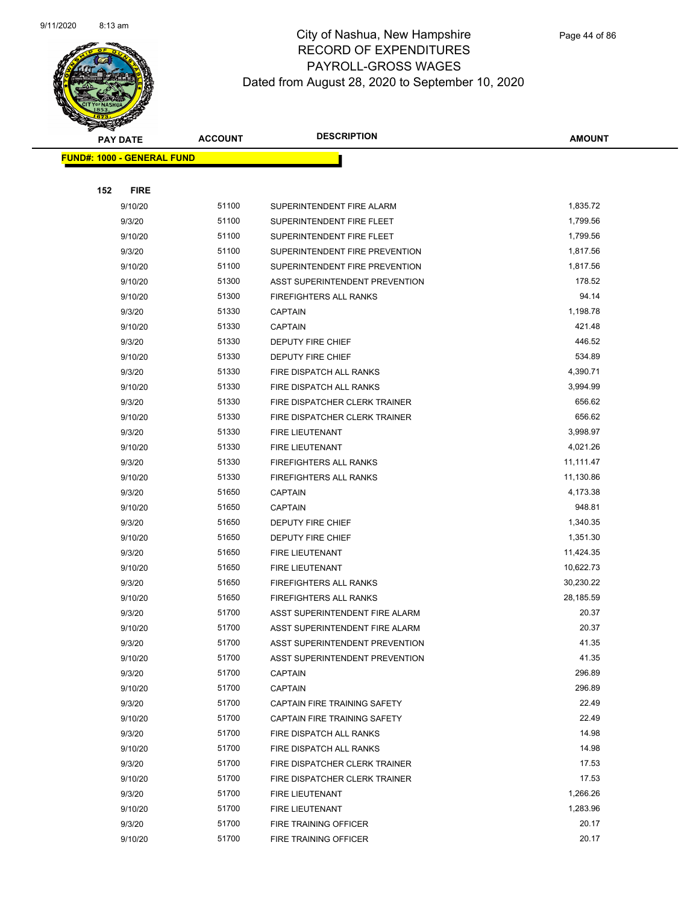# City of Nashua, New Hampshire
## RECORD OF EXPENDITURES
## PAYROLL-GROSS WAGES
## Dated from August 28, 2020 to September 10, 2020

| PAY DATE | ACCOUNT | DESCRIPTION | AMOUNT |
|---|---|---|---|
| **FUND#: 1000 - GENERAL FUND** | | | |
| **152 FIRE** | | | |
| 9/10/20 | 51100 | SUPERINTENDENT FIRE ALARM | 1,835.72 |
| 9/3/20 | 51100 | SUPERINTENDENT FIRE FLEET | 1,799.56 |
| 9/10/20 | 51100 | SUPERINTENDENT FIRE FLEET | 1,799.56 |
| 9/3/20 | 51100 | SUPERINTENDENT FIRE PREVENTION | 1,817.56 |
| 9/10/20 | 51100 | SUPERINTENDENT FIRE PREVENTION | 1,817.56 |
| 9/10/20 | 51300 | ASST SUPERINTENDENT PREVENTION | 178.52 |
| 9/10/20 | 51300 | FIREFIGHTERS ALL RANKS | 94.14 |
| 9/3/20 | 51330 | CAPTAIN | 1,198.78 |
| 9/10/20 | 51330 | CAPTAIN | 421.48 |
| 9/3/20 | 51330 | DEPUTY FIRE CHIEF | 446.52 |
| 9/10/20 | 51330 | DEPUTY FIRE CHIEF | 534.89 |
| 9/3/20 | 51330 | FIRE DISPATCH ALL RANKS | 4,390.71 |
| 9/10/20 | 51330 | FIRE DISPATCH ALL RANKS | 3,994.99 |
| 9/3/20 | 51330 | FIRE DISPATCHER CLERK TRAINER | 656.62 |
| 9/10/20 | 51330 | FIRE DISPATCHER CLERK TRAINER | 656.62 |
| 9/3/20 | 51330 | FIRE LIEUTENANT | 3,998.97 |
| 9/10/20 | 51330 | FIRE LIEUTENANT | 4,021.26 |
| 9/3/20 | 51330 | FIREFIGHTERS ALL RANKS | 11,111.47 |
| 9/10/20 | 51330 | FIREFIGHTERS ALL RANKS | 11,130.86 |
| 9/3/20 | 51650 | CAPTAIN | 4,173.38 |
| 9/10/20 | 51650 | CAPTAIN | 948.81 |
| 9/3/20 | 51650 | DEPUTY FIRE CHIEF | 1,340.35 |
| 9/10/20 | 51650 | DEPUTY FIRE CHIEF | 1,351.30 |
| 9/3/20 | 51650 | FIRE LIEUTENANT | 11,424.35 |
| 9/10/20 | 51650 | FIRE LIEUTENANT | 10,622.73 |
| 9/3/20 | 51650 | FIREFIGHTERS ALL RANKS | 30,230.22 |
| 9/10/20 | 51650 | FIREFIGHTERS ALL RANKS | 28,185.59 |
| 9/3/20 | 51700 | ASST SUPERINTENDENT FIRE ALARM | 20.37 |
| 9/10/20 | 51700 | ASST SUPERINTENDENT FIRE ALARM | 20.37 |
| 9/3/20 | 51700 | ASST SUPERINTENDENT PREVENTION | 41.35 |
| 9/10/20 | 51700 | ASST SUPERINTENDENT PREVENTION | 41.35 |
| 9/3/20 | 51700 | CAPTAIN | 296.89 |
| 9/10/20 | 51700 | CAPTAIN | 296.89 |
| 9/3/20 | 51700 | CAPTAIN FIRE TRAINING SAFETY | 22.49 |
| 9/10/20 | 51700 | CAPTAIN FIRE TRAINING SAFETY | 22.49 |
| 9/3/20 | 51700 | FIRE DISPATCH ALL RANKS | 14.98 |
| 9/10/20 | 51700 | FIRE DISPATCH ALL RANKS | 14.98 |
| 9/3/20 | 51700 | FIRE DISPATCHER CLERK TRAINER | 17.53 |
| 9/10/20 | 51700 | FIRE DISPATCHER CLERK TRAINER | 17.53 |
| 9/3/20 | 51700 | FIRE LIEUTENANT | 1,266.26 |
| 9/10/20 | 51700 | FIRE LIEUTENANT | 1,283.96 |
| 9/3/20 | 51700 | FIRE TRAINING OFFICER | 20.17 |
| 9/10/20 | 51700 | FIRE TRAINING OFFICER | 20.17 |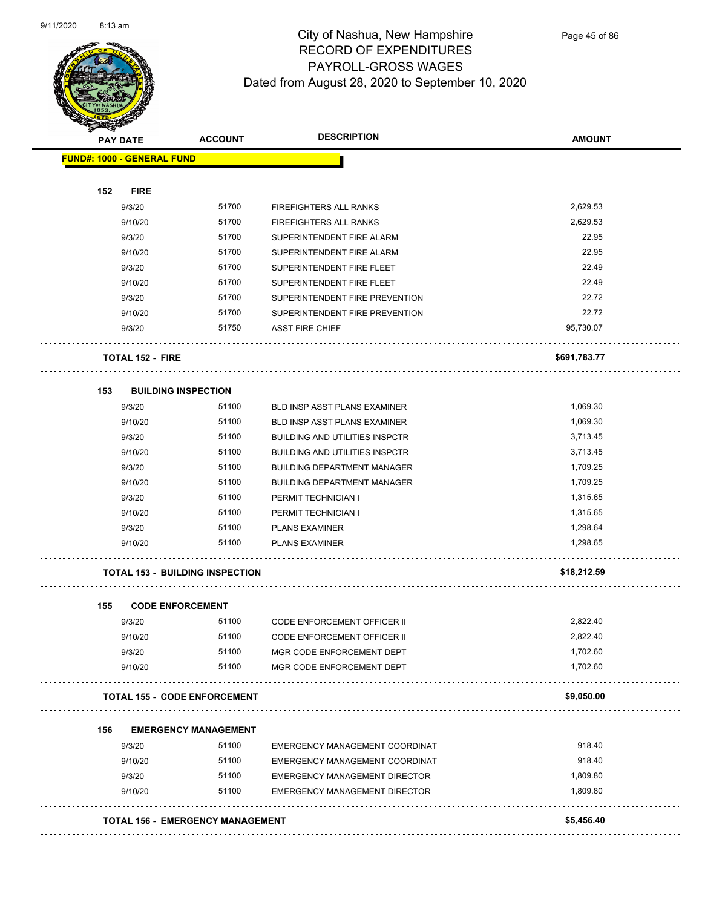# City of Nashua, New Hampshire
## RECORD OF EXPENDITURES
## PAYROLL-GROSS WAGES
## Dated from August 28, 2020 to September 10, 2020

| PAY DATE | ACCOUNT | DESCRIPTION | AMOUNT |
|---|---|---|---|
| **FUND#: 1000 - GENERAL FUND** | | | |
| **152 FIRE** | | | |
| 9/3/20 | 51700 | FIREFIGHTERS ALL RANKS | 2,629.53 |
| 9/10/20 | 51700 | FIREFIGHTERS ALL RANKS | 2,629.53 |
| 9/3/20 | 51700 | SUPERINTENDENT FIRE ALARM | 22.95 |
| 9/10/20 | 51700 | SUPERINTENDENT FIRE ALARM | 22.95 |
| 9/3/20 | 51700 | SUPERINTENDENT FIRE FLEET | 22.49 |
| 9/10/20 | 51700 | SUPERINTENDENT FIRE FLEET | 22.49 |
| 9/3/20 | 51700 | SUPERINTENDENT FIRE PREVENTION | 22.72 |
| 9/10/20 | 51700 | SUPERINTENDENT FIRE PREVENTION | 22.72 |
| 9/3/20 | 51750 | ASST FIRE CHIEF | 95,730.07 |
| **TOTAL 152 - FIRE** | | | **$691,783.77** |
| **153 BUILDING INSPECTION** | | | |
| 9/3/20 | 51100 | BLD INSP ASST PLANS EXAMINER | 1,069.30 |
| 9/10/20 | 51100 | BLD INSP ASST PLANS EXAMINER | 1,069.30 |
| 9/3/20 | 51100 | BUILDING AND UTILITIES INSPCTR | 3,713.45 |
| 9/10/20 | 51100 | BUILDING AND UTILITIES INSPCTR | 3,713.45 |
| 9/3/20 | 51100 | BUILDING DEPARTMENT MANAGER | 1,709.25 |
| 9/10/20 | 51100 | BUILDING DEPARTMENT MANAGER | 1,709.25 |
| 9/3/20 | 51100 | PERMIT TECHNICIAN I | 1,315.65 |
| 9/10/20 | 51100 | PERMIT TECHNICIAN I | 1,315.65 |
| 9/3/20 | 51100 | PLANS EXAMINER | 1,298.64 |
| 9/10/20 | 51100 | PLANS EXAMINER | 1,298.65 |
| **TOTAL 153 - BUILDING INSPECTION** | | | **$18,212.59** |
| **155 CODE ENFORCEMENT** | | | |
| 9/3/20 | 51100 | CODE ENFORCEMENT OFFICER II | 2,822.40 |
| 9/10/20 | 51100 | CODE ENFORCEMENT OFFICER II | 2,822.40 |
| 9/3/20 | 51100 | MGR CODE ENFORCEMENT DEPT | 1,702.60 |
| 9/10/20 | 51100 | MGR CODE ENFORCEMENT DEPT | 1,702.60 |
| **TOTAL 155 - CODE ENFORCEMENT** | | | **$9,050.00** |
| **156 EMERGENCY MANAGEMENT** | | | |
| 9/3/20 | 51100 | EMERGENCY MANAGEMENT COORDINAT | 918.40 |
| 9/10/20 | 51100 | EMERGENCY MANAGEMENT COORDINAT | 918.40 |
| 9/3/20 | 51100 | EMERGENCY MANAGEMENT DIRECTOR | 1,809.80 |
| 9/10/20 | 51100 | EMERGENCY MANAGEMENT DIRECTOR | 1,809.80 |
| **TOTAL 156 - EMERGENCY MANAGEMENT** | | | **$5,456.40** |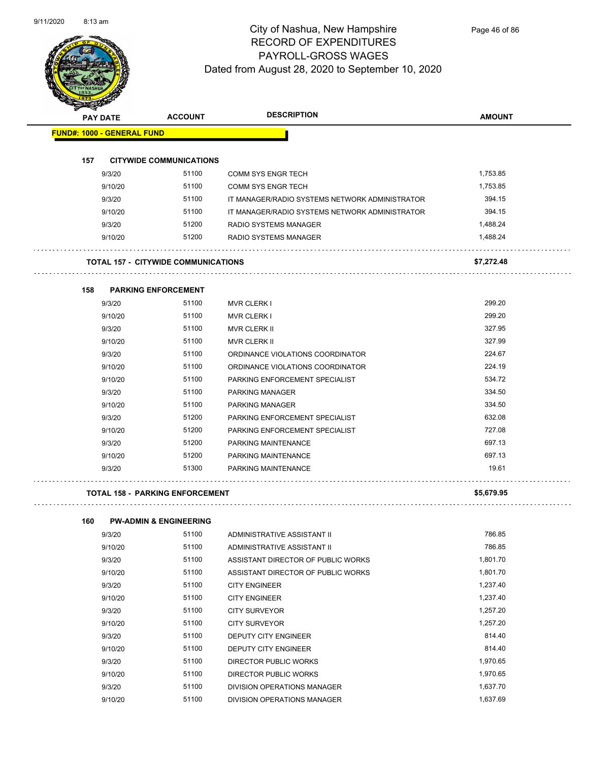# City of Nashua, New Hampshire
## RECORD OF EXPENDITURES
## PAYROLL-GROSS WAGES
## Dated from August 28, 2020 to September 10, 2020

9/11/2020 8:13 am

| PAY DATE | ACCOUNT | DESCRIPTION | AMOUNT |
|---|---|---|---|
| **FUND#: 1000 - GENERAL FUND** | | | |
| **157 CITYWIDE COMMUNICATIONS** | | | |
| 9/3/20 | 51100 | COMM SYS ENGR TECH | 1,753.85 |
| 9/10/20 | 51100 | COMM SYS ENGR TECH | 1,753.85 |
| 9/3/20 | 51100 | IT MANAGER/RADIO SYSTEMS NETWORK ADMINISTRATOR | 394.15 |
| 9/10/20 | 51100 | IT MANAGER/RADIO SYSTEMS NETWORK ADMINISTRATOR | 394.15 |
| 9/3/20 | 51200 | RADIO SYSTEMS MANAGER | 1,488.24 |
| 9/10/20 | 51200 | RADIO SYSTEMS MANAGER | 1,488.24 |
| **TOTAL 157 - CITYWIDE COMMUNICATIONS** | | | **$7,272.48** |
| **158 PARKING ENFORCEMENT** | | | |
| 9/3/20 | 51100 | MVR CLERK I | 299.20 |
| 9/10/20 | 51100 | MVR CLERK I | 299.20 |
| 9/3/20 | 51100 | MVR CLERK II | 327.95 |
| 9/10/20 | 51100 | MVR CLERK II | 327.99 |
| 9/3/20 | 51100 | ORDINANCE VIOLATIONS COORDINATOR | 224.67 |
| 9/10/20 | 51100 | ORDINANCE VIOLATIONS COORDINATOR | 224.19 |
| 9/10/20 | 51100 | PARKING ENFORCEMENT SPECIALIST | 534.72 |
| 9/3/20 | 51100 | PARKING MANAGER | 334.50 |
| 9/10/20 | 51100 | PARKING MANAGER | 334.50 |
| 9/3/20 | 51200 | PARKING ENFORCEMENT SPECIALIST | 632.08 |
| 9/10/20 | 51200 | PARKING ENFORCEMENT SPECIALIST | 727.08 |
| 9/3/20 | 51200 | PARKING MAINTENANCE | 697.13 |
| 9/10/20 | 51200 | PARKING MAINTENANCE | 697.13 |
| 9/3/20 | 51300 | PARKING MAINTENANCE | 19.61 |
| **TOTAL 158 - PARKING ENFORCEMENT** | | | **$5,679.95** |
| **160 PW-ADMIN & ENGINEERING** | | | |
| 9/3/20 | 51100 | ADMINISTRATIVE ASSISTANT II | 786.85 |
| 9/10/20 | 51100 | ADMINISTRATIVE ASSISTANT II | 786.85 |
| 9/3/20 | 51100 | ASSISTANT DIRECTOR OF PUBLIC WORKS | 1,801.70 |
| 9/10/20 | 51100 | ASSISTANT DIRECTOR OF PUBLIC WORKS | 1,801.70 |
| 9/3/20 | 51100 | CITY ENGINEER | 1,237.40 |
| 9/10/20 | 51100 | CITY ENGINEER | 1,237.40 |
| 9/3/20 | 51100 | CITY SURVEYOR | 1,257.20 |
| 9/10/20 | 51100 | CITY SURVEYOR | 1,257.20 |
| 9/3/20 | 51100 | DEPUTY CITY ENGINEER | 814.40 |
| 9/10/20 | 51100 | DEPUTY CITY ENGINEER | 814.40 |
| 9/3/20 | 51100 | DIRECTOR PUBLIC WORKS | 1,970.65 |
| 9/10/20 | 51100 | DIRECTOR PUBLIC WORKS | 1,970.65 |
| 9/3/20 | 51100 | DIVISION OPERATIONS MANAGER | 1,637.70 |
| 9/10/20 | 51100 | DIVISION OPERATIONS MANAGER | 1,637.69 |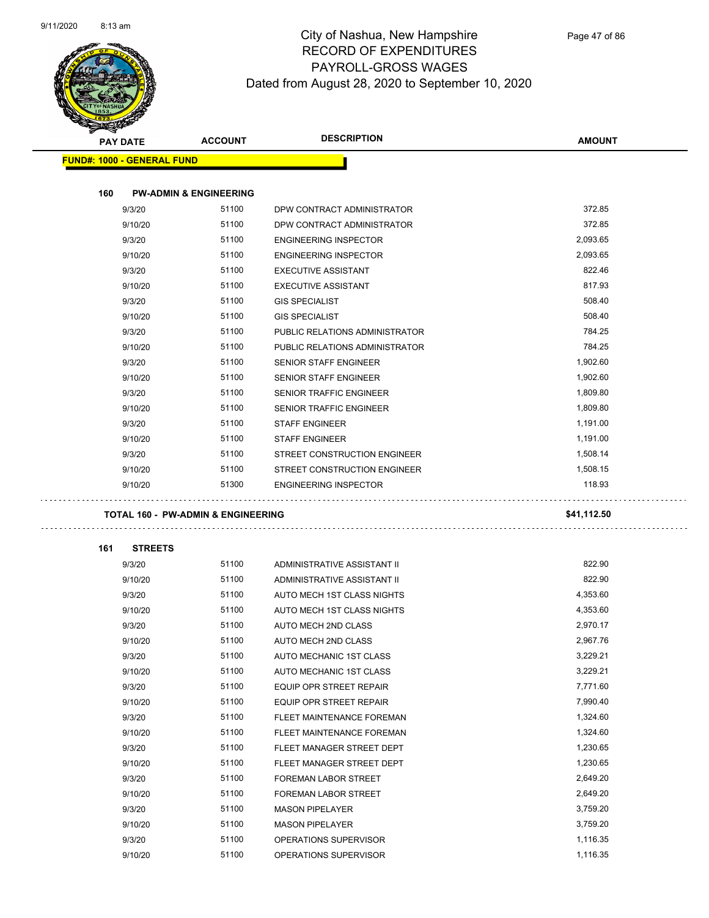City of Nashua, New Hampshire
RECORD OF EXPENDITURES
PAYROLL-GROSS WAGES
Dated from August 28, 2020 to September 10, 2020

| PAY DATE | ACCOUNT | DESCRIPTION | AMOUNT |
|---|---|---|---|
| **FUND#: 1000 - GENERAL FUND** | | | |
| **160 PW-ADMIN & ENGINEERING** | | | |
| 9/3/20 | 51100 | DPW CONTRACT ADMINISTRATOR | 372.85 |
| 9/10/20 | 51100 | DPW CONTRACT ADMINISTRATOR | 372.85 |
| 9/3/20 | 51100 | ENGINEERING INSPECTOR | 2,093.65 |
| 9/10/20 | 51100 | ENGINEERING INSPECTOR | 2,093.65 |
| 9/3/20 | 51100 | EXECUTIVE ASSISTANT | 822.46 |
| 9/10/20 | 51100 | EXECUTIVE ASSISTANT | 817.93 |
| 9/3/20 | 51100 | GIS SPECIALIST | 508.40 |
| 9/10/20 | 51100 | GIS SPECIALIST | 508.40 |
| 9/3/20 | 51100 | PUBLIC RELATIONS ADMINISTRATOR | 784.25 |
| 9/10/20 | 51100 | PUBLIC RELATIONS ADMINISTRATOR | 784.25 |
| 9/3/20 | 51100 | SENIOR STAFF ENGINEER | 1,902.60 |
| 9/10/20 | 51100 | SENIOR STAFF ENGINEER | 1,902.60 |
| 9/3/20 | 51100 | SENIOR TRAFFIC ENGINEER | 1,809.80 |
| 9/10/20 | 51100 | SENIOR TRAFFIC ENGINEER | 1,809.80 |
| 9/3/20 | 51100 | STAFF ENGINEER | 1,191.00 |
| 9/10/20 | 51100 | STAFF ENGINEER | 1,191.00 |
| 9/3/20 | 51100 | STREET CONSTRUCTION ENGINEER | 1,508.14 |
| 9/10/20 | 51100 | STREET CONSTRUCTION ENGINEER | 1,508.15 |
| 9/10/20 | 51300 | ENGINEERING INSPECTOR | 118.93 |
| **TOTAL 160 - PW-ADMIN & ENGINEERING** | | | **$41,112.50** |
| **161 STREETS** | | | |
| 9/3/20 | 51100 | ADMINISTRATIVE ASSISTANT II | 822.90 |
| 9/10/20 | 51100 | ADMINISTRATIVE ASSISTANT II | 822.90 |
| 9/3/20 | 51100 | AUTO MECH 1ST CLASS NIGHTS | 4,353.60 |
| 9/10/20 | 51100 | AUTO MECH 1ST CLASS NIGHTS | 4,353.60 |
| 9/3/20 | 51100 | AUTO MECH 2ND CLASS | 2,970.17 |
| 9/10/20 | 51100 | AUTO MECH 2ND CLASS | 2,967.76 |
| 9/3/20 | 51100 | AUTO MECHANIC 1ST CLASS | 3,229.21 |
| 9/10/20 | 51100 | AUTO MECHANIC 1ST CLASS | 3,229.21 |
| 9/3/20 | 51100 | EQUIP OPR STREET REPAIR | 7,771.60 |
| 9/10/20 | 51100 | EQUIP OPR STREET REPAIR | 7,990.40 |
| 9/3/20 | 51100 | FLEET MAINTENANCE FOREMAN | 1,324.60 |
| 9/10/20 | 51100 | FLEET MAINTENANCE FOREMAN | 1,324.60 |
| 9/3/20 | 51100 | FLEET MANAGER STREET DEPT | 1,230.65 |
| 9/10/20 | 51100 | FLEET MANAGER STREET DEPT | 1,230.65 |
| 9/3/20 | 51100 | FOREMAN LABOR STREET | 2,649.20 |
| 9/10/20 | 51100 | FOREMAN LABOR STREET | 2,649.20 |
| 9/3/20 | 51100 | MASON PIPELAYER | 3,759.20 |
| 9/10/20 | 51100 | MASON PIPELAYER | 3,759.20 |
| 9/3/20 | 51100 | OPERATIONS SUPERVISOR | 1,116.35 |
| 9/10/20 | 51100 | OPERATIONS SUPERVISOR | 1,116.35 |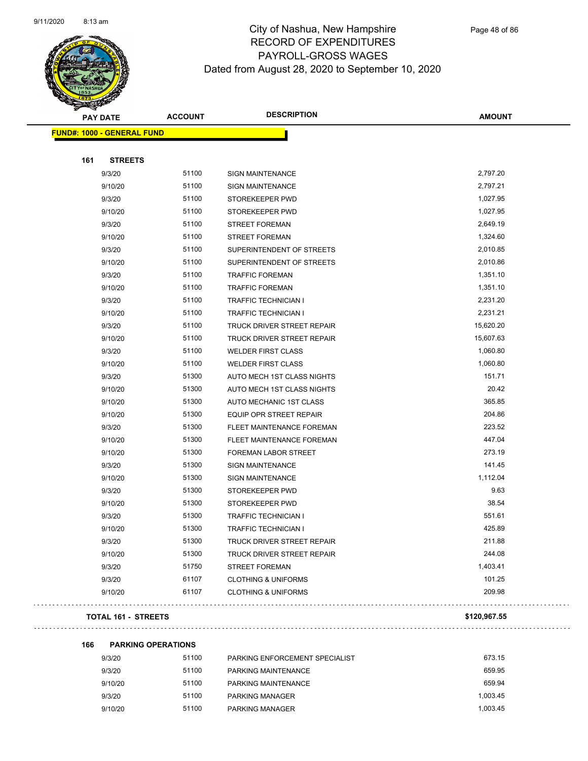City of Nashua, New Hampshire
RECORD OF EXPENDITURES
PAYROLL-GROSS WAGES
Dated from August 28, 2020 to September 10, 2020

| PAY DATE | ACCOUNT | DESCRIPTION | AMOUNT |
|---|---|---|---|
| **FUND#: 1000 - GENERAL FUND** | | | |
| **161 STREETS** | | | |
| 9/3/20 | 51100 | SIGN MAINTENANCE | 2,797.20 |
| 9/10/20 | 51100 | SIGN MAINTENANCE | 2,797.21 |
| 9/3/20 | 51100 | STOREKEEPER PWD | 1,027.95 |
| 9/10/20 | 51100 | STOREKEEPER PWD | 1,027.95 |
| 9/3/20 | 51100 | STREET FOREMAN | 2,649.19 |
| 9/10/20 | 51100 | STREET FOREMAN | 1,324.60 |
| 9/3/20 | 51100 | SUPERINTENDENT OF STREETS | 2,010.85 |
| 9/10/20 | 51100 | SUPERINTENDENT OF STREETS | 2,010.86 |
| 9/3/20 | 51100 | TRAFFIC FOREMAN | 1,351.10 |
| 9/10/20 | 51100 | TRAFFIC FOREMAN | 1,351.10 |
| 9/3/20 | 51100 | TRAFFIC TECHNICIAN I | 2,231.20 |
| 9/10/20 | 51100 | TRAFFIC TECHNICIAN I | 2,231.21 |
| 9/3/20 | 51100 | TRUCK DRIVER STREET REPAIR | 15,620.20 |
| 9/10/20 | 51100 | TRUCK DRIVER STREET REPAIR | 15,607.63 |
| 9/3/20 | 51100 | WELDER FIRST CLASS | 1,060.80 |
| 9/10/20 | 51100 | WELDER FIRST CLASS | 1,060.80 |
| 9/3/20 | 51300 | AUTO MECH 1ST CLASS NIGHTS | 151.71 |
| 9/10/20 | 51300 | AUTO MECH 1ST CLASS NIGHTS | 20.42 |
| 9/10/20 | 51300 | AUTO MECHANIC 1ST CLASS | 365.85 |
| 9/10/20 | 51300 | EQUIP OPR STREET REPAIR | 204.86 |
| 9/3/20 | 51300 | FLEET MAINTENANCE FOREMAN | 223.52 |
| 9/10/20 | 51300 | FLEET MAINTENANCE FOREMAN | 447.04 |
| 9/10/20 | 51300 | FOREMAN LABOR STREET | 273.19 |
| 9/3/20 | 51300 | SIGN MAINTENANCE | 141.45 |
| 9/10/20 | 51300 | SIGN MAINTENANCE | 1,112.04 |
| 9/3/20 | 51300 | STOREKEEPER PWD | 9.63 |
| 9/10/20 | 51300 | STOREKEEPER PWD | 38.54 |
| 9/3/20 | 51300 | TRAFFIC TECHNICIAN I | 551.61 |
| 9/10/20 | 51300 | TRAFFIC TECHNICIAN I | 425.89 |
| 9/3/20 | 51300 | TRUCK DRIVER STREET REPAIR | 211.88 |
| 9/10/20 | 51300 | TRUCK DRIVER STREET REPAIR | 244.08 |
| 9/3/20 | 51750 | STREET FOREMAN | 1,403.41 |
| 9/3/20 | 61107 | CLOTHING & UNIFORMS | 101.25 |
| 9/10/20 | 61107 | CLOTHING & UNIFORMS | 209.98 |
| **TOTAL 161 - STREETS** | | | **$120,967.55** |
| **166 PARKING OPERATIONS** | | | |
| 9/3/20 | 51100 | PARKING ENFORCEMENT SPECIALIST | 673.15 |
| 9/3/20 | 51100 | PARKING MAINTENANCE | 659.95 |
| 9/10/20 | 51100 | PARKING MAINTENANCE | 659.94 |
| 9/3/20 | 51100 | PARKING MANAGER | 1,003.45 |
| 9/10/20 | 51100 | PARKING MANAGER | 1,003.45 |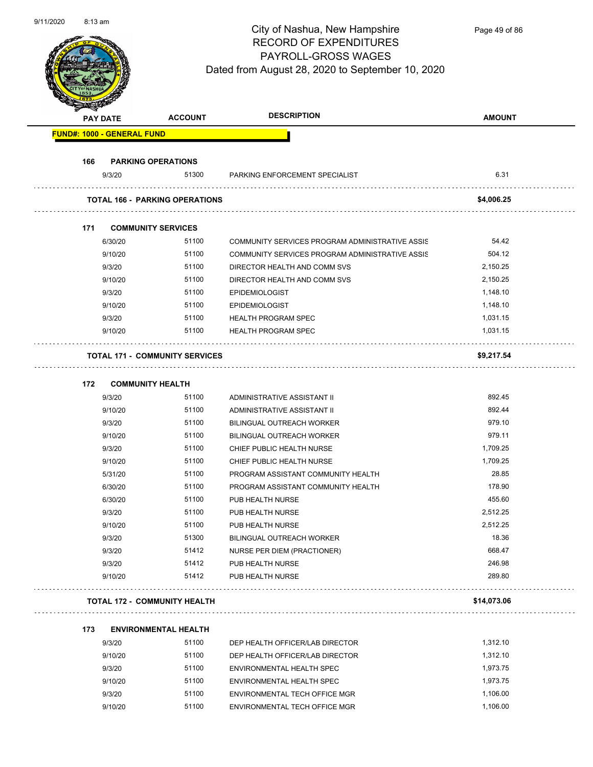# City of Nashua, New Hampshire
## RECORD OF EXPENDITURES
## PAYROLL-GROSS WAGES
## Dated from August 28, 2020 to September 10, 2020

| PAY DATE | ACCOUNT | DESCRIPTION | AMOUNT |
|---|---|---|---|
| **FUND#: 1000 - GENERAL FUND** | | | |
| **166 PARKING OPERATIONS** | | | |
| 9/3/20 | 51300 | PARKING ENFORCEMENT SPECIALIST | 6.31 |
| **TOTAL 166 - PARKING OPERATIONS** | | | **$4,006.25** |
| **171 COMMUNITY SERVICES** | | | |
| 6/30/20 | 51100 | COMMUNITY SERVICES PROGRAM ADMINISTRATIVE ASSIS | 54.42 |
| 9/10/20 | 51100 | COMMUNITY SERVICES PROGRAM ADMINISTRATIVE ASSIS | 504.12 |
| 9/3/20 | 51100 | DIRECTOR HEALTH AND COMM SVS | 2,150.25 |
| 9/10/20 | 51100 | DIRECTOR HEALTH AND COMM SVS | 2,150.25 |
| 9/3/20 | 51100 | EPIDEMIOLOGIST | 1,148.10 |
| 9/10/20 | 51100 | EPIDEMIOLOGIST | 1,148.10 |
| 9/3/20 | 51100 | HEALTH PROGRAM SPEC | 1,031.15 |
| 9/10/20 | 51100 | HEALTH PROGRAM SPEC | 1,031.15 |
| **TOTAL 171 - COMMUNITY SERVICES** | | | **$9,217.54** |
| **172 COMMUNITY HEALTH** | | | |
| 9/3/20 | 51100 | ADMINISTRATIVE ASSISTANT II | 892.45 |
| 9/10/20 | 51100 | ADMINISTRATIVE ASSISTANT II | 892.44 |
| 9/3/20 | 51100 | BILINGUAL OUTREACH WORKER | 979.10 |
| 9/10/20 | 51100 | BILINGUAL OUTREACH WORKER | 979.11 |
| 9/3/20 | 51100 | CHIEF PUBLIC HEALTH NURSE | 1,709.25 |
| 9/10/20 | 51100 | CHIEF PUBLIC HEALTH NURSE | 1,709.25 |
| 5/31/20 | 51100 | PROGRAM ASSISTANT COMMUNITY HEALTH | 28.85 |
| 6/30/20 | 51100 | PROGRAM ASSISTANT COMMUNITY HEALTH | 178.90 |
| 6/30/20 | 51100 | PUB HEALTH NURSE | 455.60 |
| 9/3/20 | 51100 | PUB HEALTH NURSE | 2,512.25 |
| 9/10/20 | 51100 | PUB HEALTH NURSE | 2,512.25 |
| 9/3/20 | 51300 | BILINGUAL OUTREACH WORKER | 18.36 |
| 9/3/20 | 51412 | NURSE PER DIEM (PRACTIONER) | 668.47 |
| 9/3/20 | 51412 | PUB HEALTH NURSE | 246.98 |
| 9/10/20 | 51412 | PUB HEALTH NURSE | 289.80 |
| **TOTAL 172 - COMMUNITY HEALTH** | | | **$14,073.06** |
| **173 ENVIRONMENTAL HEALTH** | | | |
| 9/3/20 | 51100 | DEP HEALTH OFFICER/LAB DIRECTOR | 1,312.10 |
| 9/10/20 | 51100 | DEP HEALTH OFFICER/LAB DIRECTOR | 1,312.10 |
| 9/3/20 | 51100 | ENVIRONMENTAL HEALTH SPEC | 1,973.75 |
| 9/10/20 | 51100 | ENVIRONMENTAL HEALTH SPEC | 1,973.75 |
| 9/3/20 | 51100 | ENVIRONMENTAL TECH OFFICE MGR | 1,106.00 |
| 9/10/20 | 51100 | ENVIRONMENTAL TECH OFFICE MGR | 1,106.00 |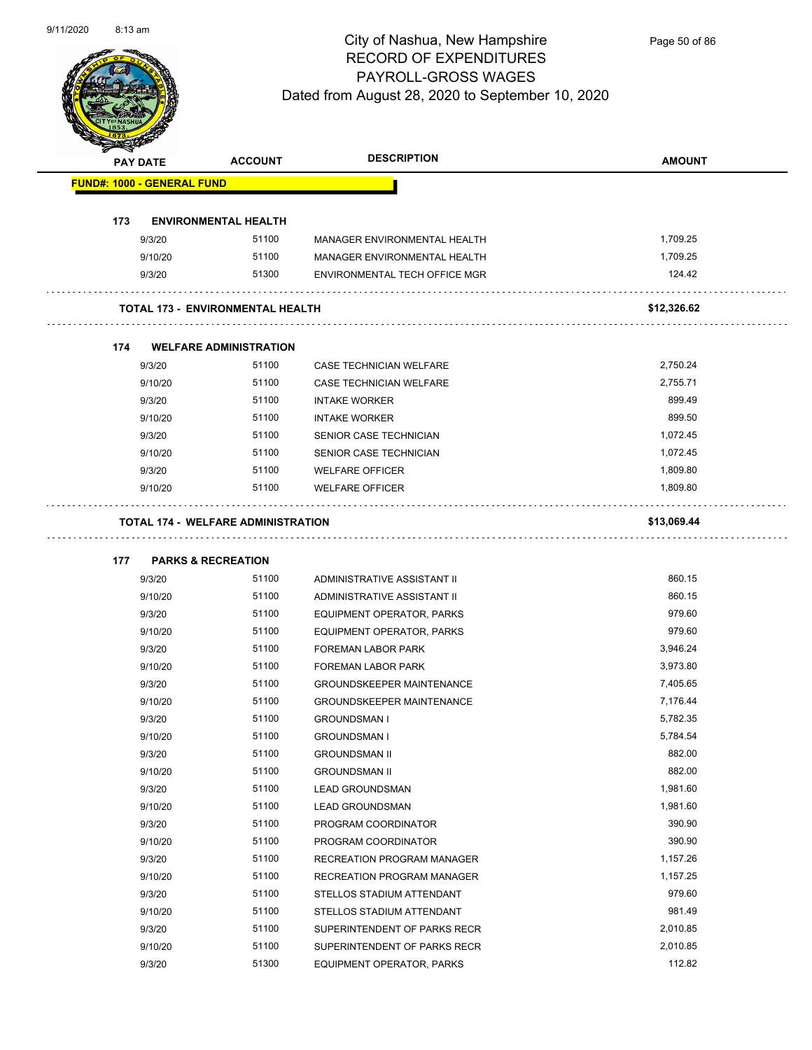City of Nashua, New Hampshire
RECORD OF EXPENDITURES
PAYROLL-GROSS WAGES
Dated from August 28, 2020 to September 10, 2020

| PAY DATE | ACCOUNT | DESCRIPTION | AMOUNT |
|---|---|---|---|
| **FUND#: 1000 - GENERAL FUND** | | | |
| **173 ENVIRONMENTAL HEALTH** | | | |
| 9/3/20 | 51100 | MANAGER ENVIRONMENTAL HEALTH | 1,709.25 |
| 9/10/20 | 51100 | MANAGER ENVIRONMENTAL HEALTH | 1,709.25 |
| 9/3/20 | 51300 | ENVIRONMENTAL TECH OFFICE MGR | 124.42 |
| **TOTAL 173 - ENVIRONMENTAL HEALTH** | | | **$12,326.62** |
| **174 WELFARE ADMINISTRATION** | | | |
| 9/3/20 | 51100 | CASE TECHNICIAN WELFARE | 2,750.24 |
| 9/10/20 | 51100 | CASE TECHNICIAN WELFARE | 2,755.71 |
| 9/3/20 | 51100 | INTAKE WORKER | 899.49 |
| 9/10/20 | 51100 | INTAKE WORKER | 899.50 |
| 9/3/20 | 51100 | SENIOR CASE TECHNICIAN | 1,072.45 |
| 9/10/20 | 51100 | SENIOR CASE TECHNICIAN | 1,072.45 |
| 9/3/20 | 51100 | WELFARE OFFICER | 1,809.80 |
| 9/10/20 | 51100 | WELFARE OFFICER | 1,809.80 |
| **TOTAL 174 - WELFARE ADMINISTRATION** | | | **$13,069.44** |
| **177 PARKS & RECREATION** | | | |
| 9/3/20 | 51100 | ADMINISTRATIVE ASSISTANT II | 860.15 |
| 9/10/20 | 51100 | ADMINISTRATIVE ASSISTANT II | 860.15 |
| 9/3/20 | 51100 | EQUIPMENT OPERATOR, PARKS | 979.60 |
| 9/10/20 | 51100 | EQUIPMENT OPERATOR, PARKS | 979.60 |
| 9/3/20 | 51100 | FOREMAN LABOR PARK | 3,946.24 |
| 9/10/20 | 51100 | FOREMAN LABOR PARK | 3,973.80 |
| 9/3/20 | 51100 | GROUNDSKEEPER MAINTENANCE | 7,405.65 |
| 9/10/20 | 51100 | GROUNDSKEEPER MAINTENANCE | 7,176.44 |
| 9/3/20 | 51100 | GROUNDSMAN I | 5,782.35 |
| 9/10/20 | 51100 | GROUNDSMAN I | 5,784.54 |
| 9/3/20 | 51100 | GROUNDSMAN II | 882.00 |
| 9/10/20 | 51100 | GROUNDSMAN II | 882.00 |
| 9/3/20 | 51100 | LEAD GROUNDSMAN | 1,981.60 |
| 9/10/20 | 51100 | LEAD GROUNDSMAN | 1,981.60 |
| 9/3/20 | 51100 | PROGRAM COORDINATOR | 390.90 |
| 9/10/20 | 51100 | PROGRAM COORDINATOR | 390.90 |
| 9/3/20 | 51100 | RECREATION PROGRAM MANAGER | 1,157.26 |
| 9/10/20 | 51100 | RECREATION PROGRAM MANAGER | 1,157.25 |
| 9/3/20 | 51100 | STELLOS STADIUM ATTENDANT | 979.60 |
| 9/10/20 | 51100 | STELLOS STADIUM ATTENDANT | 981.49 |
| 9/3/20 | 51100 | SUPERINTENDENT OF PARKS RECR | 2,010.85 |
| 9/10/20 | 51100 | SUPERINTENDENT OF PARKS RECR | 2,010.85 |
| 9/3/20 | 51300 | EQUIPMENT OPERATOR, PARKS | 112.82 |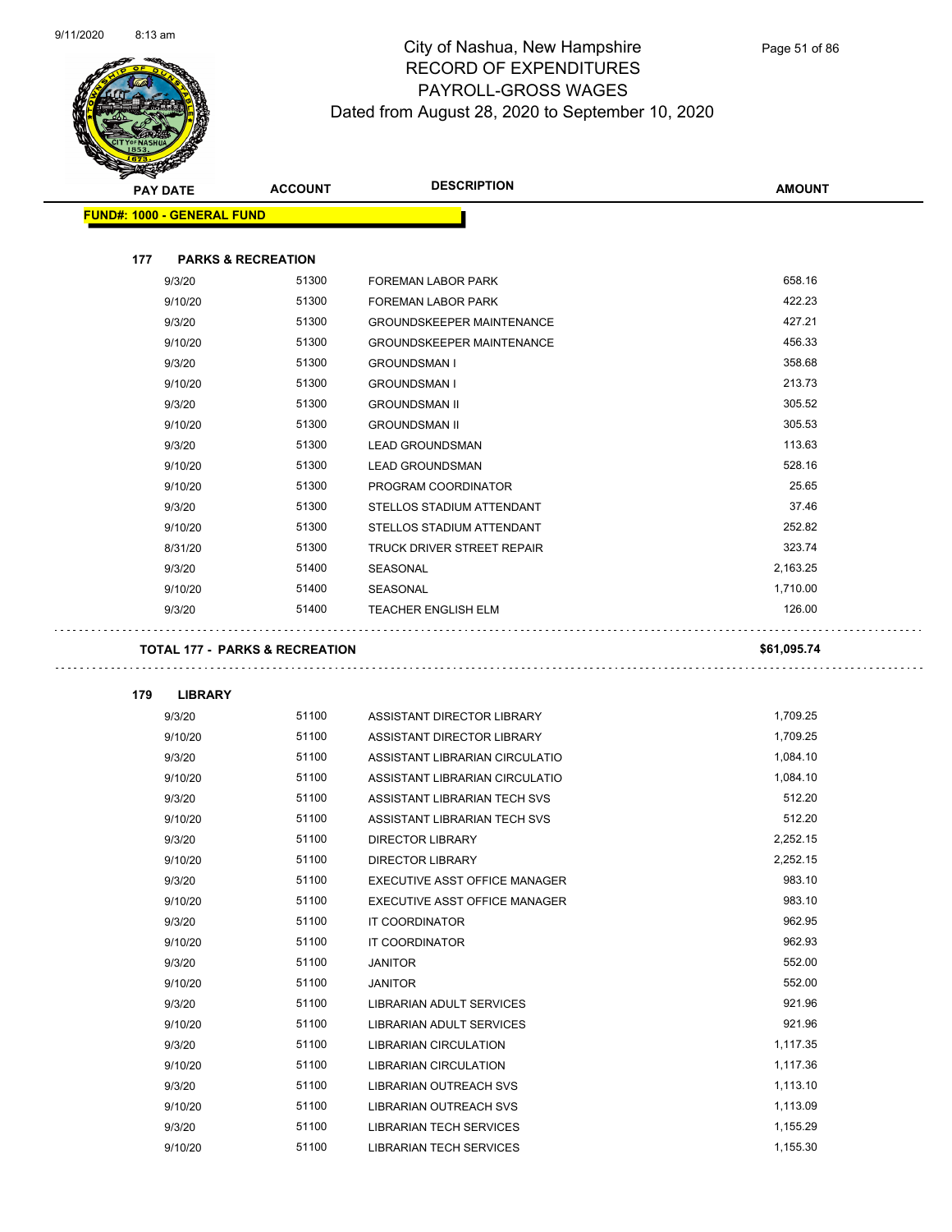# City of Nashua, New Hampshire
## RECORD OF EXPENDITURES
## PAYROLL-GROSS WAGES
### Dated from August 28, 2020 to September 10, 2020

| PAY DATE | ACCOUNT | DESCRIPTION | AMOUNT |
|---|---|---|---|
| **FUND#: 1000 - GENERAL FUND** | | | |
| **177 PARKS & RECREATION** | | | |
| 9/3/20 | 51300 | FOREMAN LABOR PARK | 658.16 |
| 9/10/20 | 51300 | FOREMAN LABOR PARK | 422.23 |
| 9/3/20 | 51300 | GROUNDSKEEPER MAINTENANCE | 427.21 |
| 9/10/20 | 51300 | GROUNDSKEEPER MAINTENANCE | 456.33 |
| 9/3/20 | 51300 | GROUNDSMAN I | 358.68 |
| 9/10/20 | 51300 | GROUNDSMAN I | 213.73 |
| 9/3/20 | 51300 | GROUNDSMAN II | 305.52 |
| 9/10/20 | 51300 | GROUNDSMAN II | 305.53 |
| 9/3/20 | 51300 | LEAD GROUNDSMAN | 113.63 |
| 9/10/20 | 51300 | LEAD GROUNDSMAN | 528.16 |
| 9/10/20 | 51300 | PROGRAM COORDINATOR | 25.65 |
| 9/3/20 | 51300 | STELLOS STADIUM ATTENDANT | 37.46 |
| 9/10/20 | 51300 | STELLOS STADIUM ATTENDANT | 252.82 |
| 8/31/20 | 51300 | TRUCK DRIVER STREET REPAIR | 323.74 |
| 9/3/20 | 51400 | SEASONAL | 2,163.25 |
| 9/10/20 | 51400 | SEASONAL | 1,710.00 |
| 9/3/20 | 51400 | TEACHER ENGLISH ELM | 126.00 |
| **TOTAL 177 - PARKS & RECREATION** | | | **$61,095.74** |
| **179 LIBRARY** | | | |
| 9/3/20 | 51100 | ASSISTANT DIRECTOR LIBRARY | 1,709.25 |
| 9/10/20 | 51100 | ASSISTANT DIRECTOR LIBRARY | 1,709.25 |
| 9/3/20 | 51100 | ASSISTANT LIBRARIAN CIRCULATIO | 1,084.10 |
| 9/10/20 | 51100 | ASSISTANT LIBRARIAN CIRCULATIO | 1,084.10 |
| 9/3/20 | 51100 | ASSISTANT LIBRARIAN TECH SVS | 512.20 |
| 9/10/20 | 51100 | ASSISTANT LIBRARIAN TECH SVS | 512.20 |
| 9/3/20 | 51100 | DIRECTOR LIBRARY | 2,252.15 |
| 9/10/20 | 51100 | DIRECTOR LIBRARY | 2,252.15 |
| 9/3/20 | 51100 | EXECUTIVE ASST OFFICE MANAGER | 983.10 |
| 9/10/20 | 51100 | EXECUTIVE ASST OFFICE MANAGER | 983.10 |
| 9/3/20 | 51100 | IT COORDINATOR | 962.95 |
| 9/10/20 | 51100 | IT COORDINATOR | 962.93 |
| 9/3/20 | 51100 | JANITOR | 552.00 |
| 9/10/20 | 51100 | JANITOR | 552.00 |
| 9/3/20 | 51100 | LIBRARIAN ADULT SERVICES | 921.96 |
| 9/10/20 | 51100 | LIBRARIAN ADULT SERVICES | 921.96 |
| 9/3/20 | 51100 | LIBRARIAN CIRCULATION | 1,117.35 |
| 9/10/20 | 51100 | LIBRARIAN CIRCULATION | 1,117.36 |
| 9/3/20 | 51100 | LIBRARIAN OUTREACH SVS | 1,113.10 |
| 9/10/20 | 51100 | LIBRARIAN OUTREACH SVS | 1,113.09 |
| 9/3/20 | 51100 | LIBRARIAN TECH SERVICES | 1,155.29 |
| 9/10/20 | 51100 | LIBRARIAN TECH SERVICES | 1,155.30 |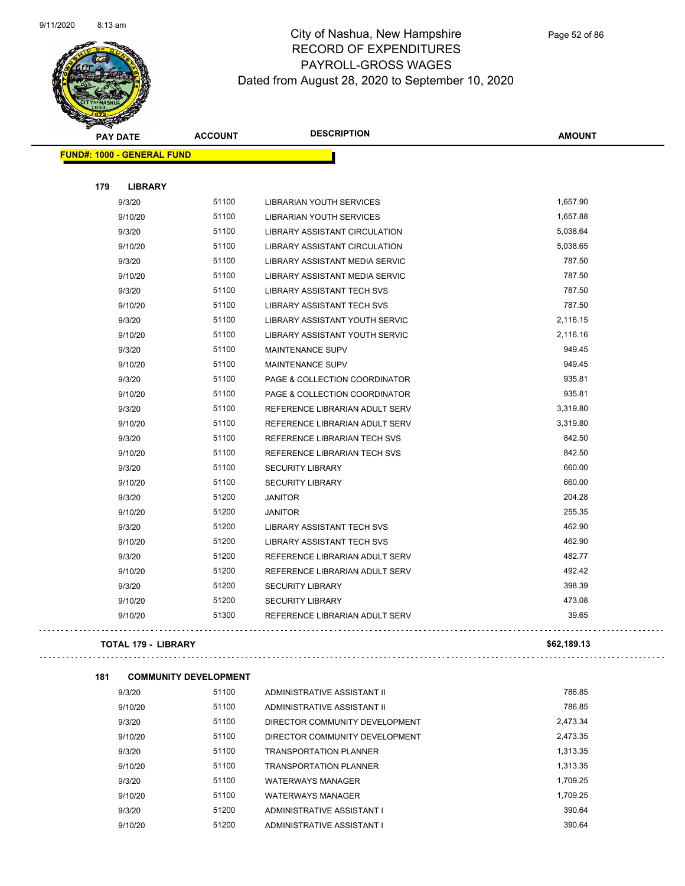# City of Nashua, New Hampshire
## RECORD OF EXPENDITURES
## PAYROLL-GROSS WAGES
### Dated from August 28, 2020 to September 10, 2020

| PAY DATE | ACCOUNT | DESCRIPTION | AMOUNT |
|---|---|---|---|
| **FUND#: 1000 - GENERAL FUND** | | | |
| **179 LIBRARY** | | | |
| 9/3/20 | 51100 | LIBRARIAN YOUTH SERVICES | 1,657.90 |
| 9/10/20 | 51100 | LIBRARIAN YOUTH SERVICES | 1,657.88 |
| 9/3/20 | 51100 | LIBRARY ASSISTANT CIRCULATION | 5,038.64 |
| 9/10/20 | 51100 | LIBRARY ASSISTANT CIRCULATION | 5,038.65 |
| 9/3/20 | 51100 | LIBRARY ASSISTANT MEDIA SERVIC | 787.50 |
| 9/10/20 | 51100 | LIBRARY ASSISTANT MEDIA SERVIC | 787.50 |
| 9/3/20 | 51100 | LIBRARY ASSISTANT TECH SVS | 787.50 |
| 9/10/20 | 51100 | LIBRARY ASSISTANT TECH SVS | 787.50 |
| 9/3/20 | 51100 | LIBRARY ASSISTANT YOUTH SERVIC | 2,116.15 |
| 9/10/20 | 51100 | LIBRARY ASSISTANT YOUTH SERVIC | 2,116.16 |
| 9/3/20 | 51100 | MAINTENANCE SUPV | 949.45 |
| 9/10/20 | 51100 | MAINTENANCE SUPV | 949.45 |
| 9/3/20 | 51100 | PAGE & COLLECTION COORDINATOR | 935.81 |
| 9/10/20 | 51100 | PAGE & COLLECTION COORDINATOR | 935.81 |
| 9/3/20 | 51100 | REFERENCE LIBRARIAN ADULT SERV | 3,319.80 |
| 9/10/20 | 51100 | REFERENCE LIBRARIAN ADULT SERV | 3,319.80 |
| 9/3/20 | 51100 | REFERENCE LIBRARIAN TECH SVS | 842.50 |
| 9/10/20 | 51100 | REFERENCE LIBRARIAN TECH SVS | 842.50 |
| 9/3/20 | 51100 | SECURITY LIBRARY | 660.00 |
| 9/10/20 | 51100 | SECURITY LIBRARY | 660.00 |
| 9/3/20 | 51200 | JANITOR | 204.28 |
| 9/10/20 | 51200 | JANITOR | 255.35 |
| 9/3/20 | 51200 | LIBRARY ASSISTANT TECH SVS | 462.90 |
| 9/10/20 | 51200 | LIBRARY ASSISTANT TECH SVS | 462.90 |
| 9/3/20 | 51200 | REFERENCE LIBRARIAN ADULT SERV | 482.77 |
| 9/10/20 | 51200 | REFERENCE LIBRARIAN ADULT SERV | 492.42 |
| 9/3/20 | 51200 | SECURITY LIBRARY | 398.39 |
| 9/10/20 | 51200 | SECURITY LIBRARY | 473.08 |
| 9/10/20 | 51300 | REFERENCE LIBRARIAN ADULT SERV | 39.65 |
| **TOTAL 179 - LIBRARY** | | | **$62,189.13** |
| **181 COMMUNITY DEVELOPMENT** | | | |
| 9/3/20 | 51100 | ADMINISTRATIVE ASSISTANT II | 786.85 |
| 9/10/20 | 51100 | ADMINISTRATIVE ASSISTANT II | 786.85 |
| 9/3/20 | 51100 | DIRECTOR COMMUNITY DEVELOPMENT | 2,473.34 |
| 9/10/20 | 51100 | DIRECTOR COMMUNITY DEVELOPMENT | 2,473.35 |
| 9/3/20 | 51100 | TRANSPORTATION PLANNER | 1,313.35 |
| 9/10/20 | 51100 | TRANSPORTATION PLANNER | 1,313.35 |
| 9/3/20 | 51100 | WATERWAYS MANAGER | 1,709.25 |
| 9/10/20 | 51100 | WATERWAYS MANAGER | 1,709.25 |
| 9/3/20 | 51200 | ADMINISTRATIVE ASSISTANT I | 390.64 |
| 9/10/20 | 51200 | ADMINISTRATIVE ASSISTANT I | 390.64 |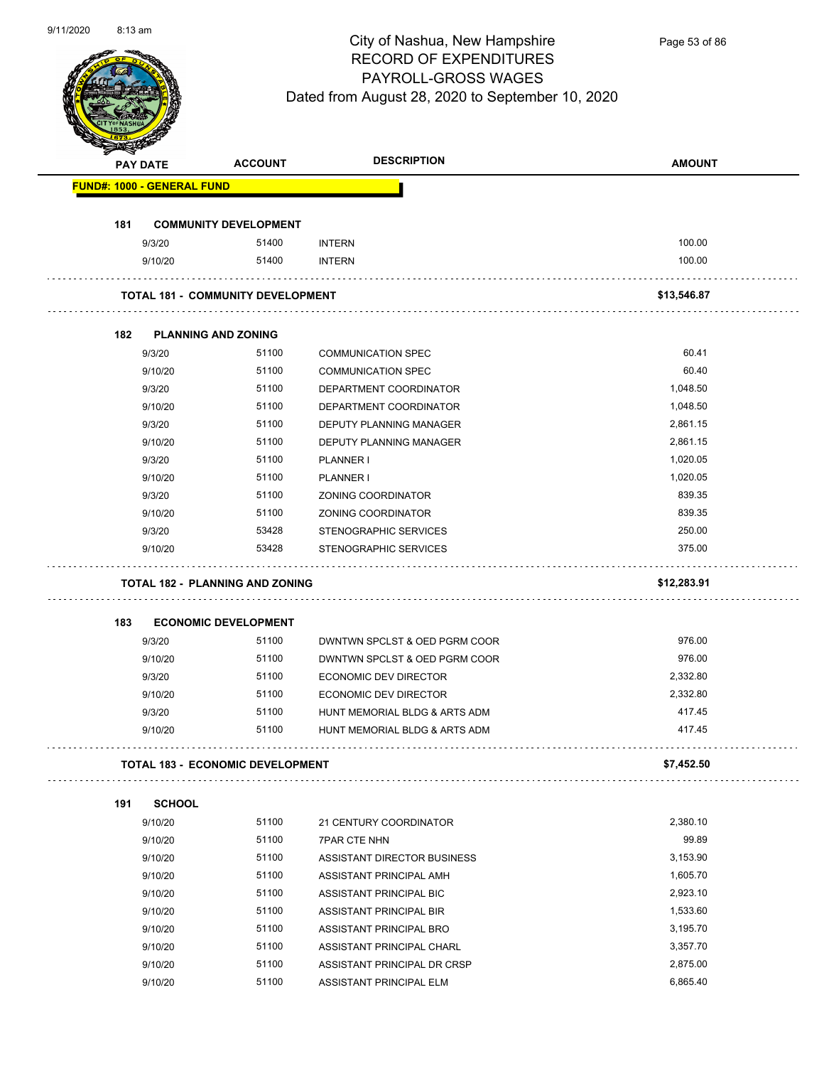# City of Nashua, New Hampshire
## RECORD OF EXPENDITURES
## PAYROLL-GROSS WAGES
## Dated from August 28, 2020 to September 10, 2020

| PAY DATE | ACCOUNT | DESCRIPTION | AMOUNT |
|---|---|---|---|
| **FUND#: 1000 - GENERAL FUND** | | | |
| **181 COMMUNITY DEVELOPMENT** | | | |
| 9/3/20 | 51400 | INTERN | 100.00 |
| 9/10/20 | 51400 | INTERN | 100.00 |
| **TOTAL 181 - COMMUNITY DEVELOPMENT** | | | **$13,546.87** |
| **182 PLANNING AND ZONING** | | | |
| 9/3/20 | 51100 | COMMUNICATION SPEC | 60.41 |
| 9/10/20 | 51100 | COMMUNICATION SPEC | 60.40 |
| 9/3/20 | 51100 | DEPARTMENT COORDINATOR | 1,048.50 |
| 9/10/20 | 51100 | DEPARTMENT COORDINATOR | 1,048.50 |
| 9/3/20 | 51100 | DEPUTY PLANNING MANAGER | 2,861.15 |
| 9/10/20 | 51100 | DEPUTY PLANNING MANAGER | 2,861.15 |
| 9/3/20 | 51100 | PLANNER I | 1,020.05 |
| 9/10/20 | 51100 | PLANNER I | 1,020.05 |
| 9/3/20 | 51100 | ZONING COORDINATOR | 839.35 |
| 9/10/20 | 51100 | ZONING COORDINATOR | 839.35 |
| 9/3/20 | 53428 | STENOGRAPHIC SERVICES | 250.00 |
| 9/10/20 | 53428 | STENOGRAPHIC SERVICES | 375.00 |
| **TOTAL 182 - PLANNING AND ZONING** | | | **$12,283.91** |
| **183 ECONOMIC DEVELOPMENT** | | | |
| 9/3/20 | 51100 | DWNTWN SPCLST & OED PGRM COOR | 976.00 |
| 9/10/20 | 51100 | DWNTWN SPCLST & OED PGRM COOR | 976.00 |
| 9/3/20 | 51100 | ECONOMIC DEV DIRECTOR | 2,332.80 |
| 9/10/20 | 51100 | ECONOMIC DEV DIRECTOR | 2,332.80 |
| 9/3/20 | 51100 | HUNT MEMORIAL BLDG & ARTS ADM | 417.45 |
| 9/10/20 | 51100 | HUNT MEMORIAL BLDG & ARTS ADM | 417.45 |
| **TOTAL 183 - ECONOMIC DEVELOPMENT** | | | **$7,452.50** |
| **191 SCHOOL** | | | |
| 9/10/20 | 51100 | 21 CENTURY COORDINATOR | 2,380.10 |
| 9/10/20 | 51100 | 7PAR CTE NHN | 99.89 |
| 9/10/20 | 51100 | ASSISTANT DIRECTOR BUSINESS | 3,153.90 |
| 9/10/20 | 51100 | ASSISTANT PRINCIPAL AMH | 1,605.70 |
| 9/10/20 | 51100 | ASSISTANT PRINCIPAL BIC | 2,923.10 |
| 9/10/20 | 51100 | ASSISTANT PRINCIPAL BIR | 1,533.60 |
| 9/10/20 | 51100 | ASSISTANT PRINCIPAL BRO | 3,195.70 |
| 9/10/20 | 51100 | ASSISTANT PRINCIPAL CHARL | 3,357.70 |
| 9/10/20 | 51100 | ASSISTANT PRINCIPAL DR CRSP | 2,875.00 |
| 9/10/20 | 51100 | ASSISTANT PRINCIPAL ELM | 6,865.40 |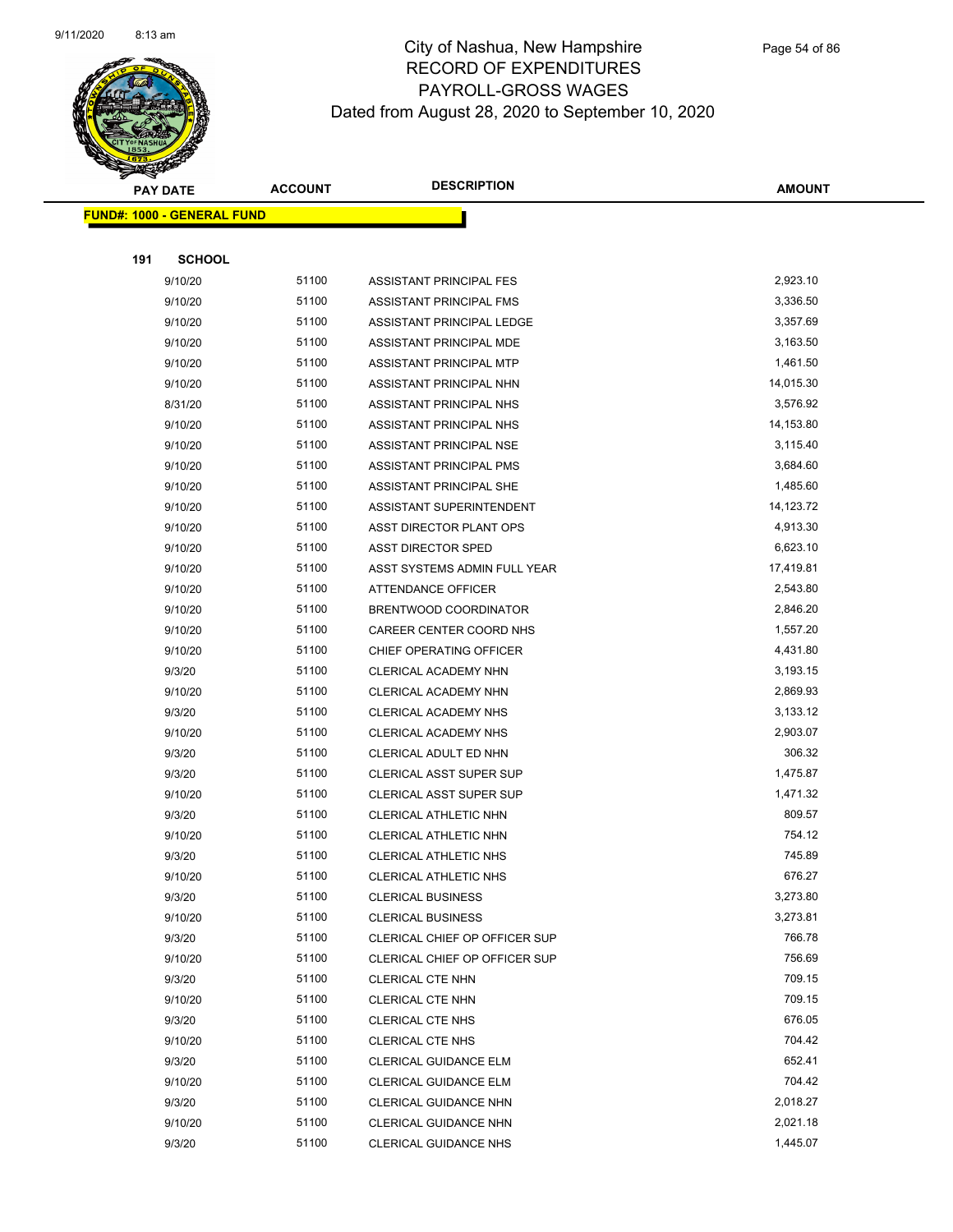# City of Nashua, New Hampshire
## RECORD OF EXPENDITURES
## PAYROLL-GROSS WAGES
## Dated from August 28, 2020 to September 10, 2020

**FUND#: 1000 - GENERAL FUND**

**191 SCHOOL**

| PAY DATE | ACCOUNT | DESCRIPTION | AMOUNT |
|---|---|---|---|
| 9/10/20 | 51100 | ASSISTANT PRINCIPAL FES | 2,923.10 |
| 9/10/20 | 51100 | ASSISTANT PRINCIPAL FMS | 3,336.50 |
| 9/10/20 | 51100 | ASSISTANT PRINCIPAL LEDGE | 3,357.69 |
| 9/10/20 | 51100 | ASSISTANT PRINCIPAL MDE | 3,163.50 |
| 9/10/20 | 51100 | ASSISTANT PRINCIPAL MTP | 1,461.50 |
| 9/10/20 | 51100 | ASSISTANT PRINCIPAL NHN | 14,015.30 |
| 8/31/20 | 51100 | ASSISTANT PRINCIPAL NHS | 3,576.92 |
| 9/10/20 | 51100 | ASSISTANT PRINCIPAL NHS | 14,153.80 |
| 9/10/20 | 51100 | ASSISTANT PRINCIPAL NSE | 3,115.40 |
| 9/10/20 | 51100 | ASSISTANT PRINCIPAL PMS | 3,684.60 |
| 9/10/20 | 51100 | ASSISTANT PRINCIPAL SHE | 1,485.60 |
| 9/10/20 | 51100 | ASSISTANT SUPERINTENDENT | 14,123.72 |
| 9/10/20 | 51100 | ASST DIRECTOR PLANT OPS | 4,913.30 |
| 9/10/20 | 51100 | ASST DIRECTOR SPED | 6,623.10 |
| 9/10/20 | 51100 | ASST SYSTEMS ADMIN FULL YEAR | 17,419.81 |
| 9/10/20 | 51100 | ATTENDANCE OFFICER | 2,543.80 |
| 9/10/20 | 51100 | BRENTWOOD COORDINATOR | 2,846.20 |
| 9/10/20 | 51100 | CAREER CENTER COORD NHS | 1,557.20 |
| 9/10/20 | 51100 | CHIEF OPERATING OFFICER | 4,431.80 |
| 9/3/20 | 51100 | CLERICAL ACADEMY NHN | 3,193.15 |
| 9/10/20 | 51100 | CLERICAL ACADEMY NHN | 2,869.93 |
| 9/3/20 | 51100 | CLERICAL ACADEMY NHS | 3,133.12 |
| 9/10/20 | 51100 | CLERICAL ACADEMY NHS | 2,903.07 |
| 9/3/20 | 51100 | CLERICAL ADULT ED NHN | 306.32 |
| 9/3/20 | 51100 | CLERICAL ASST SUPER SUP | 1,475.87 |
| 9/10/20 | 51100 | CLERICAL ASST SUPER SUP | 1,471.32 |
| 9/3/20 | 51100 | CLERICAL ATHLETIC NHN | 809.57 |
| 9/10/20 | 51100 | CLERICAL ATHLETIC NHN | 754.12 |
| 9/3/20 | 51100 | CLERICAL ATHLETIC NHS | 745.89 |
| 9/10/20 | 51100 | CLERICAL ATHLETIC NHS | 676.27 |
| 9/3/20 | 51100 | CLERICAL BUSINESS | 3,273.80 |
| 9/10/20 | 51100 | CLERICAL BUSINESS | 3,273.81 |
| 9/3/20 | 51100 | CLERICAL CHIEF OP OFFICER SUP | 766.78 |
| 9/10/20 | 51100 | CLERICAL CHIEF OP OFFICER SUP | 756.69 |
| 9/3/20 | 51100 | CLERICAL CTE NHN | 709.15 |
| 9/10/20 | 51100 | CLERICAL CTE NHN | 709.15 |
| 9/3/20 | 51100 | CLERICAL CTE NHS | 676.05 |
| 9/10/20 | 51100 | CLERICAL CTE NHS | 704.42 |
| 9/3/20 | 51100 | CLERICAL GUIDANCE ELM | 652.41 |
| 9/10/20 | 51100 | CLERICAL GUIDANCE ELM | 704.42 |
| 9/3/20 | 51100 | CLERICAL GUIDANCE NHN | 2,018.27 |
| 9/10/20 | 51100 | CLERICAL GUIDANCE NHN | 2,021.18 |
| 9/3/20 | 51100 | CLERICAL GUIDANCE NHS | 1,445.07 |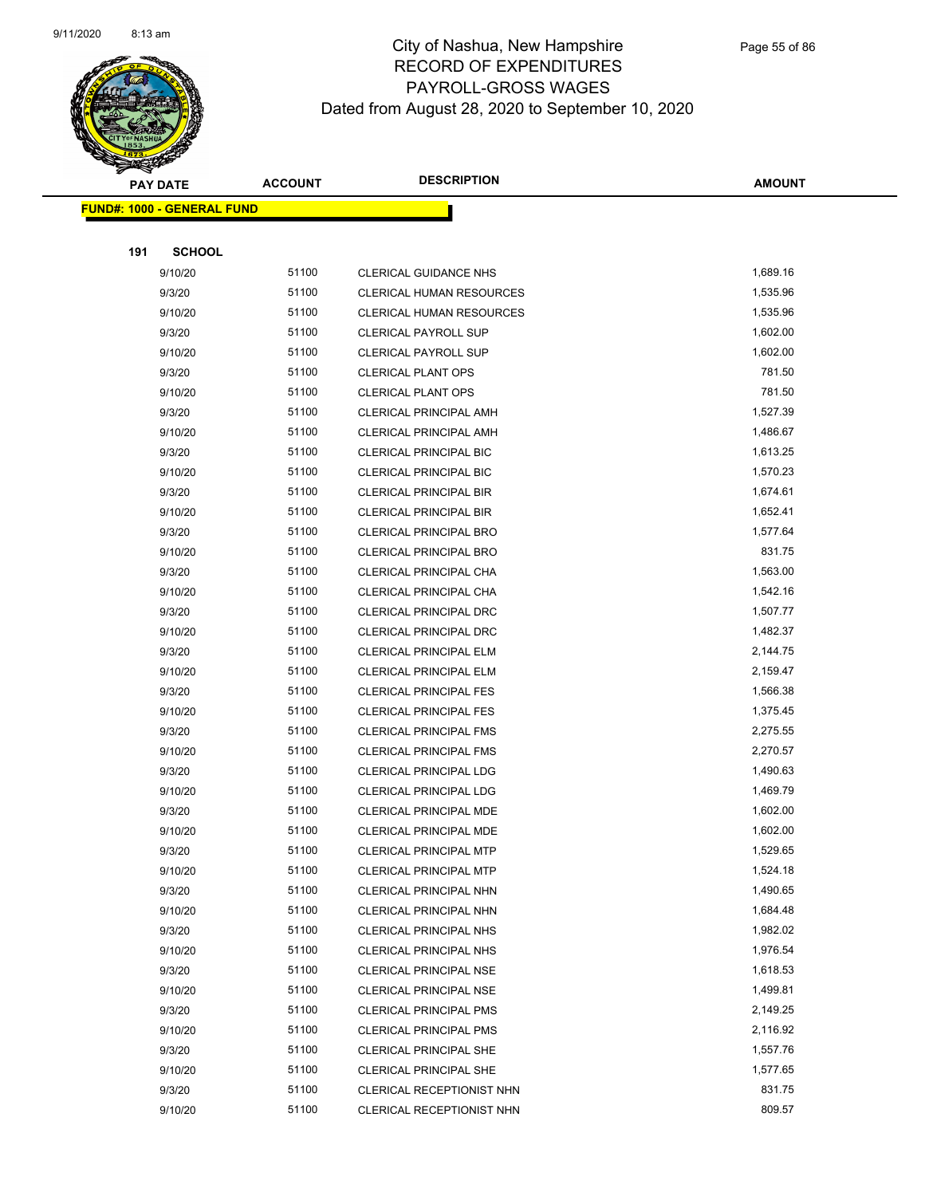# City of Nashua, New Hampshire
## RECORD OF EXPENDITURES
## PAYROLL-GROSS WAGES
## Dated from August 28, 2020 to September 10, 2020

**FUND#: 1000 - GENERAL FUND**

**191 SCHOOL**

| PAY DATE | ACCOUNT | DESCRIPTION | AMOUNT |
|---|---|---|---|
| 9/10/20 | 51100 | CLERICAL GUIDANCE NHS | 1,689.16 |
| 9/3/20 | 51100 | CLERICAL HUMAN RESOURCES | 1,535.96 |
| 9/10/20 | 51100 | CLERICAL HUMAN RESOURCES | 1,535.96 |
| 9/3/20 | 51100 | CLERICAL PAYROLL SUP | 1,602.00 |
| 9/10/20 | 51100 | CLERICAL PAYROLL SUP | 1,602.00 |
| 9/3/20 | 51100 | CLERICAL PLANT OPS | 781.50 |
| 9/10/20 | 51100 | CLERICAL PLANT OPS | 781.50 |
| 9/3/20 | 51100 | CLERICAL PRINCIPAL AMH | 1,527.39 |
| 9/10/20 | 51100 | CLERICAL PRINCIPAL AMH | 1,486.67 |
| 9/3/20 | 51100 | CLERICAL PRINCIPAL BIC | 1,613.25 |
| 9/10/20 | 51100 | CLERICAL PRINCIPAL BIC | 1,570.23 |
| 9/3/20 | 51100 | CLERICAL PRINCIPAL BIR | 1,674.61 |
| 9/10/20 | 51100 | CLERICAL PRINCIPAL BIR | 1,652.41 |
| 9/3/20 | 51100 | CLERICAL PRINCIPAL BRO | 1,577.64 |
| 9/10/20 | 51100 | CLERICAL PRINCIPAL BRO | 831.75 |
| 9/3/20 | 51100 | CLERICAL PRINCIPAL CHA | 1,563.00 |
| 9/10/20 | 51100 | CLERICAL PRINCIPAL CHA | 1,542.16 |
| 9/3/20 | 51100 | CLERICAL PRINCIPAL DRC | 1,507.77 |
| 9/10/20 | 51100 | CLERICAL PRINCIPAL DRC | 1,482.37 |
| 9/3/20 | 51100 | CLERICAL PRINCIPAL ELM | 2,144.75 |
| 9/10/20 | 51100 | CLERICAL PRINCIPAL ELM | 2,159.47 |
| 9/3/20 | 51100 | CLERICAL PRINCIPAL FES | 1,566.38 |
| 9/10/20 | 51100 | CLERICAL PRINCIPAL FES | 1,375.45 |
| 9/3/20 | 51100 | CLERICAL PRINCIPAL FMS | 2,275.55 |
| 9/10/20 | 51100 | CLERICAL PRINCIPAL FMS | 2,270.57 |
| 9/3/20 | 51100 | CLERICAL PRINCIPAL LDG | 1,490.63 |
| 9/10/20 | 51100 | CLERICAL PRINCIPAL LDG | 1,469.79 |
| 9/3/20 | 51100 | CLERICAL PRINCIPAL MDE | 1,602.00 |
| 9/10/20 | 51100 | CLERICAL PRINCIPAL MDE | 1,602.00 |
| 9/3/20 | 51100 | CLERICAL PRINCIPAL MTP | 1,529.65 |
| 9/10/20 | 51100 | CLERICAL PRINCIPAL MTP | 1,524.18 |
| 9/3/20 | 51100 | CLERICAL PRINCIPAL NHN | 1,490.65 |
| 9/10/20 | 51100 | CLERICAL PRINCIPAL NHN | 1,684.48 |
| 9/3/20 | 51100 | CLERICAL PRINCIPAL NHS | 1,982.02 |
| 9/10/20 | 51100 | CLERICAL PRINCIPAL NHS | 1,976.54 |
| 9/3/20 | 51100 | CLERICAL PRINCIPAL NSE | 1,618.53 |
| 9/10/20 | 51100 | CLERICAL PRINCIPAL NSE | 1,499.81 |
| 9/3/20 | 51100 | CLERICAL PRINCIPAL PMS | 2,149.25 |
| 9/10/20 | 51100 | CLERICAL PRINCIPAL PMS | 2,116.92 |
| 9/3/20 | 51100 | CLERICAL PRINCIPAL SHE | 1,557.76 |
| 9/10/20 | 51100 | CLERICAL PRINCIPAL SHE | 1,577.65 |
| 9/3/20 | 51100 | CLERICAL RECEPTIONIST NHN | 831.75 |
| 9/10/20 | 51100 | CLERICAL RECEPTIONIST NHN | 809.57 |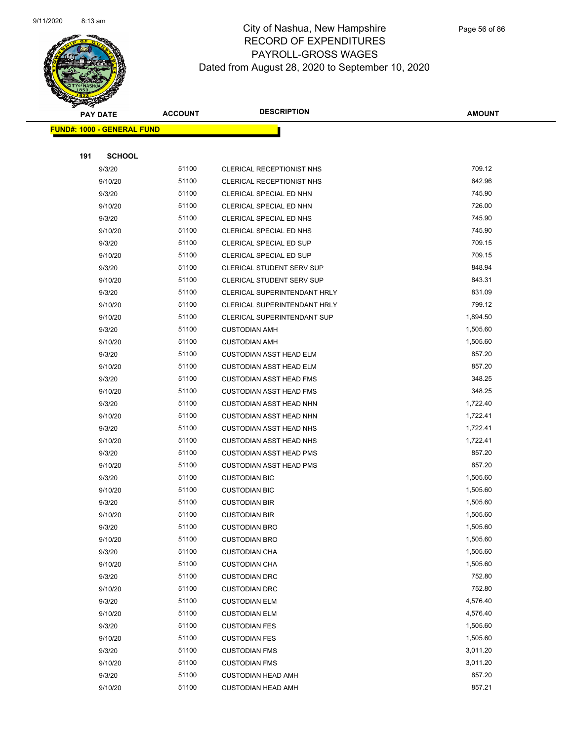City of Nashua, New Hampshire
RECORD OF EXPENDITURES
PAYROLL-GROSS WAGES
Dated from August 28, 2020 to September 10, 2020

| PAY DATE | ACCOUNT | DESCRIPTION | AMOUNT |
|---|---|---|---|
| **FUND#: 1000 - GENERAL FUND** | | | |
| **191 SCHOOL** | | | |
| 9/3/20 | 51100 | CLERICAL RECEPTIONIST NHS | 709.12 |
| 9/10/20 | 51100 | CLERICAL RECEPTIONIST NHS | 642.96 |
| 9/3/20 | 51100 | CLERICAL SPECIAL ED NHN | 745.90 |
| 9/10/20 | 51100 | CLERICAL SPECIAL ED NHN | 726.00 |
| 9/3/20 | 51100 | CLERICAL SPECIAL ED NHS | 745.90 |
| 9/10/20 | 51100 | CLERICAL SPECIAL ED NHS | 745.90 |
| 9/3/20 | 51100 | CLERICAL SPECIAL ED SUP | 709.15 |
| 9/10/20 | 51100 | CLERICAL SPECIAL ED SUP | 709.15 |
| 9/3/20 | 51100 | CLERICAL STUDENT SERV SUP | 848.94 |
| 9/10/20 | 51100 | CLERICAL STUDENT SERV SUP | 843.31 |
| 9/3/20 | 51100 | CLERICAL SUPERINTENDANT HRLY | 831.09 |
| 9/10/20 | 51100 | CLERICAL SUPERINTENDANT HRLY | 799.12 |
| 9/10/20 | 51100 | CLERICAL SUPERINTENDANT SUP | 1,894.50 |
| 9/3/20 | 51100 | CUSTODIAN AMH | 1,505.60 |
| 9/10/20 | 51100 | CUSTODIAN AMH | 1,505.60 |
| 9/3/20 | 51100 | CUSTODIAN ASST HEAD ELM | 857.20 |
| 9/10/20 | 51100 | CUSTODIAN ASST HEAD ELM | 857.20 |
| 9/3/20 | 51100 | CUSTODIAN ASST HEAD FMS | 348.25 |
| 9/10/20 | 51100 | CUSTODIAN ASST HEAD FMS | 348.25 |
| 9/3/20 | 51100 | CUSTODIAN ASST HEAD NHN | 1,722.40 |
| 9/10/20 | 51100 | CUSTODIAN ASST HEAD NHN | 1,722.41 |
| 9/3/20 | 51100 | CUSTODIAN ASST HEAD NHS | 1,722.41 |
| 9/10/20 | 51100 | CUSTODIAN ASST HEAD NHS | 1,722.41 |
| 9/3/20 | 51100 | CUSTODIAN ASST HEAD PMS | 857.20 |
| 9/10/20 | 51100 | CUSTODIAN ASST HEAD PMS | 857.20 |
| 9/3/20 | 51100 | CUSTODIAN BIC | 1,505.60 |
| 9/10/20 | 51100 | CUSTODIAN BIC | 1,505.60 |
| 9/3/20 | 51100 | CUSTODIAN BIR | 1,505.60 |
| 9/10/20 | 51100 | CUSTODIAN BIR | 1,505.60 |
| 9/3/20 | 51100 | CUSTODIAN BRO | 1,505.60 |
| 9/10/20 | 51100 | CUSTODIAN BRO | 1,505.60 |
| 9/3/20 | 51100 | CUSTODIAN CHA | 1,505.60 |
| 9/10/20 | 51100 | CUSTODIAN CHA | 1,505.60 |
| 9/3/20 | 51100 | CUSTODIAN DRC | 752.80 |
| 9/10/20 | 51100 | CUSTODIAN DRC | 752.80 |
| 9/3/20 | 51100 | CUSTODIAN ELM | 4,576.40 |
| 9/10/20 | 51100 | CUSTODIAN ELM | 4,576.40 |
| 9/3/20 | 51100 | CUSTODIAN FES | 1,505.60 |
| 9/10/20 | 51100 | CUSTODIAN FES | 1,505.60 |
| 9/3/20 | 51100 | CUSTODIAN FMS | 3,011.20 |
| 9/10/20 | 51100 | CUSTODIAN FMS | 3,011.20 |
| 9/3/20 | 51100 | CUSTODIAN HEAD AMH | 857.20 |
| 9/10/20 | 51100 | CUSTODIAN HEAD AMH | 857.21 |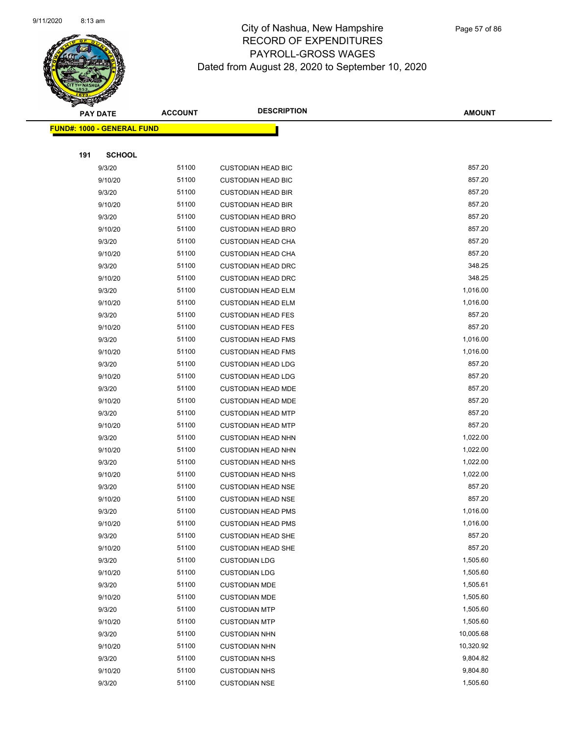# City of Nashua, New Hampshire
## RECORD OF EXPENDITURES
## PAYROLL-GROSS WAGES
### Dated from August 28, 2020 to September 10, 2020

9/11/2020 8:13 am

| PAY DATE | ACCOUNT | DESCRIPTION | AMOUNT |
|---|---|---|---|

**FUND#: 1000 - GENERAL FUND**

**191 SCHOOL**

| PAY DATE | ACCOUNT | DESCRIPTION | AMOUNT |
|---|---|---|---|
| 9/3/20 | 51100 | CUSTODIAN HEAD BIC | 857.20 |
| 9/10/20 | 51100 | CUSTODIAN HEAD BIC | 857.20 |
| 9/3/20 | 51100 | CUSTODIAN HEAD BIR | 857.20 |
| 9/10/20 | 51100 | CUSTODIAN HEAD BIR | 857.20 |
| 9/3/20 | 51100 | CUSTODIAN HEAD BRO | 857.20 |
| 9/10/20 | 51100 | CUSTODIAN HEAD BRO | 857.20 |
| 9/3/20 | 51100 | CUSTODIAN HEAD CHA | 857.20 |
| 9/10/20 | 51100 | CUSTODIAN HEAD CHA | 857.20 |
| 9/3/20 | 51100 | CUSTODIAN HEAD DRC | 348.25 |
| 9/10/20 | 51100 | CUSTODIAN HEAD DRC | 348.25 |
| 9/3/20 | 51100 | CUSTODIAN HEAD ELM | 1,016.00 |
| 9/10/20 | 51100 | CUSTODIAN HEAD ELM | 1,016.00 |
| 9/3/20 | 51100 | CUSTODIAN HEAD FES | 857.20 |
| 9/10/20 | 51100 | CUSTODIAN HEAD FES | 857.20 |
| 9/3/20 | 51100 | CUSTODIAN HEAD FMS | 1,016.00 |
| 9/10/20 | 51100 | CUSTODIAN HEAD FMS | 1,016.00 |
| 9/3/20 | 51100 | CUSTODIAN HEAD LDG | 857.20 |
| 9/10/20 | 51100 | CUSTODIAN HEAD LDG | 857.20 |
| 9/3/20 | 51100 | CUSTODIAN HEAD MDE | 857.20 |
| 9/10/20 | 51100 | CUSTODIAN HEAD MDE | 857.20 |
| 9/3/20 | 51100 | CUSTODIAN HEAD MTP | 857.20 |
| 9/10/20 | 51100 | CUSTODIAN HEAD MTP | 857.20 |
| 9/3/20 | 51100 | CUSTODIAN HEAD NHN | 1,022.00 |
| 9/10/20 | 51100 | CUSTODIAN HEAD NHN | 1,022.00 |
| 9/3/20 | 51100 | CUSTODIAN HEAD NHS | 1,022.00 |
| 9/10/20 | 51100 | CUSTODIAN HEAD NHS | 1,022.00 |
| 9/3/20 | 51100 | CUSTODIAN HEAD NSE | 857.20 |
| 9/10/20 | 51100 | CUSTODIAN HEAD NSE | 857.20 |
| 9/3/20 | 51100 | CUSTODIAN HEAD PMS | 1,016.00 |
| 9/10/20 | 51100 | CUSTODIAN HEAD PMS | 1,016.00 |
| 9/3/20 | 51100 | CUSTODIAN HEAD SHE | 857.20 |
| 9/10/20 | 51100 | CUSTODIAN HEAD SHE | 857.20 |
| 9/3/20 | 51100 | CUSTODIAN LDG | 1,505.60 |
| 9/10/20 | 51100 | CUSTODIAN LDG | 1,505.60 |
| 9/3/20 | 51100 | CUSTODIAN MDE | 1,505.61 |
| 9/10/20 | 51100 | CUSTODIAN MDE | 1,505.60 |
| 9/3/20 | 51100 | CUSTODIAN MTP | 1,505.60 |
| 9/10/20 | 51100 | CUSTODIAN MTP | 1,505.60 |
| 9/3/20 | 51100 | CUSTODIAN NHN | 10,005.68 |
| 9/10/20 | 51100 | CUSTODIAN NHN | 10,320.92 |
| 9/3/20 | 51100 | CUSTODIAN NHS | 9,804.82 |
| 9/10/20 | 51100 | CUSTODIAN NHS | 9,804.80 |
| 9/3/20 | 51100 | CUSTODIAN NSE | 1,505.60 |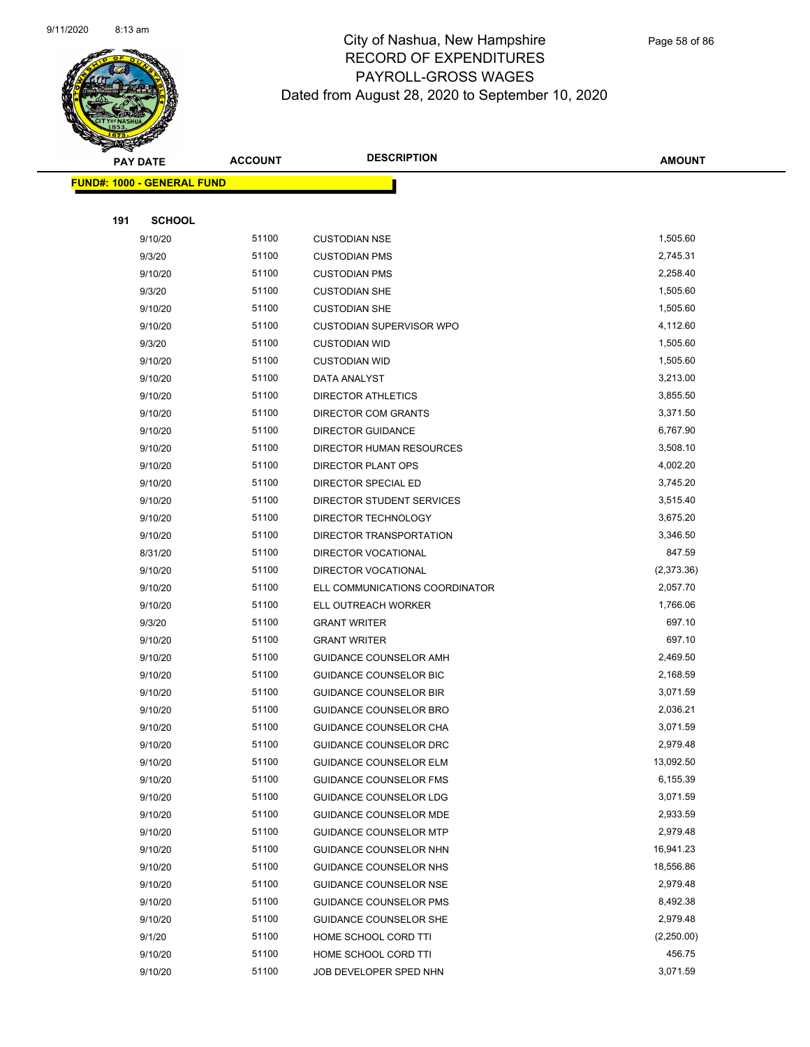# City of Nashua, New Hampshire
## RECORD OF EXPENDITURES
## PAYROLL-GROSS WAGES
## Dated from August 28, 2020 to September 10, 2020

| PAY DATE | ACCOUNT | DESCRIPTION | AMOUNT |
|---|---|---|---|
| **FUND#: 1000 - GENERAL FUND** | | | |
| **191 SCHOOL** | | | |
| 9/10/20 | 51100 | CUSTODIAN NSE | 1,505.60 |
| 9/3/20 | 51100 | CUSTODIAN PMS | 2,745.31 |
| 9/10/20 | 51100 | CUSTODIAN PMS | 2,258.40 |
| 9/3/20 | 51100 | CUSTODIAN SHE | 1,505.60 |
| 9/10/20 | 51100 | CUSTODIAN SHE | 1,505.60 |
| 9/10/20 | 51100 | CUSTODIAN SUPERVISOR WPO | 4,112.60 |
| 9/3/20 | 51100 | CUSTODIAN WID | 1,505.60 |
| 9/10/20 | 51100 | CUSTODIAN WID | 1,505.60 |
| 9/10/20 | 51100 | DATA ANALYST | 3,213.00 |
| 9/10/20 | 51100 | DIRECTOR ATHLETICS | 3,855.50 |
| 9/10/20 | 51100 | DIRECTOR COM GRANTS | 3,371.50 |
| 9/10/20 | 51100 | DIRECTOR GUIDANCE | 6,767.90 |
| 9/10/20 | 51100 | DIRECTOR HUMAN RESOURCES | 3,508.10 |
| 9/10/20 | 51100 | DIRECTOR PLANT OPS | 4,002.20 |
| 9/10/20 | 51100 | DIRECTOR SPECIAL ED | 3,745.20 |
| 9/10/20 | 51100 | DIRECTOR STUDENT SERVICES | 3,515.40 |
| 9/10/20 | 51100 | DIRECTOR TECHNOLOGY | 3,675.20 |
| 9/10/20 | 51100 | DIRECTOR TRANSPORTATION | 3,346.50 |
| 8/31/20 | 51100 | DIRECTOR VOCATIONAL | 847.59 |
| 9/10/20 | 51100 | DIRECTOR VOCATIONAL | (2,373.36) |
| 9/10/20 | 51100 | ELL COMMUNICATIONS COORDINATOR | 2,057.70 |
| 9/10/20 | 51100 | ELL OUTREACH WORKER | 1,766.06 |
| 9/3/20 | 51100 | GRANT WRITER | 697.10 |
| 9/10/20 | 51100 | GRANT WRITER | 697.10 |
| 9/10/20 | 51100 | GUIDANCE COUNSELOR AMH | 2,469.50 |
| 9/10/20 | 51100 | GUIDANCE COUNSELOR BIC | 2,168.59 |
| 9/10/20 | 51100 | GUIDANCE COUNSELOR BIR | 3,071.59 |
| 9/10/20 | 51100 | GUIDANCE COUNSELOR BRO | 2,036.21 |
| 9/10/20 | 51100 | GUIDANCE COUNSELOR CHA | 3,071.59 |
| 9/10/20 | 51100 | GUIDANCE COUNSELOR DRC | 2,979.48 |
| 9/10/20 | 51100 | GUIDANCE COUNSELOR ELM | 13,092.50 |
| 9/10/20 | 51100 | GUIDANCE COUNSELOR FMS | 6,155.39 |
| 9/10/20 | 51100 | GUIDANCE COUNSELOR LDG | 3,071.59 |
| 9/10/20 | 51100 | GUIDANCE COUNSELOR MDE | 2,933.59 |
| 9/10/20 | 51100 | GUIDANCE COUNSELOR MTP | 2,979.48 |
| 9/10/20 | 51100 | GUIDANCE COUNSELOR NHN | 16,941.23 |
| 9/10/20 | 51100 | GUIDANCE COUNSELOR NHS | 18,556.86 |
| 9/10/20 | 51100 | GUIDANCE COUNSELOR NSE | 2,979.48 |
| 9/10/20 | 51100 | GUIDANCE COUNSELOR PMS | 8,492.38 |
| 9/10/20 | 51100 | GUIDANCE COUNSELOR SHE | 2,979.48 |
| 9/1/20 | 51100 | HOME SCHOOL CORD TTI | (2,250.00) |
| 9/10/20 | 51100 | HOME SCHOOL CORD TTI | 456.75 |
| 9/10/20 | 51100 | JOB DEVELOPER SPED NHN | 3,071.59 |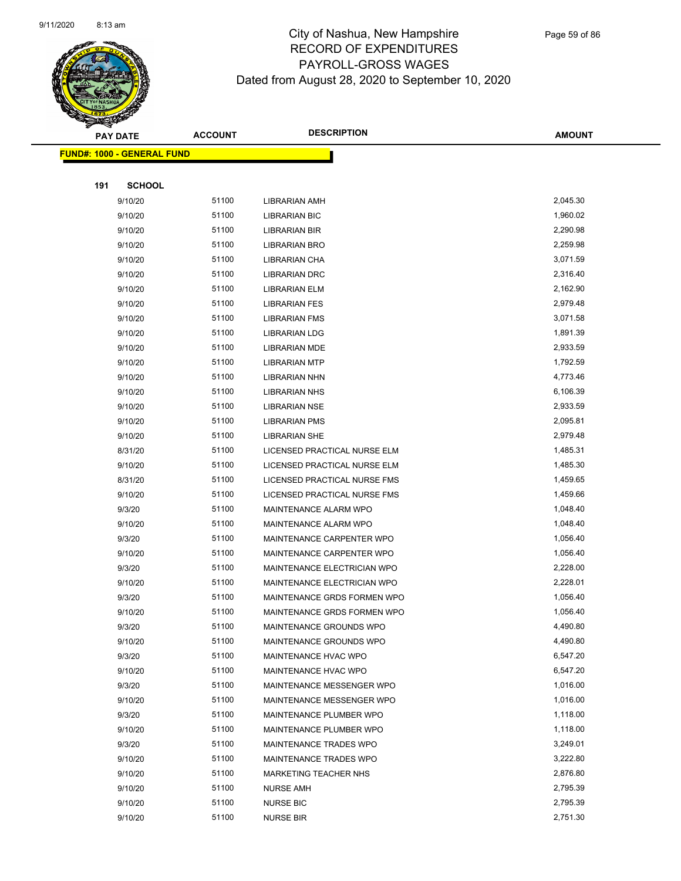# City of Nashua, New Hampshire
## RECORD OF EXPENDITURES
## PAYROLL-GROSS WAGES
## Dated from August 28, 2020 to September 10, 2020

**FUND#: 1000 - GENERAL FUND**

**191 SCHOOL**

| PAY DATE | ACCOUNT | DESCRIPTION | AMOUNT |
|---|---|---|---|
| 9/10/20 | 51100 | LIBRARIAN AMH | 2,045.30 |
| 9/10/20 | 51100 | LIBRARIAN BIC | 1,960.02 |
| 9/10/20 | 51100 | LIBRARIAN BIR | 2,290.98 |
| 9/10/20 | 51100 | LIBRARIAN BRO | 2,259.98 |
| 9/10/20 | 51100 | LIBRARIAN CHA | 3,071.59 |
| 9/10/20 | 51100 | LIBRARIAN DRC | 2,316.40 |
| 9/10/20 | 51100 | LIBRARIAN ELM | 2,162.90 |
| 9/10/20 | 51100 | LIBRARIAN FES | 2,979.48 |
| 9/10/20 | 51100 | LIBRARIAN FMS | 3,071.58 |
| 9/10/20 | 51100 | LIBRARIAN LDG | 1,891.39 |
| 9/10/20 | 51100 | LIBRARIAN MDE | 2,933.59 |
| 9/10/20 | 51100 | LIBRARIAN MTP | 1,792.59 |
| 9/10/20 | 51100 | LIBRARIAN NHN | 4,773.46 |
| 9/10/20 | 51100 | LIBRARIAN NHS | 6,106.39 |
| 9/10/20 | 51100 | LIBRARIAN NSE | 2,933.59 |
| 9/10/20 | 51100 | LIBRARIAN PMS | 2,095.81 |
| 9/10/20 | 51100 | LIBRARIAN SHE | 2,979.48 |
| 8/31/20 | 51100 | LICENSED PRACTICAL NURSE ELM | 1,485.31 |
| 9/10/20 | 51100 | LICENSED PRACTICAL NURSE ELM | 1,485.30 |
| 8/31/20 | 51100 | LICENSED PRACTICAL NURSE FMS | 1,459.65 |
| 9/10/20 | 51100 | LICENSED PRACTICAL NURSE FMS | 1,459.66 |
| 9/3/20 | 51100 | MAINTENANCE ALARM WPO | 1,048.40 |
| 9/10/20 | 51100 | MAINTENANCE ALARM WPO | 1,048.40 |
| 9/3/20 | 51100 | MAINTENANCE CARPENTER WPO | 1,056.40 |
| 9/10/20 | 51100 | MAINTENANCE CARPENTER WPO | 1,056.40 |
| 9/3/20 | 51100 | MAINTENANCE ELECTRICIAN WPO | 2,228.00 |
| 9/10/20 | 51100 | MAINTENANCE ELECTRICIAN WPO | 2,228.01 |
| 9/3/20 | 51100 | MAINTENANCE GRDS FORMEN WPO | 1,056.40 |
| 9/10/20 | 51100 | MAINTENANCE GRDS FORMEN WPO | 1,056.40 |
| 9/3/20 | 51100 | MAINTENANCE GROUNDS WPO | 4,490.80 |
| 9/10/20 | 51100 | MAINTENANCE GROUNDS WPO | 4,490.80 |
| 9/3/20 | 51100 | MAINTENANCE HVAC WPO | 6,547.20 |
| 9/10/20 | 51100 | MAINTENANCE HVAC WPO | 6,547.20 |
| 9/3/20 | 51100 | MAINTENANCE MESSENGER WPO | 1,016.00 |
| 9/10/20 | 51100 | MAINTENANCE MESSENGER WPO | 1,016.00 |
| 9/3/20 | 51100 | MAINTENANCE PLUMBER WPO | 1,118.00 |
| 9/10/20 | 51100 | MAINTENANCE PLUMBER WPO | 1,118.00 |
| 9/3/20 | 51100 | MAINTENANCE TRADES WPO | 3,249.01 |
| 9/10/20 | 51100 | MAINTENANCE TRADES WPO | 3,222.80 |
| 9/10/20 | 51100 | MARKETING TEACHER NHS | 2,876.80 |
| 9/10/20 | 51100 | NURSE AMH | 2,795.39 |
| 9/10/20 | 51100 | NURSE BIC | 2,795.39 |
| 9/10/20 | 51100 | NURSE BIR | 2,751.30 |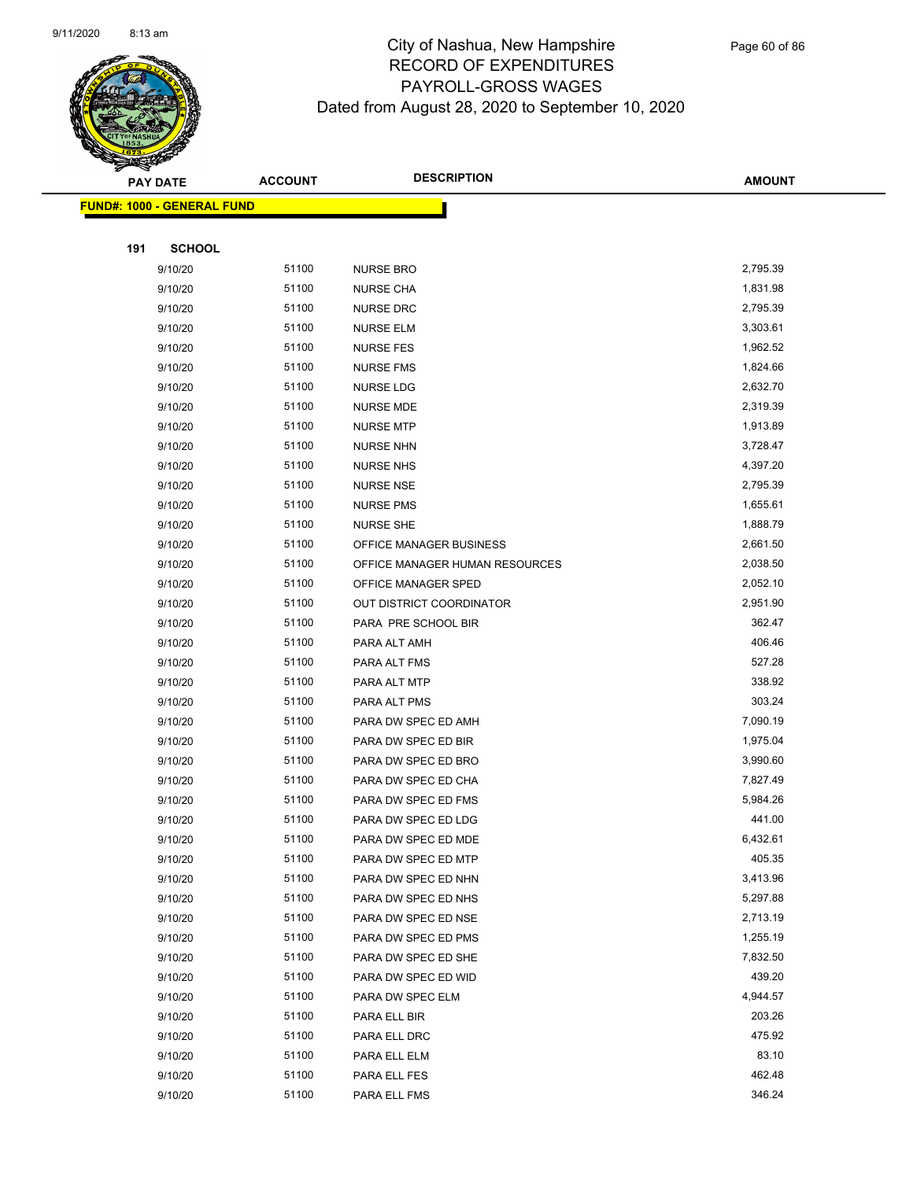# City of Nashua, New Hampshire
# RECORD OF EXPENDITURES
# PAYROLL-GROSS WAGES
# Dated from August 28, 2020 to September 10, 2020

**FUND#: 1000 - GENERAL FUND**

**191 SCHOOL**

| PAY DATE | ACCOUNT | DESCRIPTION | AMOUNT |
|---|---|---|---|
| 9/10/20 | 51100 | NURSE BRO | 2,795.39 |
| 9/10/20 | 51100 | NURSE CHA | 1,831.98 |
| 9/10/20 | 51100 | NURSE DRC | 2,795.39 |
| 9/10/20 | 51100 | NURSE ELM | 3,303.61 |
| 9/10/20 | 51100 | NURSE FES | 1,962.52 |
| 9/10/20 | 51100 | NURSE FMS | 1,824.66 |
| 9/10/20 | 51100 | NURSE LDG | 2,632.70 |
| 9/10/20 | 51100 | NURSE MDE | 2,319.39 |
| 9/10/20 | 51100 | NURSE MTP | 1,913.89 |
| 9/10/20 | 51100 | NURSE NHN | 3,728.47 |
| 9/10/20 | 51100 | NURSE NHS | 4,397.20 |
| 9/10/20 | 51100 | NURSE NSE | 2,795.39 |
| 9/10/20 | 51100 | NURSE PMS | 1,655.61 |
| 9/10/20 | 51100 | NURSE SHE | 1,888.79 |
| 9/10/20 | 51100 | OFFICE MANAGER BUSINESS | 2,661.50 |
| 9/10/20 | 51100 | OFFICE MANAGER HUMAN RESOURCES | 2,038.50 |
| 9/10/20 | 51100 | OFFICE MANAGER SPED | 2,052.10 |
| 9/10/20 | 51100 | OUT DISTRICT COORDINATOR | 2,951.90 |
| 9/10/20 | 51100 | PARA PRE SCHOOL BIR | 362.47 |
| 9/10/20 | 51100 | PARA ALT AMH | 406.46 |
| 9/10/20 | 51100 | PARA ALT FMS | 527.28 |
| 9/10/20 | 51100 | PARA ALT MTP | 338.92 |
| 9/10/20 | 51100 | PARA ALT PMS | 303.24 |
| 9/10/20 | 51100 | PARA DW SPEC ED AMH | 7,090.19 |
| 9/10/20 | 51100 | PARA DW SPEC ED BIR | 1,975.04 |
| 9/10/20 | 51100 | PARA DW SPEC ED BRO | 3,990.60 |
| 9/10/20 | 51100 | PARA DW SPEC ED CHA | 7,827.49 |
| 9/10/20 | 51100 | PARA DW SPEC ED FMS | 5,984.26 |
| 9/10/20 | 51100 | PARA DW SPEC ED LDG | 441.00 |
| 9/10/20 | 51100 | PARA DW SPEC ED MDE | 6,432.61 |
| 9/10/20 | 51100 | PARA DW SPEC ED MTP | 405.35 |
| 9/10/20 | 51100 | PARA DW SPEC ED NHN | 3,413.96 |
| 9/10/20 | 51100 | PARA DW SPEC ED NHS | 5,297.88 |
| 9/10/20 | 51100 | PARA DW SPEC ED NSE | 2,713.19 |
| 9/10/20 | 51100 | PARA DW SPEC ED PMS | 1,255.19 |
| 9/10/20 | 51100 | PARA DW SPEC ED SHE | 7,832.50 |
| 9/10/20 | 51100 | PARA DW SPEC ED WID | 439.20 |
| 9/10/20 | 51100 | PARA DW SPEC ELM | 4,944.57 |
| 9/10/20 | 51100 | PARA ELL BIR | 203.26 |
| 9/10/20 | 51100 | PARA ELL DRC | 475.92 |
| 9/10/20 | 51100 | PARA ELL ELM | 83.10 |
| 9/10/20 | 51100 | PARA ELL FES | 462.48 |
| 9/10/20 | 51100 | PARA ELL FMS | 346.24 |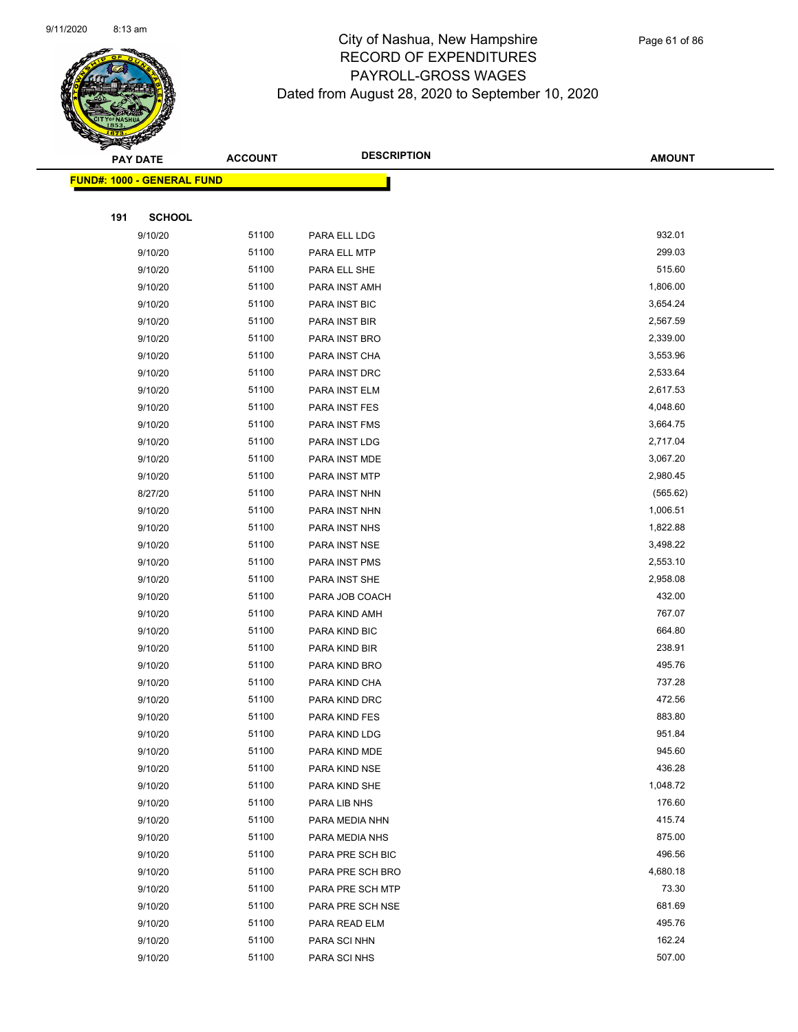# City of Nashua, New Hampshire
## RECORD OF EXPENDITURES
## PAYROLL-GROSS WAGES
## Dated from August 28, 2020 to September 10, 2020

**FUND#: 1000 - GENERAL FUND**

**191 SCHOOL**

| PAY DATE | ACCOUNT | DESCRIPTION | AMOUNT |
|---|---|---|---|
| 9/10/20 | 51100 | PARA ELL LDG | 932.01 |
| 9/10/20 | 51100 | PARA ELL MTP | 299.03 |
| 9/10/20 | 51100 | PARA ELL SHE | 515.60 |
| 9/10/20 | 51100 | PARA INST AMH | 1,806.00 |
| 9/10/20 | 51100 | PARA INST BIC | 3,654.24 |
| 9/10/20 | 51100 | PARA INST BIR | 2,567.59 |
| 9/10/20 | 51100 | PARA INST BRO | 2,339.00 |
| 9/10/20 | 51100 | PARA INST CHA | 3,553.96 |
| 9/10/20 | 51100 | PARA INST DRC | 2,533.64 |
| 9/10/20 | 51100 | PARA INST ELM | 2,617.53 |
| 9/10/20 | 51100 | PARA INST FES | 4,048.60 |
| 9/10/20 | 51100 | PARA INST FMS | 3,664.75 |
| 9/10/20 | 51100 | PARA INST LDG | 2,717.04 |
| 9/10/20 | 51100 | PARA INST MDE | 3,067.20 |
| 9/10/20 | 51100 | PARA INST MTP | 2,980.45 |
| 8/27/20 | 51100 | PARA INST NHN | (565.62) |
| 9/10/20 | 51100 | PARA INST NHN | 1,006.51 |
| 9/10/20 | 51100 | PARA INST NHS | 1,822.88 |
| 9/10/20 | 51100 | PARA INST NSE | 3,498.22 |
| 9/10/20 | 51100 | PARA INST PMS | 2,553.10 |
| 9/10/20 | 51100 | PARA INST SHE | 2,958.08 |
| 9/10/20 | 51100 | PARA JOB COACH | 432.00 |
| 9/10/20 | 51100 | PARA KIND AMH | 767.07 |
| 9/10/20 | 51100 | PARA KIND BIC | 664.80 |
| 9/10/20 | 51100 | PARA KIND BIR | 238.91 |
| 9/10/20 | 51100 | PARA KIND BRO | 495.76 |
| 9/10/20 | 51100 | PARA KIND CHA | 737.28 |
| 9/10/20 | 51100 | PARA KIND DRC | 472.56 |
| 9/10/20 | 51100 | PARA KIND FES | 883.80 |
| 9/10/20 | 51100 | PARA KIND LDG | 951.84 |
| 9/10/20 | 51100 | PARA KIND MDE | 945.60 |
| 9/10/20 | 51100 | PARA KIND NSE | 436.28 |
| 9/10/20 | 51100 | PARA KIND SHE | 1,048.72 |
| 9/10/20 | 51100 | PARA LIB NHS | 176.60 |
| 9/10/20 | 51100 | PARA MEDIA NHN | 415.74 |
| 9/10/20 | 51100 | PARA MEDIA NHS | 875.00 |
| 9/10/20 | 51100 | PARA PRE SCH BIC | 496.56 |
| 9/10/20 | 51100 | PARA PRE SCH BRO | 4,680.18 |
| 9/10/20 | 51100 | PARA PRE SCH MTP | 73.30 |
| 9/10/20 | 51100 | PARA PRE SCH NSE | 681.69 |
| 9/10/20 | 51100 | PARA READ ELM | 495.76 |
| 9/10/20 | 51100 | PARA SCI NHN | 162.24 |
| 9/10/20 | 51100 | PARA SCI NHS | 507.00 |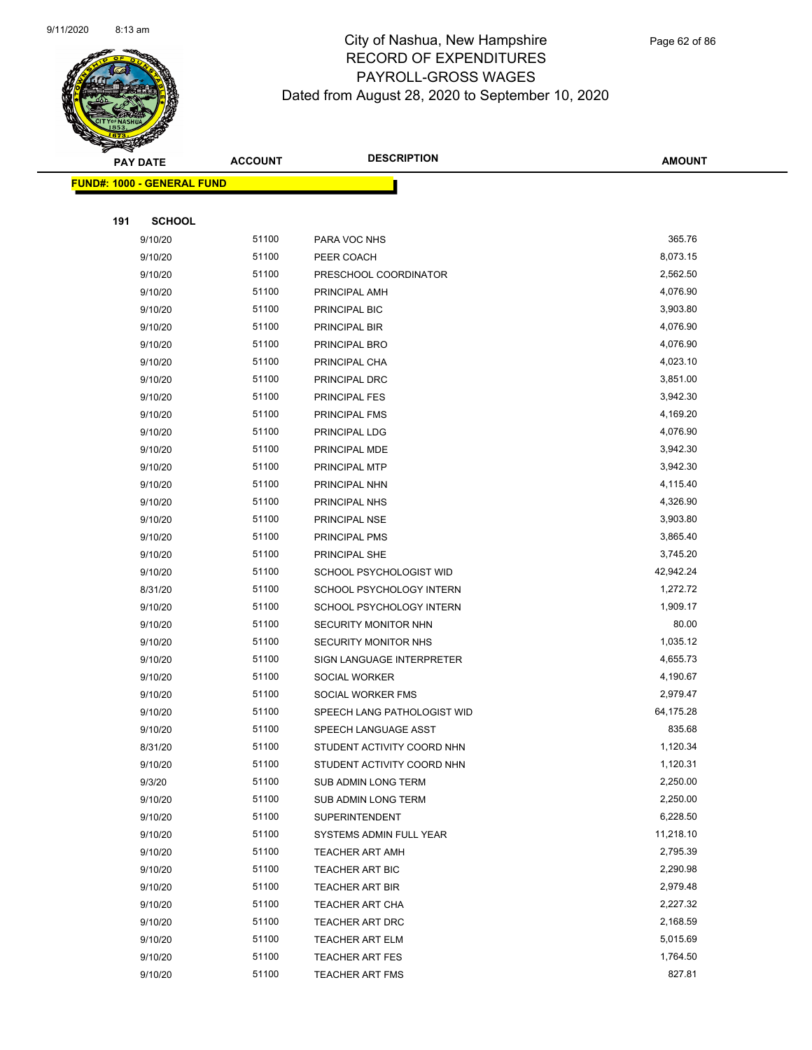# City of Nashua, New Hampshire
## RECORD OF EXPENDITURES
## PAYROLL-GROSS WAGES
## Dated from August 28, 2020 to September 10, 2020

| PAY DATE | ACCOUNT | DESCRIPTION | AMOUNT |
|---|---|---|---|
| **FUND#: 1000 - GENERAL FUND** | | | |
| **191 SCHOOL** | | | |
| 9/10/20 | 51100 | PARA VOC NHS | 365.76 |
| 9/10/20 | 51100 | PEER COACH | 8,073.15 |
| 9/10/20 | 51100 | PRESCHOOL COORDINATOR | 2,562.50 |
| 9/10/20 | 51100 | PRINCIPAL AMH | 4,076.90 |
| 9/10/20 | 51100 | PRINCIPAL BIC | 3,903.80 |
| 9/10/20 | 51100 | PRINCIPAL BIR | 4,076.90 |
| 9/10/20 | 51100 | PRINCIPAL BRO | 4,076.90 |
| 9/10/20 | 51100 | PRINCIPAL CHA | 4,023.10 |
| 9/10/20 | 51100 | PRINCIPAL DRC | 3,851.00 |
| 9/10/20 | 51100 | PRINCIPAL FES | 3,942.30 |
| 9/10/20 | 51100 | PRINCIPAL FMS | 4,169.20 |
| 9/10/20 | 51100 | PRINCIPAL LDG | 4,076.90 |
| 9/10/20 | 51100 | PRINCIPAL MDE | 3,942.30 |
| 9/10/20 | 51100 | PRINCIPAL MTP | 3,942.30 |
| 9/10/20 | 51100 | PRINCIPAL NHN | 4,115.40 |
| 9/10/20 | 51100 | PRINCIPAL NHS | 4,326.90 |
| 9/10/20 | 51100 | PRINCIPAL NSE | 3,903.80 |
| 9/10/20 | 51100 | PRINCIPAL PMS | 3,865.40 |
| 9/10/20 | 51100 | PRINCIPAL SHE | 3,745.20 |
| 9/10/20 | 51100 | SCHOOL PSYCHOLOGIST WID | 42,942.24 |
| 8/31/20 | 51100 | SCHOOL PSYCHOLOGY INTERN | 1,272.72 |
| 9/10/20 | 51100 | SCHOOL PSYCHOLOGY INTERN | 1,909.17 |
| 9/10/20 | 51100 | SECURITY MONITOR NHN | 80.00 |
| 9/10/20 | 51100 | SECURITY MONITOR NHS | 1,035.12 |
| 9/10/20 | 51100 | SIGN LANGUAGE INTERPRETER | 4,655.73 |
| 9/10/20 | 51100 | SOCIAL WORKER | 4,190.67 |
| 9/10/20 | 51100 | SOCIAL WORKER FMS | 2,979.47 |
| 9/10/20 | 51100 | SPEECH LANG PATHOLOGIST WID | 64,175.28 |
| 9/10/20 | 51100 | SPEECH LANGUAGE ASST | 835.68 |
| 8/31/20 | 51100 | STUDENT ACTIVITY COORD NHN | 1,120.34 |
| 9/10/20 | 51100 | STUDENT ACTIVITY COORD NHN | 1,120.31 |
| 9/3/20 | 51100 | SUB ADMIN LONG TERM | 2,250.00 |
| 9/10/20 | 51100 | SUB ADMIN LONG TERM | 2,250.00 |
| 9/10/20 | 51100 | SUPERINTENDENT | 6,228.50 |
| 9/10/20 | 51100 | SYSTEMS ADMIN FULL YEAR | 11,218.10 |
| 9/10/20 | 51100 | TEACHER ART AMH | 2,795.39 |
| 9/10/20 | 51100 | TEACHER ART BIC | 2,290.98 |
| 9/10/20 | 51100 | TEACHER ART BIR | 2,979.48 |
| 9/10/20 | 51100 | TEACHER ART CHA | 2,227.32 |
| 9/10/20 | 51100 | TEACHER ART DRC | 2,168.59 |
| 9/10/20 | 51100 | TEACHER ART ELM | 5,015.69 |
| 9/10/20 | 51100 | TEACHER ART FES | 1,764.50 |
| 9/10/20 | 51100 | TEACHER ART FMS | 827.81 |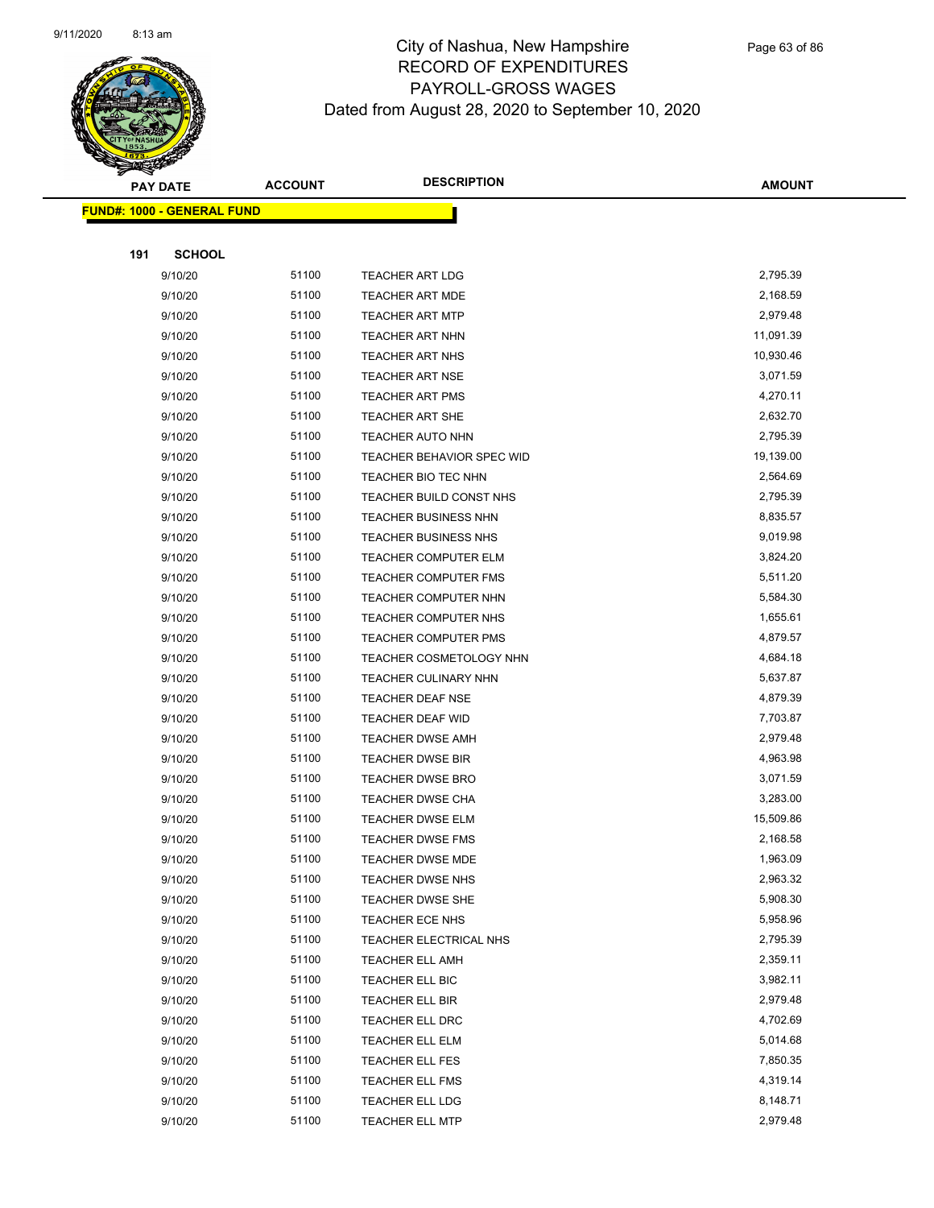# City of Nashua, New Hampshire
## RECORD OF EXPENDITURES
## PAYROLL-GROSS WAGES
## Dated from August 28, 2020 to September 10, 2020

**FUND#: 1000 - GENERAL FUND**

**191 SCHOOL**

| PAY DATE | ACCOUNT | DESCRIPTION | AMOUNT |
|---|---|---|---|
| 9/10/20 | 51100 | TEACHER ART LDG | 2,795.39 |
| 9/10/20 | 51100 | TEACHER ART MDE | 2,168.59 |
| 9/10/20 | 51100 | TEACHER ART MTP | 2,979.48 |
| 9/10/20 | 51100 | TEACHER ART NHN | 11,091.39 |
| 9/10/20 | 51100 | TEACHER ART NHS | 10,930.46 |
| 9/10/20 | 51100 | TEACHER ART NSE | 3,071.59 |
| 9/10/20 | 51100 | TEACHER ART PMS | 4,270.11 |
| 9/10/20 | 51100 | TEACHER ART SHE | 2,632.70 |
| 9/10/20 | 51100 | TEACHER AUTO NHN | 2,795.39 |
| 9/10/20 | 51100 | TEACHER BEHAVIOR SPEC WID | 19,139.00 |
| 9/10/20 | 51100 | TEACHER BIO TEC NHN | 2,564.69 |
| 9/10/20 | 51100 | TEACHER BUILD CONST NHS | 2,795.39 |
| 9/10/20 | 51100 | TEACHER BUSINESS NHN | 8,835.57 |
| 9/10/20 | 51100 | TEACHER BUSINESS NHS | 9,019.98 |
| 9/10/20 | 51100 | TEACHER COMPUTER ELM | 3,824.20 |
| 9/10/20 | 51100 | TEACHER COMPUTER FMS | 5,511.20 |
| 9/10/20 | 51100 | TEACHER COMPUTER NHN | 5,584.30 |
| 9/10/20 | 51100 | TEACHER COMPUTER NHS | 1,655.61 |
| 9/10/20 | 51100 | TEACHER COMPUTER PMS | 4,879.57 |
| 9/10/20 | 51100 | TEACHER COSMETOLOGY NHN | 4,684.18 |
| 9/10/20 | 51100 | TEACHER CULINARY NHN | 5,637.87 |
| 9/10/20 | 51100 | TEACHER DEAF NSE | 4,879.39 |
| 9/10/20 | 51100 | TEACHER DEAF WID | 7,703.87 |
| 9/10/20 | 51100 | TEACHER DWSE AMH | 2,979.48 |
| 9/10/20 | 51100 | TEACHER DWSE BIR | 4,963.98 |
| 9/10/20 | 51100 | TEACHER DWSE BRO | 3,071.59 |
| 9/10/20 | 51100 | TEACHER DWSE CHA | 3,283.00 |
| 9/10/20 | 51100 | TEACHER DWSE ELM | 15,509.86 |
| 9/10/20 | 51100 | TEACHER DWSE FMS | 2,168.58 |
| 9/10/20 | 51100 | TEACHER DWSE MDE | 1,963.09 |
| 9/10/20 | 51100 | TEACHER DWSE NHS | 2,963.32 |
| 9/10/20 | 51100 | TEACHER DWSE SHE | 5,908.30 |
| 9/10/20 | 51100 | TEACHER ECE NHS | 5,958.96 |
| 9/10/20 | 51100 | TEACHER ELECTRICAL NHS | 2,795.39 |
| 9/10/20 | 51100 | TEACHER ELL AMH | 2,359.11 |
| 9/10/20 | 51100 | TEACHER ELL BIC | 3,982.11 |
| 9/10/20 | 51100 | TEACHER ELL BIR | 2,979.48 |
| 9/10/20 | 51100 | TEACHER ELL DRC | 4,702.69 |
| 9/10/20 | 51100 | TEACHER ELL ELM | 5,014.68 |
| 9/10/20 | 51100 | TEACHER ELL FES | 7,850.35 |
| 9/10/20 | 51100 | TEACHER ELL FMS | 4,319.14 |
| 9/10/20 | 51100 | TEACHER ELL LDG | 8,148.71 |
| 9/10/20 | 51100 | TEACHER ELL MTP | 2,979.48 |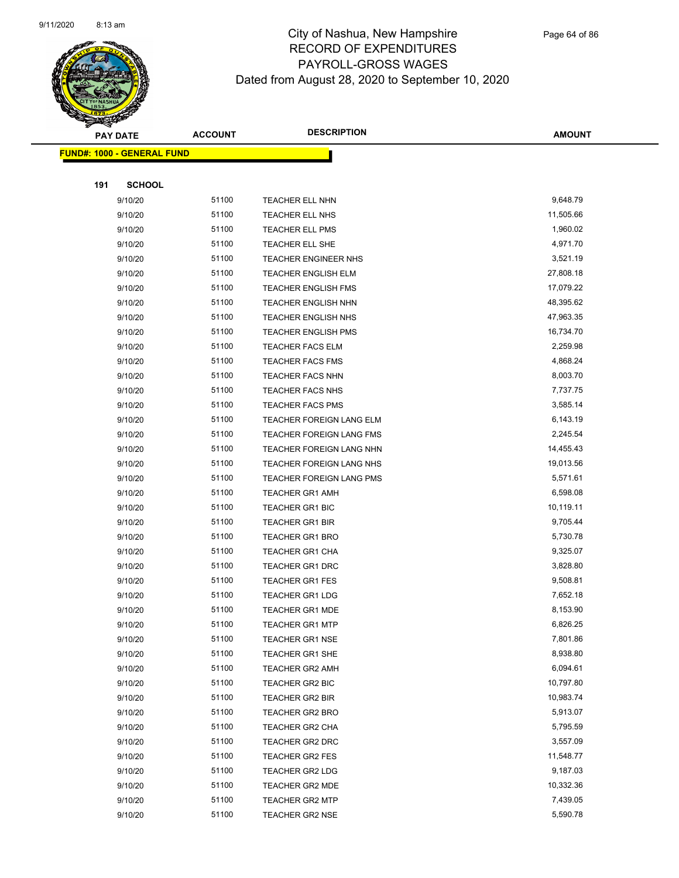# City of Nashua, New Hampshire
## RECORD OF EXPENDITURES
## PAYROLL-GROSS WAGES
## Dated from August 28, 2020 to September 10, 2020

| PAY DATE | ACCOUNT | DESCRIPTION | AMOUNT |
|---|---|---|---|
| **FUND#: 1000 - GENERAL FUND** | | | |
| **191 SCHOOL** | | | |
| 9/10/20 | 51100 | TEACHER ELL NHN | 9,648.79 |
| 9/10/20 | 51100 | TEACHER ELL NHS | 11,505.66 |
| 9/10/20 | 51100 | TEACHER ELL PMS | 1,960.02 |
| 9/10/20 | 51100 | TEACHER ELL SHE | 4,971.70 |
| 9/10/20 | 51100 | TEACHER ENGINEER NHS | 3,521.19 |
| 9/10/20 | 51100 | TEACHER ENGLISH ELM | 27,808.18 |
| 9/10/20 | 51100 | TEACHER ENGLISH FMS | 17,079.22 |
| 9/10/20 | 51100 | TEACHER ENGLISH NHN | 48,395.62 |
| 9/10/20 | 51100 | TEACHER ENGLISH NHS | 47,963.35 |
| 9/10/20 | 51100 | TEACHER ENGLISH PMS | 16,734.70 |
| 9/10/20 | 51100 | TEACHER FACS ELM | 2,259.98 |
| 9/10/20 | 51100 | TEACHER FACS FMS | 4,868.24 |
| 9/10/20 | 51100 | TEACHER FACS NHN | 8,003.70 |
| 9/10/20 | 51100 | TEACHER FACS NHS | 7,737.75 |
| 9/10/20 | 51100 | TEACHER FACS PMS | 3,585.14 |
| 9/10/20 | 51100 | TEACHER FOREIGN LANG ELM | 6,143.19 |
| 9/10/20 | 51100 | TEACHER FOREIGN LANG FMS | 2,245.54 |
| 9/10/20 | 51100 | TEACHER FOREIGN LANG NHN | 14,455.43 |
| 9/10/20 | 51100 | TEACHER FOREIGN LANG NHS | 19,013.56 |
| 9/10/20 | 51100 | TEACHER FOREIGN LANG PMS | 5,571.61 |
| 9/10/20 | 51100 | TEACHER GR1 AMH | 6,598.08 |
| 9/10/20 | 51100 | TEACHER GR1 BIC | 10,119.11 |
| 9/10/20 | 51100 | TEACHER GR1 BIR | 9,705.44 |
| 9/10/20 | 51100 | TEACHER GR1 BRO | 5,730.78 |
| 9/10/20 | 51100 | TEACHER GR1 CHA | 9,325.07 |
| 9/10/20 | 51100 | TEACHER GR1 DRC | 3,828.80 |
| 9/10/20 | 51100 | TEACHER GR1 FES | 9,508.81 |
| 9/10/20 | 51100 | TEACHER GR1 LDG | 7,652.18 |
| 9/10/20 | 51100 | TEACHER GR1 MDE | 8,153.90 |
| 9/10/20 | 51100 | TEACHER GR1 MTP | 6,826.25 |
| 9/10/20 | 51100 | TEACHER GR1 NSE | 7,801.86 |
| 9/10/20 | 51100 | TEACHER GR1 SHE | 8,938.80 |
| 9/10/20 | 51100 | TEACHER GR2 AMH | 6,094.61 |
| 9/10/20 | 51100 | TEACHER GR2 BIC | 10,797.80 |
| 9/10/20 | 51100 | TEACHER GR2 BIR | 10,983.74 |
| 9/10/20 | 51100 | TEACHER GR2 BRO | 5,913.07 |
| 9/10/20 | 51100 | TEACHER GR2 CHA | 5,795.59 |
| 9/10/20 | 51100 | TEACHER GR2 DRC | 3,557.09 |
| 9/10/20 | 51100 | TEACHER GR2 FES | 11,548.77 |
| 9/10/20 | 51100 | TEACHER GR2 LDG | 9,187.03 |
| 9/10/20 | 51100 | TEACHER GR2 MDE | 10,332.36 |
| 9/10/20 | 51100 | TEACHER GR2 MTP | 7,439.05 |
| 9/10/20 | 51100 | TEACHER GR2 NSE | 5,590.78 |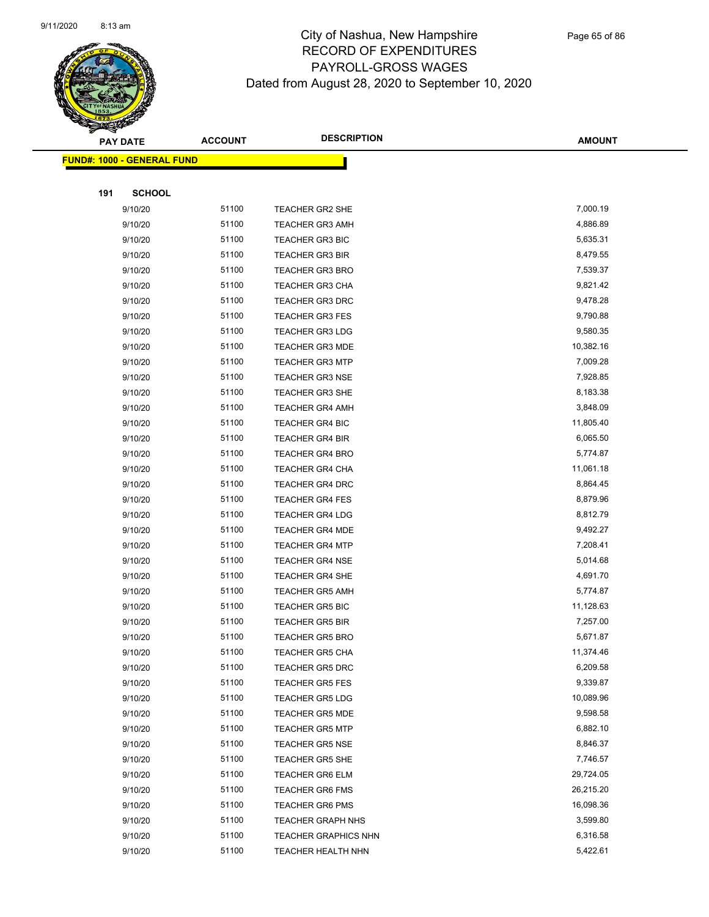# City of Nashua, New Hampshire
## RECORD OF EXPENDITURES
## PAYROLL-GROSS WAGES
## Dated from August 28, 2020 to September 10, 2020

| PAY DATE | ACCOUNT | DESCRIPTION | AMOUNT |
|---|---|---|---|
| **FUND#: 1000 - GENERAL FUND** | | | |
| **191 SCHOOL** | | | |
| 9/10/20 | 51100 | TEACHER GR2 SHE | 7,000.19 |
| 9/10/20 | 51100 | TEACHER GR3 AMH | 4,886.89 |
| 9/10/20 | 51100 | TEACHER GR3 BIC | 5,635.31 |
| 9/10/20 | 51100 | TEACHER GR3 BIR | 8,479.55 |
| 9/10/20 | 51100 | TEACHER GR3 BRO | 7,539.37 |
| 9/10/20 | 51100 | TEACHER GR3 CHA | 9,821.42 |
| 9/10/20 | 51100 | TEACHER GR3 DRC | 9,478.28 |
| 9/10/20 | 51100 | TEACHER GR3 FES | 9,790.88 |
| 9/10/20 | 51100 | TEACHER GR3 LDG | 9,580.35 |
| 9/10/20 | 51100 | TEACHER GR3 MDE | 10,382.16 |
| 9/10/20 | 51100 | TEACHER GR3 MTP | 7,009.28 |
| 9/10/20 | 51100 | TEACHER GR3 NSE | 7,928.85 |
| 9/10/20 | 51100 | TEACHER GR3 SHE | 8,183.38 |
| 9/10/20 | 51100 | TEACHER GR4 AMH | 3,848.09 |
| 9/10/20 | 51100 | TEACHER GR4 BIC | 11,805.40 |
| 9/10/20 | 51100 | TEACHER GR4 BIR | 6,065.50 |
| 9/10/20 | 51100 | TEACHER GR4 BRO | 5,774.87 |
| 9/10/20 | 51100 | TEACHER GR4 CHA | 11,061.18 |
| 9/10/20 | 51100 | TEACHER GR4 DRC | 8,864.45 |
| 9/10/20 | 51100 | TEACHER GR4 FES | 8,879.96 |
| 9/10/20 | 51100 | TEACHER GR4 LDG | 8,812.79 |
| 9/10/20 | 51100 | TEACHER GR4 MDE | 9,492.27 |
| 9/10/20 | 51100 | TEACHER GR4 MTP | 7,208.41 |
| 9/10/20 | 51100 | TEACHER GR4 NSE | 5,014.68 |
| 9/10/20 | 51100 | TEACHER GR4 SHE | 4,691.70 |
| 9/10/20 | 51100 | TEACHER GR5 AMH | 5,774.87 |
| 9/10/20 | 51100 | TEACHER GR5 BIC | 11,128.63 |
| 9/10/20 | 51100 | TEACHER GR5 BIR | 7,257.00 |
| 9/10/20 | 51100 | TEACHER GR5 BRO | 5,671.87 |
| 9/10/20 | 51100 | TEACHER GR5 CHA | 11,374.46 |
| 9/10/20 | 51100 | TEACHER GR5 DRC | 6,209.58 |
| 9/10/20 | 51100 | TEACHER GR5 FES | 9,339.87 |
| 9/10/20 | 51100 | TEACHER GR5 LDG | 10,089.96 |
| 9/10/20 | 51100 | TEACHER GR5 MDE | 9,598.58 |
| 9/10/20 | 51100 | TEACHER GR5 MTP | 6,882.10 |
| 9/10/20 | 51100 | TEACHER GR5 NSE | 8,846.37 |
| 9/10/20 | 51100 | TEACHER GR5 SHE | 7,746.57 |
| 9/10/20 | 51100 | TEACHER GR6 ELM | 29,724.05 |
| 9/10/20 | 51100 | TEACHER GR6 FMS | 26,215.20 |
| 9/10/20 | 51100 | TEACHER GR6 PMS | 16,098.36 |
| 9/10/20 | 51100 | TEACHER GRAPH NHS | 3,599.80 |
| 9/10/20 | 51100 | TEACHER GRAPHICS NHN | 6,316.58 |
| 9/10/20 | 51100 | TEACHER HEALTH NHN | 5,422.61 |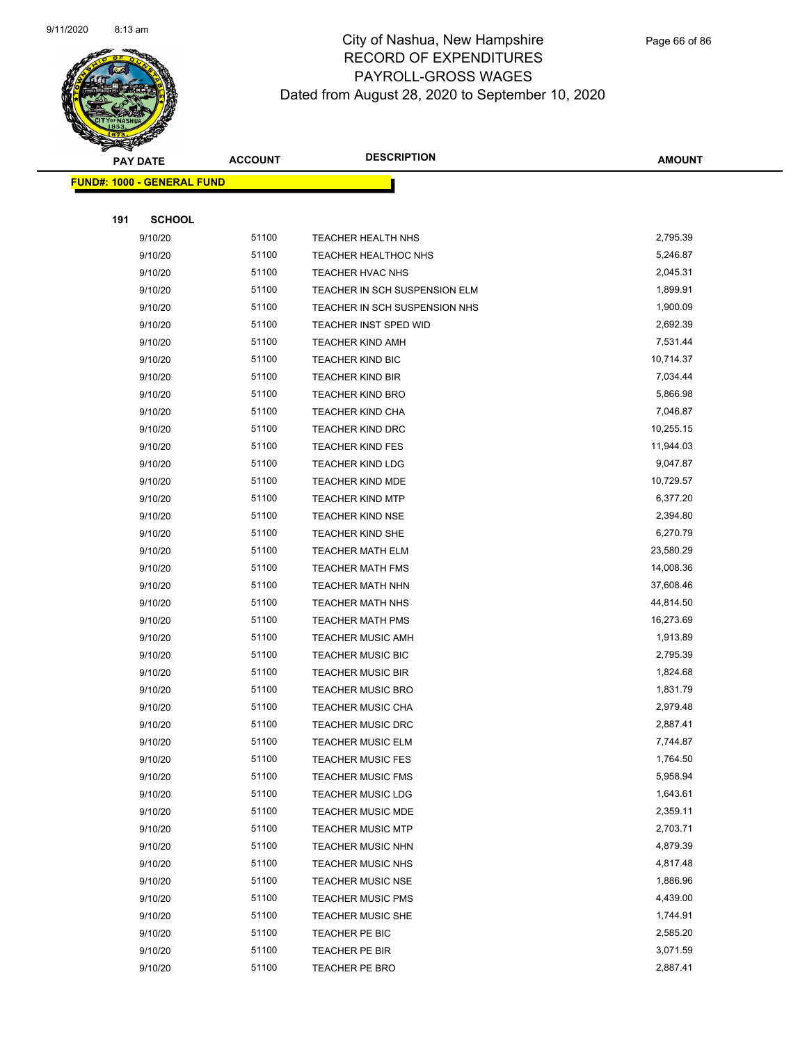# City of Nashua, New Hampshire
# RECORD OF EXPENDITURES
# PAYROLL-GROSS WAGES
# Dated from August 28, 2020 to September 10, 2020

| PAY DATE | ACCOUNT | DESCRIPTION | AMOUNT |
|---|---|---|---|
| **FUND#: 1000 - GENERAL FUND** | | | |
| **191 SCHOOL** | | | |
| 9/10/20 | 51100 | TEACHER HEALTH NHS | 2,795.39 |
| 9/10/20 | 51100 | TEACHER HEALTHOC NHS | 5,246.87 |
| 9/10/20 | 51100 | TEACHER HVAC NHS | 2,045.31 |
| 9/10/20 | 51100 | TEACHER IN SCH SUSPENSION ELM | 1,899.91 |
| 9/10/20 | 51100 | TEACHER IN SCH SUSPENSION NHS | 1,900.09 |
| 9/10/20 | 51100 | TEACHER INST SPED WID | 2,692.39 |
| 9/10/20 | 51100 | TEACHER KIND AMH | 7,531.44 |
| 9/10/20 | 51100 | TEACHER KIND BIC | 10,714.37 |
| 9/10/20 | 51100 | TEACHER KIND BIR | 7,034.44 |
| 9/10/20 | 51100 | TEACHER KIND BRO | 5,866.98 |
| 9/10/20 | 51100 | TEACHER KIND CHA | 7,046.87 |
| 9/10/20 | 51100 | TEACHER KIND DRC | 10,255.15 |
| 9/10/20 | 51100 | TEACHER KIND FES | 11,944.03 |
| 9/10/20 | 51100 | TEACHER KIND LDG | 9,047.87 |
| 9/10/20 | 51100 | TEACHER KIND MDE | 10,729.57 |
| 9/10/20 | 51100 | TEACHER KIND MTP | 6,377.20 |
| 9/10/20 | 51100 | TEACHER KIND NSE | 2,394.80 |
| 9/10/20 | 51100 | TEACHER KIND SHE | 6,270.79 |
| 9/10/20 | 51100 | TEACHER MATH ELM | 23,580.29 |
| 9/10/20 | 51100 | TEACHER MATH FMS | 14,008.36 |
| 9/10/20 | 51100 | TEACHER MATH NHN | 37,608.46 |
| 9/10/20 | 51100 | TEACHER MATH NHS | 44,814.50 |
| 9/10/20 | 51100 | TEACHER MATH PMS | 16,273.69 |
| 9/10/20 | 51100 | TEACHER MUSIC AMH | 1,913.89 |
| 9/10/20 | 51100 | TEACHER MUSIC BIC | 2,795.39 |
| 9/10/20 | 51100 | TEACHER MUSIC BIR | 1,824.68 |
| 9/10/20 | 51100 | TEACHER MUSIC BRO | 1,831.79 |
| 9/10/20 | 51100 | TEACHER MUSIC CHA | 2,979.48 |
| 9/10/20 | 51100 | TEACHER MUSIC DRC | 2,887.41 |
| 9/10/20 | 51100 | TEACHER MUSIC ELM | 7,744.87 |
| 9/10/20 | 51100 | TEACHER MUSIC FES | 1,764.50 |
| 9/10/20 | 51100 | TEACHER MUSIC FMS | 5,958.94 |
| 9/10/20 | 51100 | TEACHER MUSIC LDG | 1,643.61 |
| 9/10/20 | 51100 | TEACHER MUSIC MDE | 2,359.11 |
| 9/10/20 | 51100 | TEACHER MUSIC MTP | 2,703.71 |
| 9/10/20 | 51100 | TEACHER MUSIC NHN | 4,879.39 |
| 9/10/20 | 51100 | TEACHER MUSIC NHS | 4,817.48 |
| 9/10/20 | 51100 | TEACHER MUSIC NSE | 1,886.96 |
| 9/10/20 | 51100 | TEACHER MUSIC PMS | 4,439.00 |
| 9/10/20 | 51100 | TEACHER MUSIC SHE | 1,744.91 |
| 9/10/20 | 51100 | TEACHER PE BIC | 2,585.20 |
| 9/10/20 | 51100 | TEACHER PE BIR | 3,071.59 |
| 9/10/20 | 51100 | TEACHER PE BRO | 2,887.41 |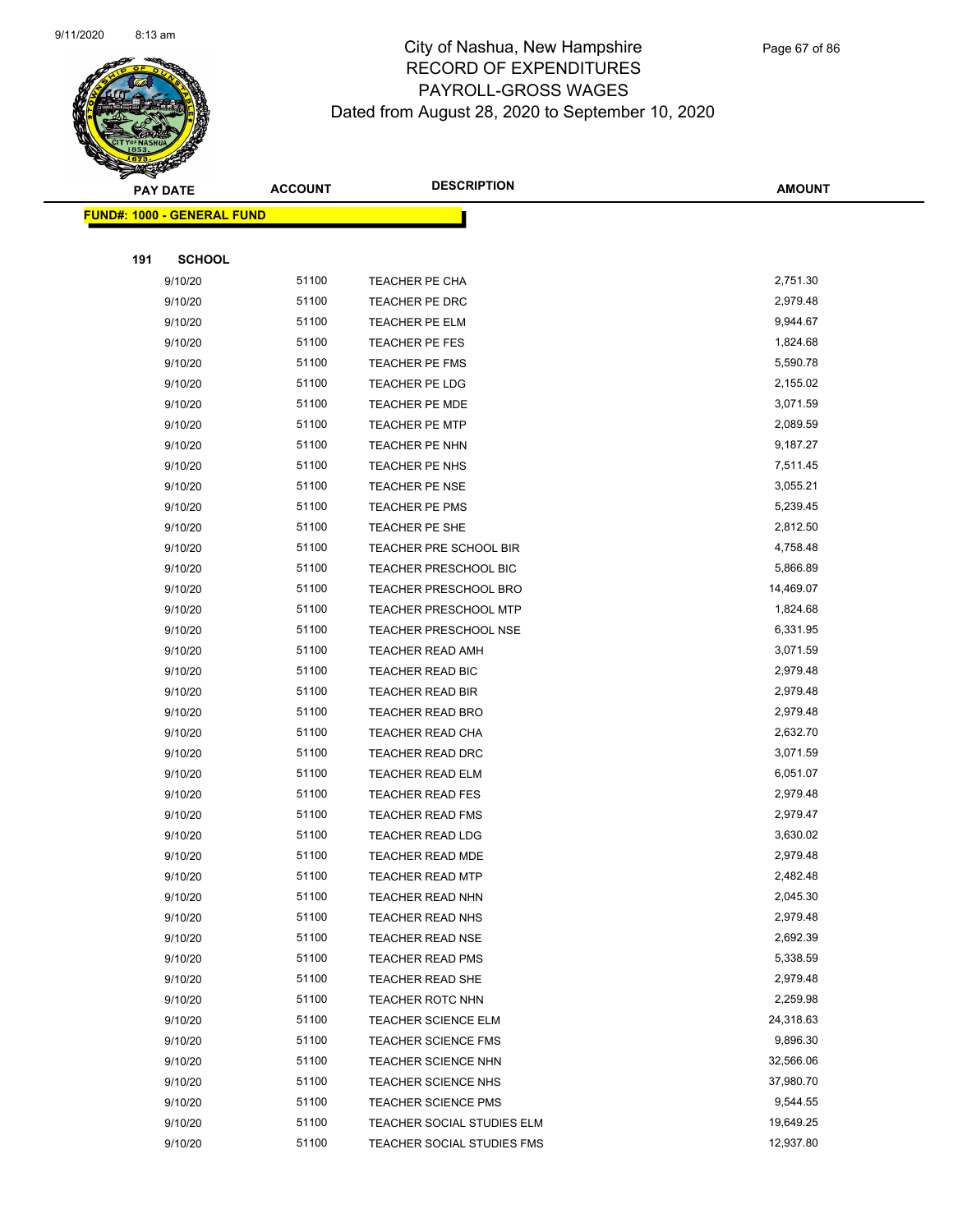# City of Nashua, New Hampshire
## RECORD OF EXPENDITURES
## PAYROLL-GROSS WAGES
## Dated from August 28, 2020 to September 10, 2020

| PAY DATE | ACCOUNT | DESCRIPTION | AMOUNT |
|---|---|---|---|
| **FUND#: 1000 - GENERAL FUND** | | | |
| **191 SCHOOL** | | | |
| 9/10/20 | 51100 | TEACHER PE CHA | 2,751.30 |
| 9/10/20 | 51100 | TEACHER PE DRC | 2,979.48 |
| 9/10/20 | 51100 | TEACHER PE ELM | 9,944.67 |
| 9/10/20 | 51100 | TEACHER PE FES | 1,824.68 |
| 9/10/20 | 51100 | TEACHER PE FMS | 5,590.78 |
| 9/10/20 | 51100 | TEACHER PE LDG | 2,155.02 |
| 9/10/20 | 51100 | TEACHER PE MDE | 3,071.59 |
| 9/10/20 | 51100 | TEACHER PE MTP | 2,089.59 |
| 9/10/20 | 51100 | TEACHER PE NHN | 9,187.27 |
| 9/10/20 | 51100 | TEACHER PE NHS | 7,511.45 |
| 9/10/20 | 51100 | TEACHER PE NSE | 3,055.21 |
| 9/10/20 | 51100 | TEACHER PE PMS | 5,239.45 |
| 9/10/20 | 51100 | TEACHER PE SHE | 2,812.50 |
| 9/10/20 | 51100 | TEACHER PRE SCHOOL BIR | 4,758.48 |
| 9/10/20 | 51100 | TEACHER PRESCHOOL BIC | 5,866.89 |
| 9/10/20 | 51100 | TEACHER PRESCHOOL BRO | 14,469.07 |
| 9/10/20 | 51100 | TEACHER PRESCHOOL MTP | 1,824.68 |
| 9/10/20 | 51100 | TEACHER PRESCHOOL NSE | 6,331.95 |
| 9/10/20 | 51100 | TEACHER READ AMH | 3,071.59 |
| 9/10/20 | 51100 | TEACHER READ BIC | 2,979.48 |
| 9/10/20 | 51100 | TEACHER READ BIR | 2,979.48 |
| 9/10/20 | 51100 | TEACHER READ BRO | 2,979.48 |
| 9/10/20 | 51100 | TEACHER READ CHA | 2,632.70 |
| 9/10/20 | 51100 | TEACHER READ DRC | 3,071.59 |
| 9/10/20 | 51100 | TEACHER READ ELM | 6,051.07 |
| 9/10/20 | 51100 | TEACHER READ FES | 2,979.48 |
| 9/10/20 | 51100 | TEACHER READ FMS | 2,979.47 |
| 9/10/20 | 51100 | TEACHER READ LDG | 3,630.02 |
| 9/10/20 | 51100 | TEACHER READ MDE | 2,979.48 |
| 9/10/20 | 51100 | TEACHER READ MTP | 2,482.48 |
| 9/10/20 | 51100 | TEACHER READ NHN | 2,045.30 |
| 9/10/20 | 51100 | TEACHER READ NHS | 2,979.48 |
| 9/10/20 | 51100 | TEACHER READ NSE | 2,692.39 |
| 9/10/20 | 51100 | TEACHER READ PMS | 5,338.59 |
| 9/10/20 | 51100 | TEACHER READ SHE | 2,979.48 |
| 9/10/20 | 51100 | TEACHER ROTC NHN | 2,259.98 |
| 9/10/20 | 51100 | TEACHER SCIENCE ELM | 24,318.63 |
| 9/10/20 | 51100 | TEACHER SCIENCE FMS | 9,896.30 |
| 9/10/20 | 51100 | TEACHER SCIENCE NHN | 32,566.06 |
| 9/10/20 | 51100 | TEACHER SCIENCE NHS | 37,980.70 |
| 9/10/20 | 51100 | TEACHER SCIENCE PMS | 9,544.55 |
| 9/10/20 | 51100 | TEACHER SOCIAL STUDIES ELM | 19,649.25 |
| 9/10/20 | 51100 | TEACHER SOCIAL STUDIES FMS | 12,937.80 |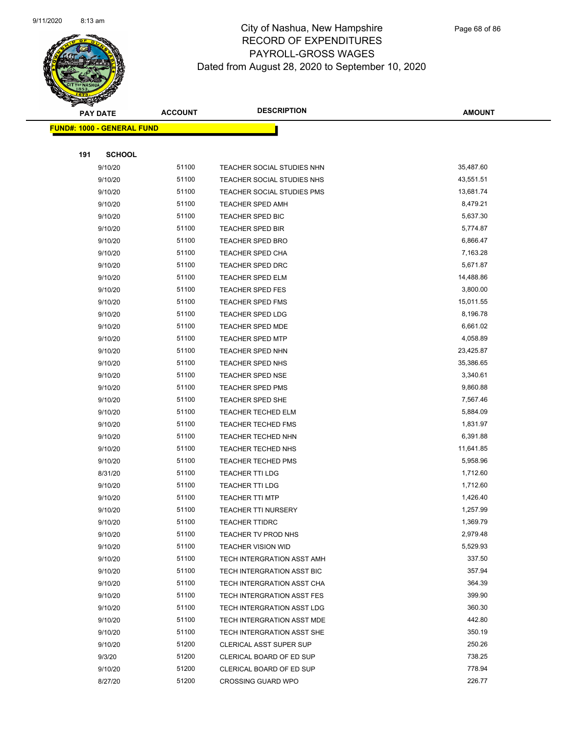# City of Nashua, New Hampshire
## RECORD OF EXPENDITURES
## PAYROLL-GROSS WAGES
## Dated from August 28, 2020 to September 10, 2020

| PAY DATE | ACCOUNT | DESCRIPTION | AMOUNT |
|---|---|---|---|
| **FUND#: 1000 - GENERAL FUND** | | | |
| **191 SCHOOL** | | | |
| 9/10/20 | 51100 | TEACHER SOCIAL STUDIES NHN | 35,487.60 |
| 9/10/20 | 51100 | TEACHER SOCIAL STUDIES NHS | 43,551.51 |
| 9/10/20 | 51100 | TEACHER SOCIAL STUDIES PMS | 13,681.74 |
| 9/10/20 | 51100 | TEACHER SPED AMH | 8,479.21 |
| 9/10/20 | 51100 | TEACHER SPED BIC | 5,637.30 |
| 9/10/20 | 51100 | TEACHER SPED BIR | 5,774.87 |
| 9/10/20 | 51100 | TEACHER SPED BRO | 6,866.47 |
| 9/10/20 | 51100 | TEACHER SPED CHA | 7,163.28 |
| 9/10/20 | 51100 | TEACHER SPED DRC | 5,671.87 |
| 9/10/20 | 51100 | TEACHER SPED ELM | 14,488.86 |
| 9/10/20 | 51100 | TEACHER SPED FES | 3,800.00 |
| 9/10/20 | 51100 | TEACHER SPED FMS | 15,011.55 |
| 9/10/20 | 51100 | TEACHER SPED LDG | 8,196.78 |
| 9/10/20 | 51100 | TEACHER SPED MDE | 6,661.02 |
| 9/10/20 | 51100 | TEACHER SPED MTP | 4,058.89 |
| 9/10/20 | 51100 | TEACHER SPED NHN | 23,425.87 |
| 9/10/20 | 51100 | TEACHER SPED NHS | 35,386.65 |
| 9/10/20 | 51100 | TEACHER SPED NSE | 3,340.61 |
| 9/10/20 | 51100 | TEACHER SPED PMS | 9,860.88 |
| 9/10/20 | 51100 | TEACHER SPED SHE | 7,567.46 |
| 9/10/20 | 51100 | TEACHER TECHED ELM | 5,884.09 |
| 9/10/20 | 51100 | TEACHER TECHED FMS | 1,831.97 |
| 9/10/20 | 51100 | TEACHER TECHED NHN | 6,391.88 |
| 9/10/20 | 51100 | TEACHER TECHED NHS | 11,641.85 |
| 9/10/20 | 51100 | TEACHER TECHED PMS | 5,958.96 |
| 8/31/20 | 51100 | TEACHER TTI LDG | 1,712.60 |
| 9/10/20 | 51100 | TEACHER TTI LDG | 1,712.60 |
| 9/10/20 | 51100 | TEACHER TTI MTP | 1,426.40 |
| 9/10/20 | 51100 | TEACHER TTI NURSERY | 1,257.99 |
| 9/10/20 | 51100 | TEACHER TTIDRC | 1,369.79 |
| 9/10/20 | 51100 | TEACHER TV PROD NHS | 2,979.48 |
| 9/10/20 | 51100 | TEACHER VISION WID | 5,529.93 |
| 9/10/20 | 51100 | TECH INTERGRATION ASST AMH | 337.50 |
| 9/10/20 | 51100 | TECH INTERGRATION ASST BIC | 357.94 |
| 9/10/20 | 51100 | TECH INTERGRATION ASST CHA | 364.39 |
| 9/10/20 | 51100 | TECH INTERGRATION ASST FES | 399.90 |
| 9/10/20 | 51100 | TECH INTERGRATION ASST LDG | 360.30 |
| 9/10/20 | 51100 | TECH INTERGRATION ASST MDE | 442.80 |
| 9/10/20 | 51100 | TECH INTERGRATION ASST SHE | 350.19 |
| 9/10/20 | 51200 | CLERICAL ASST SUPER SUP | 250.26 |
| 9/3/20 | 51200 | CLERICAL BOARD OF ED SUP | 738.25 |
| 9/10/20 | 51200 | CLERICAL BOARD OF ED SUP | 778.94 |
| 8/27/20 | 51200 | CROSSING GUARD WPO | 226.77 |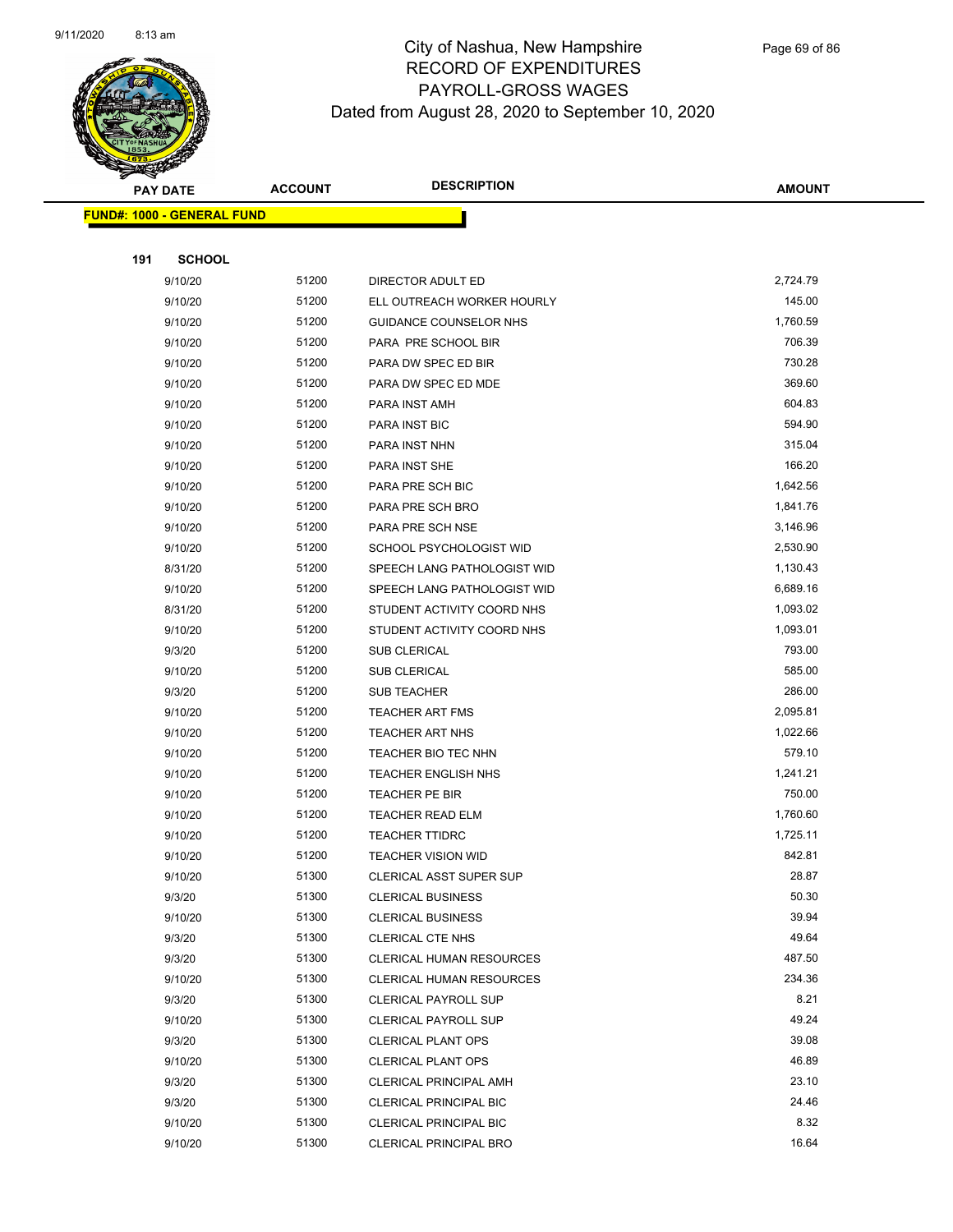# City of Nashua, New Hampshire
## RECORD OF EXPENDITURES
## PAYROLL-GROSS WAGES
### Dated from August 28, 2020 to September 10, 2020

| PAY DATE | ACCOUNT | DESCRIPTION | AMOUNT |
|---|---|---|---|
| **FUND#: 1000 - GENERAL FUND** | | | |
| **191 SCHOOL** | | | |
| 9/10/20 | 51200 | DIRECTOR ADULT ED | 2,724.79 |
| 9/10/20 | 51200 | ELL OUTREACH WORKER HOURLY | 145.00 |
| 9/10/20 | 51200 | GUIDANCE COUNSELOR NHS | 1,760.59 |
| 9/10/20 | 51200 | PARA PRE SCHOOL BIR | 706.39 |
| 9/10/20 | 51200 | PARA DW SPEC ED BIR | 730.28 |
| 9/10/20 | 51200 | PARA DW SPEC ED MDE | 369.60 |
| 9/10/20 | 51200 | PARA INST AMH | 604.83 |
| 9/10/20 | 51200 | PARA INST BIC | 594.90 |
| 9/10/20 | 51200 | PARA INST NHN | 315.04 |
| 9/10/20 | 51200 | PARA INST SHE | 166.20 |
| 9/10/20 | 51200 | PARA PRE SCH BIC | 1,642.56 |
| 9/10/20 | 51200 | PARA PRE SCH BRO | 1,841.76 |
| 9/10/20 | 51200 | PARA PRE SCH NSE | 3,146.96 |
| 9/10/20 | 51200 | SCHOOL PSYCHOLOGIST WID | 2,530.90 |
| 8/31/20 | 51200 | SPEECH LANG PATHOLOGIST WID | 1,130.43 |
| 9/10/20 | 51200 | SPEECH LANG PATHOLOGIST WID | 6,689.16 |
| 8/31/20 | 51200 | STUDENT ACTIVITY COORD NHS | 1,093.02 |
| 9/10/20 | 51200 | STUDENT ACTIVITY COORD NHS | 1,093.01 |
| 9/3/20 | 51200 | SUB CLERICAL | 793.00 |
| 9/10/20 | 51200 | SUB CLERICAL | 585.00 |
| 9/3/20 | 51200 | SUB TEACHER | 286.00 |
| 9/10/20 | 51200 | TEACHER ART FMS | 2,095.81 |
| 9/10/20 | 51200 | TEACHER ART NHS | 1,022.66 |
| 9/10/20 | 51200 | TEACHER BIO TEC NHN | 579.10 |
| 9/10/20 | 51200 | TEACHER ENGLISH NHS | 1,241.21 |
| 9/10/20 | 51200 | TEACHER PE BIR | 750.00 |
| 9/10/20 | 51200 | TEACHER READ ELM | 1,760.60 |
| 9/10/20 | 51200 | TEACHER TTIDRC | 1,725.11 |
| 9/10/20 | 51200 | TEACHER VISION WID | 842.81 |
| 9/10/20 | 51300 | CLERICAL ASST SUPER SUP | 28.87 |
| 9/3/20 | 51300 | CLERICAL BUSINESS | 50.30 |
| 9/10/20 | 51300 | CLERICAL BUSINESS | 39.94 |
| 9/3/20 | 51300 | CLERICAL CTE NHS | 49.64 |
| 9/3/20 | 51300 | CLERICAL HUMAN RESOURCES | 487.50 |
| 9/10/20 | 51300 | CLERICAL HUMAN RESOURCES | 234.36 |
| 9/3/20 | 51300 | CLERICAL PAYROLL SUP | 8.21 |
| 9/10/20 | 51300 | CLERICAL PAYROLL SUP | 49.24 |
| 9/3/20 | 51300 | CLERICAL PLANT OPS | 39.08 |
| 9/10/20 | 51300 | CLERICAL PLANT OPS | 46.89 |
| 9/3/20 | 51300 | CLERICAL PRINCIPAL AMH | 23.10 |
| 9/3/20 | 51300 | CLERICAL PRINCIPAL BIC | 24.46 |
| 9/10/20 | 51300 | CLERICAL PRINCIPAL BIC | 8.32 |
| 9/10/20 | 51300 | CLERICAL PRINCIPAL BRO | 16.64 |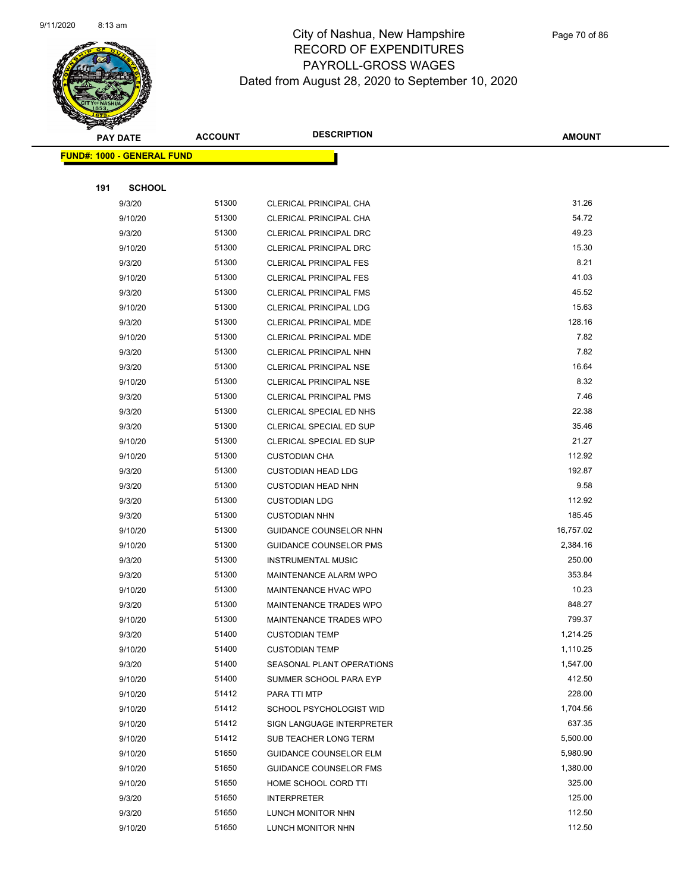# City of Nashua, New Hampshire
## RECORD OF EXPENDITURES
## PAYROLL-GROSS WAGES
## Dated from August 28, 2020 to September 10, 2020

| PAY DATE | ACCOUNT | DESCRIPTION | AMOUNT |
|---|---|---|---|
| **FUND#: 1000 - GENERAL FUND** | | | |
| **191 SCHOOL** | | | |
| 9/3/20 | 51300 | CLERICAL PRINCIPAL CHA | 31.26 |
| 9/10/20 | 51300 | CLERICAL PRINCIPAL CHA | 54.72 |
| 9/3/20 | 51300 | CLERICAL PRINCIPAL DRC | 49.23 |
| 9/10/20 | 51300 | CLERICAL PRINCIPAL DRC | 15.30 |
| 9/3/20 | 51300 | CLERICAL PRINCIPAL FES | 8.21 |
| 9/10/20 | 51300 | CLERICAL PRINCIPAL FES | 41.03 |
| 9/3/20 | 51300 | CLERICAL PRINCIPAL FMS | 45.52 |
| 9/10/20 | 51300 | CLERICAL PRINCIPAL LDG | 15.63 |
| 9/3/20 | 51300 | CLERICAL PRINCIPAL MDE | 128.16 |
| 9/10/20 | 51300 | CLERICAL PRINCIPAL MDE | 7.82 |
| 9/3/20 | 51300 | CLERICAL PRINCIPAL NHN | 7.82 |
| 9/3/20 | 51300 | CLERICAL PRINCIPAL NSE | 16.64 |
| 9/10/20 | 51300 | CLERICAL PRINCIPAL NSE | 8.32 |
| 9/3/20 | 51300 | CLERICAL PRINCIPAL PMS | 7.46 |
| 9/3/20 | 51300 | CLERICAL SPECIAL ED NHS | 22.38 |
| 9/3/20 | 51300 | CLERICAL SPECIAL ED SUP | 35.46 |
| 9/10/20 | 51300 | CLERICAL SPECIAL ED SUP | 21.27 |
| 9/10/20 | 51300 | CUSTODIAN CHA | 112.92 |
| 9/3/20 | 51300 | CUSTODIAN HEAD LDG | 192.87 |
| 9/3/20 | 51300 | CUSTODIAN HEAD NHN | 9.58 |
| 9/3/20 | 51300 | CUSTODIAN LDG | 112.92 |
| 9/3/20 | 51300 | CUSTODIAN NHN | 185.45 |
| 9/10/20 | 51300 | GUIDANCE COUNSELOR NHN | 16,757.02 |
| 9/10/20 | 51300 | GUIDANCE COUNSELOR PMS | 2,384.16 |
| 9/3/20 | 51300 | INSTRUMENTAL MUSIC | 250.00 |
| 9/3/20 | 51300 | MAINTENANCE ALARM WPO | 353.84 |
| 9/10/20 | 51300 | MAINTENANCE HVAC WPO | 10.23 |
| 9/3/20 | 51300 | MAINTENANCE TRADES WPO | 848.27 |
| 9/10/20 | 51300 | MAINTENANCE TRADES WPO | 799.37 |
| 9/3/20 | 51400 | CUSTODIAN TEMP | 1,214.25 |
| 9/10/20 | 51400 | CUSTODIAN TEMP | 1,110.25 |
| 9/3/20 | 51400 | SEASONAL PLANT OPERATIONS | 1,547.00 |
| 9/10/20 | 51400 | SUMMER SCHOOL PARA EYP | 412.50 |
| 9/10/20 | 51412 | PARA TTI MTP | 228.00 |
| 9/10/20 | 51412 | SCHOOL PSYCHOLOGIST WID | 1,704.56 |
| 9/10/20 | 51412 | SIGN LANGUAGE INTERPRETER | 637.35 |
| 9/10/20 | 51412 | SUB TEACHER LONG TERM | 5,500.00 |
| 9/10/20 | 51650 | GUIDANCE COUNSELOR ELM | 5,980.90 |
| 9/10/20 | 51650 | GUIDANCE COUNSELOR FMS | 1,380.00 |
| 9/10/20 | 51650 | HOME SCHOOL CORD TTI | 325.00 |
| 9/3/20 | 51650 | INTERPRETER | 125.00 |
| 9/3/20 | 51650 | LUNCH MONITOR NHN | 112.50 |
| 9/10/20 | 51650 | LUNCH MONITOR NHN | 112.50 |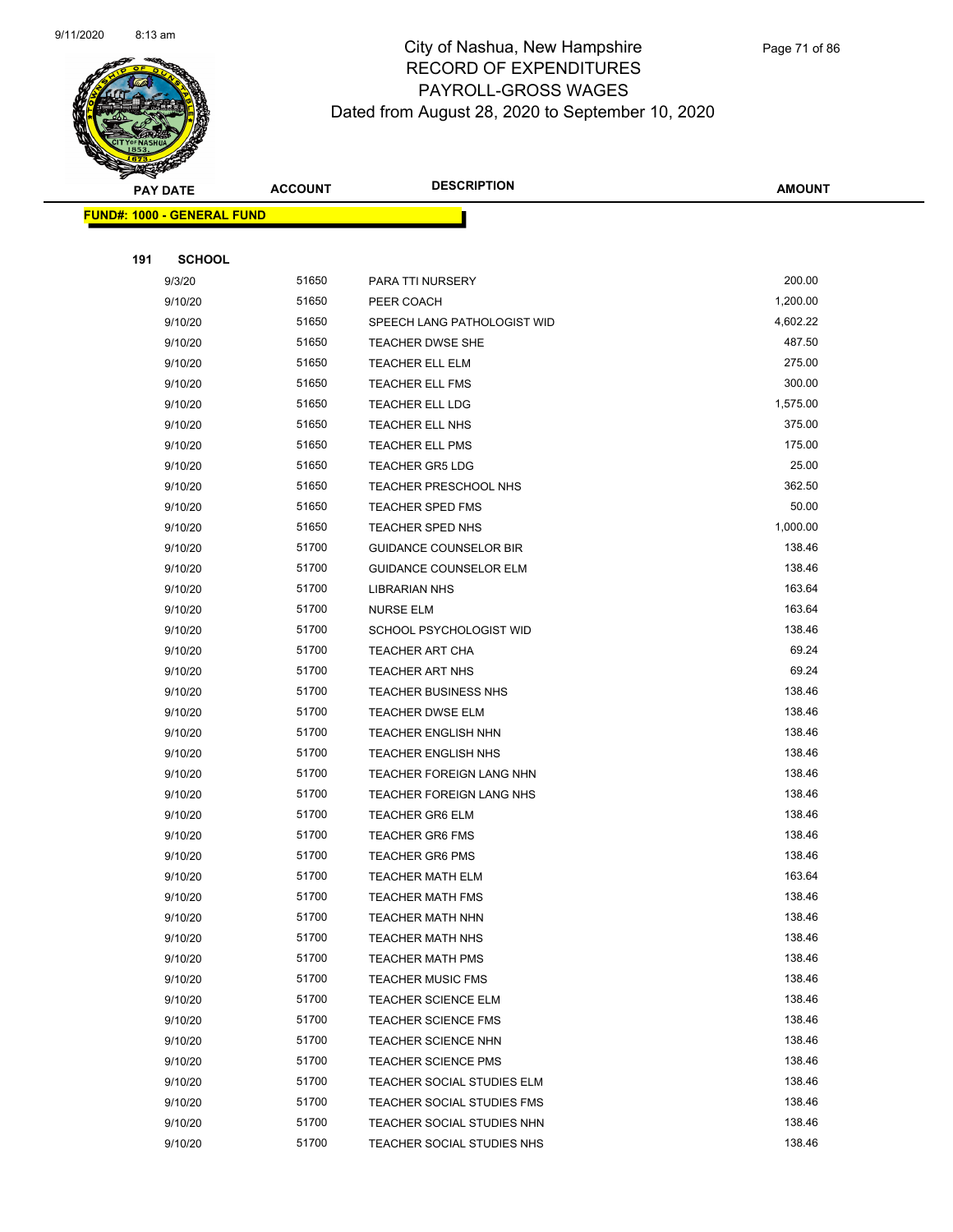# City of Nashua, New Hampshire
## RECORD OF EXPENDITURES
## PAYROLL-GROSS WAGES
## Dated from August 28, 2020 to September 10, 2020

| PAY DATE | ACCOUNT | DESCRIPTION | AMOUNT |
|---|---|---|---|
| **FUND#: 1000 - GENERAL FUND** | | | |
| **191 SCHOOL** | | | |
| 9/3/20 | 51650 | PARA TTI NURSERY | 200.00 |
| 9/10/20 | 51650 | PEER COACH | 1,200.00 |
| 9/10/20 | 51650 | SPEECH LANG PATHOLOGIST WID | 4,602.22 |
| 9/10/20 | 51650 | TEACHER DWSE SHE | 487.50 |
| 9/10/20 | 51650 | TEACHER ELL ELM | 275.00 |
| 9/10/20 | 51650 | TEACHER ELL FMS | 300.00 |
| 9/10/20 | 51650 | TEACHER ELL LDG | 1,575.00 |
| 9/10/20 | 51650 | TEACHER ELL NHS | 375.00 |
| 9/10/20 | 51650 | TEACHER ELL PMS | 175.00 |
| 9/10/20 | 51650 | TEACHER GR5 LDG | 25.00 |
| 9/10/20 | 51650 | TEACHER PRESCHOOL NHS | 362.50 |
| 9/10/20 | 51650 | TEACHER SPED FMS | 50.00 |
| 9/10/20 | 51650 | TEACHER SPED NHS | 1,000.00 |
| 9/10/20 | 51700 | GUIDANCE COUNSELOR BIR | 138.46 |
| 9/10/20 | 51700 | GUIDANCE COUNSELOR ELM | 138.46 |
| 9/10/20 | 51700 | LIBRARIAN NHS | 163.64 |
| 9/10/20 | 51700 | NURSE ELM | 163.64 |
| 9/10/20 | 51700 | SCHOOL PSYCHOLOGIST WID | 138.46 |
| 9/10/20 | 51700 | TEACHER ART CHA | 69.24 |
| 9/10/20 | 51700 | TEACHER ART NHS | 69.24 |
| 9/10/20 | 51700 | TEACHER BUSINESS NHS | 138.46 |
| 9/10/20 | 51700 | TEACHER DWSE ELM | 138.46 |
| 9/10/20 | 51700 | TEACHER ENGLISH NHN | 138.46 |
| 9/10/20 | 51700 | TEACHER ENGLISH NHS | 138.46 |
| 9/10/20 | 51700 | TEACHER FOREIGN LANG NHN | 138.46 |
| 9/10/20 | 51700 | TEACHER FOREIGN LANG NHS | 138.46 |
| 9/10/20 | 51700 | TEACHER GR6 ELM | 138.46 |
| 9/10/20 | 51700 | TEACHER GR6 FMS | 138.46 |
| 9/10/20 | 51700 | TEACHER GR6 PMS | 138.46 |
| 9/10/20 | 51700 | TEACHER MATH ELM | 163.64 |
| 9/10/20 | 51700 | TEACHER MATH FMS | 138.46 |
| 9/10/20 | 51700 | TEACHER MATH NHN | 138.46 |
| 9/10/20 | 51700 | TEACHER MATH NHS | 138.46 |
| 9/10/20 | 51700 | TEACHER MATH PMS | 138.46 |
| 9/10/20 | 51700 | TEACHER MUSIC FMS | 138.46 |
| 9/10/20 | 51700 | TEACHER SCIENCE ELM | 138.46 |
| 9/10/20 | 51700 | TEACHER SCIENCE FMS | 138.46 |
| 9/10/20 | 51700 | TEACHER SCIENCE NHN | 138.46 |
| 9/10/20 | 51700 | TEACHER SCIENCE PMS | 138.46 |
| 9/10/20 | 51700 | TEACHER SOCIAL STUDIES ELM | 138.46 |
| 9/10/20 | 51700 | TEACHER SOCIAL STUDIES FMS | 138.46 |
| 9/10/20 | 51700 | TEACHER SOCIAL STUDIES NHN | 138.46 |
| 9/10/20 | 51700 | TEACHER SOCIAL STUDIES NHS | 138.46 |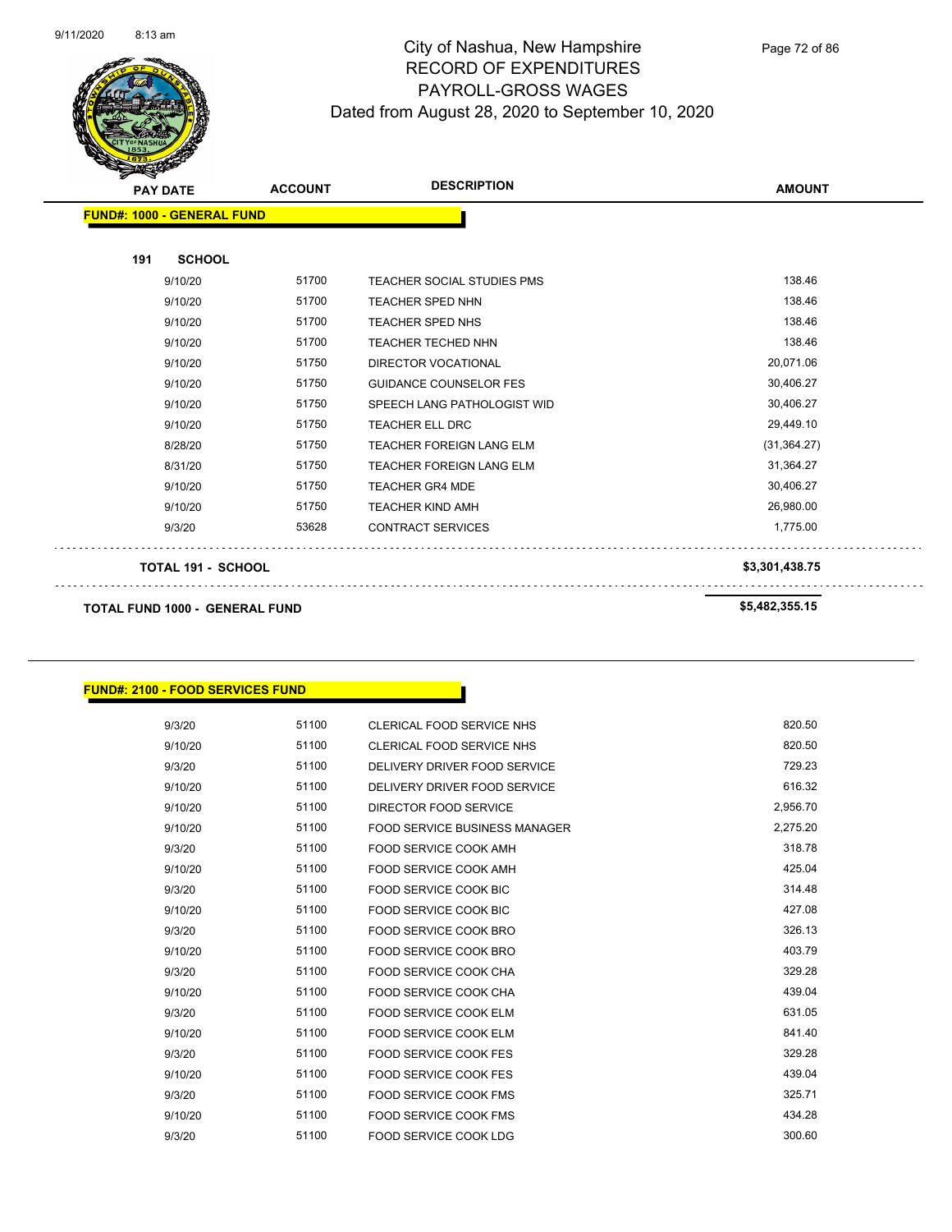# City of Nashua, New Hampshire
## RECORD OF EXPENDITURES
## PAYROLL-GROSS WAGES
### Dated from August 28, 2020 to September 10, 2020

| PAY DATE | ACCOUNT | DESCRIPTION | AMOUNT |
|---|---|---|---|
| **FUND#: 1000 - GENERAL FUND** | | | |
| **191 SCHOOL** | | | |
| 9/10/20 | 51700 | TEACHER SOCIAL STUDIES PMS | 138.46 |
| 9/10/20 | 51700 | TEACHER SPED NHN | 138.46 |
| 9/10/20 | 51700 | TEACHER SPED NHS | 138.46 |
| 9/10/20 | 51700 | TEACHER TECHED NHN | 138.46 |
| 9/10/20 | 51750 | DIRECTOR VOCATIONAL | 20,071.06 |
| 9/10/20 | 51750 | GUIDANCE COUNSELOR FES | 30,406.27 |
| 9/10/20 | 51750 | SPEECH LANG PATHOLOGIST WID | 30,406.27 |
| 9/10/20 | 51750 | TEACHER ELL DRC | 29,449.10 |
| 8/28/20 | 51750 | TEACHER FOREIGN LANG ELM | (31,364.27) |
| 8/31/20 | 51750 | TEACHER FOREIGN LANG ELM | 31,364.27 |
| 9/10/20 | 51750 | TEACHER GR4 MDE | 30,406.27 |
| 9/10/20 | 51750 | TEACHER KIND AMH | 26,980.00 |
| 9/3/20 | 53628 | CONTRACT SERVICES | 1,775.00 |
| **TOTAL 191 - SCHOOL** | | | **$3,301,438.75** |
| **TOTAL FUND 1000 - GENERAL FUND** | | | **$5,482,355.15** |

| PAY DATE | ACCOUNT | DESCRIPTION | AMOUNT |
|---|---|---|---|
| **FUND#: 2100 - FOOD SERVICES FUND** | | | |
| 9/3/20 | 51100 | CLERICAL FOOD SERVICE NHS | 820.50 |
| 9/10/20 | 51100 | CLERICAL FOOD SERVICE NHS | 820.50 |
| 9/3/20 | 51100 | DELIVERY DRIVER FOOD SERVICE | 729.23 |
| 9/10/20 | 51100 | DELIVERY DRIVER FOOD SERVICE | 616.32 |
| 9/10/20 | 51100 | DIRECTOR FOOD SERVICE | 2,956.70 |
| 9/10/20 | 51100 | FOOD SERVICE BUSINESS MANAGER | 2,275.20 |
| 9/3/20 | 51100 | FOOD SERVICE COOK AMH | 318.78 |
| 9/10/20 | 51100 | FOOD SERVICE COOK AMH | 425.04 |
| 9/3/20 | 51100 | FOOD SERVICE COOK BIC | 314.48 |
| 9/10/20 | 51100 | FOOD SERVICE COOK BIC | 427.08 |
| 9/3/20 | 51100 | FOOD SERVICE COOK BRO | 326.13 |
| 9/10/20 | 51100 | FOOD SERVICE COOK BRO | 403.79 |
| 9/3/20 | 51100 | FOOD SERVICE COOK CHA | 329.28 |
| 9/10/20 | 51100 | FOOD SERVICE COOK CHA | 439.04 |
| 9/3/20 | 51100 | FOOD SERVICE COOK ELM | 631.05 |
| 9/10/20 | 51100 | FOOD SERVICE COOK ELM | 841.40 |
| 9/3/20 | 51100 | FOOD SERVICE COOK FES | 329.28 |
| 9/10/20 | 51100 | FOOD SERVICE COOK FES | 439.04 |
| 9/3/20 | 51100 | FOOD SERVICE COOK FMS | 325.71 |
| 9/10/20 | 51100 | FOOD SERVICE COOK FMS | 434.28 |
| 9/3/20 | 51100 | FOOD SERVICE COOK LDG | 300.60 |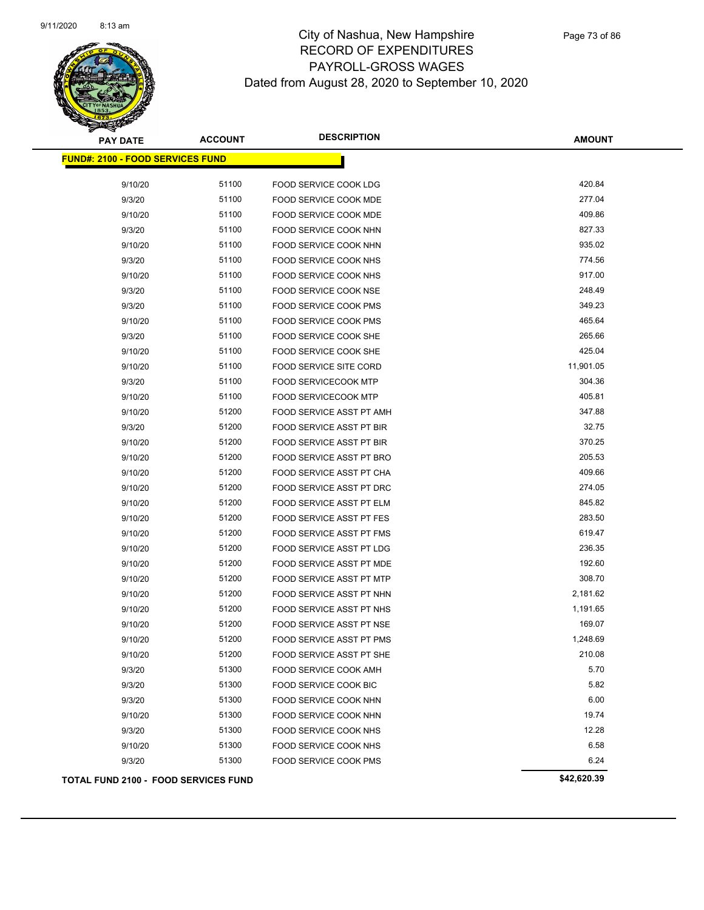# City of Nashua, New Hampshire
## RECORD OF EXPENDITURES
## PAYROLL-GROSS WAGES
## Dated from August 28, 2020 to September 10, 2020

| PAY DATE | ACCOUNT | DESCRIPTION | AMOUNT |
|---|---|---|---|
| **FUND#: 2100 - FOOD SERVICES FUND** | | | |
| 9/10/20 | 51100 | FOOD SERVICE COOK LDG | 420.84 |
| 9/3/20 | 51100 | FOOD SERVICE COOK MDE | 277.04 |
| 9/10/20 | 51100 | FOOD SERVICE COOK MDE | 409.86 |
| 9/3/20 | 51100 | FOOD SERVICE COOK NHN | 827.33 |
| 9/10/20 | 51100 | FOOD SERVICE COOK NHN | 935.02 |
| 9/3/20 | 51100 | FOOD SERVICE COOK NHS | 774.56 |
| 9/10/20 | 51100 | FOOD SERVICE COOK NHS | 917.00 |
| 9/3/20 | 51100 | FOOD SERVICE COOK NSE | 248.49 |
| 9/3/20 | 51100 | FOOD SERVICE COOK PMS | 349.23 |
| 9/10/20 | 51100 | FOOD SERVICE COOK PMS | 465.64 |
| 9/3/20 | 51100 | FOOD SERVICE COOK SHE | 265.66 |
| 9/10/20 | 51100 | FOOD SERVICE COOK SHE | 425.04 |
| 9/10/20 | 51100 | FOOD SERVICE SITE CORD | 11,901.05 |
| 9/3/20 | 51100 | FOOD SERVICECOOK MTP | 304.36 |
| 9/10/20 | 51100 | FOOD SERVICECOOK MTP | 405.81 |
| 9/10/20 | 51200 | FOOD SERVICE ASST PT AMH | 347.88 |
| 9/3/20 | 51200 | FOOD SERVICE ASST PT BIR | 32.75 |
| 9/10/20 | 51200 | FOOD SERVICE ASST PT BIR | 370.25 |
| 9/10/20 | 51200 | FOOD SERVICE ASST PT BRO | 205.53 |
| 9/10/20 | 51200 | FOOD SERVICE ASST PT CHA | 409.66 |
| 9/10/20 | 51200 | FOOD SERVICE ASST PT DRC | 274.05 |
| 9/10/20 | 51200 | FOOD SERVICE ASST PT ELM | 845.82 |
| 9/10/20 | 51200 | FOOD SERVICE ASST PT FES | 283.50 |
| 9/10/20 | 51200 | FOOD SERVICE ASST PT FMS | 619.47 |
| 9/10/20 | 51200 | FOOD SERVICE ASST PT LDG | 236.35 |
| 9/10/20 | 51200 | FOOD SERVICE ASST PT MDE | 192.60 |
| 9/10/20 | 51200 | FOOD SERVICE ASST PT MTP | 308.70 |
| 9/10/20 | 51200 | FOOD SERVICE ASST PT NHN | 2,181.62 |
| 9/10/20 | 51200 | FOOD SERVICE ASST PT NHS | 1,191.65 |
| 9/10/20 | 51200 | FOOD SERVICE ASST PT NSE | 169.07 |
| 9/10/20 | 51200 | FOOD SERVICE ASST PT PMS | 1,248.69 |
| 9/10/20 | 51200 | FOOD SERVICE ASST PT SHE | 210.08 |
| 9/3/20 | 51300 | FOOD SERVICE COOK AMH | 5.70 |
| 9/3/20 | 51300 | FOOD SERVICE COOK BIC | 5.82 |
| 9/3/20 | 51300 | FOOD SERVICE COOK NHN | 6.00 |
| 9/10/20 | 51300 | FOOD SERVICE COOK NHN | 19.74 |
| 9/3/20 | 51300 | FOOD SERVICE COOK NHS | 12.28 |
| 9/10/20 | 51300 | FOOD SERVICE COOK NHS | 6.58 |
| 9/3/20 | 51300 | FOOD SERVICE COOK PMS | 6.24 |
| **TOTAL FUND 2100 - FOOD SERVICES FUND** | | | **$42,620.39** |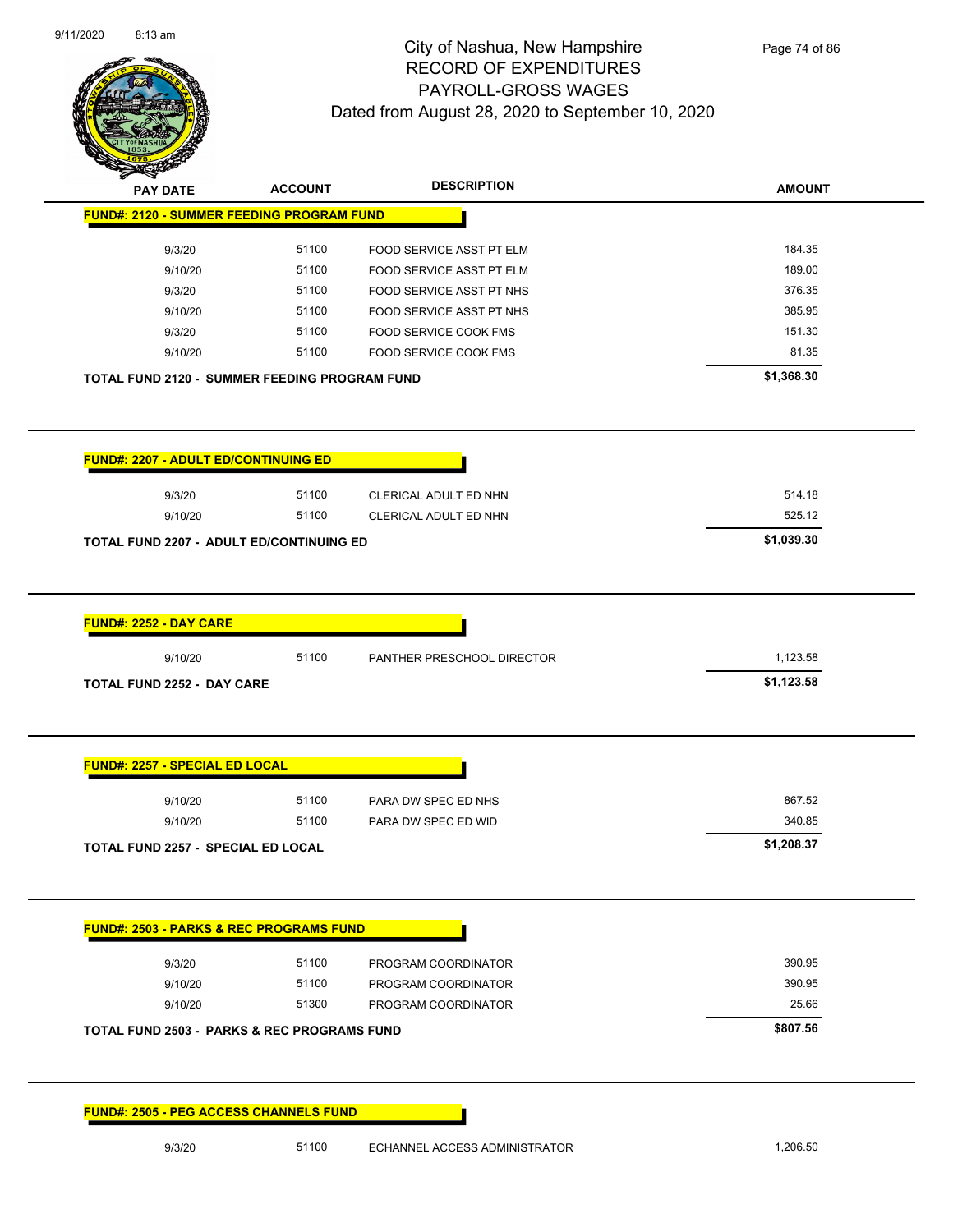# City of Nashua, New Hampshire
## RECORD OF EXPENDITURES
## PAYROLL-GROSS WAGES
### Dated from August 28, 2020 to September 10, 2020

| PAY DATE | ACCOUNT | DESCRIPTION | AMOUNT |
|---|---|---|---|
| **FUND#: 2120 - SUMMER FEEDING PROGRAM FUND** | | | |
| 9/3/20 | 51100 | FOOD SERVICE ASST PT ELM | 184.35 |
| 9/10/20 | 51100 | FOOD SERVICE ASST PT ELM | 189.00 |
| 9/3/20 | 51100 | FOOD SERVICE ASST PT NHS | 376.35 |
| 9/10/20 | 51100 | FOOD SERVICE ASST PT NHS | 385.95 |
| 9/3/20 | 51100 | FOOD SERVICE COOK FMS | 151.30 |
| 9/10/20 | 51100 | FOOD SERVICE COOK FMS | 81.35 |
| **TOTAL FUND 2120 - SUMMER FEEDING PROGRAM FUND** | | | **$1,368.30** |
| **FUND#: 2207 - ADULT ED/CONTINUING ED** | | | |
| 9/3/20 | 51100 | CLERICAL ADULT ED NHN | 514.18 |
| 9/10/20 | 51100 | CLERICAL ADULT ED NHN | 525.12 |
| **TOTAL FUND 2207 - ADULT ED/CONTINUING ED** | | | **$1,039.30** |
| **FUND#: 2252 - DAY CARE** | | | |
| 9/10/20 | 51100 | PANTHER PRESCHOOL DIRECTOR | 1,123.58 |
| **TOTAL FUND 2252 - DAY CARE** | | | **$1,123.58** |
| **FUND#: 2257 - SPECIAL ED LOCAL** | | | |
| 9/10/20 | 51100 | PARA DW SPEC ED NHS | 867.52 |
| 9/10/20 | 51100 | PARA DW SPEC ED WID | 340.85 |
| **TOTAL FUND 2257 - SPECIAL ED LOCAL** | | | **$1,208.37** |
| **FUND#: 2503 - PARKS & REC PROGRAMS FUND** | | | |
| 9/3/20 | 51100 | PROGRAM COORDINATOR | 390.95 |
| 9/10/20 | 51100 | PROGRAM COORDINATOR | 390.95 |
| 9/10/20 | 51300 | PROGRAM COORDINATOR | 25.66 |
| **TOTAL FUND 2503 - PARKS & REC PROGRAMS FUND** | | | **$807.56** |
| **FUND#: 2505 - PEG ACCESS CHANNELS FUND** | | | |
| 9/3/20 | 51100 | ECHANNEL ACCESS ADMINISTRATOR | 1,206.50 |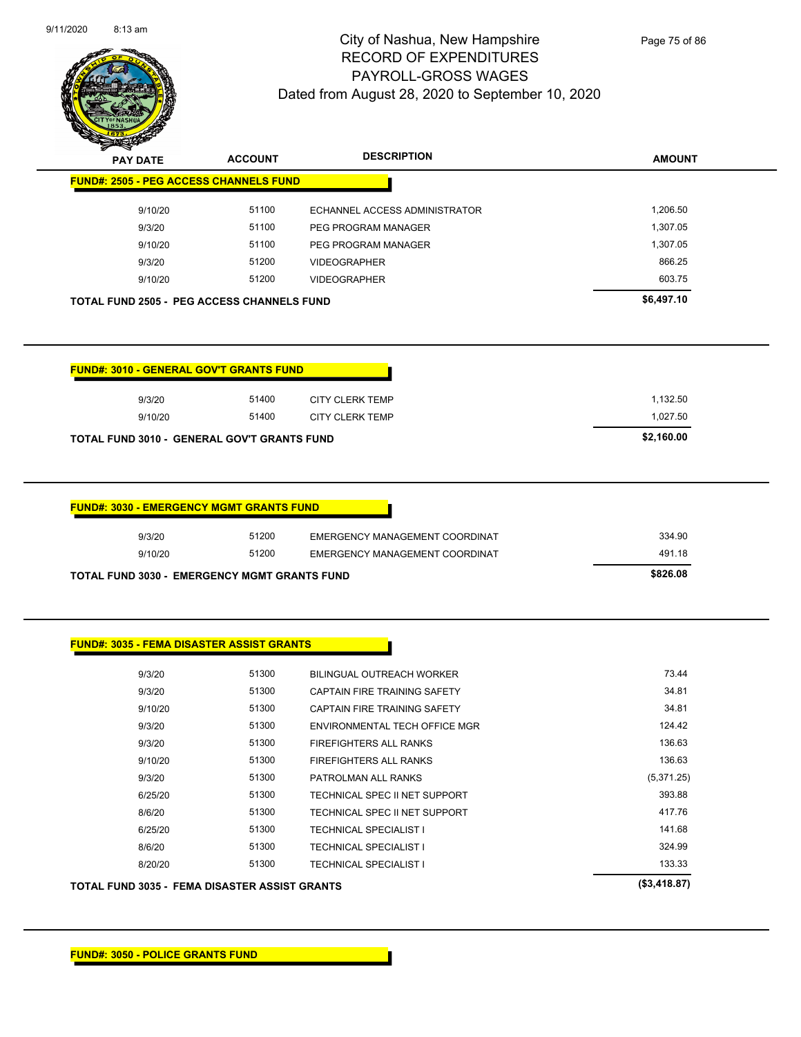# City of Nashua, New Hampshire
## RECORD OF EXPENDITURES
## PAYROLL-GROSS WAGES
## Dated from August 28, 2020 to September 10, 2020

9/11/2020 8:13 am

| PAY DATE | ACCOUNT | DESCRIPTION | AMOUNT |
|---|---|---|---|
| **FUND#: 2505 - PEG ACCESS CHANNELS FUND** | | | |
| 9/10/20 | 51100 | ECHANNEL ACCESS ADMINISTRATOR | 1,206.50 |
| 9/3/20 | 51100 | PEG PROGRAM MANAGER | 1,307.05 |
| 9/10/20 | 51100 | PEG PROGRAM MANAGER | 1,307.05 |
| 9/3/20 | 51200 | VIDEOGRAPHER | 866.25 |
| 9/10/20 | 51200 | VIDEOGRAPHER | 603.75 |
| **TOTAL FUND 2505 - PEG ACCESS CHANNELS FUND** | | | **$6,497.10** |

| PAY DATE | ACCOUNT | DESCRIPTION | AMOUNT |
|---|---|---|---|
| **FUND#: 3010 - GENERAL GOV'T GRANTS FUND** | | | |
| 9/3/20 | 51400 | CITY CLERK TEMP | 1,132.50 |
| 9/10/20 | 51400 | CITY CLERK TEMP | 1,027.50 |
| **TOTAL FUND 3010 - GENERAL GOV'T GRANTS FUND** | | | **$2,160.00** |

| PAY DATE | ACCOUNT | DESCRIPTION | AMOUNT |
|---|---|---|---|
| **FUND#: 3030 - EMERGENCY MGMT GRANTS FUND** | | | |
| 9/3/20 | 51200 | EMERGENCY MANAGEMENT COORDINAT | 334.90 |
| 9/10/20 | 51200 | EMERGENCY MANAGEMENT COORDINAT | 491.18 |
| **TOTAL FUND 3030 - EMERGENCY MGMT GRANTS FUND** | | | **$826.08** |

| PAY DATE | ACCOUNT | DESCRIPTION | AMOUNT |
|---|---|---|---|
| **FUND#: 3035 - FEMA DISASTER ASSIST GRANTS** | | | |
| 9/3/20 | 51300 | BILINGUAL OUTREACH WORKER | 73.44 |
| 9/3/20 | 51300 | CAPTAIN FIRE TRAINING SAFETY | 34.81 |
| 9/10/20 | 51300 | CAPTAIN FIRE TRAINING SAFETY | 34.81 |
| 9/3/20 | 51300 | ENVIRONMENTAL TECH OFFICE MGR | 124.42 |
| 9/3/20 | 51300 | FIREFIGHTERS ALL RANKS | 136.63 |
| 9/10/20 | 51300 | FIREFIGHTERS ALL RANKS | 136.63 |
| 9/3/20 | 51300 | PATROLMAN ALL RANKS | (5,371.25) |
| 6/25/20 | 51300 | TECHNICAL SPEC II NET SUPPORT | 393.88 |
| 8/6/20 | 51300 | TECHNICAL SPEC II NET SUPPORT | 417.76 |
| 6/25/20 | 51300 | TECHNICAL SPECIALIST I | 141.68 |
| 8/6/20 | 51300 | TECHNICAL SPECIALIST I | 324.99 |
| 8/20/20 | 51300 | TECHNICAL SPECIALIST I | 133.33 |
| **TOTAL FUND 3035 - FEMA DISASTER ASSIST GRANTS** | | | **($3,418.87)** |

**FUND#: 3050 - POLICE GRANTS FUND**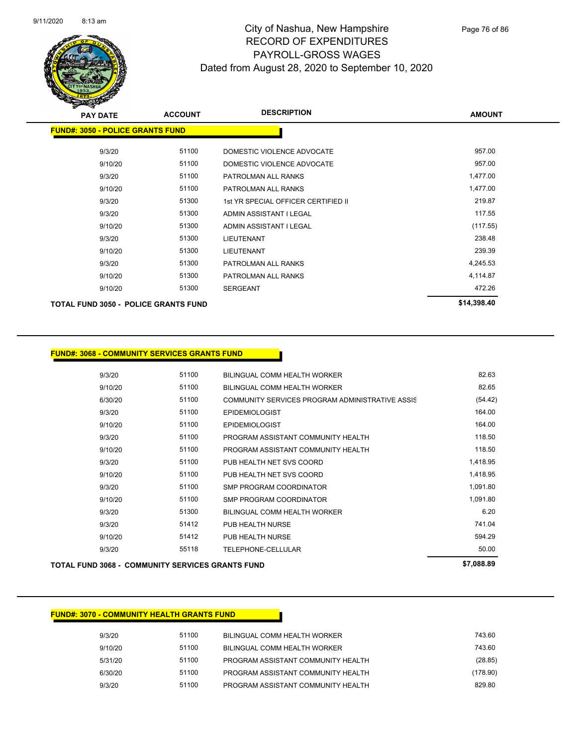# City of Nashua, New Hampshire
## RECORD OF EXPENDITURES
## PAYROLL-GROSS WAGES
## Dated from August 28, 2020 to September 10, 2020

| PAY DATE | ACCOUNT | DESCRIPTION | AMOUNT |
|---|---|---|---|
| **FUND#: 3050 - POLICE GRANTS FUND** | | | |
| 9/3/20 | 51100 | DOMESTIC VIOLENCE ADVOCATE | 957.00 |
| 9/10/20 | 51100 | DOMESTIC VIOLENCE ADVOCATE | 957.00 |
| 9/3/20 | 51100 | PATROLMAN ALL RANKS | 1,477.00 |
| 9/10/20 | 51100 | PATROLMAN ALL RANKS | 1,477.00 |
| 9/3/20 | 51300 | 1st YR SPECIAL OFFICER CERTIFIED II | 219.87 |
| 9/3/20 | 51300 | ADMIN ASSISTANT I LEGAL | 117.55 |
| 9/10/20 | 51300 | ADMIN ASSISTANT I LEGAL | (117.55) |
| 9/3/20 | 51300 | LIEUTENANT | 238.48 |
| 9/10/20 | 51300 | LIEUTENANT | 239.39 |
| 9/3/20 | 51300 | PATROLMAN ALL RANKS | 4,245.53 |
| 9/10/20 | 51300 | PATROLMAN ALL RANKS | 4,114.87 |
| 9/10/20 | 51300 | SERGEANT | 472.26 |
| **TOTAL FUND 3050 - POLICE GRANTS FUND** | | | **$14,398.40** |

| PAY DATE | ACCOUNT | DESCRIPTION | AMOUNT |
|---|---|---|---|
| **FUND#: 3068 - COMMUNITY SERVICES GRANTS FUND** | | | |
| 9/3/20 | 51100 | BILINGUAL COMM HEALTH WORKER | 82.63 |
| 9/10/20 | 51100 | BILINGUAL COMM HEALTH WORKER | 82.65 |
| 6/30/20 | 51100 | COMMUNITY SERVICES PROGRAM ADMINISTRATIVE ASSIS | (54.42) |
| 9/3/20 | 51100 | EPIDEMIOLOGIST | 164.00 |
| 9/10/20 | 51100 | EPIDEMIOLOGIST | 164.00 |
| 9/3/20 | 51100 | PROGRAM ASSISTANT COMMUNITY HEALTH | 118.50 |
| 9/10/20 | 51100 | PROGRAM ASSISTANT COMMUNITY HEALTH | 118.50 |
| 9/3/20 | 51100 | PUB HEALTH NET SVS COORD | 1,418.95 |
| 9/10/20 | 51100 | PUB HEALTH NET SVS COORD | 1,418.95 |
| 9/3/20 | 51100 | SMP PROGRAM COORDINATOR | 1,091.80 |
| 9/10/20 | 51100 | SMP PROGRAM COORDINATOR | 1,091.80 |
| 9/3/20 | 51300 | BILINGUAL COMM HEALTH WORKER | 6.20 |
| 9/3/20 | 51412 | PUB HEALTH NURSE | 741.04 |
| 9/10/20 | 51412 | PUB HEALTH NURSE | 594.29 |
| 9/3/20 | 55118 | TELEPHONE-CELLULAR | 50.00 |
| **TOTAL FUND 3068 - COMMUNITY SERVICES GRANTS FUND** | | | **$7,088.89** |

| PAY DATE | ACCOUNT | DESCRIPTION | AMOUNT |
|---|---|---|---|
| **FUND#: 3070 - COMMUNITY HEALTH GRANTS FUND** | | | |
| 9/3/20 | 51100 | BILINGUAL COMM HEALTH WORKER | 743.60 |
| 9/10/20 | 51100 | BILINGUAL COMM HEALTH WORKER | 743.60 |
| 5/31/20 | 51100 | PROGRAM ASSISTANT COMMUNITY HEALTH | (28.85) |
| 6/30/20 | 51100 | PROGRAM ASSISTANT COMMUNITY HEALTH | (178.90) |
| 9/3/20 | 51100 | PROGRAM ASSISTANT COMMUNITY HEALTH | 829.80 |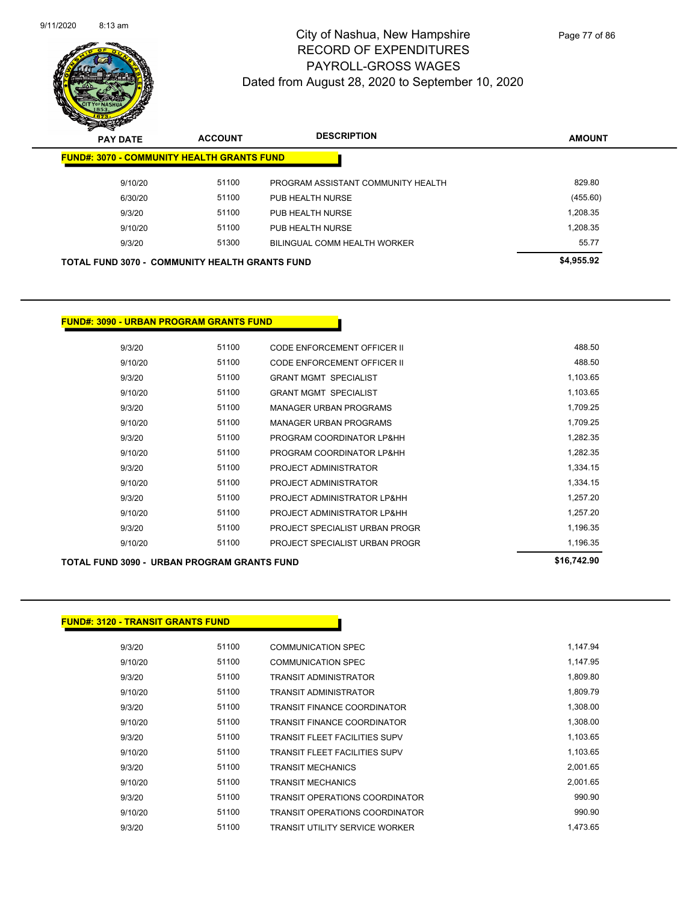# City of Nashua, New Hampshire
## RECORD OF EXPENDITURES
## PAYROLL-GROSS WAGES
## Dated from August 28, 2020 to September 10, 2020

9/11/2020 8:13 am

| PAY DATE | ACCOUNT | DESCRIPTION | AMOUNT |
|---|---|---|---|
| **FUND#: 3070 - COMMUNITY HEALTH GRANTS FUND** | | | |
| 9/10/20 | 51100 | PROGRAM ASSISTANT COMMUNITY HEALTH | 829.80 |
| 6/30/20 | 51100 | PUB HEALTH NURSE | (455.60) |
| 9/3/20 | 51100 | PUB HEALTH NURSE | 1,208.35 |
| 9/10/20 | 51100 | PUB HEALTH NURSE | 1,208.35 |
| 9/3/20 | 51300 | BILINGUAL COMM HEALTH WORKER | 55.77 |
| **TOTAL FUND 3070 - COMMUNITY HEALTH GRANTS FUND** | | | **$4,955.92** |

| PAY DATE | ACCOUNT | DESCRIPTION | AMOUNT |
|---|---|---|---|
| **FUND#: 3090 - URBAN PROGRAM GRANTS FUND** | | | |
| 9/3/20 | 51100 | CODE ENFORCEMENT OFFICER II | 488.50 |
| 9/10/20 | 51100 | CODE ENFORCEMENT OFFICER II | 488.50 |
| 9/3/20 | 51100 | GRANT MGMT SPECIALIST | 1,103.65 |
| 9/10/20 | 51100 | GRANT MGMT SPECIALIST | 1,103.65 |
| 9/3/20 | 51100 | MANAGER URBAN PROGRAMS | 1,709.25 |
| 9/10/20 | 51100 | MANAGER URBAN PROGRAMS | 1,709.25 |
| 9/3/20 | 51100 | PROGRAM COORDINATOR LP&HH | 1,282.35 |
| 9/10/20 | 51100 | PROGRAM COORDINATOR LP&HH | 1,282.35 |
| 9/3/20 | 51100 | PROJECT ADMINISTRATOR | 1,334.15 |
| 9/10/20 | 51100 | PROJECT ADMINISTRATOR | 1,334.15 |
| 9/3/20 | 51100 | PROJECT ADMINISTRATOR LP&HH | 1,257.20 |
| 9/10/20 | 51100 | PROJECT ADMINISTRATOR LP&HH | 1,257.20 |
| 9/3/20 | 51100 | PROJECT SPECIALIST URBAN PROGR | 1,196.35 |
| 9/10/20 | 51100 | PROJECT SPECIALIST URBAN PROGR | 1,196.35 |
| **TOTAL FUND 3090 - URBAN PROGRAM GRANTS FUND** | | | **$16,742.90** |

| PAY DATE | ACCOUNT | DESCRIPTION | AMOUNT |
|---|---|---|---|
| **FUND#: 3120 - TRANSIT GRANTS FUND** | | | |
| 9/3/20 | 51100 | COMMUNICATION SPEC | 1,147.94 |
| 9/10/20 | 51100 | COMMUNICATION SPEC | 1,147.95 |
| 9/3/20 | 51100 | TRANSIT ADMINISTRATOR | 1,809.80 |
| 9/10/20 | 51100 | TRANSIT ADMINISTRATOR | 1,809.79 |
| 9/3/20 | 51100 | TRANSIT FINANCE COORDINATOR | 1,308.00 |
| 9/10/20 | 51100 | TRANSIT FINANCE COORDINATOR | 1,308.00 |
| 9/3/20 | 51100 | TRANSIT FLEET FACILITIES SUPV | 1,103.65 |
| 9/10/20 | 51100 | TRANSIT FLEET FACILITIES SUPV | 1,103.65 |
| 9/3/20 | 51100 | TRANSIT MECHANICS | 2,001.65 |
| 9/10/20 | 51100 | TRANSIT MECHANICS | 2,001.65 |
| 9/3/20 | 51100 | TRANSIT OPERATIONS COORDINATOR | 990.90 |
| 9/10/20 | 51100 | TRANSIT OPERATIONS COORDINATOR | 990.90 |
| 9/3/20 | 51100 | TRANSIT UTILITY SERVICE WORKER | 1,473.65 |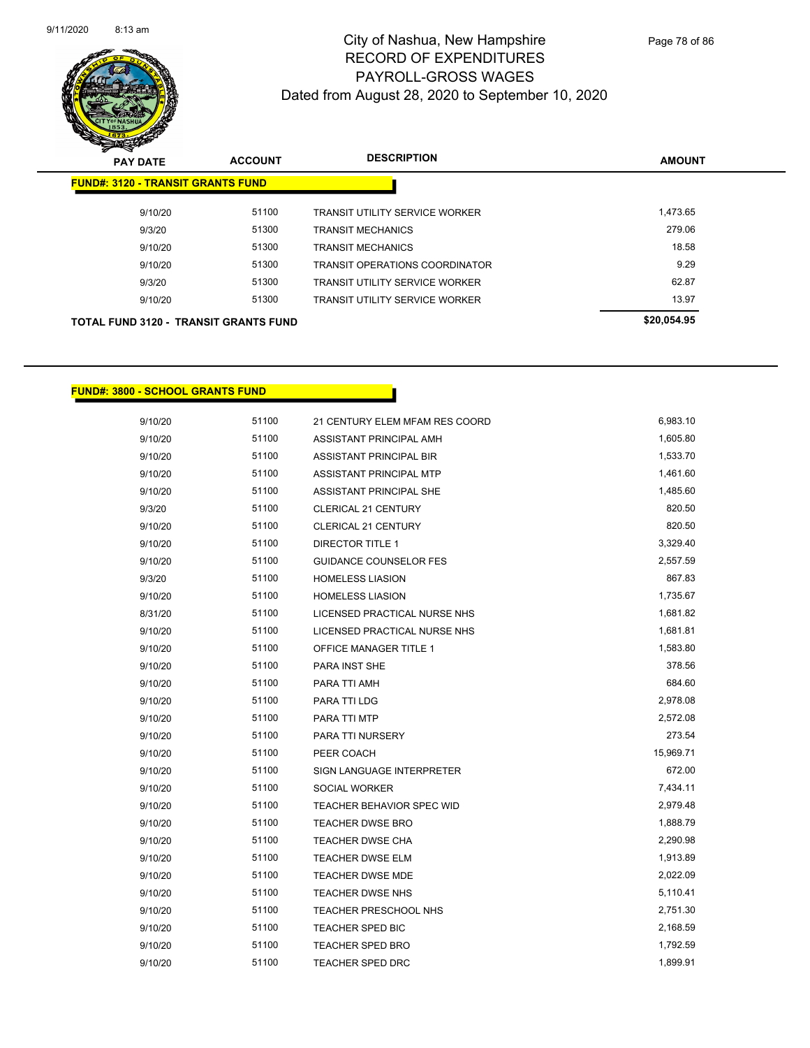# City of Nashua, New Hampshire
## RECORD OF EXPENDITURES
## PAYROLL-GROSS WAGES
### Dated from August 28, 2020 to September 10, 2020

| PAY DATE | ACCOUNT | DESCRIPTION | AMOUNT |
|---|---|---|---|
| **FUND#: 3120 - TRANSIT GRANTS FUND** | | | |
| 9/10/20 | 51100 | TRANSIT UTILITY SERVICE WORKER | 1,473.65 |
| 9/3/20 | 51300 | TRANSIT MECHANICS | 279.06 |
| 9/10/20 | 51300 | TRANSIT MECHANICS | 18.58 |
| 9/10/20 | 51300 | TRANSIT OPERATIONS COORDINATOR | 9.29 |
| 9/3/20 | 51300 | TRANSIT UTILITY SERVICE WORKER | 62.87 |
| 9/10/20 | 51300 | TRANSIT UTILITY SERVICE WORKER | 13.97 |
| **TOTAL FUND 3120 - TRANSIT GRANTS FUND** | | | **$20,054.95** |

| PAY DATE | ACCOUNT | DESCRIPTION | AMOUNT |
|---|---|---|---|
| **FUND#: 3800 - SCHOOL GRANTS FUND** | | | |
| 9/10/20 | 51100 | 21 CENTURY ELEM MFAM RES COORD | 6,983.10 |
| 9/10/20 | 51100 | ASSISTANT PRINCIPAL AMH | 1,605.80 |
| 9/10/20 | 51100 | ASSISTANT PRINCIPAL BIR | 1,533.70 |
| 9/10/20 | 51100 | ASSISTANT PRINCIPAL MTP | 1,461.60 |
| 9/10/20 | 51100 | ASSISTANT PRINCIPAL SHE | 1,485.60 |
| 9/3/20 | 51100 | CLERICAL 21 CENTURY | 820.50 |
| 9/10/20 | 51100 | CLERICAL 21 CENTURY | 820.50 |
| 9/10/20 | 51100 | DIRECTOR TITLE 1 | 3,329.40 |
| 9/10/20 | 51100 | GUIDANCE COUNSELOR FES | 2,557.59 |
| 9/3/20 | 51100 | HOMELESS LIASION | 867.83 |
| 9/10/20 | 51100 | HOMELESS LIASION | 1,735.67 |
| 8/31/20 | 51100 | LICENSED PRACTICAL NURSE NHS | 1,681.82 |
| 9/10/20 | 51100 | LICENSED PRACTICAL NURSE NHS | 1,681.81 |
| 9/10/20 | 51100 | OFFICE MANAGER TITLE 1 | 1,583.80 |
| 9/10/20 | 51100 | PARA INST SHE | 378.56 |
| 9/10/20 | 51100 | PARA TTI AMH | 684.60 |
| 9/10/20 | 51100 | PARA TTI LDG | 2,978.08 |
| 9/10/20 | 51100 | PARA TTI MTP | 2,572.08 |
| 9/10/20 | 51100 | PARA TTI NURSERY | 273.54 |
| 9/10/20 | 51100 | PEER COACH | 15,969.71 |
| 9/10/20 | 51100 | SIGN LANGUAGE INTERPRETER | 672.00 |
| 9/10/20 | 51100 | SOCIAL WORKER | 7,434.11 |
| 9/10/20 | 51100 | TEACHER BEHAVIOR SPEC WID | 2,979.48 |
| 9/10/20 | 51100 | TEACHER DWSE BRO | 1,888.79 |
| 9/10/20 | 51100 | TEACHER DWSE CHA | 2,290.98 |
| 9/10/20 | 51100 | TEACHER DWSE ELM | 1,913.89 |
| 9/10/20 | 51100 | TEACHER DWSE MDE | 2,022.09 |
| 9/10/20 | 51100 | TEACHER DWSE NHS | 5,110.41 |
| 9/10/20 | 51100 | TEACHER PRESCHOOL NHS | 2,751.30 |
| 9/10/20 | 51100 | TEACHER SPED BIC | 2,168.59 |
| 9/10/20 | 51100 | TEACHER SPED BRO | 1,792.59 |
| 9/10/20 | 51100 | TEACHER SPED DRC | 1,899.91 |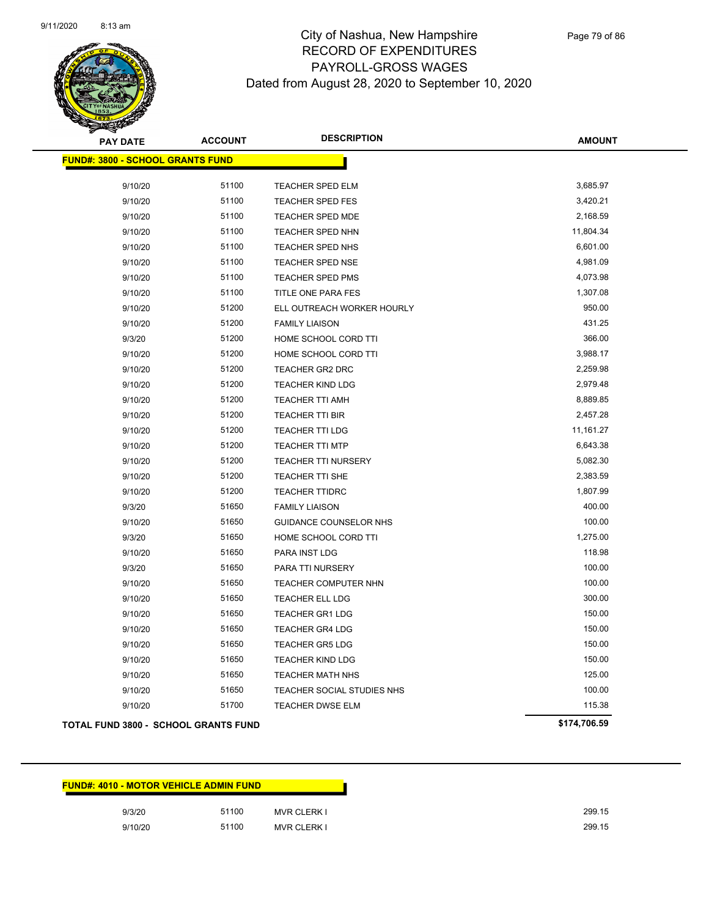# City of Nashua, New Hampshire
## RECORD OF EXPENDITURES
## PAYROLL-GROSS WAGES
## Dated from August 28, 2020 to September 10, 2020

| PAY DATE | ACCOUNT | DESCRIPTION | AMOUNT |
|---|---|---|---|
| **FUND#: 3800 - SCHOOL GRANTS FUND** | | | |
| 9/10/20 | 51100 | TEACHER SPED ELM | 3,685.97 |
| 9/10/20 | 51100 | TEACHER SPED FES | 3,420.21 |
| 9/10/20 | 51100 | TEACHER SPED MDE | 2,168.59 |
| 9/10/20 | 51100 | TEACHER SPED NHN | 11,804.34 |
| 9/10/20 | 51100 | TEACHER SPED NHS | 6,601.00 |
| 9/10/20 | 51100 | TEACHER SPED NSE | 4,981.09 |
| 9/10/20 | 51100 | TEACHER SPED PMS | 4,073.98 |
| 9/10/20 | 51100 | TITLE ONE PARA FES | 1,307.08 |
| 9/10/20 | 51200 | ELL OUTREACH WORKER HOURLY | 950.00 |
| 9/10/20 | 51200 | FAMILY LIAISON | 431.25 |
| 9/3/20 | 51200 | HOME SCHOOL CORD TTI | 366.00 |
| 9/10/20 | 51200 | HOME SCHOOL CORD TTI | 3,988.17 |
| 9/10/20 | 51200 | TEACHER GR2 DRC | 2,259.98 |
| 9/10/20 | 51200 | TEACHER KIND LDG | 2,979.48 |
| 9/10/20 | 51200 | TEACHER TTI AMH | 8,889.85 |
| 9/10/20 | 51200 | TEACHER TTI BIR | 2,457.28 |
| 9/10/20 | 51200 | TEACHER TTI LDG | 11,161.27 |
| 9/10/20 | 51200 | TEACHER TTI MTP | 6,643.38 |
| 9/10/20 | 51200 | TEACHER TTI NURSERY | 5,082.30 |
| 9/10/20 | 51200 | TEACHER TTI SHE | 2,383.59 |
| 9/10/20 | 51200 | TEACHER TTIDRC | 1,807.99 |
| 9/3/20 | 51650 | FAMILY LIAISON | 400.00 |
| 9/10/20 | 51650 | GUIDANCE COUNSELOR NHS | 100.00 |
| 9/3/20 | 51650 | HOME SCHOOL CORD TTI | 1,275.00 |
| 9/10/20 | 51650 | PARA INST LDG | 118.98 |
| 9/3/20 | 51650 | PARA TTI NURSERY | 100.00 |
| 9/10/20 | 51650 | TEACHER COMPUTER NHN | 100.00 |
| 9/10/20 | 51650 | TEACHER ELL LDG | 300.00 |
| 9/10/20 | 51650 | TEACHER GR1 LDG | 150.00 |
| 9/10/20 | 51650 | TEACHER GR4 LDG | 150.00 |
| 9/10/20 | 51650 | TEACHER GR5 LDG | 150.00 |
| 9/10/20 | 51650 | TEACHER KIND LDG | 150.00 |
| 9/10/20 | 51650 | TEACHER MATH NHS | 125.00 |
| 9/10/20 | 51650 | TEACHER SOCIAL STUDIES NHS | 100.00 |
| 9/10/20 | 51700 | TEACHER DWSE ELM | 115.38 |
| **TOTAL FUND 3800 - SCHOOL GRANTS FUND** | | | **$174,706.59** |

| PAY DATE | ACCOUNT | DESCRIPTION | AMOUNT |
|---|---|---|---|
| **FUND#: 4010 - MOTOR VEHICLE ADMIN FUND** | | | |
| 9/3/20 | 51100 | MVR CLERK I | 299.15 |
| 9/10/20 | 51100 | MVR CLERK I | 299.15 |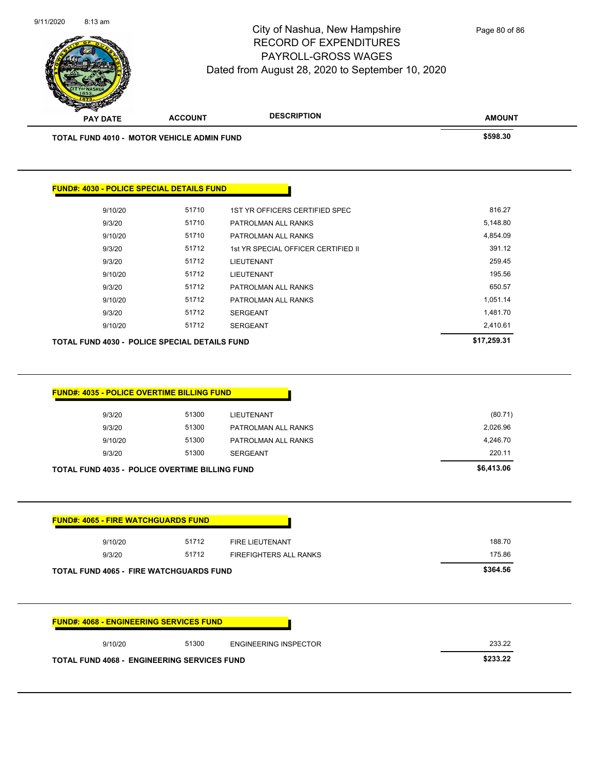City of Nashua, New Hampshire
RECORD OF EXPENDITURES
PAYROLL-GROSS WAGES
Dated from August 28, 2020 to September 10, 2020

| PAY DATE | ACCOUNT | DESCRIPTION | AMOUNT |
|---|---|---|---|
| **TOTAL FUND 4010 - MOTOR VEHICLE ADMIN FUND** | | | **$598.30** |

**FUND#: 4030 - POLICE SPECIAL DETAILS FUND**

| PAY DATE | ACCOUNT | DESCRIPTION | AMOUNT |
|---|---|---|---|
| 9/10/20 | 51710 | 1ST YR OFFICERS CERTIFIED SPEC | 816.27 |
| 9/3/20 | 51710 | PATROLMAN ALL RANKS | 5,148.80 |
| 9/10/20 | 51710 | PATROLMAN ALL RANKS | 4,854.09 |
| 9/3/20 | 51712 | 1st YR SPECIAL OFFICER CERTIFIED II | 391.12 |
| 9/3/20 | 51712 | LIEUTENANT | 259.45 |
| 9/10/20 | 51712 | LIEUTENANT | 195.56 |
| 9/3/20 | 51712 | PATROLMAN ALL RANKS | 650.57 |
| 9/10/20 | 51712 | PATROLMAN ALL RANKS | 1,051.14 |
| 9/3/20 | 51712 | SERGEANT | 1,481.70 |
| 9/10/20 | 51712 | SERGEANT | 2,410.61 |
| **TOTAL FUND 4030 - POLICE SPECIAL DETAILS FUND** | | | **$17,259.31** |

**FUND#: 4035 - POLICE OVERTIME BILLING FUND**

| PAY DATE | ACCOUNT | DESCRIPTION | AMOUNT |
|---|---|---|---|
| 9/3/20 | 51300 | LIEUTENANT | (80.71) |
| 9/3/20 | 51300 | PATROLMAN ALL RANKS | 2,026.96 |
| 9/10/20 | 51300 | PATROLMAN ALL RANKS | 4,246.70 |
| 9/3/20 | 51300 | SERGEANT | 220.11 |
| **TOTAL FUND 4035 - POLICE OVERTIME BILLING FUND** | | | **$6,413.06** |

**FUND#: 4065 - FIRE WATCHGUARDS FUND**

| PAY DATE | ACCOUNT | DESCRIPTION | AMOUNT |
|---|---|---|---|
| 9/10/20 | 51712 | FIRE LIEUTENANT | 188.70 |
| 9/3/20 | 51712 | FIREFIGHTERS ALL RANKS | 175.86 |
| **TOTAL FUND 4065 - FIRE WATCHGUARDS FUND** | | | **$364.56** |

**FUND#: 4068 - ENGINEERING SERVICES FUND**

| PAY DATE | ACCOUNT | DESCRIPTION | AMOUNT |
|---|---|---|---|
| 9/10/20 | 51300 | ENGINEERING INSPECTOR | 233.22 |
| **TOTAL FUND 4068 - ENGINEERING SERVICES FUND** | | | **$233.22** |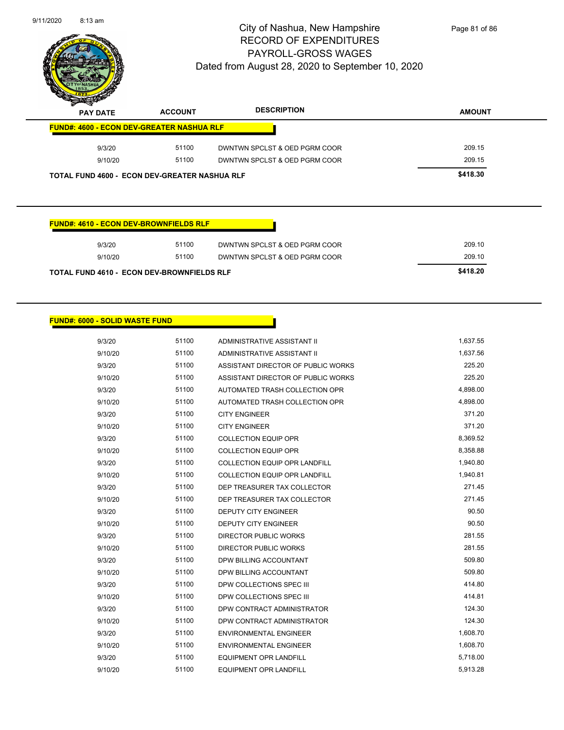# City of Nashua, New Hampshire
## RECORD OF EXPENDITURES
## PAYROLL-GROSS WAGES
### Dated from August 28, 2020 to September 10, 2020

| PAY DATE | ACCOUNT | DESCRIPTION | AMOUNT |
|---|---|---|---|
| **FUND#: 4600 - ECON DEV-GREATER NASHUA RLF** | | | |
| 9/3/20 | 51100 | DWNTWN SPCLST & OED PGRM COOR | 209.15 |
| 9/10/20 | 51100 | DWNTWN SPCLST & OED PGRM COOR | 209.15 |
| **TOTAL FUND 4600 - ECON DEV-GREATER NASHUA RLF** | | | **$418.30** |

| PAY DATE | ACCOUNT | DESCRIPTION | AMOUNT |
|---|---|---|---|
| **FUND#: 4610 - ECON DEV-BROWNFIELDS RLF** | | | |
| 9/3/20 | 51100 | DWNTWN SPCLST & OED PGRM COOR | 209.10 |
| 9/10/20 | 51100 | DWNTWN SPCLST & OED PGRM COOR | 209.10 |
| **TOTAL FUND 4610 - ECON DEV-BROWNFIELDS RLF** | | | **$418.20** |

| PAY DATE | ACCOUNT | DESCRIPTION | AMOUNT |
|---|---|---|---|
| **FUND#: 6000 - SOLID WASTE FUND** | | | |
| 9/3/20 | 51100 | ADMINISTRATIVE ASSISTANT II | 1,637.55 |
| 9/10/20 | 51100 | ADMINISTRATIVE ASSISTANT II | 1,637.56 |
| 9/3/20 | 51100 | ASSISTANT DIRECTOR OF PUBLIC WORKS | 225.20 |
| 9/10/20 | 51100 | ASSISTANT DIRECTOR OF PUBLIC WORKS | 225.20 |
| 9/3/20 | 51100 | AUTOMATED TRASH COLLECTION OPR | 4,898.00 |
| 9/10/20 | 51100 | AUTOMATED TRASH COLLECTION OPR | 4,898.00 |
| 9/3/20 | 51100 | CITY ENGINEER | 371.20 |
| 9/10/20 | 51100 | CITY ENGINEER | 371.20 |
| 9/3/20 | 51100 | COLLECTION EQUIP OPR | 8,369.52 |
| 9/10/20 | 51100 | COLLECTION EQUIP OPR | 8,358.88 |
| 9/3/20 | 51100 | COLLECTION EQUIP OPR LANDFILL | 1,940.80 |
| 9/10/20 | 51100 | COLLECTION EQUIP OPR LANDFILL | 1,940.81 |
| 9/3/20 | 51100 | DEP TREASURER TAX COLLECTOR | 271.45 |
| 9/10/20 | 51100 | DEP TREASURER TAX COLLECTOR | 271.45 |
| 9/3/20 | 51100 | DEPUTY CITY ENGINEER | 90.50 |
| 9/10/20 | 51100 | DEPUTY CITY ENGINEER | 90.50 |
| 9/3/20 | 51100 | DIRECTOR PUBLIC WORKS | 281.55 |
| 9/10/20 | 51100 | DIRECTOR PUBLIC WORKS | 281.55 |
| 9/3/20 | 51100 | DPW BILLING ACCOUNTANT | 509.80 |
| 9/10/20 | 51100 | DPW BILLING ACCOUNTANT | 509.80 |
| 9/3/20 | 51100 | DPW COLLECTIONS SPEC III | 414.80 |
| 9/10/20 | 51100 | DPW COLLECTIONS SPEC III | 414.81 |
| 9/3/20 | 51100 | DPW CONTRACT ADMINISTRATOR | 124.30 |
| 9/10/20 | 51100 | DPW CONTRACT ADMINISTRATOR | 124.30 |
| 9/3/20 | 51100 | ENVIRONMENTAL ENGINEER | 1,608.70 |
| 9/10/20 | 51100 | ENVIRONMENTAL ENGINEER | 1,608.70 |
| 9/3/20 | 51100 | EQUIPMENT OPR LANDFILL | 5,718.00 |
| 9/10/20 | 51100 | EQUIPMENT OPR LANDFILL | 5,913.28 |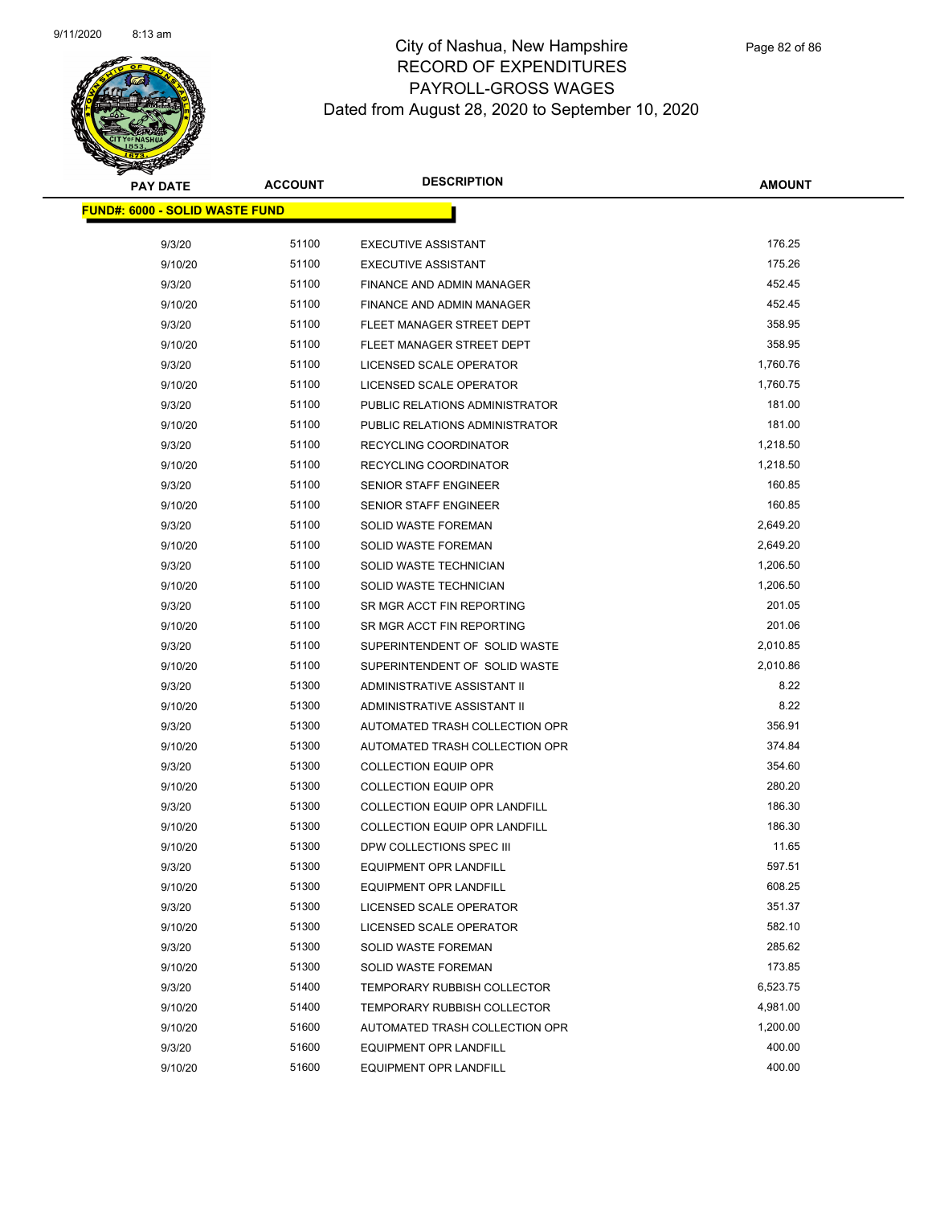# City of Nashua, New Hampshire
## RECORD OF EXPENDITURES
## PAYROLL-GROSS WAGES
## Dated from August 28, 2020 to September 10, 2020

| PAY DATE | ACCOUNT | DESCRIPTION | AMOUNT |
|---|---|---|---|
| **FUND#: 6000 - SOLID WASTE FUND** | | | |
| 9/3/20 | 51100 | EXECUTIVE ASSISTANT | 176.25 |
| 9/10/20 | 51100 | EXECUTIVE ASSISTANT | 175.26 |
| 9/3/20 | 51100 | FINANCE AND ADMIN MANAGER | 452.45 |
| 9/10/20 | 51100 | FINANCE AND ADMIN MANAGER | 452.45 |
| 9/3/20 | 51100 | FLEET MANAGER STREET DEPT | 358.95 |
| 9/10/20 | 51100 | FLEET MANAGER STREET DEPT | 358.95 |
| 9/3/20 | 51100 | LICENSED SCALE OPERATOR | 1,760.76 |
| 9/10/20 | 51100 | LICENSED SCALE OPERATOR | 1,760.75 |
| 9/3/20 | 51100 | PUBLIC RELATIONS ADMINISTRATOR | 181.00 |
| 9/10/20 | 51100 | PUBLIC RELATIONS ADMINISTRATOR | 181.00 |
| 9/3/20 | 51100 | RECYCLING COORDINATOR | 1,218.50 |
| 9/10/20 | 51100 | RECYCLING COORDINATOR | 1,218.50 |
| 9/3/20 | 51100 | SENIOR STAFF ENGINEER | 160.85 |
| 9/10/20 | 51100 | SENIOR STAFF ENGINEER | 160.85 |
| 9/3/20 | 51100 | SOLID WASTE FOREMAN | 2,649.20 |
| 9/10/20 | 51100 | SOLID WASTE FOREMAN | 2,649.20 |
| 9/3/20 | 51100 | SOLID WASTE TECHNICIAN | 1,206.50 |
| 9/10/20 | 51100 | SOLID WASTE TECHNICIAN | 1,206.50 |
| 9/3/20 | 51100 | SR MGR ACCT FIN REPORTING | 201.05 |
| 9/10/20 | 51100 | SR MGR ACCT FIN REPORTING | 201.06 |
| 9/3/20 | 51100 | SUPERINTENDENT OF SOLID WASTE | 2,010.85 |
| 9/10/20 | 51100 | SUPERINTENDENT OF SOLID WASTE | 2,010.86 |
| 9/3/20 | 51300 | ADMINISTRATIVE ASSISTANT II | 8.22 |
| 9/10/20 | 51300 | ADMINISTRATIVE ASSISTANT II | 8.22 |
| 9/3/20 | 51300 | AUTOMATED TRASH COLLECTION OPR | 356.91 |
| 9/10/20 | 51300 | AUTOMATED TRASH COLLECTION OPR | 374.84 |
| 9/3/20 | 51300 | COLLECTION EQUIP OPR | 354.60 |
| 9/10/20 | 51300 | COLLECTION EQUIP OPR | 280.20 |
| 9/3/20 | 51300 | COLLECTION EQUIP OPR LANDFILL | 186.30 |
| 9/10/20 | 51300 | COLLECTION EQUIP OPR LANDFILL | 186.30 |
| 9/10/20 | 51300 | DPW COLLECTIONS SPEC III | 11.65 |
| 9/3/20 | 51300 | EQUIPMENT OPR LANDFILL | 597.51 |
| 9/10/20 | 51300 | EQUIPMENT OPR LANDFILL | 608.25 |
| 9/3/20 | 51300 | LICENSED SCALE OPERATOR | 351.37 |
| 9/10/20 | 51300 | LICENSED SCALE OPERATOR | 582.10 |
| 9/3/20 | 51300 | SOLID WASTE FOREMAN | 285.62 |
| 9/10/20 | 51300 | SOLID WASTE FOREMAN | 173.85 |
| 9/3/20 | 51400 | TEMPORARY RUBBISH COLLECTOR | 6,523.75 |
| 9/10/20 | 51400 | TEMPORARY RUBBISH COLLECTOR | 4,981.00 |
| 9/10/20 | 51600 | AUTOMATED TRASH COLLECTION OPR | 1,200.00 |
| 9/3/20 | 51600 | EQUIPMENT OPR LANDFILL | 400.00 |
| 9/10/20 | 51600 | EQUIPMENT OPR LANDFILL | 400.00 |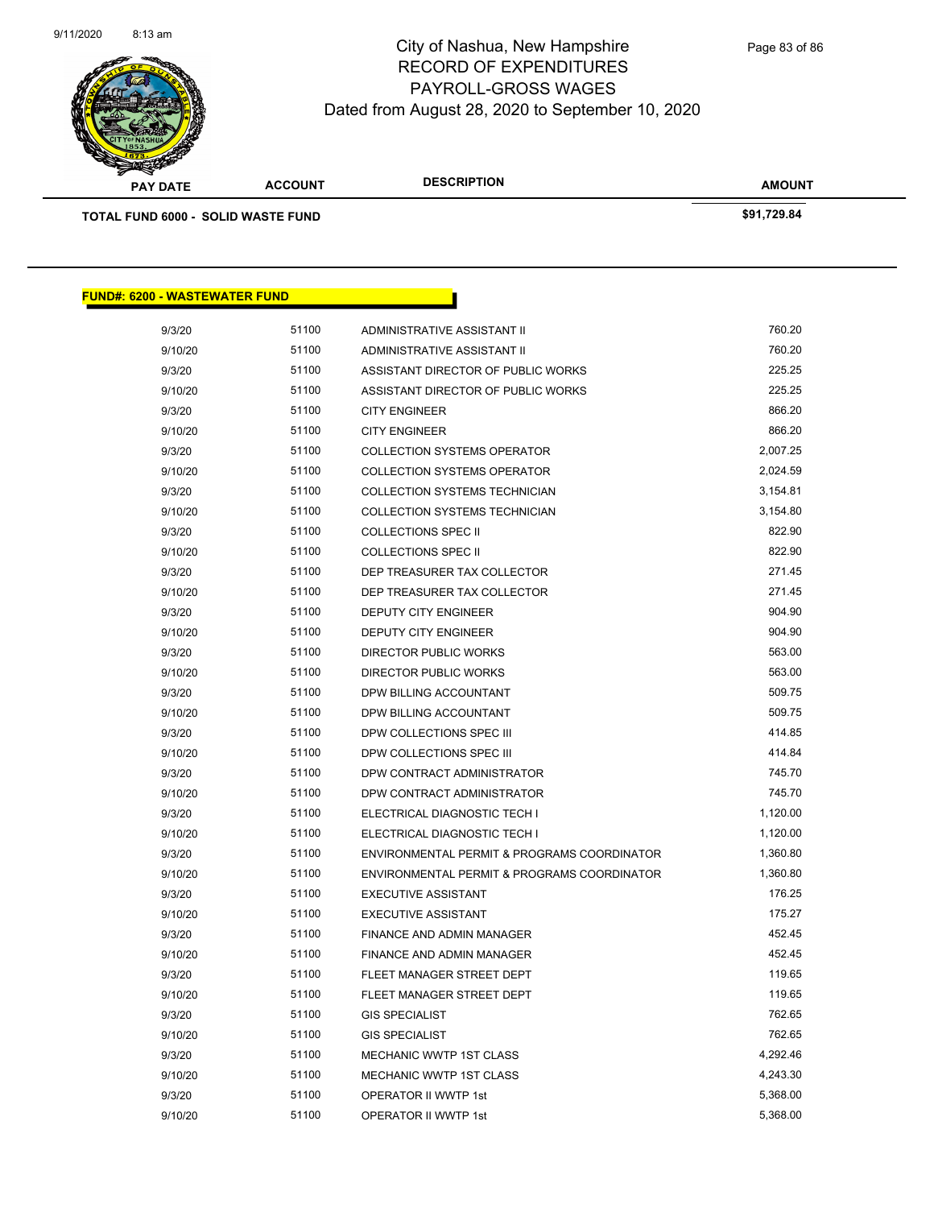# City of Nashua, New Hampshire
## RECORD OF EXPENDITURES
## PAYROLL-GROSS WAGES
### Dated from August 28, 2020 to September 10, 2020

| PAY DATE | ACCOUNT | DESCRIPTION | AMOUNT |
|---|---|---|---|
| **TOTAL FUND 6000 - SOLID WASTE FUND** | | | **$91,729.84** |

**FUND#: 6200 - WASTEWATER FUND**

| PAY DATE | ACCOUNT | DESCRIPTION | AMOUNT |
|---|---|---|---|
| 9/3/20 | 51100 | ADMINISTRATIVE ASSISTANT II | 760.20 |
| 9/10/20 | 51100 | ADMINISTRATIVE ASSISTANT II | 760.20 |
| 9/3/20 | 51100 | ASSISTANT DIRECTOR OF PUBLIC WORKS | 225.25 |
| 9/10/20 | 51100 | ASSISTANT DIRECTOR OF PUBLIC WORKS | 225.25 |
| 9/3/20 | 51100 | CITY ENGINEER | 866.20 |
| 9/10/20 | 51100 | CITY ENGINEER | 866.20 |
| 9/3/20 | 51100 | COLLECTION SYSTEMS OPERATOR | 2,007.25 |
| 9/10/20 | 51100 | COLLECTION SYSTEMS OPERATOR | 2,024.59 |
| 9/3/20 | 51100 | COLLECTION SYSTEMS TECHNICIAN | 3,154.81 |
| 9/10/20 | 51100 | COLLECTION SYSTEMS TECHNICIAN | 3,154.80 |
| 9/3/20 | 51100 | COLLECTIONS SPEC II | 822.90 |
| 9/10/20 | 51100 | COLLECTIONS SPEC II | 822.90 |
| 9/3/20 | 51100 | DEP TREASURER TAX COLLECTOR | 271.45 |
| 9/10/20 | 51100 | DEP TREASURER TAX COLLECTOR | 271.45 |
| 9/3/20 | 51100 | DEPUTY CITY ENGINEER | 904.90 |
| 9/10/20 | 51100 | DEPUTY CITY ENGINEER | 904.90 |
| 9/3/20 | 51100 | DIRECTOR PUBLIC WORKS | 563.00 |
| 9/10/20 | 51100 | DIRECTOR PUBLIC WORKS | 563.00 |
| 9/3/20 | 51100 | DPW BILLING ACCOUNTANT | 509.75 |
| 9/10/20 | 51100 | DPW BILLING ACCOUNTANT | 509.75 |
| 9/3/20 | 51100 | DPW COLLECTIONS SPEC III | 414.85 |
| 9/10/20 | 51100 | DPW COLLECTIONS SPEC III | 414.84 |
| 9/3/20 | 51100 | DPW CONTRACT ADMINISTRATOR | 745.70 |
| 9/10/20 | 51100 | DPW CONTRACT ADMINISTRATOR | 745.70 |
| 9/3/20 | 51100 | ELECTRICAL DIAGNOSTIC TECH I | 1,120.00 |
| 9/10/20 | 51100 | ELECTRICAL DIAGNOSTIC TECH I | 1,120.00 |
| 9/3/20 | 51100 | ENVIRONMENTAL PERMIT & PROGRAMS COORDINATOR | 1,360.80 |
| 9/10/20 | 51100 | ENVIRONMENTAL PERMIT & PROGRAMS COORDINATOR | 1,360.80 |
| 9/3/20 | 51100 | EXECUTIVE ASSISTANT | 176.25 |
| 9/10/20 | 51100 | EXECUTIVE ASSISTANT | 175.27 |
| 9/3/20 | 51100 | FINANCE AND ADMIN MANAGER | 452.45 |
| 9/10/20 | 51100 | FINANCE AND ADMIN MANAGER | 452.45 |
| 9/3/20 | 51100 | FLEET MANAGER STREET DEPT | 119.65 |
| 9/10/20 | 51100 | FLEET MANAGER STREET DEPT | 119.65 |
| 9/3/20 | 51100 | GIS SPECIALIST | 762.65 |
| 9/10/20 | 51100 | GIS SPECIALIST | 762.65 |
| 9/3/20 | 51100 | MECHANIC WWTP 1ST CLASS | 4,292.46 |
| 9/10/20 | 51100 | MECHANIC WWTP 1ST CLASS | 4,243.30 |
| 9/3/20 | 51100 | OPERATOR II WWTP 1st | 5,368.00 |
| 9/10/20 | 51100 | OPERATOR II WWTP 1st | 5,368.00 |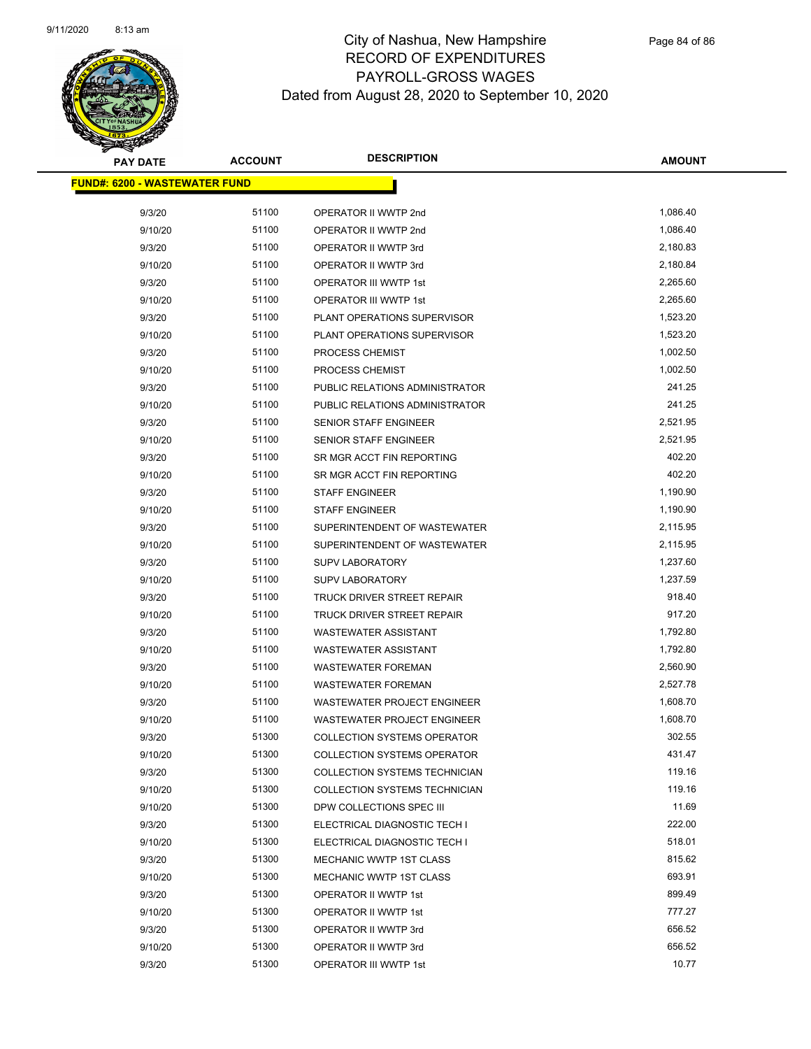# City of Nashua, New Hampshire
## RECORD OF EXPENDITURES
## PAYROLL-GROSS WAGES
## Dated from August 28, 2020 to September 10, 2020

| PAY DATE | ACCOUNT | DESCRIPTION | AMOUNT |
|---|---|---|---|
| **FUND#: 6200 - WASTEWATER FUND** | | | |
| 9/3/20 | 51100 | OPERATOR II WWTP 2nd | 1,086.40 |
| 9/10/20 | 51100 | OPERATOR II WWTP 2nd | 1,086.40 |
| 9/3/20 | 51100 | OPERATOR II WWTP 3rd | 2,180.83 |
| 9/10/20 | 51100 | OPERATOR II WWTP 3rd | 2,180.84 |
| 9/3/20 | 51100 | OPERATOR III WWTP 1st | 2,265.60 |
| 9/10/20 | 51100 | OPERATOR III WWTP 1st | 2,265.60 |
| 9/3/20 | 51100 | PLANT OPERATIONS SUPERVISOR | 1,523.20 |
| 9/10/20 | 51100 | PLANT OPERATIONS SUPERVISOR | 1,523.20 |
| 9/3/20 | 51100 | PROCESS CHEMIST | 1,002.50 |
| 9/10/20 | 51100 | PROCESS CHEMIST | 1,002.50 |
| 9/3/20 | 51100 | PUBLIC RELATIONS ADMINISTRATOR | 241.25 |
| 9/10/20 | 51100 | PUBLIC RELATIONS ADMINISTRATOR | 241.25 |
| 9/3/20 | 51100 | SENIOR STAFF ENGINEER | 2,521.95 |
| 9/10/20 | 51100 | SENIOR STAFF ENGINEER | 2,521.95 |
| 9/3/20 | 51100 | SR MGR ACCT FIN REPORTING | 402.20 |
| 9/10/20 | 51100 | SR MGR ACCT FIN REPORTING | 402.20 |
| 9/3/20 | 51100 | STAFF ENGINEER | 1,190.90 |
| 9/10/20 | 51100 | STAFF ENGINEER | 1,190.90 |
| 9/3/20 | 51100 | SUPERINTENDENT OF WASTEWATER | 2,115.95 |
| 9/10/20 | 51100 | SUPERINTENDENT OF WASTEWATER | 2,115.95 |
| 9/3/20 | 51100 | SUPV LABORATORY | 1,237.60 |
| 9/10/20 | 51100 | SUPV LABORATORY | 1,237.59 |
| 9/3/20 | 51100 | TRUCK DRIVER STREET REPAIR | 918.40 |
| 9/10/20 | 51100 | TRUCK DRIVER STREET REPAIR | 917.20 |
| 9/3/20 | 51100 | WASTEWATER ASSISTANT | 1,792.80 |
| 9/10/20 | 51100 | WASTEWATER ASSISTANT | 1,792.80 |
| 9/3/20 | 51100 | WASTEWATER FOREMAN | 2,560.90 |
| 9/10/20 | 51100 | WASTEWATER FOREMAN | 2,527.78 |
| 9/3/20 | 51100 | WASTEWATER PROJECT ENGINEER | 1,608.70 |
| 9/10/20 | 51100 | WASTEWATER PROJECT ENGINEER | 1,608.70 |
| 9/3/20 | 51300 | COLLECTION SYSTEMS OPERATOR | 302.55 |
| 9/10/20 | 51300 | COLLECTION SYSTEMS OPERATOR | 431.47 |
| 9/3/20 | 51300 | COLLECTION SYSTEMS TECHNICIAN | 119.16 |
| 9/10/20 | 51300 | COLLECTION SYSTEMS TECHNICIAN | 119.16 |
| 9/10/20 | 51300 | DPW COLLECTIONS SPEC III | 11.69 |
| 9/3/20 | 51300 | ELECTRICAL DIAGNOSTIC TECH I | 222.00 |
| 9/10/20 | 51300 | ELECTRICAL DIAGNOSTIC TECH I | 518.01 |
| 9/3/20 | 51300 | MECHANIC WWTP 1ST CLASS | 815.62 |
| 9/10/20 | 51300 | MECHANIC WWTP 1ST CLASS | 693.91 |
| 9/3/20 | 51300 | OPERATOR II WWTP 1st | 899.49 |
| 9/10/20 | 51300 | OPERATOR II WWTP 1st | 777.27 |
| 9/3/20 | 51300 | OPERATOR II WWTP 3rd | 656.52 |
| 9/10/20 | 51300 | OPERATOR II WWTP 3rd | 656.52 |
| 9/3/20 | 51300 | OPERATOR III WWTP 1st | 10.77 |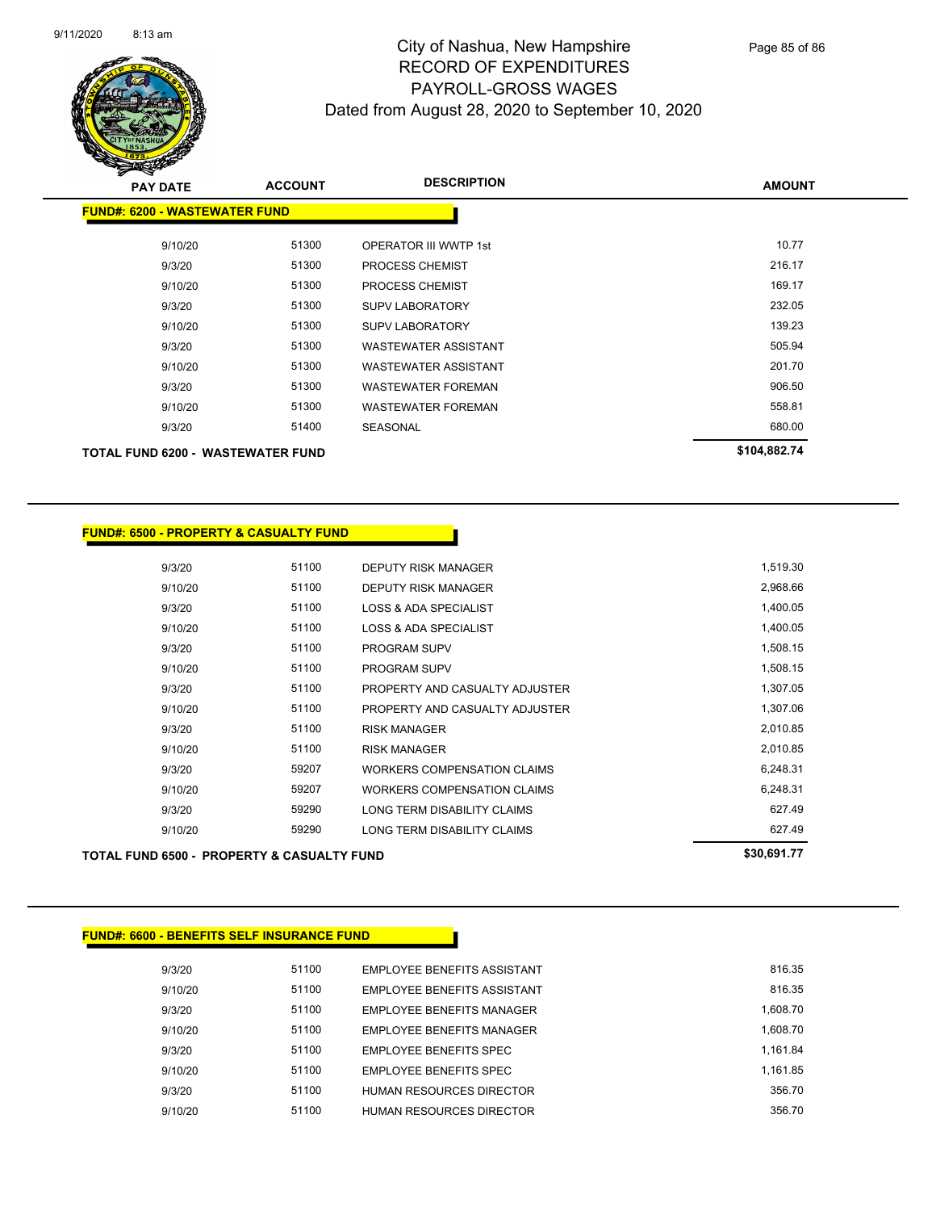# City of Nashua, New Hampshire
## RECORD OF EXPENDITURES
## PAYROLL-GROSS WAGES
## Dated from August 28, 2020 to September 10, 2020

| PAY DATE | ACCOUNT | DESCRIPTION | AMOUNT |
|---|---|---|---|
| **FUND#: 6200 - WASTEWATER FUND** | | | |
| 9/10/20 | 51300 | OPERATOR III WWTP 1st | 10.77 |
| 9/3/20 | 51300 | PROCESS CHEMIST | 216.17 |
| 9/10/20 | 51300 | PROCESS CHEMIST | 169.17 |
| 9/3/20 | 51300 | SUPV LABORATORY | 232.05 |
| 9/10/20 | 51300 | SUPV LABORATORY | 139.23 |
| 9/3/20 | 51300 | WASTEWATER ASSISTANT | 505.94 |
| 9/10/20 | 51300 | WASTEWATER ASSISTANT | 201.70 |
| 9/3/20 | 51300 | WASTEWATER FOREMAN | 906.50 |
| 9/10/20 | 51300 | WASTEWATER FOREMAN | 558.81 |
| 9/3/20 | 51400 | SEASONAL | 680.00 |
| **TOTAL FUND 6200 - WASTEWATER FUND** | | | **$104,882.74** |

| PAY DATE | ACCOUNT | DESCRIPTION | AMOUNT |
|---|---|---|---|
| **FUND#: 6500 - PROPERTY & CASUALTY FUND** | | | |
| 9/3/20 | 51100 | DEPUTY RISK MANAGER | 1,519.30 |
| 9/10/20 | 51100 | DEPUTY RISK MANAGER | 2,968.66 |
| 9/3/20 | 51100 | LOSS & ADA SPECIALIST | 1,400.05 |
| 9/10/20 | 51100 | LOSS & ADA SPECIALIST | 1,400.05 |
| 9/3/20 | 51100 | PROGRAM SUPV | 1,508.15 |
| 9/10/20 | 51100 | PROGRAM SUPV | 1,508.15 |
| 9/3/20 | 51100 | PROPERTY AND CASUALTY ADJUSTER | 1,307.05 |
| 9/10/20 | 51100 | PROPERTY AND CASUALTY ADJUSTER | 1,307.06 |
| 9/3/20 | 51100 | RISK MANAGER | 2,010.85 |
| 9/10/20 | 51100 | RISK MANAGER | 2,010.85 |
| 9/3/20 | 59207 | WORKERS COMPENSATION CLAIMS | 6,248.31 |
| 9/10/20 | 59207 | WORKERS COMPENSATION CLAIMS | 6,248.31 |
| 9/3/20 | 59290 | LONG TERM DISABILITY CLAIMS | 627.49 |
| 9/10/20 | 59290 | LONG TERM DISABILITY CLAIMS | 627.49 |
| **TOTAL FUND 6500 - PROPERTY & CASUALTY FUND** | | | **$30,691.77** |

| PAY DATE | ACCOUNT | DESCRIPTION | AMOUNT |
|---|---|---|---|
| **FUND#: 6600 - BENEFITS SELF INSURANCE FUND** | | | |
| 9/3/20 | 51100 | EMPLOYEE BENEFITS ASSISTANT | 816.35 |
| 9/10/20 | 51100 | EMPLOYEE BENEFITS ASSISTANT | 816.35 |
| 9/3/20 | 51100 | EMPLOYEE BENEFITS MANAGER | 1,608.70 |
| 9/10/20 | 51100 | EMPLOYEE BENEFITS MANAGER | 1,608.70 |
| 9/3/20 | 51100 | EMPLOYEE BENEFITS SPEC | 1,161.84 |
| 9/10/20 | 51100 | EMPLOYEE BENEFITS SPEC | 1,161.85 |
| 9/3/20 | 51100 | HUMAN RESOURCES DIRECTOR | 356.70 |
| 9/10/20 | 51100 | HUMAN RESOURCES DIRECTOR | 356.70 |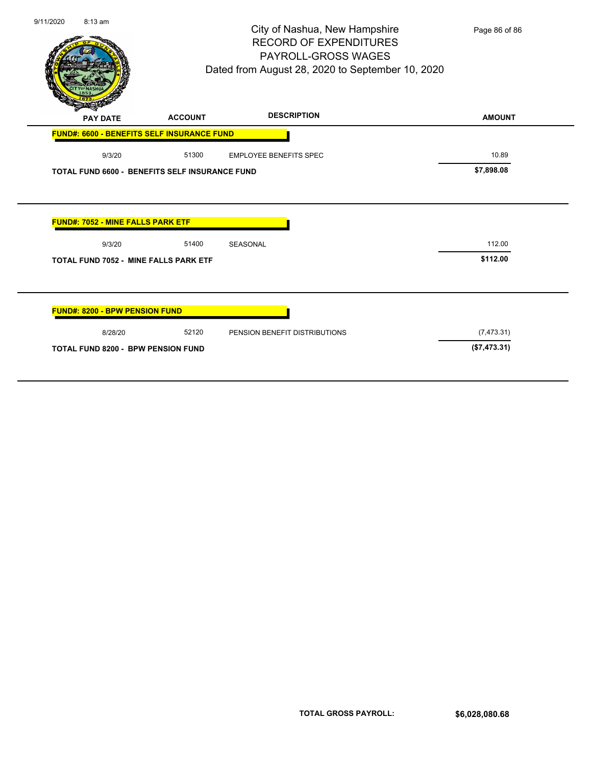# City of Nashua, New Hampshire
## RECORD OF EXPENDITURES
## PAYROLL-GROSS WAGES
### Dated from August 28, 2020 to September 10, 2020

| PAY DATE | ACCOUNT | DESCRIPTION | AMOUNT |
|---|---|---|---|
| **FUND#: 6600 - BENEFITS SELF INSURANCE FUND** | | | |
| 9/3/20 | 51300 | EMPLOYEE BENEFITS SPEC | 10.89 |
| **TOTAL FUND 6600 - BENEFITS SELF INSURANCE FUND** | | | **$7,898.08** |
| **FUND#: 7052 - MINE FALLS PARK ETF** | | | |
| 9/3/20 | 51400 | SEASONAL | 112.00 |
| **TOTAL FUND 7052 - MINE FALLS PARK ETF** | | | **$112.00** |
| **FUND#: 8200 - BPW PENSION FUND** | | | |
| 8/28/20 | 52120 | PENSION BENEFIT DISTRIBUTIONS | (7,473.31) |
| **TOTAL FUND 8200 - BPW PENSION FUND** | | | **($7,473.31)** |

**TOTAL GROSS PAYROLL: $6,028,080.68**